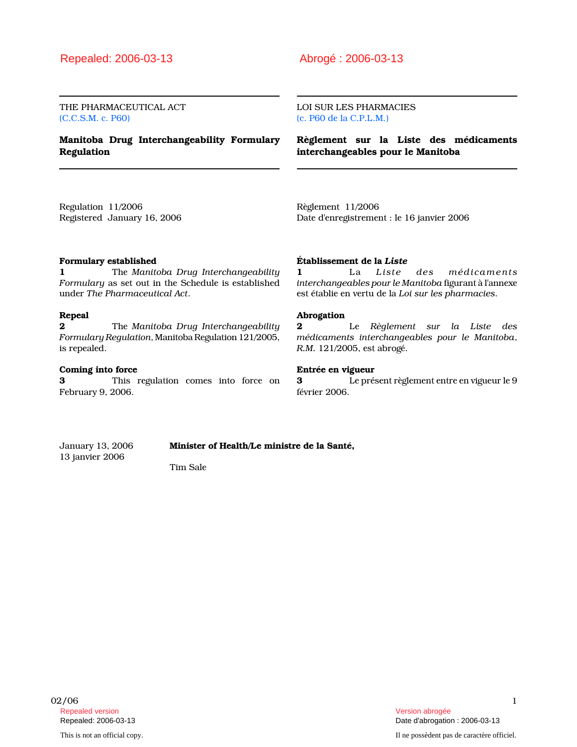Repealed: 2006-03-13

THE PHARMACEUTICAL ACT
(C.C.S.M. c. P60)

# Manitoba Drug Interchangeability Formulary Regulation

Regulation 11/2006
Registered January 16, 2006

**Formulary established**
**1** The *Manitoba Drug Interchangeability Formulary* as set out in the Schedule is established under *The Pharmaceutical Act*.

**Repeal**
**2** The *Manitoba Drug Interchangeability Formulary Regulation*, Manitoba Regulation 121/2005, is repealed.

**Coming into force**
**3** This regulation comes into force on February 9, 2006.

Abrogé : 2006-03-13

LOI SUR LES PHARMACIES
(c. P60 de la C.P.L.M.)

# Règlement sur la Liste des médicaments interchangeables pour le Manitoba

Règlement 11/2006
Date d'enregistrement : le 16 janvier 2006

**Établissement de la *Liste***
**1** La *Liste des médicaments interchangeables pour le Manitoba* figurant à l'annexe est établie en vertu de la *Loi sur les pharmacies*.

**Abrogation**
**2** Le *Règlement sur la Liste des médicaments interchangeables pour le Manitoba*, *R.M.* 121/2005, est abrogé.

**Entrée en vigueur**
**3** Le présent règlement entre en vigueur le 9 février 2006.

January 13, 2006
13 janvier 2006

**Minister of Health/Le ministre de la Santé,**

Tim Sale

02/06

Repealed version
Repealed: 2006-03-13

This is not an official copy.

Version abrogée
Date d'abrogation : 2006-03-13

Il ne possèdent pas de caractère officiel.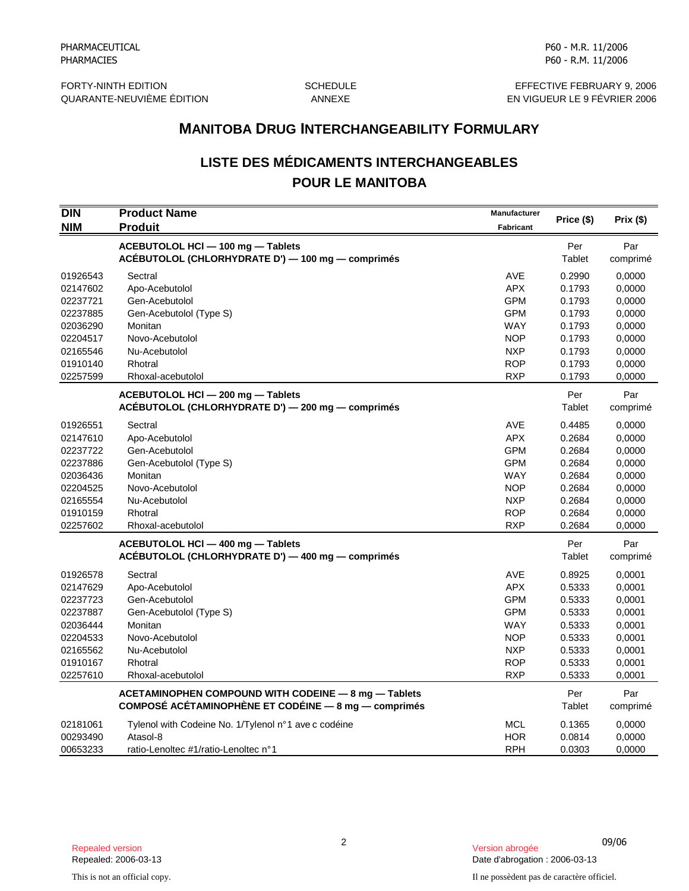PHARMACEUTICAL
PHARMACIES

P60 - M.R. 11/2006
P60 - R.M. 11/2006

FORTY-NINTH EDITION
QUARANTE-NEUVIÈME ÉDITION

SCHEDULE
ANNEXE

EFFECTIVE FEBRUARY 9, 2006
EN VIGUEUR LE 9 FÉVRIER 2006

# MANITOBA DRUG INTERCHANGEABILITY FORMULARY

## LISTE DES MÉDICAMENTS INTERCHANGEABLES POUR LE MANITOBA

| DIN<br>NIM | Product Name<br>Produit | Manufacturer<br>Fabricant | Price ($) | Prix ($) |
|---|---|---|---|---|
| | **ACEBUTOLOL HCl — 100 mg — Tablets**<br>**ACÉBUTOLOL (CHLORHYDRATE D') — 100 mg — comprimés** | | Per Tablet | Par comprimé |
| 01926543 | Sectral | AVE | 0.2990 | 0,0000 |
| 02147602 | Apo-Acebutolol | APX | 0.1793 | 0,0000 |
| 02237721 | Gen-Acebutolol | GPM | 0.1793 | 0,0000 |
| 02237885 | Gen-Acebutolol (Type S) | GPM | 0.1793 | 0,0000 |
| 02036290 | Monitan | WAY | 0.1793 | 0,0000 |
| 02204517 | Novo-Acebutolol | NOP | 0.1793 | 0,0000 |
| 02165546 | Nu-Acebutolol | NXP | 0.1793 | 0,0000 |
| 01910140 | Rhotral | ROP | 0.1793 | 0,0000 |
| 02257599 | Rhoxal-acebutolol | RXP | 0.1793 | 0,0000 |
| | **ACEBUTOLOL HCl — 200 mg — Tablets**<br>**ACÉBUTOLOL (CHLORHYDRATE D') — 200 mg — comprimés** | | Per Tablet | Par comprimé |
| 01926551 | Sectral | AVE | 0.4485 | 0,0000 |
| 02147610 | Apo-Acebutolol | APX | 0.2684 | 0,0000 |
| 02237722 | Gen-Acebutolol | GPM | 0.2684 | 0,0000 |
| 02237886 | Gen-Acebutolol (Type S) | GPM | 0.2684 | 0,0000 |
| 02036436 | Monitan | WAY | 0.2684 | 0,0000 |
| 02204525 | Novo-Acebutolol | NOP | 0.2684 | 0,0000 |
| 02165554 | Nu-Acebutolol | NXP | 0.2684 | 0,0000 |
| 01910159 | Rhotral | ROP | 0.2684 | 0,0000 |
| 02257602 | Rhoxal-acebutolol | RXP | 0.2684 | 0,0000 |
| | **ACEBUTOLOL HCl — 400 mg — Tablets**<br>**ACÉBUTOLOL (CHLORHYDRATE D') — 400 mg — comprimés** | | Per Tablet | Par comprimé |
| 01926578 | Sectral | AVE | 0.8925 | 0,0001 |
| 02147629 | Apo-Acebutolol | APX | 0.5333 | 0,0001 |
| 02237723 | Gen-Acebutolol | GPM | 0.5333 | 0,0001 |
| 02237887 | Gen-Acebutolol (Type S) | GPM | 0.5333 | 0,0001 |
| 02036444 | Monitan | WAY | 0.5333 | 0,0001 |
| 02204533 | Novo-Acebutolol | NOP | 0.5333 | 0,0001 |
| 02165562 | Nu-Acebutolol | NXP | 0.5333 | 0,0001 |
| 01910167 | Rhotral | ROP | 0.5333 | 0,0001 |
| 02257610 | Rhoxal-acebutolol | RXP | 0.5333 | 0,0001 |
| | **ACETAMINOPHEN COMPOUND WITH CODEINE — 8 mg — Tablets**<br>**COMPOSÉ ACÉTAMINOPHÈNE ET CODÉINE — 8 mg — comprimés** | | Per Tablet | Par comprimé |
| 02181061 | Tylenol with Codeine No. 1/Tylenol n°1 ave c codéine | MCL | 0.1365 | 0,0000 |
| 00293490 | Atasol-8 | HOR | 0.0814 | 0,0000 |
| 00653233 | ratio-Lenoltec #1/ratio-Lenoltec n°1 | RPH | 0.0303 | 0,0000 |

09/06

Repealed version
Repealed: 2006-03-13

Version abrogée
Date d'abrogation : 2006-03-13

This is not an official copy.

Il ne possèdent pas de caractère officiel.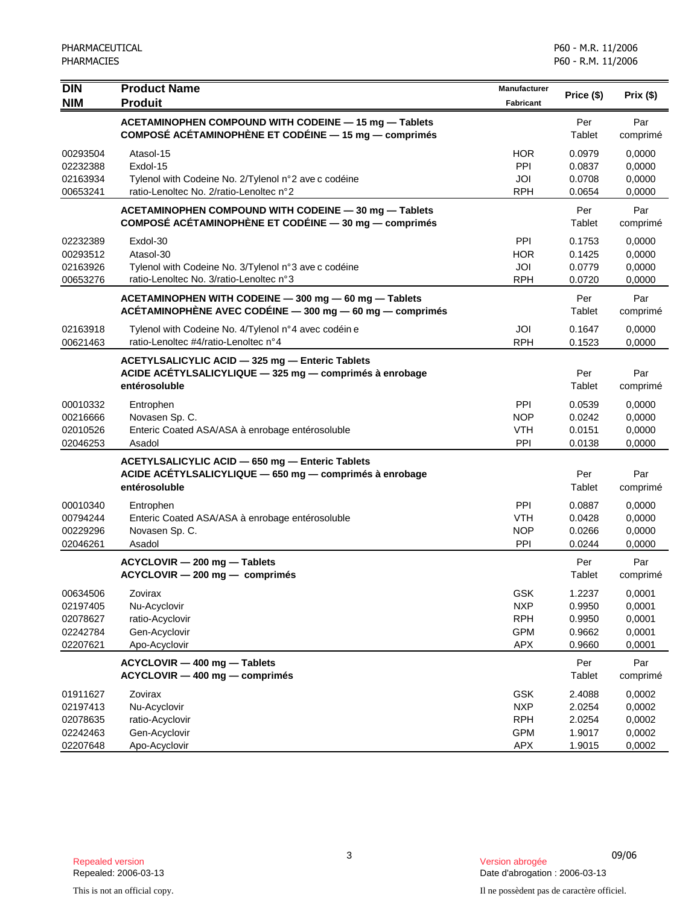| DIN<br>NIM | Product Name<br>Produit | Manufacturer<br>Fabricant | Price ($) | Prix ($) |
|---|---|---|---|---|
| | **ACETAMINOPHEN COMPOUND WITH CODEINE — 15 mg — Tablets<br>COMPOSÉ ACÉTAMINOPHÈNE ET CODÉINE — 15 mg — comprimés** | | Per Tablet | Par comprimé |
| 00293504 | Atasol-15 | HOR | 0.0979 | 0,0000 |
| 02232388 | Exdol-15 | PPI | 0.0837 | 0,0000 |
| 02163934 | Tylenol with Codeine No. 2/Tylenol n°2 avec codéine | JOI | 0.0708 | 0,0000 |
| 00653241 | ratio-Lenoltec No. 2/ratio-Lenoltec n°2 | RPH | 0.0654 | 0,0000 |
| | **ACETAMINOPHEN COMPOUND WITH CODEINE — 30 mg — Tablets<br>COMPOSÉ ACÉTAMINOPHÈNE ET CODÉINE — 30 mg — comprimés** | | Per Tablet | Par comprimé |
| 02232389 | Exdol-30 | PPI | 0.1753 | 0,0000 |
| 00293512 | Atasol-30 | HOR | 0.1425 | 0,0000 |
| 02163926 | Tylenol with Codeine No. 3/Tylenol n°3 avec codéine | JOI | 0.0779 | 0,0000 |
| 00653276 | ratio-Lenoltec No. 3/ratio-Lenoltec n°3 | RPH | 0.0720 | 0,0000 |
| | **ACETAMINOPHEN WITH CODEINE — 300 mg — 60 mg — Tablets<br>ACÉTAMINOPHÈNE AVEC CODÉINE — 300 mg — 60 mg — comprimés** | | Per Tablet | Par comprimé |
| 02163918 | Tylenol with Codeine No. 4/Tylenol n°4 avec codéine | JOI | 0.1647 | 0,0000 |
| 00621463 | ratio-Lenoltec #4/ratio-Lenoltec n°4 | RPH | 0.1523 | 0,0000 |
| | **ACETYLSALICYLIC ACID — 325 mg — Enteric Tablets<br>ACIDE ACÉTYLSALICYLIQUE — 325 mg — comprimés à enrobage entérosoluble** | | Per Tablet | Par comprimé |
| 00010332 | Entrophen | PPI | 0.0539 | 0,0000 |
| 00216666 | Novasen Sp. C. | NOP | 0.0242 | 0,0000 |
| 02010526 | Enteric Coated ASA/ASA à enrobage entérosoluble | VTH | 0.0151 | 0,0000 |
| 02046253 | Asadol | PPI | 0.0138 | 0,0000 |
| | **ACETYLSALICYLIC ACID — 650 mg — Enteric Tablets<br>ACIDE ACÉTYLSALICYLIQUE — 650 mg — comprimés à enrobage entérosoluble** | | Per Tablet | Par comprimé |
| 00010340 | Entrophen | PPI | 0.0887 | 0,0000 |
| 00794244 | Enteric Coated ASA/ASA à enrobage entérosoluble | VTH | 0.0428 | 0,0000 |
| 00229296 | Novasen Sp. C. | NOP | 0.0266 | 0,0000 |
| 02046261 | Asadol | PPI | 0.0244 | 0,0000 |
| | **ACYCLOVIR — 200 mg — Tablets<br>ACYCLOVIR — 200 mg — comprimés** | | Per Tablet | Par comprimé |
| 00634506 | Zovirax | GSK | 1.2237 | 0,0001 |
| 02197405 | Nu-Acyclovir | NXP | 0.9950 | 0,0001 |
| 02078627 | ratio-Acyclovir | RPH | 0.9950 | 0,0001 |
| 02242784 | Gen-Acyclovir | GPM | 0.9662 | 0,0001 |
| 02207621 | Apo-Acyclovir | APX | 0.9660 | 0,0001 |
| | **ACYCLOVIR — 400 mg — Tablets<br>ACYCLOVIR — 400 mg — comprimés** | | Per Tablet | Par comprimé |
| 01911627 | Zovirax | GSK | 2.4088 | 0,0002 |
| 02197413 | Nu-Acyclovir | NXP | 2.0254 | 0,0002 |
| 02078635 | ratio-Acyclovir | RPH | 2.0254 | 0,0002 |
| 02242463 | Gen-Acyclovir | GPM | 1.9017 | 0,0002 |
| 02207648 | Apo-Acyclovir | APX | 1.9015 | 0,0002 |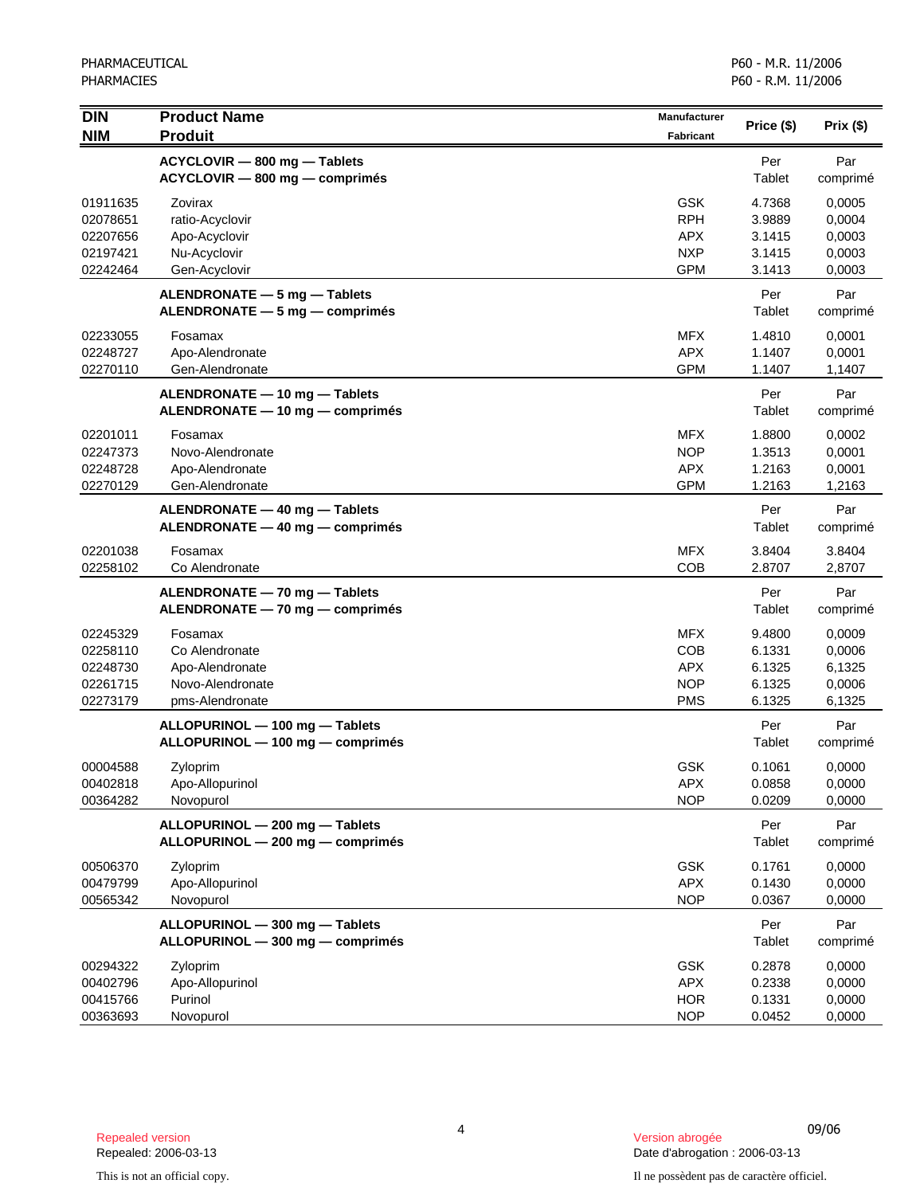| DIN<br>NIM | Product Name<br>Produit | Manufacturer<br>Fabricant | Price ($) | Prix ($) |
|---|---|---|---|---|
| | **ACYCLOVIR — 800 mg — Tablets**<br>**ACYCLOVIR — 800 mg — comprimés** | | Per<br>Tablet | Par<br>comprimé |
| 01911635 | Zovirax | GSK | 4.7368 | 0,0005 |
| 02078651 | ratio-Acyclovir | RPH | 3.9889 | 0,0004 |
| 02207656 | Apo-Acyclovir | APX | 3.1415 | 0,0003 |
| 02197421 | Nu-Acyclovir | NXP | 3.1415 | 0,0003 |
| 02242464 | Gen-Acyclovir | GPM | 3.1413 | 0,0003 |
| | **ALENDRONATE — 5 mg — Tablets**<br>**ALENDRONATE — 5 mg — comprimés** | | Per<br>Tablet | Par<br>comprimé |
| 02233055 | Fosamax | MFX | 1.4810 | 0,0001 |
| 02248727 | Apo-Alendronate | APX | 1.1407 | 0,0001 |
| 02270110 | Gen-Alendronate | GPM | 1.1407 | 1,1407 |
| | **ALENDRONATE — 10 mg — Tablets**<br>**ALENDRONATE — 10 mg — comprimés** | | Per<br>Tablet | Par<br>comprimé |
| 02201011 | Fosamax | MFX | 1.8800 | 0,0002 |
| 02247373 | Novo-Alendronate | NOP | 1.3513 | 0,0001 |
| 02248728 | Apo-Alendronate | APX | 1.2163 | 0,0001 |
| 02270129 | Gen-Alendronate | GPM | 1.2163 | 1,2163 |
| | **ALENDRONATE — 40 mg — Tablets**<br>**ALENDRONATE — 40 mg — comprimés** | | Per<br>Tablet | Par<br>comprimé |
| 02201038 | Fosamax | MFX | 3.8404 | 3.8404 |
| 02258102 | Co Alendronate | COB | 2.8707 | 2,8707 |
| | **ALENDRONATE — 70 mg — Tablets**<br>**ALENDRONATE — 70 mg — comprimés** | | Per<br>Tablet | Par<br>comprimé |
| 02245329 | Fosamax | MFX | 9.4800 | 0,0009 |
| 02258110 | Co Alendronate | COB | 6.1331 | 0,0006 |
| 02248730 | Apo-Alendronate | APX | 6.1325 | 6,1325 |
| 02261715 | Novo-Alendronate | NOP | 6.1325 | 0,0006 |
| 02273179 | pms-Alendronate | PMS | 6.1325 | 6,1325 |
| | **ALLOPURINOL — 100 mg — Tablets**<br>**ALLOPURINOL — 100 mg — comprimés** | | Per<br>Tablet | Par<br>comprimé |
| 00004588 | Zyloprim | GSK | 0.1061 | 0,0000 |
| 00402818 | Apo-Allopurinol | APX | 0.0858 | 0,0000 |
| 00364282 | Novopurol | NOP | 0.0209 | 0,0000 |
| | **ALLOPURINOL — 200 mg — Tablets**<br>**ALLOPURINOL — 200 mg — comprimés** | | Per<br>Tablet | Par<br>comprimé |
| 00506370 | Zyloprim | GSK | 0.1761 | 0,0000 |
| 00479799 | Apo-Allopurinol | APX | 0.1430 | 0,0000 |
| 00565342 | Novopurol | NOP | 0.0367 | 0,0000 |
| | **ALLOPURINOL — 300 mg — Tablets**<br>**ALLOPURINOL — 300 mg — comprimés** | | Per<br>Tablet | Par<br>comprimé |
| 00294322 | Zyloprim | GSK | 0.2878 | 0,0000 |
| 00402796 | Apo-Allopurinol | APX | 0.2338 | 0,0000 |
| 00415766 | Purinol | HOR | 0.1331 | 0,0000 |
| 00363693 | Novopurol | NOP | 0.0452 | 0,0000 |

Repealed version
Repealed: 2006-03-13

Version abrogée
Date d'abrogation : 2006-03-13

This is not an official copy.

Il ne possèdent pas de caractère officiel.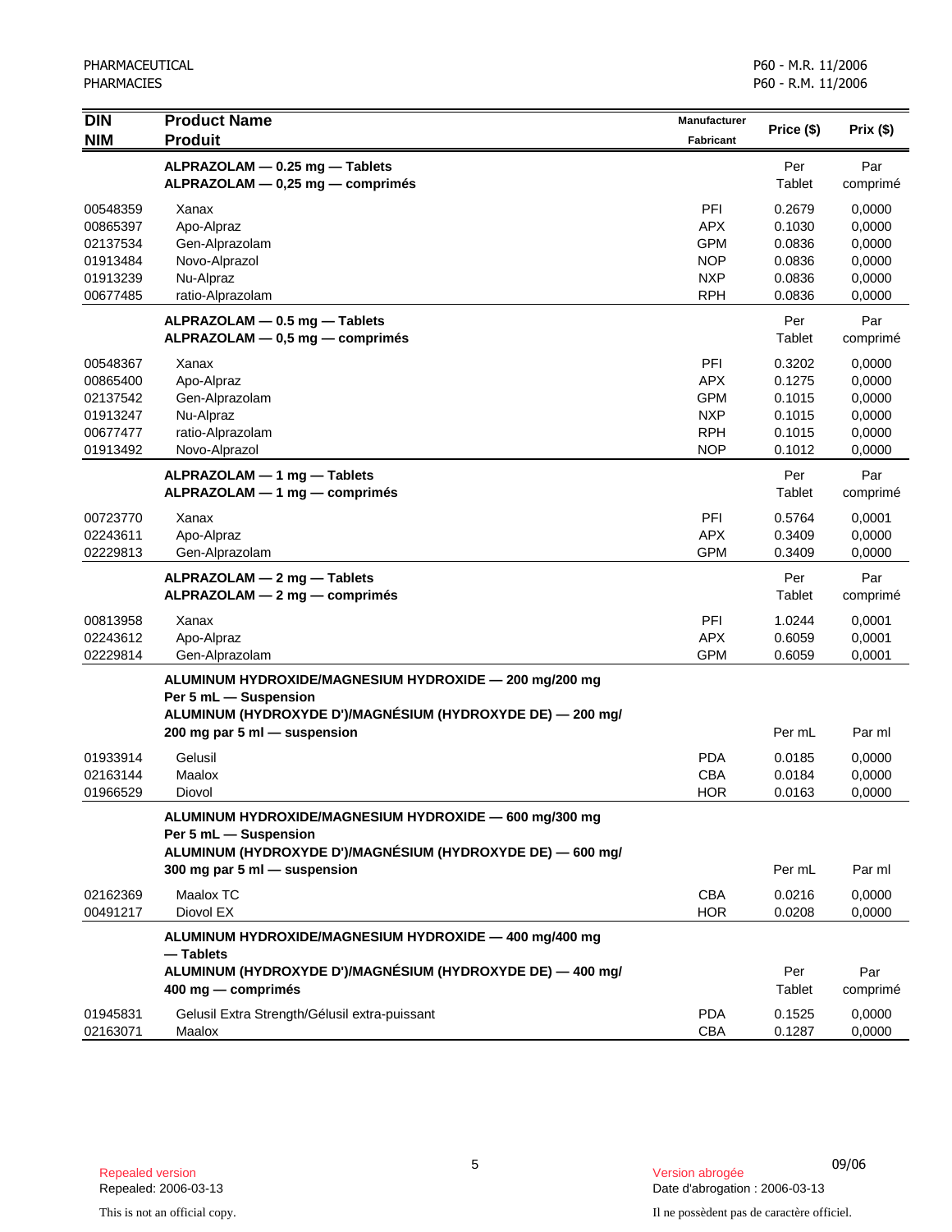| DIN<br>NIM | Product Name<br>Produit | Manufacturer<br>Fabricant | Price ($) | Prix ($) |
|---|---|---|---|---|
| | **ALPRAZOLAM — 0.25 mg — Tablets**<br>**ALPRAZOLAM — 0,25 mg — comprimés** | | Per Tablet | Par comprimé |
| 00548359 | Xanax | PFI | 0.2679 | 0,0000 |
| 00865397 | Apo-Alpraz | APX | 0.1030 | 0,0000 |
| 02137534 | Gen-Alprazolam | GPM | 0.0836 | 0,0000 |
| 01913484 | Novo-Alprazol | NOP | 0.0836 | 0,0000 |
| 01913239 | Nu-Alpraz | NXP | 0.0836 | 0,0000 |
| 00677485 | ratio-Alprazolam | RPH | 0.0836 | 0,0000 |
| | **ALPRAZOLAM — 0.5 mg — Tablets**<br>**ALPRAZOLAM — 0,5 mg — comprimés** | | Per Tablet | Par comprimé |
| 00548367 | Xanax | PFI | 0.3202 | 0,0000 |
| 00865400 | Apo-Alpraz | APX | 0.1275 | 0,0000 |
| 02137542 | Gen-Alprazolam | GPM | 0.1015 | 0,0000 |
| 01913247 | Nu-Alpraz | NXP | 0.1015 | 0,0000 |
| 00677477 | ratio-Alprazolam | RPH | 0.1015 | 0,0000 |
| 01913492 | Novo-Alprazol | NOP | 0.1012 | 0,0000 |
| | **ALPRAZOLAM — 1 mg — Tablets**<br>**ALPRAZOLAM — 1 mg — comprimés** | | Per Tablet | Par comprimé |
| 00723770 | Xanax | PFI | 0.5764 | 0,0001 |
| 02243611 | Apo-Alpraz | APX | 0.3409 | 0,0000 |
| 02229813 | Gen-Alprazolam | GPM | 0.3409 | 0,0000 |
| | **ALPRAZOLAM — 2 mg — Tablets**<br>**ALPRAZOLAM — 2 mg — comprimés** | | Per Tablet | Par comprimé |
| 00813958 | Xanax | PFI | 1.0244 | 0,0001 |
| 02243612 | Apo-Alpraz | APX | 0.6059 | 0,0001 |
| 02229814 | Gen-Alprazolam | GPM | 0.6059 | 0,0001 |
| | **ALUMINUM HYDROXIDE/MAGNESIUM HYDROXIDE — 200 mg/200 mg Per 5 mL — Suspension**<br>**ALUMINUM (HYDROXYDE D')/MAGNÉSIUM (HYDROXYDE DE) — 200 mg/ 200 mg par 5 ml — suspension** | | Per mL | Par ml |
| 01933914 | Gelusil | PDA | 0.0185 | 0,0000 |
| 02163144 | Maalox | CBA | 0.0184 | 0,0000 |
| 01966529 | Diovol | HOR | 0.0163 | 0,0000 |
| | **ALUMINUM HYDROXIDE/MAGNESIUM HYDROXIDE — 600 mg/300 mg Per 5 mL — Suspension**<br>**ALUMINUM (HYDROXYDE D')/MAGNÉSIUM (HYDROXYDE DE) — 600 mg/ 300 mg par 5 ml — suspension** | | Per mL | Par ml |
| 02162369 | Maalox TC | CBA | 0.0216 | 0,0000 |
| 00491217 | Diovol EX | HOR | 0.0208 | 0,0000 |
| | **ALUMINUM HYDROXIDE/MAGNESIUM HYDROXIDE — 400 mg/400 mg — Tablets**<br>**ALUMINUM (HYDROXYDE D')/MAGNÉSIUM (HYDROXYDE DE) — 400 mg/ 400 mg — comprimés** | | Per Tablet | Par comprimé |
| 01945831 | Gelusil Extra Strength/Gélusil extra-puissant | PDA | 0.1525 | 0,0000 |
| 02163071 | Maalox | CBA | 0.1287 | 0,0000 |

Repealed version
Repealed: 2006-03-13

Version abrogée
Date d'abrogation : 2006-03-13

This is not an official copy.

Il ne possèdent pas de caractère officiel.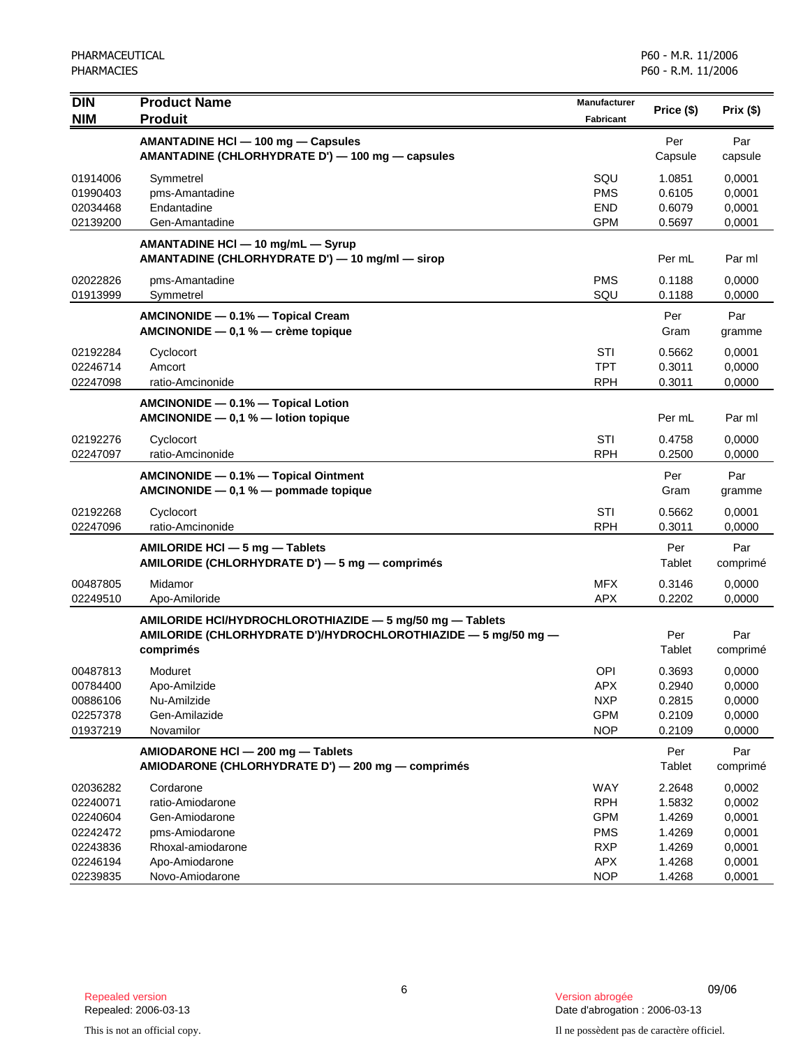| DIN<br>NIM | Product Name<br>Produit | Manufacturer<br>Fabricant | Price ($) | Prix ($) |
|---|---|---|---|---|
| | **AMANTADINE HCl — 100 mg — Capsules**<br>**AMANTADINE (CHLORHYDRATE D') — 100 mg — capsules** | | Per Capsule | Par capsule |
| 01914006 | Symmetrel | SQU | 1.0851 | 0,0001 |
| 01990403 | pms-Amantadine | PMS | 0.6105 | 0,0001 |
| 02034468 | Endantadine | END | 0.6079 | 0,0001 |
| 02139200 | Gen-Amantadine | GPM | 0.5697 | 0,0001 |
| | **AMANTADINE HCl — 10 mg/mL — Syrup**<br>**AMANTADINE (CHLORHYDRATE D') — 10 mg/ml — sirop** | | Per mL | Par ml |
| 02022826 | pms-Amantadine | PMS | 0.1188 | 0,0000 |
| 01913999 | Symmetrel | SQU | 0.1188 | 0,0000 |
| | **AMCINONIDE — 0.1% — Topical Cream**<br>**AMCINONIDE — 0,1 % — crème topique** | | Per Gram | Par gramme |
| 02192284 | Cyclocort | STI | 0.5662 | 0,0001 |
| 02246714 | Amcort | TPT | 0.3011 | 0,0000 |
| 02247098 | ratio-Amcinonide | RPH | 0.3011 | 0,0000 |
| | **AMCINONIDE — 0.1% — Topical Lotion**<br>**AMCINONIDE — 0,1 % — lotion topique** | | Per mL | Par ml |
| 02192276 | Cyclocort | STI | 0.4758 | 0,0000 |
| 02247097 | ratio-Amcinonide | RPH | 0.2500 | 0,0000 |
| | **AMCINONIDE — 0.1% — Topical Ointment**<br>**AMCINONIDE — 0,1 % — pommade topique** | | Per Gram | Par gramme |
| 02192268 | Cyclocort | STI | 0.5662 | 0,0001 |
| 02247096 | ratio-Amcinonide | RPH | 0.3011 | 0,0000 |
| | **AMILORIDE HCl — 5 mg — Tablets**<br>**AMILORIDE (CHLORHYDRATE D') — 5 mg — comprimés** | | Per Tablet | Par comprimé |
| 00487805 | Midamor | MFX | 0.3146 | 0,0000 |
| 02249510 | Apo-Amiloride | APX | 0.2202 | 0,0000 |
| | **AMILORIDE HCl/HYDROCHLOROTHIAZIDE — 5 mg/50 mg — Tablets**<br>**AMILORIDE (CHLORHYDRATE D')/HYDROCHLOROTHIAZIDE — 5 mg/50 mg — comprimés** | | Per Tablet | Par comprimé |
| 00487813 | Moduret | OPI | 0.3693 | 0,0000 |
| 00784400 | Apo-Amilzide | APX | 0.2940 | 0,0000 |
| 00886106 | Nu-Amilzide | NXP | 0.2815 | 0,0000 |
| 02257378 | Gen-Amilazide | GPM | 0.2109 | 0,0000 |
| 01937219 | Novamilor | NOP | 0.2109 | 0,0000 |
| | **AMIODARONE HCl — 200 mg — Tablets**<br>**AMIODARONE (CHLORHYDRATE D') — 200 mg — comprimés** | | Per Tablet | Par comprimé |
| 02036282 | Cordarone | WAY | 2.2648 | 0,0002 |
| 02240071 | ratio-Amiodarone | RPH | 1.5832 | 0,0002 |
| 02240604 | Gen-Amiodarone | GPM | 1.4269 | 0,0001 |
| 02242472 | pms-Amiodarone | PMS | 1.4269 | 0,0001 |
| 02243836 | Rhoxal-amiodarone | RXP | 1.4269 | 0,0001 |
| 02246194 | Apo-Amiodarone | APX | 1.4268 | 0,0001 |
| 02239835 | Novo-Amiodarone | NOP | 1.4268 | 0,0001 |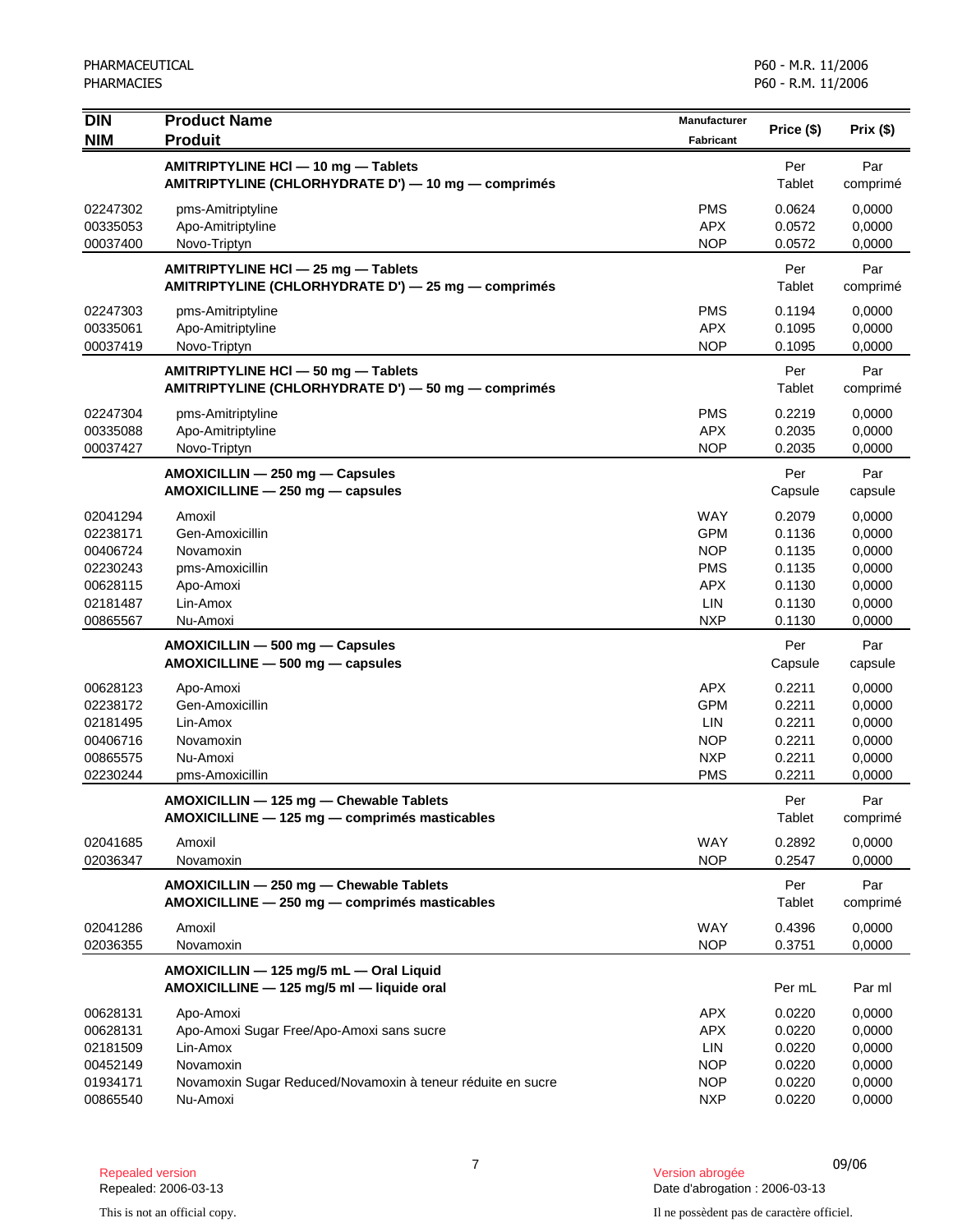| DIN<br>NIM | Product Name<br>Produit | Manufacturer<br>Fabricant | Price ($) | Prix ($) |
|---|---|---|---|---|
| | **AMITRIPTYLINE HCl — 10 mg — Tablets<br>AMITRIPTYLINE (CHLORHYDRATE D') — 10 mg — comprimés** | | Per Tablet | Par comprimé |
| 02247302 | pms-Amitriptyline | PMS | 0.0624 | 0,0000 |
| 00335053 | Apo-Amitriptyline | APX | 0.0572 | 0,0000 |
| 00037400 | Novo-Triptyn | NOP | 0.0572 | 0,0000 |
| | **AMITRIPTYLINE HCl — 25 mg — Tablets<br>AMITRIPTYLINE (CHLORHYDRATE D') — 25 mg — comprimés** | | Per Tablet | Par comprimé |
| 02247303 | pms-Amitriptyline | PMS | 0.1194 | 0,0000 |
| 00335061 | Apo-Amitriptyline | APX | 0.1095 | 0,0000 |
| 00037419 | Novo-Triptyn | NOP | 0.1095 | 0,0000 |
| | **AMITRIPTYLINE HCl — 50 mg — Tablets<br>AMITRIPTYLINE (CHLORHYDRATE D') — 50 mg — comprimés** | | Per Tablet | Par comprimé |
| 02247304 | pms-Amitriptyline | PMS | 0.2219 | 0,0000 |
| 00335088 | Apo-Amitriptyline | APX | 0.2035 | 0,0000 |
| 00037427 | Novo-Triptyn | NOP | 0.2035 | 0,0000 |
| | **AMOXICILLIN — 250 mg — Capsules<br>AMOXICILLINE — 250 mg — capsules** | | Per Capsule | Par capsule |
| 02041294 | Amoxil | WAY | 0.2079 | 0,0000 |
| 02238171 | Gen-Amoxicillin | GPM | 0.1136 | 0,0000 |
| 00406724 | Novamoxin | NOP | 0.1135 | 0,0000 |
| 02230243 | pms-Amoxicillin | PMS | 0.1135 | 0,0000 |
| 00628115 | Apo-Amoxi | APX | 0.1130 | 0,0000 |
| 02181487 | Lin-Amox | LIN | 0.1130 | 0,0000 |
| 00865567 | Nu-Amoxi | NXP | 0.1130 | 0,0000 |
| | **AMOXICILLIN — 500 mg — Capsules<br>AMOXICILLINE — 500 mg — capsules** | | Per Capsule | Par capsule |
| 00628123 | Apo-Amoxi | APX | 0.2211 | 0,0000 |
| 02238172 | Gen-Amoxicillin | GPM | 0.2211 | 0,0000 |
| 02181495 | Lin-Amox | LIN | 0.2211 | 0,0000 |
| 00406716 | Novamoxin | NOP | 0.2211 | 0,0000 |
| 00865575 | Nu-Amoxi | NXP | 0.2211 | 0,0000 |
| 02230244 | pms-Amoxicillin | PMS | 0.2211 | 0,0000 |
| | **AMOXICILLIN — 125 mg — Chewable Tablets<br>AMOXICILLINE — 125 mg — comprimés masticables** | | Per Tablet | Par comprimé |
| 02041685 | Amoxil | WAY | 0.2892 | 0,0000 |
| 02036347 | Novamoxin | NOP | 0.2547 | 0,0000 |
| | **AMOXICILLIN — 250 mg — Chewable Tablets<br>AMOXICILLINE — 250 mg — comprimés masticables** | | Per Tablet | Par comprimé |
| 02041286 | Amoxil | WAY | 0.4396 | 0,0000 |
| 02036355 | Novamoxin | NOP | 0.3751 | 0,0000 |
| | **AMOXICILLIN — 125 mg/5 mL — Oral Liquid<br>AMOXICILLINE — 125 mg/5 ml — liquide oral** | | Per mL | Par ml |
| 00628131 | Apo-Amoxi | APX | 0.0220 | 0,0000 |
| 00628131 | Apo-Amoxi Sugar Free/Apo-Amoxi sans sucre | APX | 0.0220 | 0,0000 |
| 02181509 | Lin-Amox | LIN | 0.0220 | 0,0000 |
| 00452149 | Novamoxin | NOP | 0.0220 | 0,0000 |
| 01934171 | Novamoxin Sugar Reduced/Novamoxin à teneur réduite en sucre | NOP | 0.0220 | 0,0000 |
| 00865540 | Nu-Amoxi | NXP | 0.0220 | 0,0000 |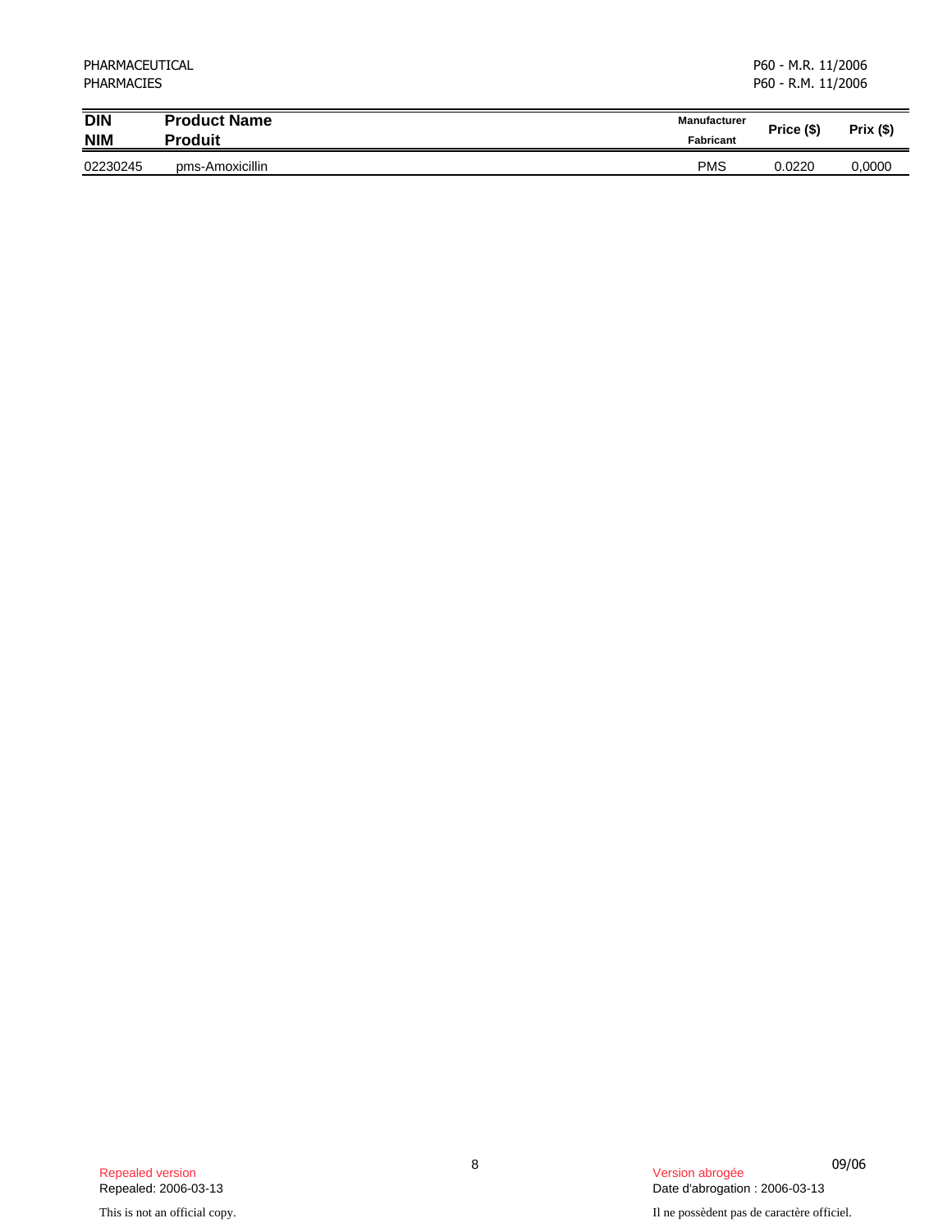| DIN<br>NIM | Product Name<br>Produit | Manufacturer<br>Fabricant | Price ($) | Prix ($) |
|---|---|---|---|---|
| 02230245 | pms-Amoxicillin | PMS | 0.0220 | 0,0000 |

Repealed version
Repealed: 2006-03-13

This is not an official copy.

Version abrogée
Date d'abrogation : 2006-03-13

Il ne possèdent pas de caractère officiel.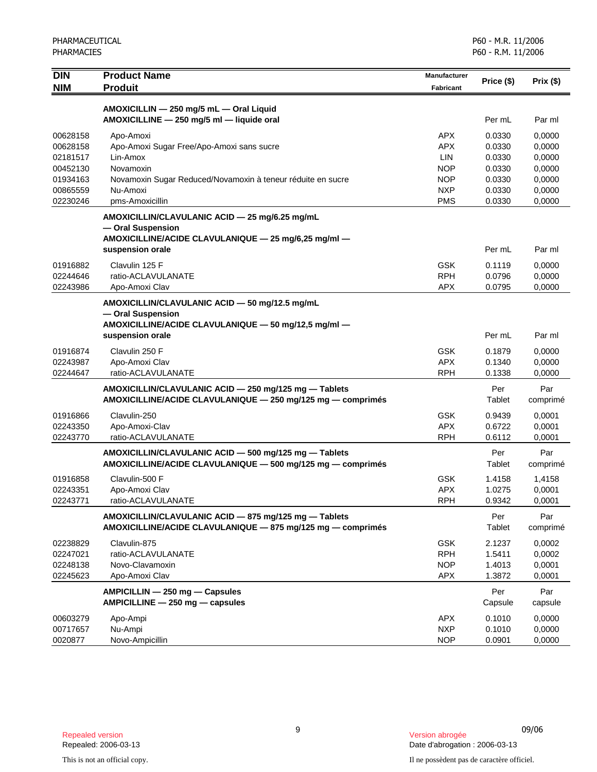| DIN<br>NIM | Product Name<br>Produit | Manufacturer<br>Fabricant | Price ($) | Prix ($) |
|---|---|---|---|---|
| | **AMOXICILLIN — 250 mg/5 mL — Oral Liquid**<br>**AMOXICILLINE — 250 mg/5 ml — liquide oral** | | Per mL | Par ml |
| 00628158 | Apo-Amoxi | APX | 0.0330 | 0,0000 |
| 00628158 | Apo-Amoxi Sugar Free/Apo-Amoxi sans sucre | APX | 0.0330 | 0,0000 |
| 02181517 | Lin-Amox | LIN | 0.0330 | 0,0000 |
| 00452130 | Novamoxin | NOP | 0.0330 | 0,0000 |
| 01934163 | Novamoxin Sugar Reduced/Novamoxin à teneur réduite en sucre | NOP | 0.0330 | 0,0000 |
| 00865559 | Nu-Amoxi | NXP | 0.0330 | 0,0000 |
| 02230246 | pms-Amoxicillin | PMS | 0.0330 | 0,0000 |
| | **AMOXICILLIN/CLAVULANIC ACID — 25 mg/6.25 mg/mL — Oral Suspension**<br>**AMOXICILLINE/ACIDE CLAVULANIQUE — 25 mg/6,25 mg/ml — suspension orale** | | Per mL | Par ml |
| 01916882 | Clavulin 125 F | GSK | 0.1119 | 0,0000 |
| 02244646 | ratio-ACLAVULANATE | RPH | 0.0796 | 0,0000 |
| 02243986 | Apo-Amoxi Clav | APX | 0.0795 | 0,0000 |
| | **AMOXICILLIN/CLAVULANIC ACID — 50 mg/12.5 mg/mL — Oral Suspension**<br>**AMOXICILLINE/ACIDE CLAVULANIQUE — 50 mg/12,5 mg/ml — suspension orale** | | Per mL | Par ml |
| 01916874 | Clavulin 250 F | GSK | 0.1879 | 0,0000 |
| 02243987 | Apo-Amoxi Clav | APX | 0.1340 | 0,0000 |
| 02244647 | ratio-ACLAVULANATE | RPH | 0.1338 | 0,0000 |
| | **AMOXICILLIN/CLAVULANIC ACID — 250 mg/125 mg — Tablets**<br>**AMOXICILLINE/ACIDE CLAVULANIQUE — 250 mg/125 mg — comprimés** | | Per Tablet | Par comprimé |
| 01916866 | Clavulin-250 | GSK | 0.9439 | 0,0001 |
| 02243350 | Apo-Amoxi-Clav | APX | 0.6722 | 0,0001 |
| 02243770 | ratio-ACLAVULANATE | RPH | 0.6112 | 0,0001 |
| | **AMOXICILLIN/CLAVULANIC ACID — 500 mg/125 mg — Tablets**<br>**AMOXICILLINE/ACIDE CLAVULANIQUE — 500 mg/125 mg — comprimés** | | Per Tablet | Par comprimé |
| 01916858 | Clavulin-500 F | GSK | 1.4158 | 1,4158 |
| 02243351 | Apo-Amoxi Clav | APX | 1.0275 | 0,0001 |
| 02243771 | ratio-ACLAVULANATE | RPH | 0.9342 | 0,0001 |
| | **AMOXICILLIN/CLAVULANIC ACID — 875 mg/125 mg — Tablets**<br>**AMOXICILLINE/ACIDE CLAVULANIQUE — 875 mg/125 mg — comprimés** | | Per Tablet | Par comprimé |
| 02238829 | Clavulin-875 | GSK | 2.1237 | 0,0002 |
| 02247021 | ratio-ACLAVULANATE | RPH | 1.5411 | 0,0002 |
| 02248138 | Novo-Clavamoxin | NOP | 1.4013 | 0,0001 |
| 02245623 | Apo-Amoxi Clav | APX | 1.3872 | 0,0001 |
| | **AMPICILLIN — 250 mg — Capsules**<br>**AMPICILLINE — 250 mg — capsules** | | Per Capsule | Par capsule |
| 00603279 | Apo-Ampi | APX | 0.1010 | 0,0000 |
| 00717657 | Nu-Ampi | NXP | 0.1010 | 0,0000 |
| 0020877 | Novo-Ampicillin | NOP | 0.0901 | 0,0000 |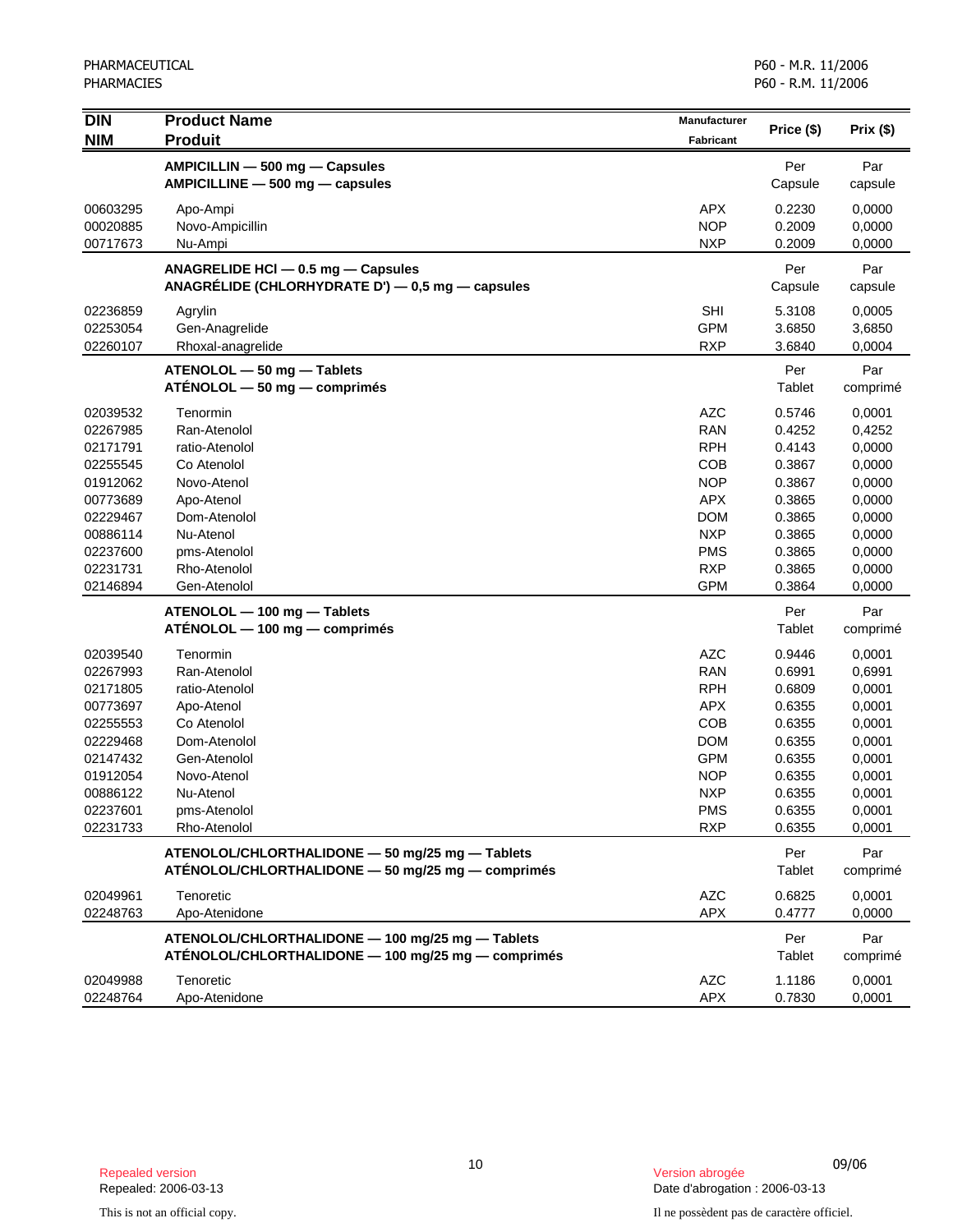| DIN<br>NIM | Product Name<br>Produit | Manufacturer<br>Fabricant | Price ($) | Prix ($) |
|---|---|---|---|---|
| | **AMPICILLIN — 500 mg — Capsules**<br>**AMPICILLINE — 500 mg — capsules** | | Per Capsule | Par capsule |
| 00603295 | Apo-Ampi | APX | 0.2230 | 0,0000 |
| 00020885 | Novo-Ampicillin | NOP | 0.2009 | 0,0000 |
| 00717673 | Nu-Ampi | NXP | 0.2009 | 0,0000 |
| | **ANAGRELIDE HCl — 0.5 mg — Capsules**<br>**ANAGRÉLIDE (CHLORHYDRATE D') — 0,5 mg — capsules** | | Per Capsule | Par capsule |
| 02236859 | Agrylin | SHI | 5.3108 | 0,0005 |
| 02253054 | Gen-Anagrelide | GPM | 3.6850 | 3,6850 |
| 02260107 | Rhoxal-anagrelide | RXP | 3.6840 | 0,0004 |
| | **ATENOLOL — 50 mg — Tablets**<br>**ATÉNOLOL — 50 mg — comprimés** | | Per Tablet | Par comprimé |
| 02039532 | Tenormin | AZC | 0.5746 | 0,0001 |
| 02267985 | Ran-Atenolol | RAN | 0.4252 | 0,4252 |
| 02171791 | ratio-Atenolol | RPH | 0.4143 | 0,0000 |
| 02255545 | Co Atenolol | COB | 0.3867 | 0,0000 |
| 01912062 | Novo-Atenol | NOP | 0.3867 | 0,0000 |
| 00773689 | Apo-Atenol | APX | 0.3865 | 0,0000 |
| 02229467 | Dom-Atenolol | DOM | 0.3865 | 0,0000 |
| 00886114 | Nu-Atenol | NXP | 0.3865 | 0,0000 |
| 02237600 | pms-Atenolol | PMS | 0.3865 | 0,0000 |
| 02231731 | Rho-Atenolol | RXP | 0.3865 | 0,0000 |
| 02146894 | Gen-Atenolol | GPM | 0.3864 | 0,0000 |
| | **ATENOLOL — 100 mg — Tablets**<br>**ATÉNOLOL — 100 mg — comprimés** | | Per Tablet | Par comprimé |
| 02039540 | Tenormin | AZC | 0.9446 | 0,0001 |
| 02267993 | Ran-Atenolol | RAN | 0.6991 | 0,6991 |
| 02171805 | ratio-Atenolol | RPH | 0.6809 | 0,0001 |
| 00773697 | Apo-Atenol | APX | 0.6355 | 0,0001 |
| 02255553 | Co Atenolol | COB | 0.6355 | 0,0001 |
| 02229468 | Dom-Atenolol | DOM | 0.6355 | 0,0001 |
| 02147432 | Gen-Atenolol | GPM | 0.6355 | 0,0001 |
| 01912054 | Novo-Atenol | NOP | 0.6355 | 0,0001 |
| 00886122 | Nu-Atenol | NXP | 0.6355 | 0,0001 |
| 02237601 | pms-Atenolol | PMS | 0.6355 | 0,0001 |
| 02231733 | Rho-Atenolol | RXP | 0.6355 | 0,0001 |
| | **ATENOLOL/CHLORTHALIDONE — 50 mg/25 mg — Tablets**<br>**ATÉNOLOL/CHLORTHALIDONE — 50 mg/25 mg — comprimés** | | Per Tablet | Par comprimé |
| 02049961 | Tenoretic | AZC | 0.6825 | 0,0001 |
| 02248763 | Apo-Atenidone | APX | 0.4777 | 0,0000 |
| | **ATENOLOL/CHLORTHALIDONE — 100 mg/25 mg — Tablets**<br>**ATÉNOLOL/CHLORTHALIDONE — 100 mg/25 mg — comprimés** | | Per Tablet | Par comprimé |
| 02049988 | Tenoretic | AZC | 1.1186 | 0,0001 |
| 02248764 | Apo-Atenidone | APX | 0.7830 | 0,0001 |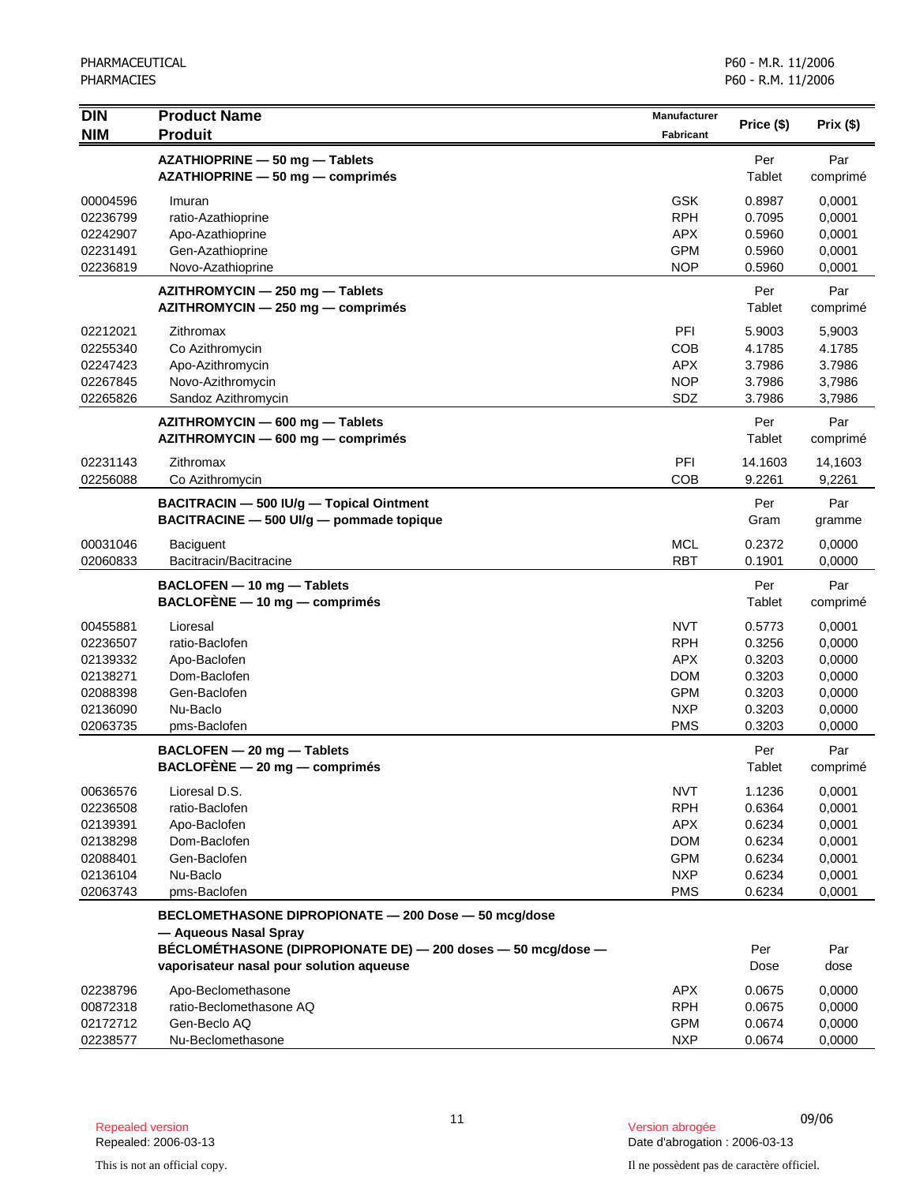| DIN<br>NIM | Product Name<br>Produit | Manufacturer<br>Fabricant | Price ($) | Prix ($) |
|---|---|---|---|---|
| | **AZATHIOPRINE — 50 mg — Tablets**<br>**AZATHIOPRINE — 50 mg — comprimés** | | Per<br>Tablet | Par<br>comprimé |
| 00004596 | Imuran | GSK | 0.8987 | 0,0001 |
| 02236799 | ratio-Azathioprine | RPH | 0.7095 | 0,0001 |
| 02242907 | Apo-Azathioprine | APX | 0.5960 | 0,0001 |
| 02231491 | Gen-Azathioprine | GPM | 0.5960 | 0,0001 |
| 02236819 | Novo-Azathioprine | NOP | 0.5960 | 0,0001 |
| | **AZITHROMYCIN — 250 mg — Tablets**<br>**AZITHROMYCIN — 250 mg — comprimés** | | Per<br>Tablet | Par<br>comprimé |
| 02212021 | Zithromax | PFI | 5.9003 | 5,9003 |
| 02255340 | Co Azithromycin | COB | 4.1785 | 4.1785 |
| 02247423 | Apo-Azithromycin | APX | 3.7986 | 3.7986 |
| 02267845 | Novo-Azithromycin | NOP | 3.7986 | 3,7986 |
| 02265826 | Sandoz Azithromycin | SDZ | 3.7986 | 3,7986 |
| | **AZITHROMYCIN — 600 mg — Tablets**<br>**AZITHROMYCIN — 600 mg — comprimés** | | Per<br>Tablet | Par<br>comprimé |
| 02231143 | Zithromax | PFI | 14.1603 | 14,1603 |
| 02256088 | Co Azithromycin | COB | 9.2261 | 9,2261 |
| | **BACITRACIN — 500 IU/g — Topical Ointment**<br>**BACITRACINE — 500 UI/g — pommade topique** | | Per<br>Gram | Par<br>gramme |
| 00031046 | Baciguent | MCL | 0.2372 | 0,0000 |
| 02060833 | Bacitracin/Bacitracine | RBT | 0.1901 | 0,0000 |
| | **BACLOFEN — 10 mg — Tablets**<br>**BACLOFÈNE — 10 mg — comprimés** | | Per<br>Tablet | Par<br>comprimé |
| 00455881 | Lioresal | NVT | 0.5773 | 0,0001 |
| 02236507 | ratio-Baclofen | RPH | 0.3256 | 0,0000 |
| 02139332 | Apo-Baclofen | APX | 0.3203 | 0,0000 |
| 02138271 | Dom-Baclofen | DOM | 0.3203 | 0,0000 |
| 02088398 | Gen-Baclofen | GPM | 0.3203 | 0,0000 |
| 02136090 | Nu-Baclo | NXP | 0.3203 | 0,0000 |
| 02063735 | pms-Baclofen | PMS | 0.3203 | 0,0000 |
| | **BACLOFEN — 20 mg — Tablets**<br>**BACLOFÈNE — 20 mg — comprimés** | | Per<br>Tablet | Par<br>comprimé |
| 00636576 | Lioresal D.S. | NVT | 1.1236 | 0,0001 |
| 02236508 | ratio-Baclofen | RPH | 0.6364 | 0,0001 |
| 02139391 | Apo-Baclofen | APX | 0.6234 | 0,0001 |
| 02138298 | Dom-Baclofen | DOM | 0.6234 | 0,0001 |
| 02088401 | Gen-Baclofen | GPM | 0.6234 | 0,0001 |
| 02136104 | Nu-Baclo | NXP | 0.6234 | 0,0001 |
| 02063743 | pms-Baclofen | PMS | 0.6234 | 0,0001 |
| | **BECLOMETHASONE DIPROPIONATE — 200 Dose — 50 mcg/dose — Aqueous Nasal Spray**<br>**BÉCLOMÉTHASONE (DIPROPIONATE DE) — 200 doses — 50 mcg/dose — vaporisateur nasal pour solution aqueuse** | | Per<br>Dose | Par<br>dose |
| 02238796 | Apo-Beclomethasone | APX | 0.0675 | 0,0000 |
| 00872318 | ratio-Beclomethasone AQ | RPH | 0.0675 | 0,0000 |
| 02172712 | Gen-Beclo AQ | GPM | 0.0674 | 0,0000 |
| 02238577 | Nu-Beclomethasone | NXP | 0.0674 | 0,0000 |

09/06

Repealed version
Repealed: 2006-03-13

Version abrogée
Date d'abrogation : 2006-03-13

This is not an official copy.

Il ne possèdent pas de caractère officiel.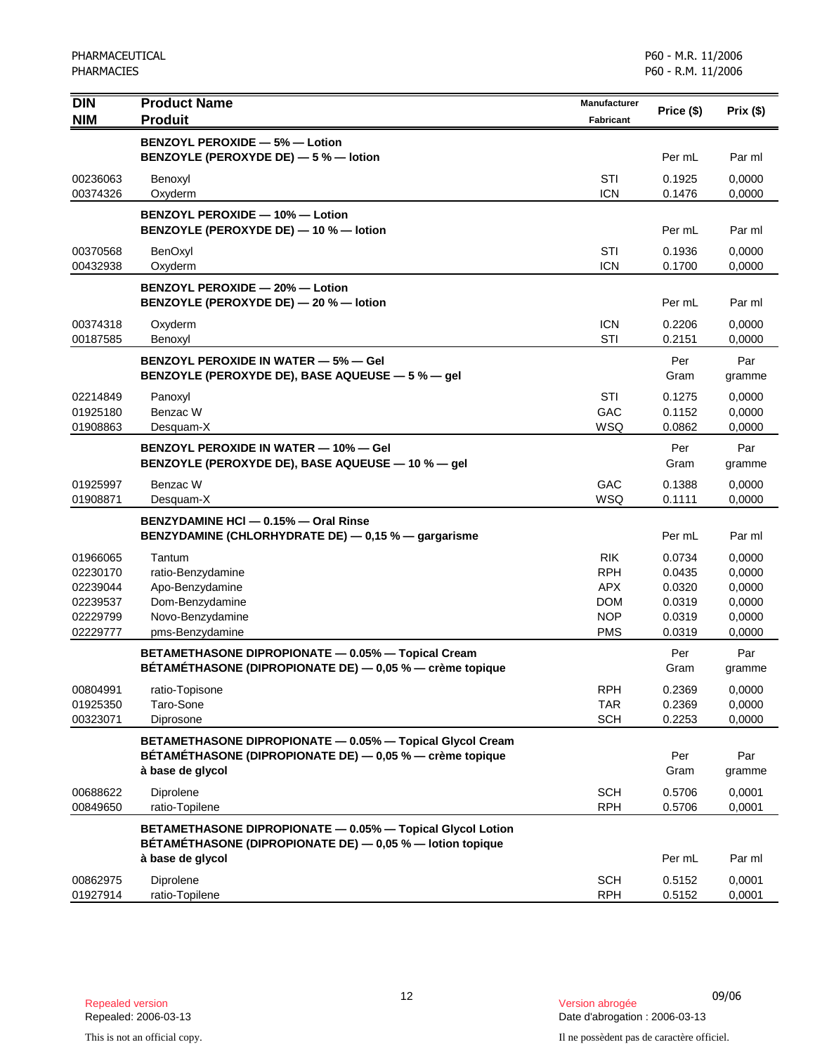| DIN<br>NIM | Product Name<br>Produit | Manufacturer<br>Fabricant | Price ($) | Prix ($) |
|---|---|---|---|---|
| | **BENZOYL PEROXIDE — 5% — Lotion**<br>**BENZOYLE (PEROXYDE DE) — 5 % — lotion** | | Per mL | Par ml |
| 00236063 | Benoxyl | STI | 0.1925 | 0,0000 |
| 00374326 | Oxyderm | ICN | 0.1476 | 0,0000 |
| | **BENZOYL PEROXIDE — 10% — Lotion**<br>**BENZOYLE (PEROXYDE DE) — 10 % — lotion** | | Per mL | Par ml |
| 00370568 | BenOxyl | STI | 0.1936 | 0,0000 |
| 00432938 | Oxyderm | ICN | 0.1700 | 0,0000 |
| | **BENZOYL PEROXIDE — 20% — Lotion**<br>**BENZOYLE (PEROXYDE DE) — 20 % — lotion** | | Per mL | Par ml |
| 00374318 | Oxyderm | ICN | 0.2206 | 0,0000 |
| 00187585 | Benoxyl | STI | 0.2151 | 0,0000 |
| | **BENZOYL PEROXIDE IN WATER — 5% — Gel**<br>**BENZOYLE (PEROXYDE DE), BASE AQUEUSE — 5 % — gel** | | Per Gram | Par gramme |
| 02214849 | Panoxyl | STI | 0.1275 | 0,0000 |
| 01925180 | Benzac W | GAC | 0.1152 | 0,0000 |
| 01908863 | Desquam-X | WSQ | 0.0862 | 0,0000 |
| | **BENZOYL PEROXIDE IN WATER — 10% — Gel**<br>**BENZOYLE (PEROXYDE DE), BASE AQUEUSE — 10 % — gel** | | Per Gram | Par gramme |
| 01925997 | Benzac W | GAC | 0.1388 | 0,0000 |
| 01908871 | Desquam-X | WSQ | 0.1111 | 0,0000 |
| | **BENZYDAMINE HCl — 0.15% — Oral Rinse**<br>**BENZYDAMINE (CHLORHYDRATE DE) — 0,15 % — gargarisme** | | Per mL | Par ml |
| 01966065 | Tantum | RIK | 0.0734 | 0,0000 |
| 02230170 | ratio-Benzydamine | RPH | 0.0435 | 0,0000 |
| 02239044 | Apo-Benzydamine | APX | 0.0320 | 0,0000 |
| 02239537 | Dom-Benzydamine | DOM | 0.0319 | 0,0000 |
| 02229799 | Novo-Benzydamine | NOP | 0.0319 | 0,0000 |
| 02229777 | pms-Benzydamine | PMS | 0.0319 | 0,0000 |
| | **BETAMETHASONE DIPROPIONATE — 0.05% — Topical Cream**<br>**BÉTAMÉTHASONE (DIPROPIONATE DE) — 0,05 % — crème topique** | | Per Gram | Par gramme |
| 00804991 | ratio-Topisone | RPH | 0.2369 | 0,0000 |
| 01925350 | Taro-Sone | TAR | 0.2369 | 0,0000 |
| 00323071 | Diprosone | SCH | 0.2253 | 0,0000 |
| | **BETAMETHASONE DIPROPIONATE — 0.05% — Topical Glycol Cream**<br>**BÉTAMÉTHASONE (DIPROPIONATE DE) — 0,05 % — crème topique à base de glycol** | | Per Gram | Par gramme |
| 00688622 | Diprolene | SCH | 0.5706 | 0,0001 |
| 00849650 | ratio-Topilene | RPH | 0.5706 | 0,0001 |
| | **BETAMETHASONE DIPROPIONATE — 0.05% — Topical Glycol Lotion**<br>**BÉTAMÉTHASONE (DIPROPIONATE DE) — 0,05 % — lotion topique à base de glycol** | | Per mL | Par ml |
| 00862975 | Diprolene | SCH | 0.5152 | 0,0001 |
| 01927914 | ratio-Topilene | RPH | 0.5152 | 0,0001 |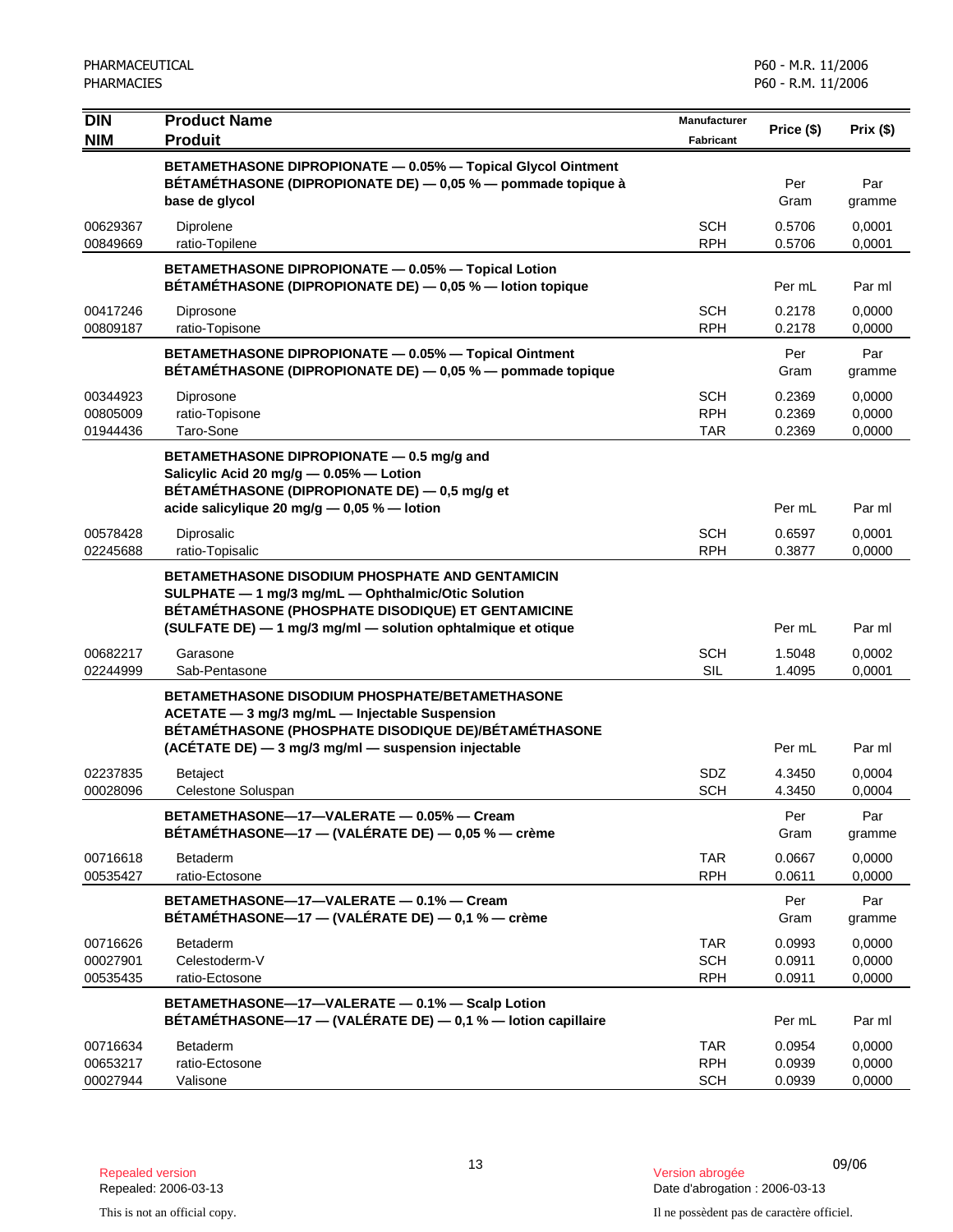| DIN<br>NIM | Product Name<br>Produit | Manufacturer<br>Fabricant | Price ($) | Prix ($) |
|---|---|---|---|---|
| | **BETAMETHASONE DIPROPIONATE — 0.05% — Topical Glycol Ointment**<br>**BÉTAMÉTHASONE (DIPROPIONATE DE) — 0,05 % — pommade topique à base de glycol** | | Per Gram | Par gramme |
| 00629367 | Diprolene | SCH | 0.5706 | 0,0001 |
| 00849669 | ratio-Topilene | RPH | 0.5706 | 0,0001 |
| | **BETAMETHASONE DIPROPIONATE — 0.05% — Topical Lotion**<br>**BÉTAMÉTHASONE (DIPROPIONATE DE) — 0,05 % — lotion topique** | | Per mL | Par ml |
| 00417246 | Diprosone | SCH | 0.2178 | 0,0000 |
| 00809187 | ratio-Topisone | RPH | 0.2178 | 0,0000 |
| | **BETAMETHASONE DIPROPIONATE — 0.05% — Topical Ointment**<br>**BÉTAMÉTHASONE (DIPROPIONATE DE) — 0,05 % — pommade topique** | | Per Gram | Par gramme |
| 00344923 | Diprosone | SCH | 0.2369 | 0,0000 |
| 00805009 | ratio-Topisone | RPH | 0.2369 | 0,0000 |
| 01944436 | Taro-Sone | TAR | 0.2369 | 0,0000 |
| | **BETAMETHASONE DIPROPIONATE — 0.5 mg/g and Salicylic Acid 20 mg/g — 0.05% — Lotion**<br>**BÉTAMÉTHASONE (DIPROPIONATE DE) — 0,5 mg/g et acide salicylique 20 mg/g — 0,05 % — lotion** | | Per mL | Par ml |
| 00578428 | Diprosalic | SCH | 0.6597 | 0,0001 |
| 02245688 | ratio-Topisalic | RPH | 0.3877 | 0,0000 |
| | **BETAMETHASONE DISODIUM PHOSPHATE AND GENTAMICIN SULPHATE — 1 mg/3 mg/mL — Ophthalmic/Otic Solution**<br>**BÉTAMÉTHASONE (PHOSPHATE DISODIQUE) ET GENTAMICINE (SULFATE DE) — 1 mg/3 mg/ml — solution ophtalmique et otique** | | Per mL | Par ml |
| 00682217 | Garasone | SCH | 1.5048 | 0,0002 |
| 02244999 | Sab-Pentasone | SIL | 1.4095 | 0,0001 |
| | **BETAMETHASONE DISODIUM PHOSPHATE/BETAMETHASONE ACETATE — 3 mg/3 mg/mL — Injectable Suspension**<br>**BÉTAMÉTHASONE (PHOSPHATE DISODIQUE DE)/BÉTAMÉTHASONE (ACÉTATE DE) — 3 mg/3 mg/ml — suspension injectable** | | Per mL | Par ml |
| 02237835 | Betaject | SDZ | 4.3450 | 0,0004 |
| 00028096 | Celestone Soluspan | SCH | 4.3450 | 0,0004 |
| | **BETAMETHASONE—17—VALERATE — 0.05% — Cream**<br>**BÉTAMÉTHASONE—17 — (VALÉRATE DE) — 0,05 % — crème** | | Per Gram | Par gramme |
| 00716618 | Betaderm | TAR | 0.0667 | 0,0000 |
| 00535427 | ratio-Ectosone | RPH | 0.0611 | 0,0000 |
| | **BETAMETHASONE—17—VALERATE — 0.1% — Cream**<br>**BÉTAMÉTHASONE—17 — (VALÉRATE DE) — 0,1 % — crème** | | Per Gram | Par gramme |
| 00716626 | Betaderm | TAR | 0.0993 | 0,0000 |
| 00027901 | Celestoderm-V | SCH | 0.0911 | 0,0000 |
| 00535435 | ratio-Ectosone | RPH | 0.0911 | 0,0000 |
| | **BETAMETHASONE—17—VALERATE — 0.1% — Scalp Lotion**<br>**BÉTAMÉTHASONE—17 — (VALÉRATE DE) — 0,1 % — lotion capillaire** | | Per mL | Par ml |
| 00716634 | Betaderm | TAR | 0.0954 | 0,0000 |
| 00653217 | ratio-Ectosone | RPH | 0.0939 | 0,0000 |
| 00027944 | Valisone | SCH | 0.0939 | 0,0000 |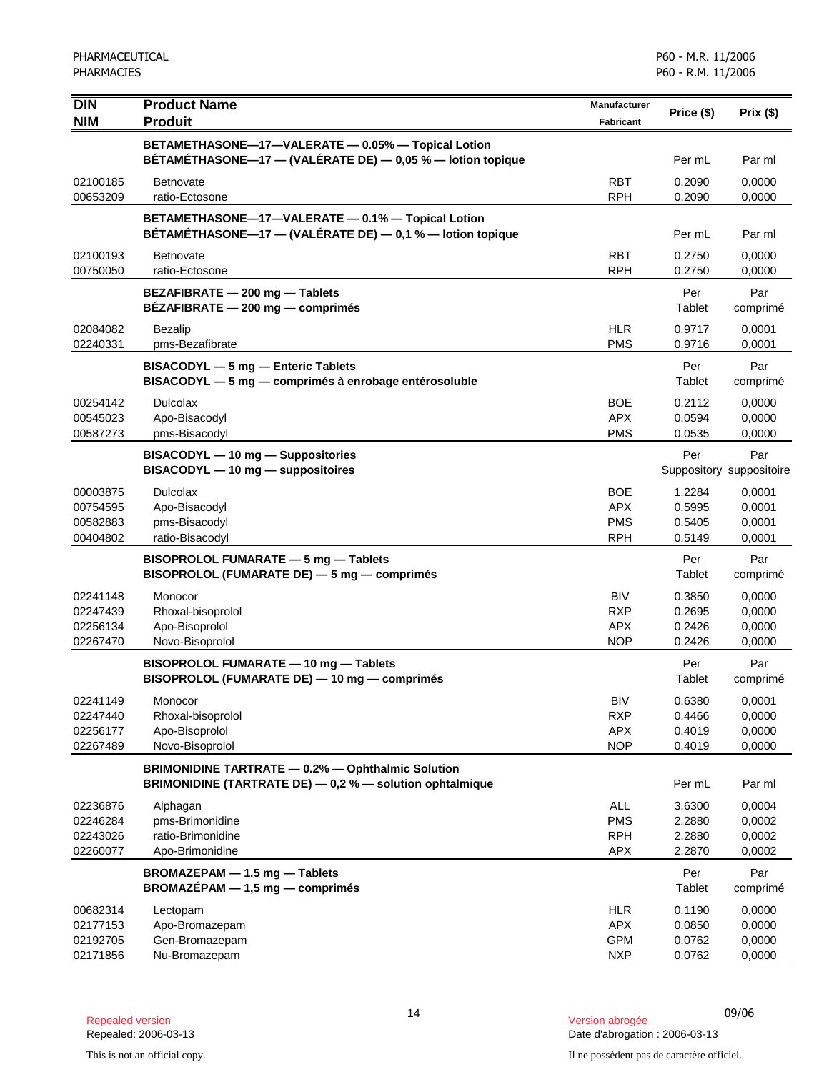| DIN<br>NIM | Product Name<br>Produit | Manufacturer<br>Fabricant | Price ($) | Prix ($) |
|---|---|---|---|---|
| | **BETAMETHASONE—17—VALERATE — 0.05% — Topical Lotion<br>BÉTAMÉTHASONE—17 — (VALÉRATE DE) — 0,05 % — lotion topique** | | Per mL | Par ml |
| 02100185 | Betnovate | RBT | 0.2090 | 0,0000 |
| 00653209 | ratio-Ectosone | RPH | 0.2090 | 0,0000 |
| | **BETAMETHASONE—17—VALERATE — 0.1% — Topical Lotion<br>BÉTAMÉTHASONE—17 — (VALÉRATE DE) — 0,1 % — lotion topique** | | Per mL | Par ml |
| 02100193 | Betnovate | RBT | 0.2750 | 0,0000 |
| 00750050 | ratio-Ectosone | RPH | 0.2750 | 0,0000 |
| | **BEZAFIBRATE — 200 mg — Tablets<br>BÉZAFIBRATE — 200 mg — comprimés** | | Per Tablet | Par comprimé |
| 02084082 | Bezalip | HLR | 0.9717 | 0,0001 |
| 02240331 | pms-Bezafibrate | PMS | 0.9716 | 0,0001 |
| | **BISACODYL — 5 mg — Enteric Tablets<br>BISACODYL — 5 mg — comprimés à enrobage entérosoluble** | | Per Tablet | Par comprimé |
| 00254142 | Dulcolax | BOE | 0.2112 | 0,0000 |
| 00545023 | Apo-Bisacodyl | APX | 0.0594 | 0,0000 |
| 00587273 | pms-Bisacodyl | PMS | 0.0535 | 0,0000 |
| | **BISACODYL — 10 mg — Suppositories<br>BISACODYL — 10 mg — suppositoires** | | Per Suppository | Par suppositoire |
| 00003875 | Dulcolax | BOE | 1.2284 | 0,0001 |
| 00754595 | Apo-Bisacodyl | APX | 0.5995 | 0,0001 |
| 00582883 | pms-Bisacodyl | PMS | 0.5405 | 0,0001 |
| 00404802 | ratio-Bisacodyl | RPH | 0.5149 | 0,0001 |
| | **BISOPROLOL FUMARATE — 5 mg — Tablets<br>BISOPROLOL (FUMARATE DE) — 5 mg — comprimés** | | Per Tablet | Par comprimé |
| 02241148 | Monocor | BIV | 0.3850 | 0,0000 |
| 02247439 | Rhoxal-bisoprolol | RXP | 0.2695 | 0,0000 |
| 02256134 | Apo-Bisoprolol | APX | 0.2426 | 0,0000 |
| 02267470 | Novo-Bisoprolol | NOP | 0.2426 | 0,0000 |
| | **BISOPROLOL FUMARATE — 10 mg — Tablets<br>BISOPROLOL (FUMARATE DE) — 10 mg — comprimés** | | Per Tablet | Par comprimé |
| 02241149 | Monocor | BIV | 0.6380 | 0,0001 |
| 02247440 | Rhoxal-bisoprolol | RXP | 0.4466 | 0,0000 |
| 02256177 | Apo-Bisoprolol | APX | 0.4019 | 0,0000 |
| 02267489 | Novo-Bisoprolol | NOP | 0.4019 | 0,0000 |
| | **BRIMONIDINE TARTRATE — 0.2% — Ophthalmic Solution<br>BRIMONIDINE (TARTRATE DE) — 0,2 % — solution ophtalmique** | | Per mL | Par ml |
| 02236876 | Alphagan | ALL | 3.6300 | 0,0004 |
| 02246284 | pms-Brimonidine | PMS | 2.2880 | 0,0002 |
| 02243026 | ratio-Brimonidine | RPH | 2.2880 | 0,0002 |
| 02260077 | Apo-Brimonidine | APX | 2.2870 | 0,0002 |
| | **BROMAZEPAM — 1.5 mg — Tablets<br>BROMAZÉPAM — 1,5 mg — comprimés** | | Per Tablet | Par comprimé |
| 00682314 | Lectopam | HLR | 0.1190 | 0,0000 |
| 02177153 | Apo-Bromazepam | APX | 0.0850 | 0,0000 |
| 02192705 | Gen-Bromazepam | GPM | 0.0762 | 0,0000 |
| 02171856 | Nu-Bromazepam | NXP | 0.0762 | 0,0000 |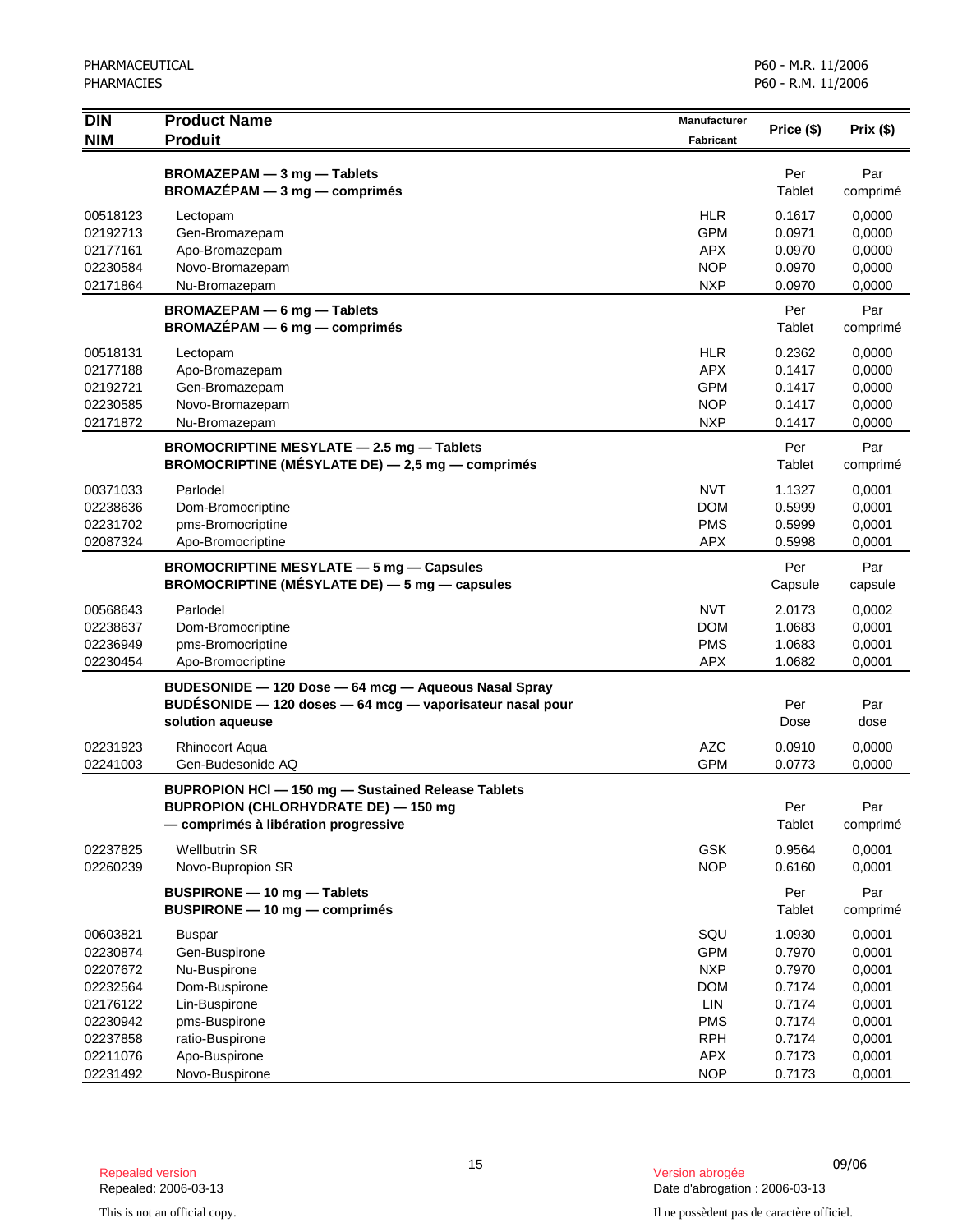| DIN<br>NIM | Product Name<br>Produit | Manufacturer<br>Fabricant | Price ($) | Prix ($) |
|---|---|---|---|---|
| | **BROMAZEPAM — 3 mg — Tablets**<br>**BROMAZÉPAM — 3 mg — comprimés** | | Per Tablet | Par comprimé |
| 00518123 | Lectopam | HLR | 0.1617 | 0,0000 |
| 02192713 | Gen-Bromazepam | GPM | 0.0971 | 0,0000 |
| 02177161 | Apo-Bromazepam | APX | 0.0970 | 0,0000 |
| 02230584 | Novo-Bromazepam | NOP | 0.0970 | 0,0000 |
| 02171864 | Nu-Bromazepam | NXP | 0.0970 | 0,0000 |
| | **BROMAZEPAM — 6 mg — Tablets**<br>**BROMAZÉPAM — 6 mg — comprimés** | | Per Tablet | Par comprimé |
| 00518131 | Lectopam | HLR | 0.2362 | 0,0000 |
| 02177188 | Apo-Bromazepam | APX | 0.1417 | 0,0000 |
| 02192721 | Gen-Bromazepam | GPM | 0.1417 | 0,0000 |
| 02230585 | Novo-Bromazepam | NOP | 0.1417 | 0,0000 |
| 02171872 | Nu-Bromazepam | NXP | 0.1417 | 0,0000 |
| | **BROMOCRIPTINE MESYLATE — 2.5 mg — Tablets**<br>**BROMOCRIPTINE (MÉSYLATE DE) — 2,5 mg — comprimés** | | Per Tablet | Par comprimé |
| 00371033 | Parlodel | NVT | 1.1327 | 0,0001 |
| 02238636 | Dom-Bromocriptine | DOM | 0.5999 | 0,0001 |
| 02231702 | pms-Bromocriptine | PMS | 0.5999 | 0,0001 |
| 02087324 | Apo-Bromocriptine | APX | 0.5998 | 0,0001 |
| | **BROMOCRIPTINE MESYLATE — 5 mg — Capsules**<br>**BROMOCRIPTINE (MÉSYLATE DE) — 5 mg — capsules** | | Per Capsule | Par capsule |
| 00568643 | Parlodel | NVT | 2.0173 | 0,0002 |
| 02238637 | Dom-Bromocriptine | DOM | 1.0683 | 0,0001 |
| 02236949 | pms-Bromocriptine | PMS | 1.0683 | 0,0001 |
| 02230454 | Apo-Bromocriptine | APX | 1.0682 | 0,0001 |
| | **BUDESONIDE — 120 Dose — 64 mcg — Aqueous Nasal Spray**<br>**BUDÉSONIDE — 120 doses — 64 mcg — vaporisateur nasal pour solution aqueuse** | | Per Dose | Par dose |
| 02231923 | Rhinocort Aqua | AZC | 0.0910 | 0,0000 |
| 02241003 | Gen-Budesonide AQ | GPM | 0.0773 | 0,0000 |
| | **BUPROPION HCl — 150 mg — Sustained Release Tablets**<br>**BUPROPION (CHLORHYDRATE DE) — 150 mg — comprimés à libération progressive** | | Per Tablet | Par comprimé |
| 02237825 | Wellbutrin SR | GSK | 0.9564 | 0,0001 |
| 02260239 | Novo-Bupropion SR | NOP | 0.6160 | 0,0001 |
| | **BUSPIRONE — 10 mg — Tablets**<br>**BUSPIRONE — 10 mg — comprimés** | | Per Tablet | Par comprimé |
| 00603821 | Buspar | SQU | 1.0930 | 0,0001 |
| 02230874 | Gen-Buspirone | GPM | 0.7970 | 0,0001 |
| 02207672 | Nu-Buspirone | NXP | 0.7970 | 0,0001 |
| 02232564 | Dom-Buspirone | DOM | 0.7174 | 0,0001 |
| 02176122 | Lin-Buspirone | LIN | 0.7174 | 0,0001 |
| 02230942 | pms-Buspirone | PMS | 0.7174 | 0,0001 |
| 02237858 | ratio-Buspirone | RPH | 0.7174 | 0,0001 |
| 02211076 | Apo-Buspirone | APX | 0.7173 | 0,0001 |
| 02231492 | Novo-Buspirone | NOP | 0.7173 | 0,0001 |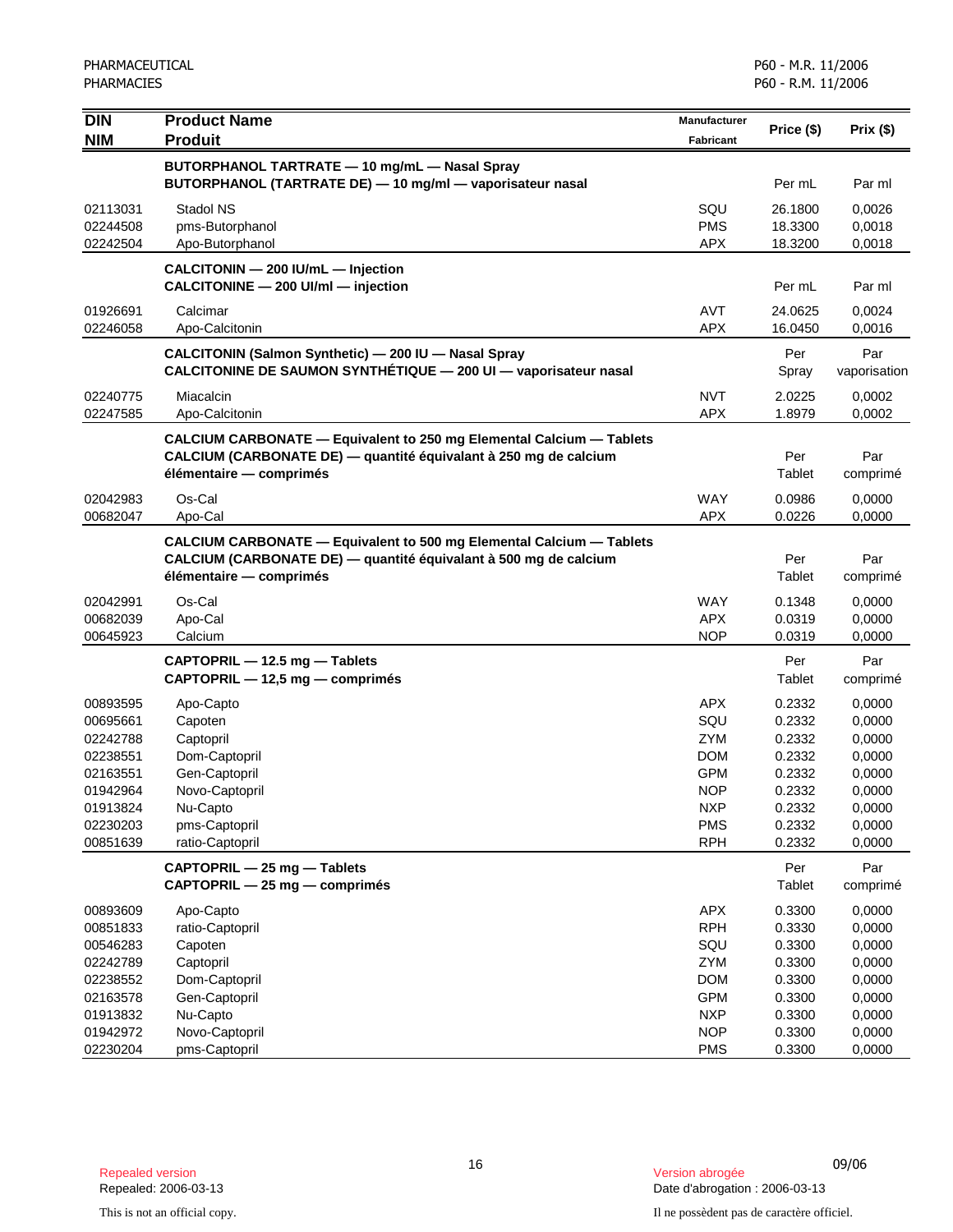| DIN<br>NIM | Product Name<br>Produit | Manufacturer<br>Fabricant | Price ($) | Prix ($) |
|---|---|---|---|---|
| | **BUTORPHANOL TARTRATE — 10 mg/mL — Nasal Spray**<br>**BUTORPHANOL (TARTRATE DE) — 10 mg/ml — vaporisateur nasal** | | Per mL | Par ml |
| 02113031 | Stadol NS | SQU | 26.1800 | 0,0026 |
| 02244508 | pms-Butorphanol | PMS | 18.3300 | 0,0018 |
| 02242504 | Apo-Butorphanol | APX | 18.3200 | 0,0018 |
| | **CALCITONIN — 200 IU/mL — Injection**<br>**CALCITONINE — 200 UI/ml — injection** | | Per mL | Par ml |
| 01926691 | Calcimar | AVT | 24.0625 | 0,0024 |
| 02246058 | Apo-Calcitonin | APX | 16.0450 | 0,0016 |
| | **CALCITONIN (Salmon Synthetic) — 200 IU — Nasal Spray**<br>**CALCITONINE DE SAUMON SYNTHÉTIQUE — 200 UI — vaporisateur nasal** | | Per Spray | Par vaporisation |
| 02240775 | Miacalcin | NVT | 2.0225 | 0,0002 |
| 02247585 | Apo-Calcitonin | APX | 1.8979 | 0,0002 |
| | **CALCIUM CARBONATE — Equivalent to 250 mg Elemental Calcium — Tablets**<br>**CALCIUM (CARBONATE DE) — quantité équivalant à 250 mg de calcium élémentaire — comprimés** | | Per Tablet | Par comprimé |
| 02042983 | Os-Cal | WAY | 0.0986 | 0,0000 |
| 00682047 | Apo-Cal | APX | 0.0226 | 0,0000 |
| | **CALCIUM CARBONATE — Equivalent to 500 mg Elemental Calcium — Tablets**<br>**CALCIUM (CARBONATE DE) — quantité équivalant à 500 mg de calcium élémentaire — comprimés** | | Per Tablet | Par comprimé |
| 02042991 | Os-Cal | WAY | 0.1348 | 0,0000 |
| 00682039 | Apo-Cal | APX | 0.0319 | 0,0000 |
| 00645923 | Calcium | NOP | 0.0319 | 0,0000 |
| | **CAPTOPRIL — 12.5 mg — Tablets**<br>**CAPTOPRIL — 12,5 mg — comprimés** | | Per Tablet | Par comprimé |
| 00893595 | Apo-Capto | APX | 0.2332 | 0,0000 |
| 00695661 | Capoten | SQU | 0.2332 | 0,0000 |
| 02242788 | Captopril | ZYM | 0.2332 | 0,0000 |
| 02238551 | Dom-Captopril | DOM | 0.2332 | 0,0000 |
| 02163551 | Gen-Captopril | GPM | 0.2332 | 0,0000 |
| 01942964 | Novo-Captopril | NOP | 0.2332 | 0,0000 |
| 01913824 | Nu-Capto | NXP | 0.2332 | 0,0000 |
| 02230203 | pms-Captopril | PMS | 0.2332 | 0,0000 |
| 00851639 | ratio-Captopril | RPH | 0.2332 | 0,0000 |
| | **CAPTOPRIL — 25 mg — Tablets**<br>**CAPTOPRIL — 25 mg — comprimés** | | Per Tablet | Par comprimé |
| 00893609 | Apo-Capto | APX | 0.3300 | 0,0000 |
| 00851833 | ratio-Captopril | RPH | 0.3330 | 0,0000 |
| 00546283 | Capoten | SQU | 0.3300 | 0,0000 |
| 02242789 | Captopril | ZYM | 0.3300 | 0,0000 |
| 02238552 | Dom-Captopril | DOM | 0.3300 | 0,0000 |
| 02163578 | Gen-Captopril | GPM | 0.3300 | 0,0000 |
| 01913832 | Nu-Capto | NXP | 0.3300 | 0,0000 |
| 01942972 | Novo-Captopril | NOP | 0.3300 | 0,0000 |
| 02230204 | pms-Captopril | PMS | 0.3300 | 0,0000 |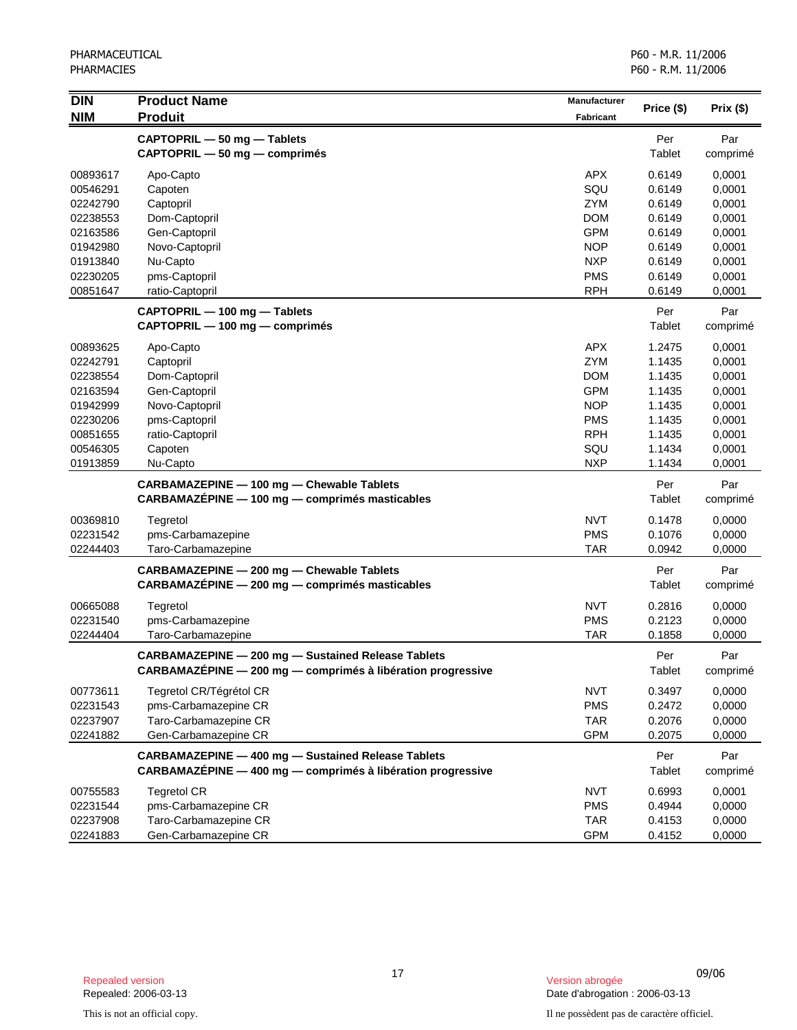| DIN<br>NIM | Product Name<br>Produit | Manufacturer<br>Fabricant | Price ($) | Prix ($) |
|---|---|---|---|---|
| | **CAPTOPRIL — 50 mg — Tablets**<br>**CAPTOPRIL — 50 mg — comprimés** | | Per<br>Tablet | Par<br>comprimé |
| 00893617 | Apo-Capto | APX | 0.6149 | 0,0001 |
| 00546291 | Capoten | SQU | 0.6149 | 0,0001 |
| 02242790 | Captopril | ZYM | 0.6149 | 0,0001 |
| 02238553 | Dom-Captopril | DOM | 0.6149 | 0,0001 |
| 02163586 | Gen-Captopril | GPM | 0.6149 | 0,0001 |
| 01942980 | Novo-Captopril | NOP | 0.6149 | 0,0001 |
| 01913840 | Nu-Capto | NXP | 0.6149 | 0,0001 |
| 02230205 | pms-Captopril | PMS | 0.6149 | 0,0001 |
| 00851647 | ratio-Captopril | RPH | 0.6149 | 0,0001 |
| | **CAPTOPRIL — 100 mg — Tablets**<br>**CAPTOPRIL — 100 mg — comprimés** | | Per<br>Tablet | Par<br>comprimé |
| 00893625 | Apo-Capto | APX | 1.2475 | 0,0001 |
| 02242791 | Captopril | ZYM | 1.1435 | 0,0001 |
| 02238554 | Dom-Captopril | DOM | 1.1435 | 0,0001 |
| 02163594 | Gen-Captopril | GPM | 1.1435 | 0,0001 |
| 01942999 | Novo-Captopril | NOP | 1.1435 | 0,0001 |
| 02230206 | pms-Captopril | PMS | 1.1435 | 0,0001 |
| 00851655 | ratio-Captopril | RPH | 1.1435 | 0,0001 |
| 00546305 | Capoten | SQU | 1.1434 | 0,0001 |
| 01913859 | Nu-Capto | NXP | 1.1434 | 0,0001 |
| | **CARBAMAZEPINE — 100 mg — Chewable Tablets**<br>**CARBAMAZÉPINE — 100 mg — comprimés masticables** | | Per<br>Tablet | Par<br>comprimé |
| 00369810 | Tegretol | NVT | 0.1478 | 0,0000 |
| 02231542 | pms-Carbamazepine | PMS | 0.1076 | 0,0000 |
| 02244403 | Taro-Carbamazepine | TAR | 0.0942 | 0,0000 |
| | **CARBAMAZEPINE — 200 mg — Chewable Tablets**<br>**CARBAMAZÉPINE — 200 mg — comprimés masticables** | | Per<br>Tablet | Par<br>comprimé |
| 00665088 | Tegretol | NVT | 0.2816 | 0,0000 |
| 02231540 | pms-Carbamazepine | PMS | 0.2123 | 0,0000 |
| 02244404 | Taro-Carbamazepine | TAR | 0.1858 | 0,0000 |
| | **CARBAMAZEPINE — 200 mg — Sustained Release Tablets**<br>**CARBAMAZÉPINE — 200 mg — comprimés à libération progressive** | | Per<br>Tablet | Par<br>comprimé |
| 00773611 | Tegretol CR/Tégrétol CR | NVT | 0.3497 | 0,0000 |
| 02231543 | pms-Carbamazepine CR | PMS | 0.2472 | 0,0000 |
| 02237907 | Taro-Carbamazepine CR | TAR | 0.2076 | 0,0000 |
| 02241882 | Gen-Carbamazepine CR | GPM | 0.2075 | 0,0000 |
| | **CARBAMAZEPINE — 400 mg — Sustained Release Tablets**<br>**CARBAMAZÉPINE — 400 mg — comprimés à libération progressive** | | Per<br>Tablet | Par<br>comprimé |
| 00755583 | Tegretol CR | NVT | 0.6993 | 0,0001 |
| 02231544 | pms-Carbamazepine CR | PMS | 0.4944 | 0,0000 |
| 02237908 | Taro-Carbamazepine CR | TAR | 0.4153 | 0,0000 |
| 02241883 | Gen-Carbamazepine CR | GPM | 0.4152 | 0,0000 |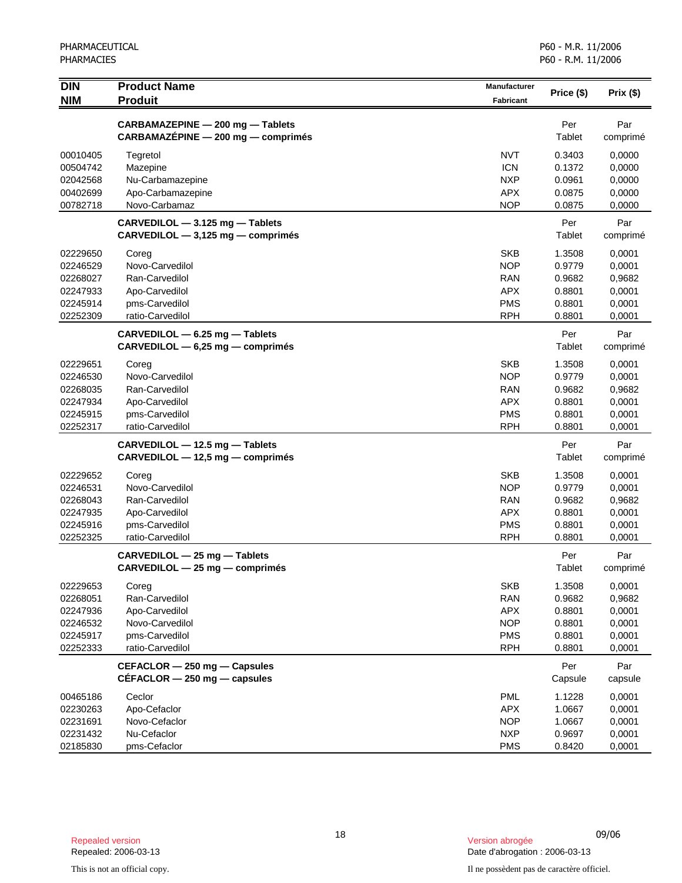| DIN<br>NIM | Product Name<br>Produit | Manufacturer<br>Fabricant | Price ($) | Prix ($) |
|---|---|---|---|---|
| | **CARBAMAZEPINE — 200 mg — Tablets**<br>**CARBAMAZÉPINE — 200 mg — comprimés** | | Per<br>Tablet | Par<br>comprimé |
| 00010405 | Tegretol | NVT | 0.3403 | 0,0000 |
| 00504742 | Mazepine | ICN | 0.1372 | 0,0000 |
| 02042568 | Nu-Carbamazepine | NXP | 0.0961 | 0,0000 |
| 00402699 | Apo-Carbamazepine | APX | 0.0875 | 0,0000 |
| 00782718 | Novo-Carbamaz | NOP | 0.0875 | 0,0000 |
| | **CARVEDILOL — 3.125 mg — Tablets**<br>**CARVEDILOL — 3,125 mg — comprimés** | | Per<br>Tablet | Par<br>comprimé |
| 02229650 | Coreg | SKB | 1.3508 | 0,0001 |
| 02246529 | Novo-Carvedilol | NOP | 0.9779 | 0,0001 |
| 02268027 | Ran-Carvedilol | RAN | 0.9682 | 0,9682 |
| 02247933 | Apo-Carvedilol | APX | 0.8801 | 0,0001 |
| 02245914 | pms-Carvedilol | PMS | 0.8801 | 0,0001 |
| 02252309 | ratio-Carvedilol | RPH | 0.8801 | 0,0001 |
| | **CARVEDILOL — 6.25 mg — Tablets**<br>**CARVEDILOL — 6,25 mg — comprimés** | | Per<br>Tablet | Par<br>comprimé |
| 02229651 | Coreg | SKB | 1.3508 | 0,0001 |
| 02246530 | Novo-Carvedilol | NOP | 0.9779 | 0,0001 |
| 02268035 | Ran-Carvedilol | RAN | 0.9682 | 0,9682 |
| 02247934 | Apo-Carvedilol | APX | 0.8801 | 0,0001 |
| 02245915 | pms-Carvedilol | PMS | 0.8801 | 0,0001 |
| 02252317 | ratio-Carvedilol | RPH | 0.8801 | 0,0001 |
| | **CARVEDILOL — 12.5 mg — Tablets**<br>**CARVEDILOL — 12,5 mg — comprimés** | | Per<br>Tablet | Par<br>comprimé |
| 02229652 | Coreg | SKB | 1.3508 | 0,0001 |
| 02246531 | Novo-Carvedilol | NOP | 0.9779 | 0,0001 |
| 02268043 | Ran-Carvedilol | RAN | 0.9682 | 0,9682 |
| 02247935 | Apo-Carvedilol | APX | 0.8801 | 0,0001 |
| 02245916 | pms-Carvedilol | PMS | 0.8801 | 0,0001 |
| 02252325 | ratio-Carvedilol | RPH | 0.8801 | 0,0001 |
| | **CARVEDILOL — 25 mg — Tablets**<br>**CARVEDILOL — 25 mg — comprimés** | | Per<br>Tablet | Par<br>comprimé |
| 02229653 | Coreg | SKB | 1.3508 | 0,0001 |
| 02268051 | Ran-Carvedilol | RAN | 0.9682 | 0,9682 |
| 02247936 | Apo-Carvedilol | APX | 0.8801 | 0,0001 |
| 02246532 | Novo-Carvedilol | NOP | 0.8801 | 0,0001 |
| 02245917 | pms-Carvedilol | PMS | 0.8801 | 0,0001 |
| 02252333 | ratio-Carvedilol | RPH | 0.8801 | 0,0001 |
| | **CEFACLOR — 250 mg — Capsules**<br>**CÉFACLOR — 250 mg — capsules** | | Per<br>Capsule | Par<br>capsule |
| 00465186 | Ceclor | PML | 1.1228 | 0,0001 |
| 02230263 | Apo-Cefaclor | APX | 1.0667 | 0,0001 |
| 02231691 | Novo-Cefaclor | NOP | 1.0667 | 0,0001 |
| 02231432 | Nu-Cefaclor | NXP | 0.9697 | 0,0001 |
| 02185830 | pms-Cefaclor | PMS | 0.8420 | 0,0001 |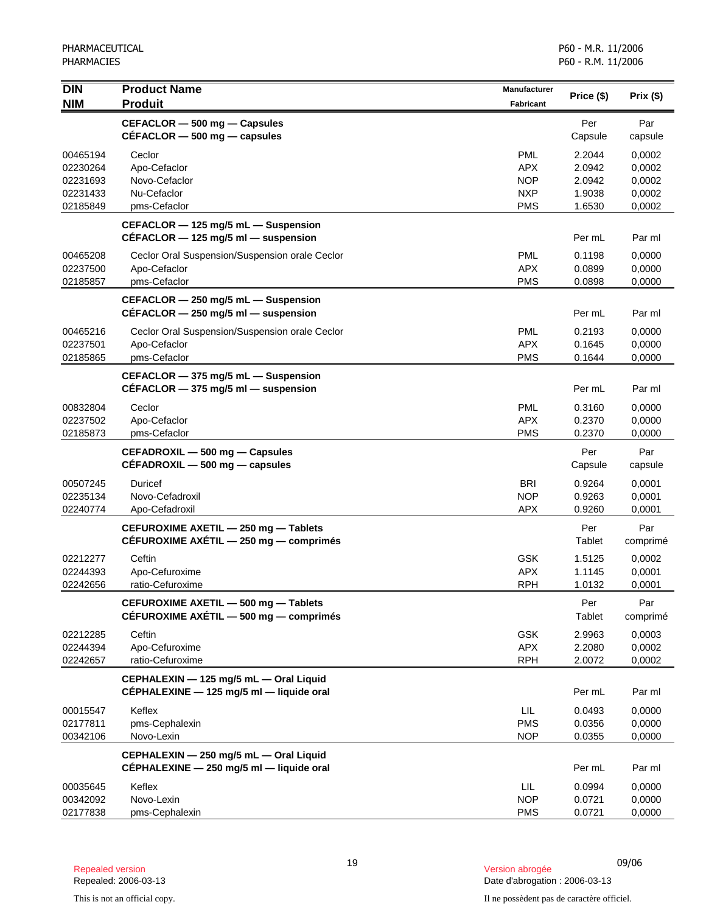| DIN<br>NIM | Product Name<br>Produit | Manufacturer<br>Fabricant | Price ($) | Prix ($) |
|---|---|---|---|---|
| | **CEFACLOR — 500 mg — Capsules**<br>**CÉFACLOR — 500 mg — capsules** | | Per Capsule | Par capsule |
| 00465194 | Ceclor | PML | 2.2044 | 0,0002 |
| 02230264 | Apo-Cefaclor | APX | 2.0942 | 0,0002 |
| 02231693 | Novo-Cefaclor | NOP | 2.0942 | 0,0002 |
| 02231433 | Nu-Cefaclor | NXP | 1.9038 | 0,0002 |
| 02185849 | pms-Cefaclor | PMS | 1.6530 | 0,0002 |
| | **CEFACLOR — 125 mg/5 mL — Suspension**<br>**CÉFACLOR — 125 mg/5 ml — suspension** | | Per mL | Par ml |
| 00465208 | Ceclor Oral Suspension/Suspension orale Ceclor | PML | 0.1198 | 0,0000 |
| 02237500 | Apo-Cefaclor | APX | 0.0899 | 0,0000 |
| 02185857 | pms-Cefaclor | PMS | 0.0898 | 0,0000 |
| | **CEFACLOR — 250 mg/5 mL — Suspension**<br>**CÉFACLOR — 250 mg/5 ml — suspension** | | Per mL | Par ml |
| 00465216 | Ceclor Oral Suspension/Suspension orale Ceclor | PML | 0.2193 | 0,0000 |
| 02237501 | Apo-Cefaclor | APX | 0.1645 | 0,0000 |
| 02185865 | pms-Cefaclor | PMS | 0.1644 | 0,0000 |
| | **CEFACLOR — 375 mg/5 mL — Suspension**<br>**CÉFACLOR — 375 mg/5 ml — suspension** | | Per mL | Par ml |
| 00832804 | Ceclor | PML | 0.3160 | 0,0000 |
| 02237502 | Apo-Cefaclor | APX | 0.2370 | 0,0000 |
| 02185873 | pms-Cefaclor | PMS | 0.2370 | 0,0000 |
| | **CEFADROXIL — 500 mg — Capsules**<br>**CÉFADROXIL — 500 mg — capsules** | | Per Capsule | Par capsule |
| 00507245 | Duricef | BRI | 0.9264 | 0,0001 |
| 02235134 | Novo-Cefadroxil | NOP | 0.9263 | 0,0001 |
| 02240774 | Apo-Cefadroxil | APX | 0.9260 | 0,0001 |
| | **CEFUROXIME AXETIL — 250 mg — Tablets**<br>**CÉFUROXIME AXÉTIL — 250 mg — comprimés** | | Per Tablet | Par comprimé |
| 02212277 | Ceftin | GSK | 1.5125 | 0,0002 |
| 02244393 | Apo-Cefuroxime | APX | 1.1145 | 0,0001 |
| 02242656 | ratio-Cefuroxime | RPH | 1.0132 | 0,0001 |
| | **CEFUROXIME AXETIL — 500 mg — Tablets**<br>**CÉFUROXIME AXÉTIL — 500 mg — comprimés** | | Per Tablet | Par comprimé |
| 02212285 | Ceftin | GSK | 2.9963 | 0,0003 |
| 02244394 | Apo-Cefuroxime | APX | 2.2080 | 0,0002 |
| 02242657 | ratio-Cefuroxime | RPH | 2.0072 | 0,0002 |
| | **CEPHALEXIN — 125 mg/5 mL — Oral Liquid**<br>**CÉPHALEXINE — 125 mg/5 ml — liquide oral** | | Per mL | Par ml |
| 00015547 | Keflex | LIL | 0.0493 | 0,0000 |
| 02177811 | pms-Cephalexin | PMS | 0.0356 | 0,0000 |
| 00342106 | Novo-Lexin | NOP | 0.0355 | 0,0000 |
| | **CEPHALEXIN — 250 mg/5 mL — Oral Liquid**<br>**CÉPHALEXINE — 250 mg/5 ml — liquide oral** | | Per mL | Par ml |
| 00035645 | Keflex | LIL | 0.0994 | 0,0000 |
| 00342092 | Novo-Lexin | NOP | 0.0721 | 0,0000 |
| 02177838 | pms-Cephalexin | PMS | 0.0721 | 0,0000 |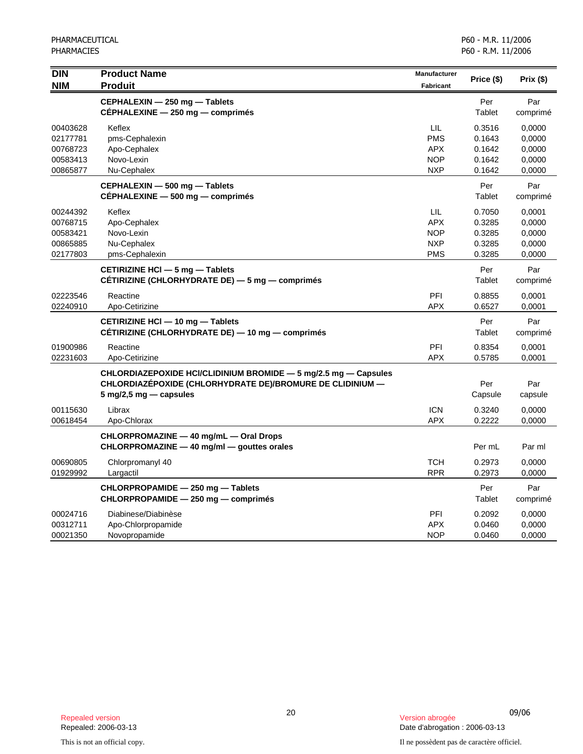| DIN / NIM | Product Name / Produit | Manufacturer / Fabricant | Price ($) | Prix ($) |
|---|---|---|---|---|
| | **CEPHALEXIN — 250 mg — Tablets** **CÉPHALEXINE — 250 mg — comprimés** | | Per Tablet | Par comprimé |
| 00403628 | Keflex | LIL | 0.3516 | 0,0000 |
| 02177781 | pms-Cephalexin | PMS | 0.1643 | 0,0000 |
| 00768723 | Apo-Cephalex | APX | 0.1642 | 0,0000 |
| 00583413 | Novo-Lexin | NOP | 0.1642 | 0,0000 |
| 00865877 | Nu-Cephalex | NXP | 0.1642 | 0,0000 |
| | **CEPHALEXIN — 500 mg — Tablets** **CÉPHALEXINE — 500 mg — comprimés** | | Per Tablet | Par comprimé |
| 00244392 | Keflex | LIL | 0.7050 | 0,0001 |
| 00768715 | Apo-Cephalex | APX | 0.3285 | 0,0000 |
| 00583421 | Novo-Lexin | NOP | 0.3285 | 0,0000 |
| 00865885 | Nu-Cephalex | NXP | 0.3285 | 0,0000 |
| 02177803 | pms-Cephalexin | PMS | 0.3285 | 0,0000 |
| | **CETIRIZINE HCl — 5 mg — Tablets** **CÉTIRIZINE (CHLORHYDRATE DE) — 5 mg — comprimés** | | Per Tablet | Par comprimé |
| 02223546 | Reactine | PFI | 0.8855 | 0,0001 |
| 02240910 | Apo-Cetirizine | APX | 0.6527 | 0,0001 |
| | **CETIRIZINE HCl — 10 mg — Tablets** **CÉTIRIZINE (CHLORHYDRATE DE) — 10 mg — comprimés** | | Per Tablet | Par comprimé |
| 01900986 | Reactine | PFI | 0.8354 | 0,0001 |
| 02231603 | Apo-Cetirizine | APX | 0.5785 | 0,0001 |
| | **CHLORDIAZEPOXIDE HCl/CLIDINIUM BROMIDE — 5 mg/2.5 mg — Capsules** **CHLORDIAZÉPOXIDE (CHLORHYDRATE DE)/BROMURE DE CLIDINIUM — 5 mg/2,5 mg — capsules** | | Per Capsule | Par capsule |
| 00115630 | Librax | ICN | 0.3240 | 0,0000 |
| 00618454 | Apo-Chlorax | APX | 0.2222 | 0,0000 |
| | **CHLORPROMAZINE — 40 mg/mL — Oral Drops** **CHLORPROMAZINE — 40 mg/ml — gouttes orales** | | Per mL | Par ml |
| 00690805 | Chlorpromanyl 40 | TCH | 0.2973 | 0,0000 |
| 01929992 | Largactil | RPR | 0.2973 | 0,0000 |
| | **CHLORPROPAMIDE — 250 mg — Tablets** **CHLORPROPAMIDE — 250 mg — comprimés** | | Per Tablet | Par comprimé |
| 00024716 | Diabinese/Diabinèse | PFI | 0.2092 | 0,0000 |
| 00312711 | Apo-Chlorpropamide | APX | 0.0460 | 0,0000 |
| 00021350 | Novopropamide | NOP | 0.0460 | 0,0000 |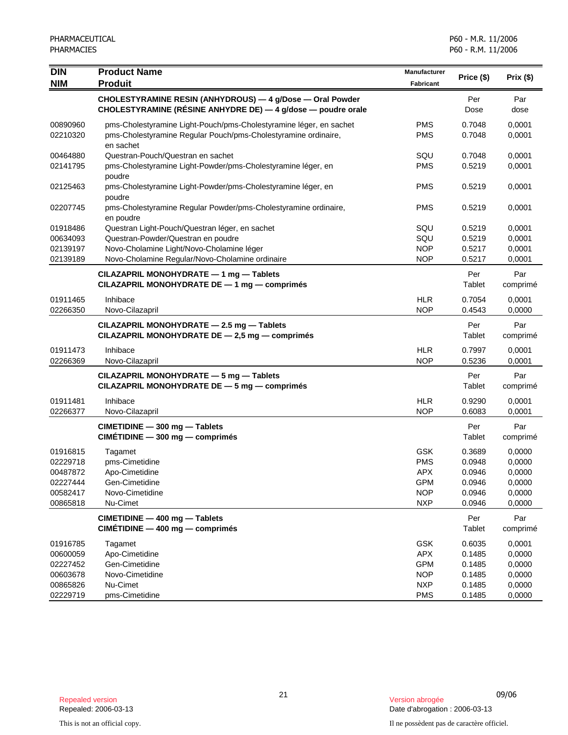| DIN<br>NIM | Product Name<br>Produit | Manufacturer<br>Fabricant | Price ($) | Prix ($) |
|---|---|---|---|---|
| | **CHOLESTYRAMINE RESIN (ANHYDROUS) — 4 g/Dose — Oral Powder**<br>**CHOLESTYRAMINE (RÉSINE ANHYDRE DE) — 4 g/dose — poudre orale** | | Per<br>Dose | Par<br>dose |
| 00890960 | pms-Cholestyramine Light-Pouch/pms-Cholestyramine léger, en sachet | PMS | 0.7048 | 0,0001 |
| 02210320 | pms-Cholestyramine Regular Pouch/pms-Cholestyramine ordinaire, en sachet | PMS | 0.7048 | 0,0001 |
| 00464880 | Questran-Pouch/Questran en sachet | SQU | 0.7048 | 0,0001 |
| 02141795 | pms-Cholestyramine Light-Powder/pms-Cholestyramine léger, en poudre | PMS | 0.5219 | 0,0001 |
| 02125463 | pms-Cholestyramine Light-Powder/pms-Cholestyramine léger, en poudre | PMS | 0.5219 | 0,0001 |
| 02207745 | pms-Cholestyramine Regular Powder/pms-Cholestyramine ordinaire, en poudre | PMS | 0.5219 | 0,0001 |
| 01918486 | Questran Light-Pouch/Questran léger, en sachet | SQU | 0.5219 | 0,0001 |
| 00634093 | Questran-Powder/Questran en poudre | SQU | 0.5219 | 0,0001 |
| 02139197 | Novo-Cholamine Light/Novo-Cholamine léger | NOP | 0.5217 | 0,0001 |
| 02139189 | Novo-Cholamine Regular/Novo-Cholamine ordinaire | NOP | 0.5217 | 0,0001 |
| | **CILAZAPRIL MONOHYDRATE — 1 mg — Tablets**<br>**CILAZAPRIL MONOHYDRATE DE — 1 mg — comprimés** | | Per<br>Tablet | Par<br>comprimé |
| 01911465 | Inhibace | HLR | 0.7054 | 0,0001 |
| 02266350 | Novo-Cilazapril | NOP | 0.4543 | 0,0000 |
| | **CILAZAPRIL MONOHYDRATE — 2.5 mg — Tablets**<br>**CILAZAPRIL MONOHYDRATE DE — 2,5 mg — comprimés** | | Per<br>Tablet | Par<br>comprimé |
| 01911473 | Inhibace | HLR | 0.7997 | 0,0001 |
| 02266369 | Novo-Cilazapril | NOP | 0.5236 | 0,0001 |
| | **CILAZAPRIL MONOHYDRATE — 5 mg — Tablets**<br>**CILAZAPRIL MONOHYDRATE DE — 5 mg — comprimés** | | Per<br>Tablet | Par<br>comprimé |
| 01911481 | Inhibace | HLR | 0.9290 | 0,0001 |
| 02266377 | Novo-Cilazapril | NOP | 0.6083 | 0,0001 |
| | **CIMETIDINE — 300 mg — Tablets**<br>**CIMÉTIDINE — 300 mg — comprimés** | | Per<br>Tablet | Par<br>comprimé |
| 01916815 | Tagamet | GSK | 0.3689 | 0,0000 |
| 02229718 | pms-Cimetidine | PMS | 0.0948 | 0,0000 |
| 00487872 | Apo-Cimetidine | APX | 0.0946 | 0,0000 |
| 02227444 | Gen-Cimetidine | GPM | 0.0946 | 0,0000 |
| 00582417 | Novo-Cimetidine | NOP | 0.0946 | 0,0000 |
| 00865818 | Nu-Cimet | NXP | 0.0946 | 0,0000 |
| | **CIMETIDINE — 400 mg — Tablets**<br>**CIMÉTIDINE — 400 mg — comprimés** | | Per<br>Tablet | Par<br>comprimé |
| 01916785 | Tagamet | GSK | 0.6035 | 0,0001 |
| 00600059 | Apo-Cimetidine | APX | 0.1485 | 0,0000 |
| 02227452 | Gen-Cimetidine | GPM | 0.1485 | 0,0000 |
| 00603678 | Novo-Cimetidine | NOP | 0.1485 | 0,0000 |
| 00865826 | Nu-Cimet | NXP | 0.1485 | 0,0000 |
| 02229719 | pms-Cimetidine | PMS | 0.1485 | 0,0000 |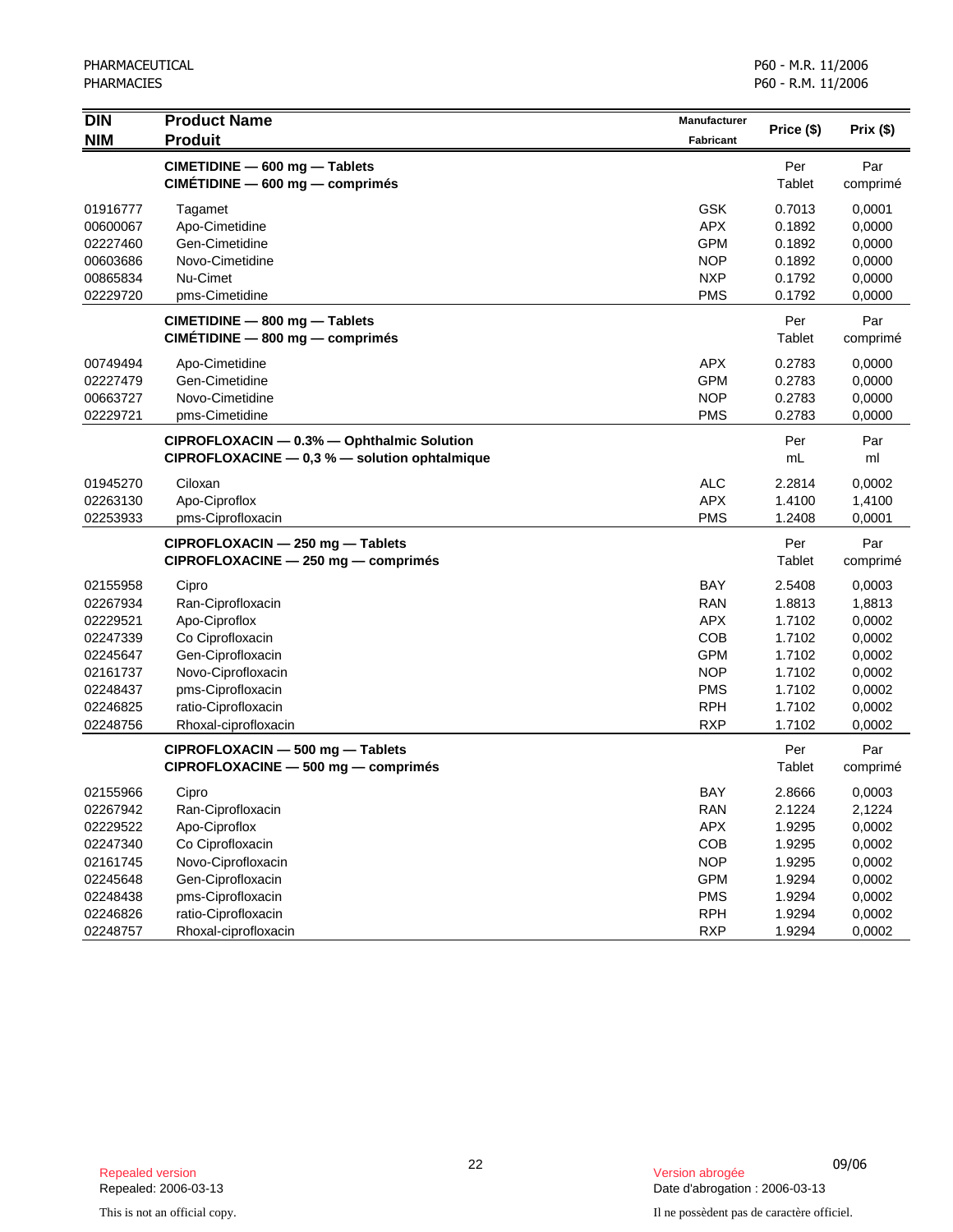| DIN<br>NIM | Product Name<br>Produit | Manufacturer<br>Fabricant | Price ($) | Prix ($) |
|---|---|---|---|---|
| | **CIMETIDINE — 600 mg — Tablets**<br>**CIMÉTIDINE — 600 mg — comprimés** | | Per<br>Tablet | Par<br>comprimé |
| 01916777 | Tagamet | GSK | 0.7013 | 0,0001 |
| 00600067 | Apo-Cimetidine | APX | 0.1892 | 0,0000 |
| 02227460 | Gen-Cimetidine | GPM | 0.1892 | 0,0000 |
| 00603686 | Novo-Cimetidine | NOP | 0.1892 | 0,0000 |
| 00865834 | Nu-Cimet | NXP | 0.1792 | 0,0000 |
| 02229720 | pms-Cimetidine | PMS | 0.1792 | 0,0000 |
| | **CIMETIDINE — 800 mg — Tablets**<br>**CIMÉTIDINE — 800 mg — comprimés** | | Per<br>Tablet | Par<br>comprimé |
| 00749494 | Apo-Cimetidine | APX | 0.2783 | 0,0000 |
| 02227479 | Gen-Cimetidine | GPM | 0.2783 | 0,0000 |
| 00663727 | Novo-Cimetidine | NOP | 0.2783 | 0,0000 |
| 02229721 | pms-Cimetidine | PMS | 0.2783 | 0,0000 |
| | **CIPROFLOXACIN — 0.3% — Ophthalmic Solution**<br>**CIPROFLOXACINE — 0,3 % — solution ophtalmique** | | Per<br>mL | Par<br>ml |
| 01945270 | Ciloxan | ALC | 2.2814 | 0,0002 |
| 02263130 | Apo-Ciproflox | APX | 1.4100 | 1,4100 |
| 02253933 | pms-Ciprofloxacin | PMS | 1.2408 | 0,0001 |
| | **CIPROFLOXACIN — 250 mg — Tablets**<br>**CIPROFLOXACINE — 250 mg — comprimés** | | Per<br>Tablet | Par<br>comprimé |
| 02155958 | Cipro | BAY | 2.5408 | 0,0003 |
| 02267934 | Ran-Ciprofloxacin | RAN | 1.8813 | 1,8813 |
| 02229521 | Apo-Ciproflox | APX | 1.7102 | 0,0002 |
| 02247339 | Co Ciprofloxacin | COB | 1.7102 | 0,0002 |
| 02245647 | Gen-Ciprofloxacin | GPM | 1.7102 | 0,0002 |
| 02161737 | Novo-Ciprofloxacin | NOP | 1.7102 | 0,0002 |
| 02248437 | pms-Ciprofloxacin | PMS | 1.7102 | 0,0002 |
| 02246825 | ratio-Ciprofloxacin | RPH | 1.7102 | 0,0002 |
| 02248756 | Rhoxal-ciprofloxacin | RXP | 1.7102 | 0,0002 |
| | **CIPROFLOXACIN — 500 mg — Tablets**<br>**CIPROFLOXACINE — 500 mg — comprimés** | | Per<br>Tablet | Par<br>comprimé |
| 02155966 | Cipro | BAY | 2.8666 | 0,0003 |
| 02267942 | Ran-Ciprofloxacin | RAN | 2.1224 | 2,1224 |
| 02229522 | Apo-Ciproflox | APX | 1.9295 | 0,0002 |
| 02247340 | Co Ciprofloxacin | COB | 1.9295 | 0,0002 |
| 02161745 | Novo-Ciprofloxacin | NOP | 1.9295 | 0,0002 |
| 02245648 | Gen-Ciprofloxacin | GPM | 1.9294 | 0,0002 |
| 02248438 | pms-Ciprofloxacin | PMS | 1.9294 | 0,0002 |
| 02246826 | ratio-Ciprofloxacin | RPH | 1.9294 | 0,0002 |
| 02248757 | Rhoxal-ciprofloxacin | RXP | 1.9294 | 0,0002 |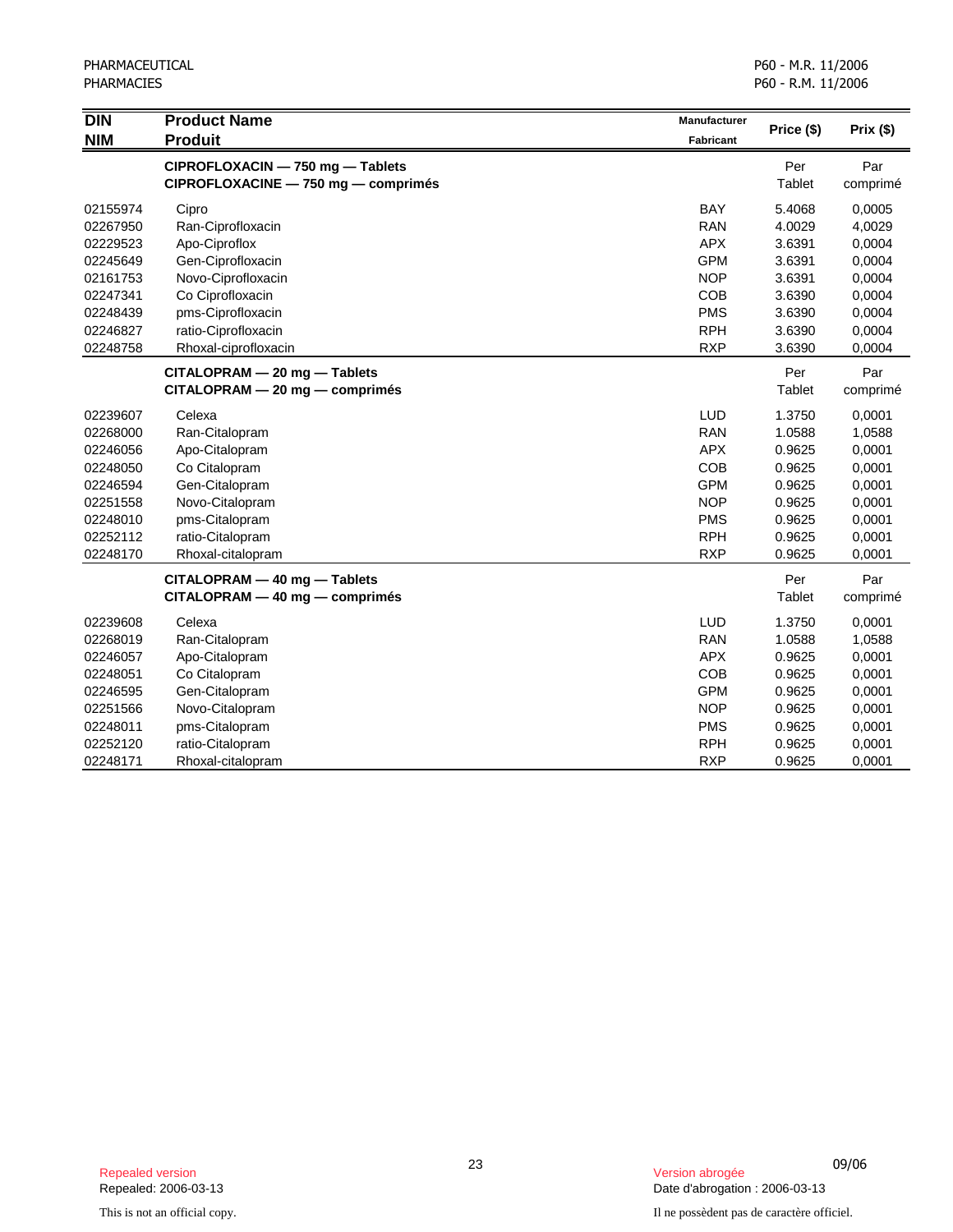| DIN<br>NIM | Product Name<br>Produit | Manufacturer<br>Fabricant | Price ($) | Prix ($) |
|---|---|---|---|---|
| | **CIPROFLOXACIN — 750 mg — Tablets**<br>**CIPROFLOXACINE — 750 mg — comprimés** | | Per<br>Tablet | Par<br>comprimé |
| 02155974 | Cipro | BAY | 5.4068 | 0,0005 |
| 02267950 | Ran-Ciprofloxacin | RAN | 4.0029 | 4,0029 |
| 02229523 | Apo-Ciproflox | APX | 3.6391 | 0,0004 |
| 02245649 | Gen-Ciprofloxacin | GPM | 3.6391 | 0,0004 |
| 02161753 | Novo-Ciprofloxacin | NOP | 3.6391 | 0,0004 |
| 02247341 | Co Ciprofloxacin | COB | 3.6390 | 0,0004 |
| 02248439 | pms-Ciprofloxacin | PMS | 3.6390 | 0,0004 |
| 02246827 | ratio-Ciprofloxacin | RPH | 3.6390 | 0,0004 |
| 02248758 | Rhoxal-ciprofloxacin | RXP | 3.6390 | 0,0004 |
| | **CITALOPRAM — 20 mg — Tablets**<br>**CITALOPRAM — 20 mg — comprimés** | | Per<br>Tablet | Par<br>comprimé |
| 02239607 | Celexa | LUD | 1.3750 | 0,0001 |
| 02268000 | Ran-Citalopram | RAN | 1.0588 | 1,0588 |
| 02246056 | Apo-Citalopram | APX | 0.9625 | 0,0001 |
| 02248050 | Co Citalopram | COB | 0.9625 | 0,0001 |
| 02246594 | Gen-Citalopram | GPM | 0.9625 | 0,0001 |
| 02251558 | Novo-Citalopram | NOP | 0.9625 | 0,0001 |
| 02248010 | pms-Citalopram | PMS | 0.9625 | 0,0001 |
| 02252112 | ratio-Citalopram | RPH | 0.9625 | 0,0001 |
| 02248170 | Rhoxal-citalopram | RXP | 0.9625 | 0,0001 |
| | **CITALOPRAM — 40 mg — Tablets**<br>**CITALOPRAM — 40 mg — comprimés** | | Per<br>Tablet | Par<br>comprimé |
| 02239608 | Celexa | LUD | 1.3750 | 0,0001 |
| 02268019 | Ran-Citalopram | RAN | 1.0588 | 1,0588 |
| 02246057 | Apo-Citalopram | APX | 0.9625 | 0,0001 |
| 02248051 | Co Citalopram | COB | 0.9625 | 0,0001 |
| 02246595 | Gen-Citalopram | GPM | 0.9625 | 0,0001 |
| 02251566 | Novo-Citalopram | NOP | 0.9625 | 0,0001 |
| 02248011 | pms-Citalopram | PMS | 0.9625 | 0,0001 |
| 02252120 | ratio-Citalopram | RPH | 0.9625 | 0,0001 |
| 02248171 | Rhoxal-citalopram | RXP | 0.9625 | 0,0001 |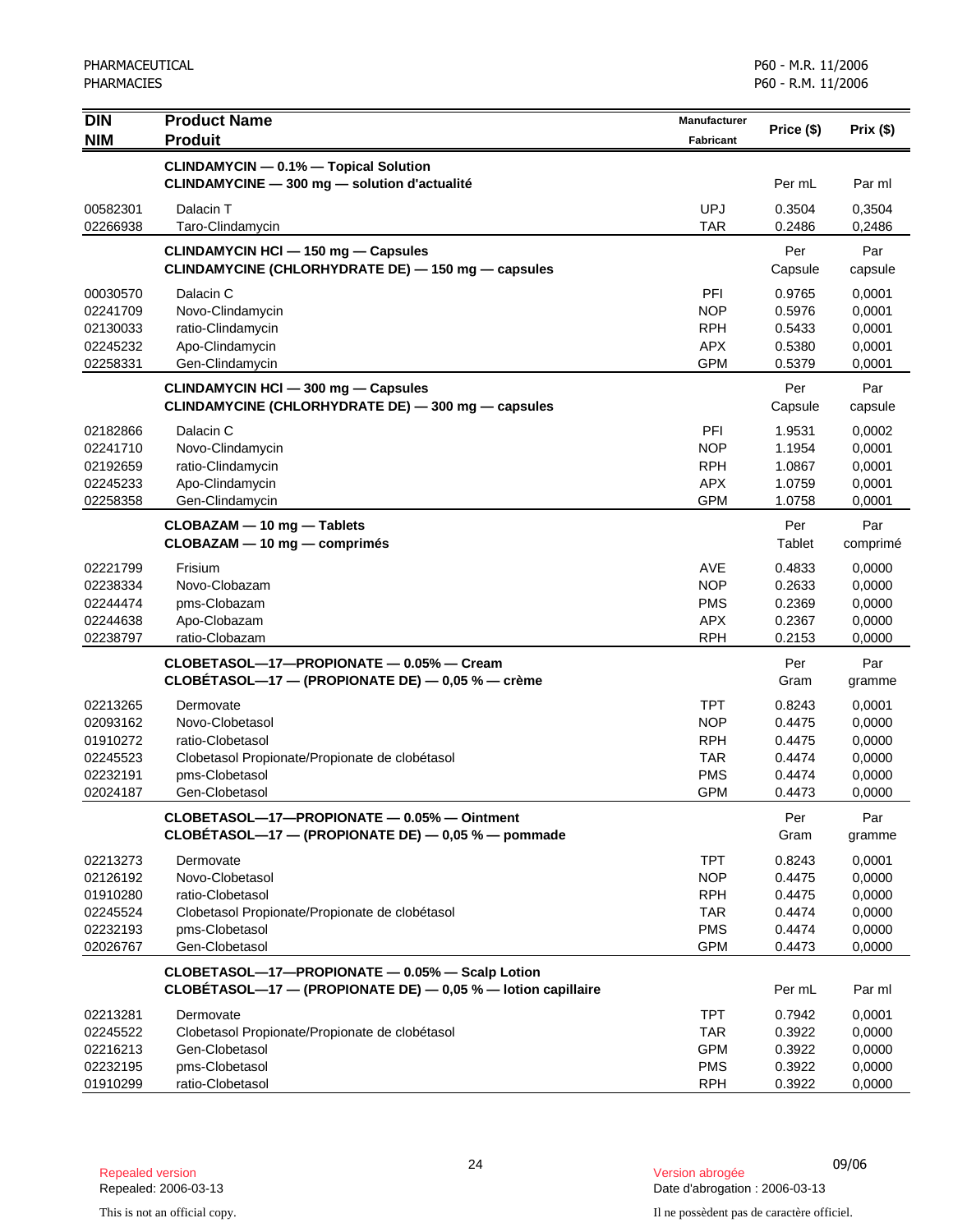| DIN<br>NIM | Product Name<br>Produit | Manufacturer<br>Fabricant | Price ($) | Prix ($) |
|---|---|---|---|---|
| | **CLINDAMYCIN — 0.1% — Topical Solution**<br>**CLINDAMYCINE — 300 mg — solution d'actualité** | | Per mL | Par ml |
| 00582301 | Dalacin T | UPJ | 0.3504 | 0,3504 |
| 02266938 | Taro-Clindamycin | TAR | 0.2486 | 0,2486 |
| | **CLINDAMYCIN HCl — 150 mg — Capsules**<br>**CLINDAMYCINE (CHLORHYDRATE DE) — 150 mg — capsules** | | Per Capsule | Par capsule |
| 00030570 | Dalacin C | PFI | 0.9765 | 0,0001 |
| 02241709 | Novo-Clindamycin | NOP | 0.5976 | 0,0001 |
| 02130033 | ratio-Clindamycin | RPH | 0.5433 | 0,0001 |
| 02245232 | Apo-Clindamycin | APX | 0.5380 | 0,0001 |
| 02258331 | Gen-Clindamycin | GPM | 0.5379 | 0,0001 |
| | **CLINDAMYCIN HCl — 300 mg — Capsules**<br>**CLINDAMYCINE (CHLORHYDRATE DE) — 300 mg — capsules** | | Per Capsule | Par capsule |
| 02182866 | Dalacin C | PFI | 1.9531 | 0,0002 |
| 02241710 | Novo-Clindamycin | NOP | 1.1954 | 0,0001 |
| 02192659 | ratio-Clindamycin | RPH | 1.0867 | 0,0001 |
| 02245233 | Apo-Clindamycin | APX | 1.0759 | 0,0001 |
| 02258358 | Gen-Clindamycin | GPM | 1.0758 | 0,0001 |
| | **CLOBAZAM — 10 mg — Tablets**<br>**CLOBAZAM — 10 mg — comprimés** | | Per Tablet | Par comprimé |
| 02221799 | Frisium | AVE | 0.4833 | 0,0000 |
| 02238334 | Novo-Clobazam | NOP | 0.2633 | 0,0000 |
| 02244474 | pms-Clobazam | PMS | 0.2369 | 0,0000 |
| 02244638 | Apo-Clobazam | APX | 0.2367 | 0,0000 |
| 02238797 | ratio-Clobazam | RPH | 0.2153 | 0,0000 |
| | **CLOBETASOL—17—PROPIONATE — 0.05% — Cream**<br>**CLOBÉTASOL—17 — (PROPIONATE DE) — 0,05 % — crème** | | Per Gram | Par gramme |
| 02213265 | Dermovate | TPT | 0.8243 | 0,0001 |
| 02093162 | Novo-Clobetasol | NOP | 0.4475 | 0,0000 |
| 01910272 | ratio-Clobetasol | RPH | 0.4475 | 0,0000 |
| 02245523 | Clobetasol Propionate/Propionate de clobétasol | TAR | 0.4474 | 0,0000 |
| 02232191 | pms-Clobetasol | PMS | 0.4474 | 0,0000 |
| 02024187 | Gen-Clobetasol | GPM | 0.4473 | 0,0000 |
| | **CLOBETASOL—17—PROPIONATE — 0.05% — Ointment**<br>**CLOBÉTASOL—17 — (PROPIONATE DE) — 0,05 % — pommade** | | Per Gram | Par gramme |
| 02213273 | Dermovate | TPT | 0.8243 | 0,0001 |
| 02126192 | Novo-Clobetasol | NOP | 0.4475 | 0,0000 |
| 01910280 | ratio-Clobetasol | RPH | 0.4475 | 0,0000 |
| 02245524 | Clobetasol Propionate/Propionate de clobétasol | TAR | 0.4474 | 0,0000 |
| 02232193 | pms-Clobetasol | PMS | 0.4474 | 0,0000 |
| 02026767 | Gen-Clobetasol | GPM | 0.4473 | 0,0000 |
| | **CLOBETASOL—17—PROPIONATE — 0.05% — Scalp Lotion**<br>**CLOBÉTASOL—17 — (PROPIONATE DE) — 0,05 % — lotion capillaire** | | Per mL | Par ml |
| 02213281 | Dermovate | TPT | 0.7942 | 0,0001 |
| 02245522 | Clobetasol Propionate/Propionate de clobétasol | TAR | 0.3922 | 0,0000 |
| 02216213 | Gen-Clobetasol | GPM | 0.3922 | 0,0000 |
| 02232195 | pms-Clobetasol | PMS | 0.3922 | 0,0000 |
| 01910299 | ratio-Clobetasol | RPH | 0.3922 | 0,0000 |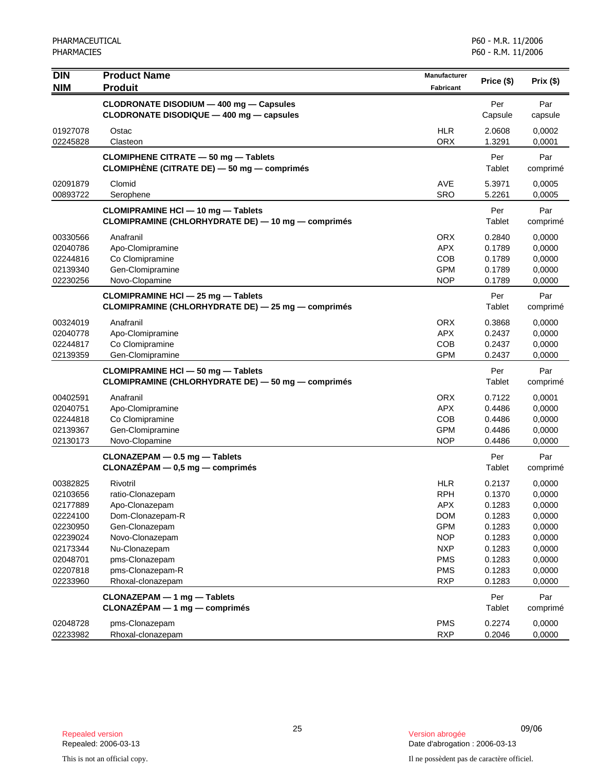| DIN<br>NIM | Product Name<br>Produit | Manufacturer<br>Fabricant | Price ($) | Prix ($) |
|---|---|---|---|---|
| | **CLODRONATE DISODIUM — 400 mg — Capsules<br>CLODRONATE DISODIQUE — 400 mg — capsules** | | Per<br>Capsule | Par<br>capsule |
| 01927078 | Ostac | HLR | 2.0608 | 0,0002 |
| 02245828 | Clasteon | ORX | 1.3291 | 0,0001 |
| | **CLOMIPHENE CITRATE — 50 mg — Tablets<br>CLOMIPHÈNE (CITRATE DE) — 50 mg — comprimés** | | Per<br>Tablet | Par<br>comprimé |
| 02091879 | Clomid | AVE | 5.3971 | 0,0005 |
| 00893722 | Serophene | SRO | 5.2261 | 0,0005 |
| | **CLOMIPRAMINE HCl — 10 mg — Tablets<br>CLOMIPRAMINE (CHLORHYDRATE DE) — 10 mg — comprimés** | | Per<br>Tablet | Par<br>comprimé |
| 00330566 | Anafranil | ORX | 0.2840 | 0,0000 |
| 02040786 | Apo-Clomipramine | APX | 0.1789 | 0,0000 |
| 02244816 | Co Clomipramine | COB | 0.1789 | 0,0000 |
| 02139340 | Gen-Clomipramine | GPM | 0.1789 | 0,0000 |
| 02230256 | Novo-Clopamine | NOP | 0.1789 | 0,0000 |
| | **CLOMIPRAMINE HCl — 25 mg — Tablets<br>CLOMIPRAMINE (CHLORHYDRATE DE) — 25 mg — comprimés** | | Per<br>Tablet | Par<br>comprimé |
| 00324019 | Anafranil | ORX | 0.3868 | 0,0000 |
| 02040778 | Apo-Clomipramine | APX | 0.2437 | 0,0000 |
| 02244817 | Co Clomipramine | COB | 0.2437 | 0,0000 |
| 02139359 | Gen-Clomipramine | GPM | 0.2437 | 0,0000 |
| | **CLOMIPRAMINE HCl — 50 mg — Tablets<br>CLOMIPRAMINE (CHLORHYDRATE DE) — 50 mg — comprimés** | | Per<br>Tablet | Par<br>comprimé |
| 00402591 | Anafranil | ORX | 0.7122 | 0,0001 |
| 02040751 | Apo-Clomipramine | APX | 0.4486 | 0,0000 |
| 02244818 | Co Clomipramine | COB | 0.4486 | 0,0000 |
| 02139367 | Gen-Clomipramine | GPM | 0.4486 | 0,0000 |
| 02130173 | Novo-Clopamine | NOP | 0.4486 | 0,0000 |
| | **CLONAZEPAM — 0.5 mg — Tablets<br>CLONAZÉPAM — 0,5 mg — comprimés** | | Per<br>Tablet | Par<br>comprimé |
| 00382825 | Rivotril | HLR | 0.2137 | 0,0000 |
| 02103656 | ratio-Clonazepam | RPH | 0.1370 | 0,0000 |
| 02177889 | Apo-Clonazepam | APX | 0.1283 | 0,0000 |
| 02224100 | Dom-Clonazepam-R | DOM | 0.1283 | 0,0000 |
| 02230950 | Gen-Clonazepam | GPM | 0.1283 | 0,0000 |
| 02239024 | Novo-Clonazepam | NOP | 0.1283 | 0,0000 |
| 02173344 | Nu-Clonazepam | NXP | 0.1283 | 0,0000 |
| 02048701 | pms-Clonazepam | PMS | 0.1283 | 0,0000 |
| 02207818 | pms-Clonazepam-R | PMS | 0.1283 | 0,0000 |
| 02233960 | Rhoxal-clonazepam | RXP | 0.1283 | 0,0000 |
| | **CLONAZEPAM — 1 mg — Tablets<br>CLONAZÉPAM — 1 mg — comprimés** | | Per<br>Tablet | Par<br>comprimé |
| 02048728 | pms-Clonazepam | PMS | 0.2274 | 0,0000 |
| 02233982 | Rhoxal-clonazepam | RXP | 0.2046 | 0,0000 |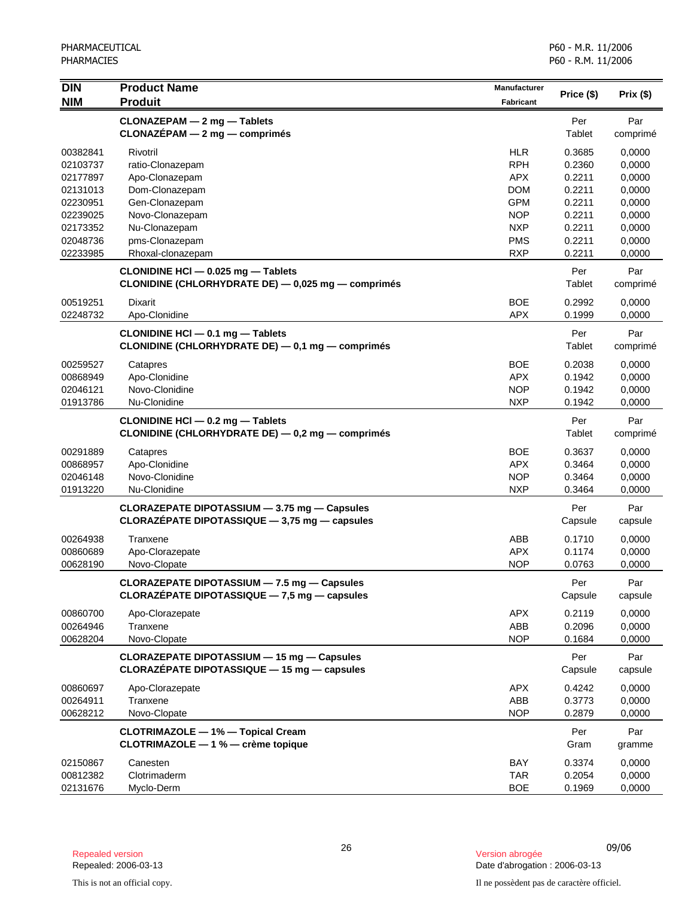| DIN<br>NIM | Product Name<br>Produit | Manufacturer<br>Fabricant | Price ($) | Prix ($) |
|---|---|---|---|---|
| | **CLONAZEPAM — 2 mg — Tablets**<br>**CLONAZÉPAM — 2 mg — comprimés** | | Per<br>Tablet | Par<br>comprimé |
| 00382841 | Rivotril | HLR | 0.3685 | 0,0000 |
| 02103737 | ratio-Clonazepam | RPH | 0.2360 | 0,0000 |
| 02177897 | Apo-Clonazepam | APX | 0.2211 | 0,0000 |
| 02131013 | Dom-Clonazepam | DOM | 0.2211 | 0,0000 |
| 02230951 | Gen-Clonazepam | GPM | 0.2211 | 0,0000 |
| 02239025 | Novo-Clonazepam | NOP | 0.2211 | 0,0000 |
| 02173352 | Nu-Clonazepam | NXP | 0.2211 | 0,0000 |
| 02048736 | pms-Clonazepam | PMS | 0.2211 | 0,0000 |
| 02233985 | Rhoxal-clonazepam | RXP | 0.2211 | 0,0000 |
| | **CLONIDINE HCl — 0.025 mg — Tablets**<br>**CLONIDINE (CHLORHYDRATE DE) — 0,025 mg — comprimés** | | Per<br>Tablet | Par<br>comprimé |
| 00519251 | Dixarit | BOE | 0.2992 | 0,0000 |
| 02248732 | Apo-Clonidine | APX | 0.1999 | 0,0000 |
| | **CLONIDINE HCl — 0.1 mg — Tablets**<br>**CLONIDINE (CHLORHYDRATE DE) — 0,1 mg — comprimés** | | Per<br>Tablet | Par<br>comprimé |
| 00259527 | Catapres | BOE | 0.2038 | 0,0000 |
| 00868949 | Apo-Clonidine | APX | 0.1942 | 0,0000 |
| 02046121 | Novo-Clonidine | NOP | 0.1942 | 0,0000 |
| 01913786 | Nu-Clonidine | NXP | 0.1942 | 0,0000 |
| | **CLONIDINE HCl — 0.2 mg — Tablets**<br>**CLONIDINE (CHLORHYDRATE DE) — 0,2 mg — comprimés** | | Per<br>Tablet | Par<br>comprimé |
| 00291889 | Catapres | BOE | 0.3637 | 0,0000 |
| 00868957 | Apo-Clonidine | APX | 0.3464 | 0,0000 |
| 02046148 | Novo-Clonidine | NOP | 0.3464 | 0,0000 |
| 01913220 | Nu-Clonidine | NXP | 0.3464 | 0,0000 |
| | **CLORAZEPATE DIPOTASSIUM — 3.75 mg — Capsules**<br>**CLORAZÉPATE DIPOTASSIQUE — 3,75 mg — capsules** | | Per<br>Capsule | Par<br>capsule |
| 00264938 | Tranxene | ABB | 0.1710 | 0,0000 |
| 00860689 | Apo-Clorazepate | APX | 0.1174 | 0,0000 |
| 00628190 | Novo-Clopate | NOP | 0.0763 | 0,0000 |
| | **CLORAZEPATE DIPOTASSIUM — 7.5 mg — Capsules**<br>**CLORAZÉPATE DIPOTASSIQUE — 7,5 mg — capsules** | | Per<br>Capsule | Par<br>capsule |
| 00860700 | Apo-Clorazepate | APX | 0.2119 | 0,0000 |
| 00264946 | Tranxene | ABB | 0.2096 | 0,0000 |
| 00628204 | Novo-Clopate | NOP | 0.1684 | 0,0000 |
| | **CLORAZEPATE DIPOTASSIUM — 15 mg — Capsules**<br>**CLORAZÉPATE DIPOTASSIQUE — 15 mg — capsules** | | Per<br>Capsule | Par<br>capsule |
| 00860697 | Apo-Clorazepate | APX | 0.4242 | 0,0000 |
| 00264911 | Tranxene | ABB | 0.3773 | 0,0000 |
| 00628212 | Novo-Clopate | NOP | 0.2879 | 0,0000 |
| | **CLOTRIMAZOLE — 1% — Topical Cream**<br>**CLOTRIMAZOLE — 1 % — crème topique** | | Per<br>Gram | Par<br>gramme |
| 02150867 | Canesten | BAY | 0.3374 | 0,0000 |
| 00812382 | Clotrimaderm | TAR | 0.2054 | 0,0000 |
| 02131676 | Myclo-Derm | BOE | 0.1969 | 0,0000 |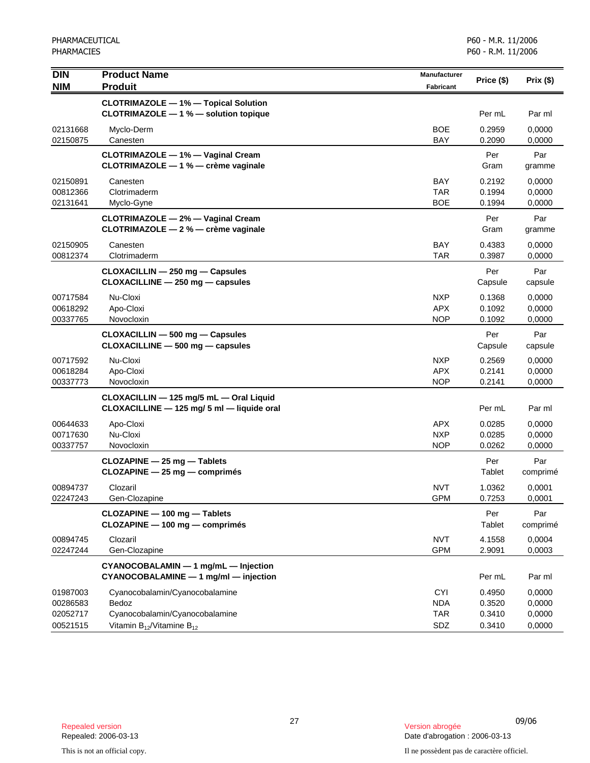| DIN<br>NIM | Product Name<br>Produit | Manufacturer<br>Fabricant | Price ($) | Prix ($) |
|---|---|---|---|---|
| | **CLOTRIMAZOLE — 1% — Topical Solution**<br>**CLOTRIMAZOLE — 1 % — solution topique** | | Per mL | Par ml |
| 02131668 | Myclo-Derm | BOE | 0.2959 | 0,0000 |
| 02150875 | Canesten | BAY | 0.2090 | 0,0000 |
| | **CLOTRIMAZOLE — 1% — Vaginal Cream**<br>**CLOTRIMAZOLE — 1 % — crème vaginale** | | Per Gram | Par gramme |
| 02150891 | Canesten | BAY | 0.2192 | 0,0000 |
| 00812366 | Clotrimaderm | TAR | 0.1994 | 0,0000 |
| 02131641 | Myclo-Gyne | BOE | 0.1994 | 0,0000 |
| | **CLOTRIMAZOLE — 2% — Vaginal Cream**<br>**CLOTRIMAZOLE — 2 % — crème vaginale** | | Per Gram | Par gramme |
| 02150905 | Canesten | BAY | 0.4383 | 0,0000 |
| 00812374 | Clotrimaderm | TAR | 0.3987 | 0,0000 |
| | **CLOXACILLIN — 250 mg — Capsules**<br>**CLOXACILLINE — 250 mg — capsules** | | Per Capsule | Par capsule |
| 00717584 | Nu-Cloxi | NXP | 0.1368 | 0,0000 |
| 00618292 | Apo-Cloxi | APX | 0.1092 | 0,0000 |
| 00337765 | Novocloxin | NOP | 0.1092 | 0,0000 |
| | **CLOXACILLIN — 500 mg — Capsules**<br>**CLOXACILLINE — 500 mg — capsules** | | Per Capsule | Par capsule |
| 00717592 | Nu-Cloxi | NXP | 0.2569 | 0,0000 |
| 00618284 | Apo-Cloxi | APX | 0.2141 | 0,0000 |
| 00337773 | Novocloxin | NOP | 0.2141 | 0,0000 |
| | **CLOXACILLIN — 125 mg/5 mL — Oral Liquid**<br>**CLOXACILLINE — 125 mg/ 5 ml — liquide oral** | | Per mL | Par ml |
| 00644633 | Apo-Cloxi | APX | 0.0285 | 0,0000 |
| 00717630 | Nu-Cloxi | NXP | 0.0285 | 0,0000 |
| 00337757 | Novocloxin | NOP | 0.0262 | 0,0000 |
| | **CLOZAPINE — 25 mg — Tablets**<br>**CLOZAPINE — 25 mg — comprimés** | | Per Tablet | Par comprimé |
| 00894737 | Clozaril | NVT | 1.0362 | 0,0001 |
| 02247243 | Gen-Clozapine | GPM | 0.7253 | 0,0001 |
| | **CLOZAPINE — 100 mg — Tablets**<br>**CLOZAPINE — 100 mg — comprimés** | | Per Tablet | Par comprimé |
| 00894745 | Clozaril | NVT | 4.1558 | 0,0004 |
| 02247244 | Gen-Clozapine | GPM | 2.9091 | 0,0003 |
| | **CYANOCOBALAMIN — 1 mg/mL — Injection**<br>**CYANOCOBALAMINE — 1 mg/ml — injection** | | Per mL | Par ml |
| 01987003 | Cyanocobalamin/Cyanocobalamine | CYI | 0.4950 | 0,0000 |
| 00286583 | Bedoz | NDA | 0.3520 | 0,0000 |
| 02052717 | Cyanocobalamin/Cyanocobalamine | TAR | 0.3410 | 0,0000 |
| 00521515 | Vitamin $B_{12}$/Vitamine $B_{12}$ | SDZ | 0.3410 | 0,0000 |

Repealed version
Repealed: 2006-03-13

Version abrogée
Date d'abrogation : 2006-03-13

This is not an official copy.

Il ne possèdent pas de caractère officiel.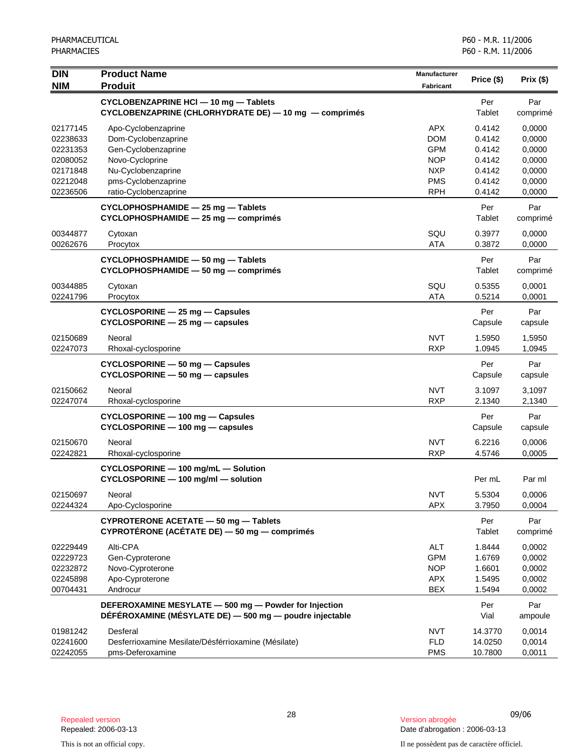| DIN<br>NIM | Product Name<br>Produit | Manufacturer<br>Fabricant | Price ($) | Prix ($) |
|---|---|---|---|---|
| | **CYCLOBENZAPRINE HCl — 10 mg — Tablets**<br>**CYCLOBENZAPRINE (CHLORHYDRATE DE) — 10 mg — comprimés** | | Per Tablet | Par comprimé |
| 02177145 | Apo-Cyclobenzaprine | APX | 0.4142 | 0,0000 |
| 02238633 | Dom-Cyclobenzaprine | DOM | 0.4142 | 0,0000 |
| 02231353 | Gen-Cyclobenzaprine | GPM | 0.4142 | 0,0000 |
| 02080052 | Novo-Cycloprine | NOP | 0.4142 | 0,0000 |
| 02171848 | Nu-Cyclobenzaprine | NXP | 0.4142 | 0,0000 |
| 02212048 | pms-Cyclobenzaprine | PMS | 0.4142 | 0,0000 |
| 02236506 | ratio-Cyclobenzaprine | RPH | 0.4142 | 0,0000 |
| | **CYCLOPHOSPHAMIDE — 25 mg — Tablets**<br>**CYCLOPHOSPHAMIDE — 25 mg — comprimés** | | Per Tablet | Par comprimé |
| 00344877 | Cytoxan | SQU | 0.3977 | 0,0000 |
| 00262676 | Procytox | ATA | 0.3872 | 0,0000 |
| | **CYCLOPHOSPHAMIDE — 50 mg — Tablets**<br>**CYCLOPHOSPHAMIDE — 50 mg — comprimés** | | Per Tablet | Par comprimé |
| 00344885 | Cytoxan | SQU | 0.5355 | 0,0001 |
| 02241796 | Procytox | ATA | 0.5214 | 0,0001 |
| | **CYCLOSPORINE — 25 mg — Capsules**<br>**CYCLOSPORINE — 25 mg — capsules** | | Per Capsule | Par capsule |
| 02150689 | Neoral | NVT | 1.5950 | 1,5950 |
| 02247073 | Rhoxal-cyclosporine | RXP | 1.0945 | 1,0945 |
| | **CYCLOSPORINE — 50 mg — Capsules**<br>**CYCLOSPORINE — 50 mg — capsules** | | Per Capsule | Par capsule |
| 02150662 | Neoral | NVT | 3.1097 | 3,1097 |
| 02247074 | Rhoxal-cyclosporine | RXP | 2.1340 | 2,1340 |
| | **CYCLOSPORINE — 100 mg — Capsules**<br>**CYCLOSPORINE — 100 mg — capsules** | | Per Capsule | Par capsule |
| 02150670 | Neoral | NVT | 6.2216 | 0,0006 |
| 02242821 | Rhoxal-cyclosporine | RXP | 4.5746 | 0,0005 |
| | **CYCLOSPORINE — 100 mg/mL — Solution**<br>**CYCLOSPORINE — 100 mg/ml — solution** | | Per mL | Par ml |
| 02150697 | Neoral | NVT | 5.5304 | 0,0006 |
| 02244324 | Apo-Cyclosporine | APX | 3.7950 | 0,0004 |
| | **CYPROTERONE ACETATE — 50 mg — Tablets**<br>**CYPROTÉRONE (ACÉTATE DE) — 50 mg — comprimés** | | Per Tablet | Par comprimé |
| 02229449 | Alti-CPA | ALT | 1.8444 | 0,0002 |
| 02229723 | Gen-Cyproterone | GPM | 1.6769 | 0,0002 |
| 02232872 | Novo-Cyproterone | NOP | 1.6601 | 0,0002 |
| 02245898 | Apo-Cyproterone | APX | 1.5495 | 0,0002 |
| 00704431 | Androcur | BEX | 1.5494 | 0,0002 |
| | **DEFEROXAMINE MESYLATE — 500 mg — Powder for Injection**<br>**DÉFÉROXAMINE (MÉSYLATE DE) — 500 mg — poudre injectable** | | Per Vial | Par ampoule |
| 01981242 | Desferal | NVT | 14.3770 | 0,0014 |
| 02241600 | Desferrioxamine Mesilate/Désférrioxamine (Mésilate) | FLD | 14.0250 | 0,0014 |
| 02242055 | pms-Deferoxamine | PMS | 10.7800 | 0,0011 |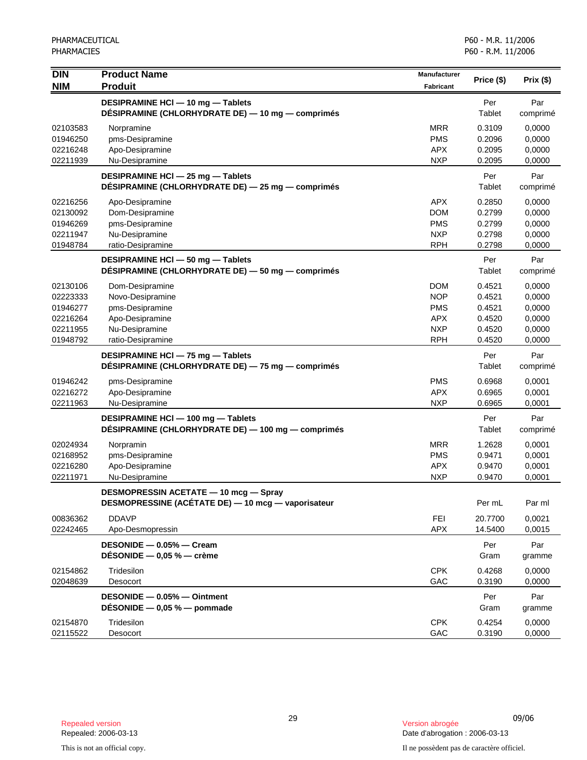| DIN<br>NIM | Product Name<br>Produit | Manufacturer<br>Fabricant | Price ($) | Prix ($) |
|---|---|---|---|---|
| | **DESIPRAMINE HCl — 10 mg — Tablets**<br>**DÉSIPRAMINE (CHLORHYDRATE DE) — 10 mg — comprimés** | | Per<br>Tablet | Par<br>comprimé |
| 02103583 | Norpramine | MRR | 0.3109 | 0,0000 |
| 01946250 | pms-Desipramine | PMS | 0.2096 | 0,0000 |
| 02216248 | Apo-Desipramine | APX | 0.2095 | 0,0000 |
| 02211939 | Nu-Desipramine | NXP | 0.2095 | 0,0000 |
| | **DESIPRAMINE HCl — 25 mg — Tablets**<br>**DÉSIPRAMINE (CHLORHYDRATE DE) — 25 mg — comprimés** | | Per<br>Tablet | Par<br>comprimé |
| 02216256 | Apo-Desipramine | APX | 0.2850 | 0,0000 |
| 02130092 | Dom-Desipramine | DOM | 0.2799 | 0,0000 |
| 01946269 | pms-Desipramine | PMS | 0.2799 | 0,0000 |
| 02211947 | Nu-Desipramine | NXP | 0.2798 | 0,0000 |
| 01948784 | ratio-Desipramine | RPH | 0.2798 | 0,0000 |
| | **DESIPRAMINE HCl — 50 mg — Tablets**<br>**DÉSIPRAMINE (CHLORHYDRATE DE) — 50 mg — comprimés** | | Per<br>Tablet | Par<br>comprimé |
| 02130106 | Dom-Desipramine | DOM | 0.4521 | 0,0000 |
| 02223333 | Novo-Desipramine | NOP | 0.4521 | 0,0000 |
| 01946277 | pms-Desipramine | PMS | 0.4521 | 0,0000 |
| 02216264 | Apo-Desipramine | APX | 0.4520 | 0,0000 |
| 02211955 | Nu-Desipramine | NXP | 0.4520 | 0,0000 |
| 01948792 | ratio-Desipramine | RPH | 0.4520 | 0,0000 |
| | **DESIPRAMINE HCl — 75 mg — Tablets**<br>**DÉSIPRAMINE (CHLORHYDRATE DE) — 75 mg — comprimés** | | Per<br>Tablet | Par<br>comprimé |
| 01946242 | pms-Desipramine | PMS | 0.6968 | 0,0001 |
| 02216272 | Apo-Desipramine | APX | 0.6965 | 0,0001 |
| 02211963 | Nu-Desipramine | NXP | 0.6965 | 0,0001 |
| | **DESIPRAMINE HCl — 100 mg — Tablets**<br>**DÉSIPRAMINE (CHLORHYDRATE DE) — 100 mg — comprimés** | | Per<br>Tablet | Par<br>comprimé |
| 02024934 | Norpramin | MRR | 1.2628 | 0,0001 |
| 02168952 | pms-Desipramine | PMS | 0.9471 | 0,0001 |
| 02216280 | Apo-Desipramine | APX | 0.9470 | 0,0001 |
| 02211971 | Nu-Desipramine | NXP | 0.9470 | 0,0001 |
| | **DESMOPRESSIN ACETATE — 10 mcg — Spray**<br>**DESMOPRESSINE (ACÉTATE DE) — 10 mcg — vaporisateur** | | Per mL | Par ml |
| 00836362 | DDAVP | FEI | 20.7700 | 0,0021 |
| 02242465 | Apo-Desmopressin | APX | 14.5400 | 0,0015 |
| | **DESONIDE — 0.05% — Cream**<br>**DÉSONIDE — 0,05 % — crème** | | Per<br>Gram | Par<br>gramme |
| 02154862 | Tridesilon | CPK | 0.4268 | 0,0000 |
| 02048639 | Desocort | GAC | 0.3190 | 0,0000 |
| | **DESONIDE — 0.05% — Ointment**<br>**DÉSONIDE — 0,05 % — pommade** | | Per<br>Gram | Par<br>gramme |
| 02154870 | Tridesilon | CPK | 0.4254 | 0,0000 |
| 02115522 | Desocort | GAC | 0.3190 | 0,0000 |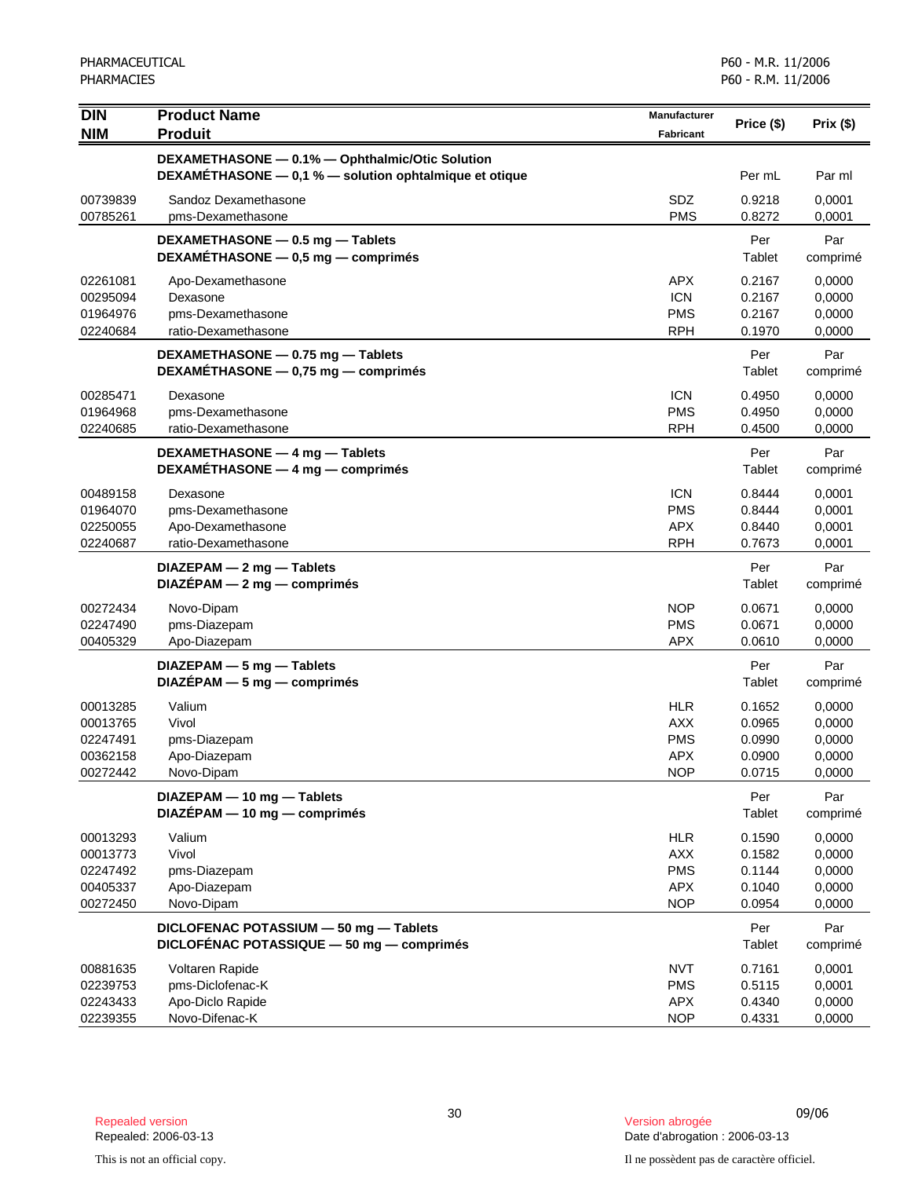| DIN<br>NIM | Product Name<br>Produit | Manufacturer<br>Fabricant | Price ($) | Prix ($) |
|---|---|---|---|---|
| | **DEXAMETHASONE — 0.1% — Ophthalmic/Otic Solution**<br>**DEXAMÉTHASONE — 0,1 % — solution ophtalmique et otique** | | Per mL | Par ml |
| 00739839 | Sandoz Dexamethasone | SDZ | 0.9218 | 0,0001 |
| 00785261 | pms-Dexamethasone | PMS | 0.8272 | 0,0001 |
| | **DEXAMETHASONE — 0.5 mg — Tablets**<br>**DEXAMÉTHASONE — 0,5 mg — comprimés** | | Per Tablet | Par comprimé |
| 02261081 | Apo-Dexamethasone | APX | 0.2167 | 0,0000 |
| 00295094 | Dexasone | ICN | 0.2167 | 0,0000 |
| 01964976 | pms-Dexamethasone | PMS | 0.2167 | 0,0000 |
| 02240684 | ratio-Dexamethasone | RPH | 0.1970 | 0,0000 |
| | **DEXAMETHASONE — 0.75 mg — Tablets**<br>**DEXAMÉTHASONE — 0,75 mg — comprimés** | | Per Tablet | Par comprimé |
| 00285471 | Dexasone | ICN | 0.4950 | 0,0000 |
| 01964968 | pms-Dexamethasone | PMS | 0.4950 | 0,0000 |
| 02240685 | ratio-Dexamethasone | RPH | 0.4500 | 0,0000 |
| | **DEXAMETHASONE — 4 mg — Tablets**<br>**DEXAMÉTHASONE — 4 mg — comprimés** | | Per Tablet | Par comprimé |
| 00489158 | Dexasone | ICN | 0.8444 | 0,0001 |
| 01964070 | pms-Dexamethasone | PMS | 0.8444 | 0,0001 |
| 02250055 | Apo-Dexamethasone | APX | 0.8440 | 0,0001 |
| 02240687 | ratio-Dexamethasone | RPH | 0.7673 | 0,0001 |
| | **DIAZEPAM — 2 mg — Tablets**<br>**DIAZÉPAM — 2 mg — comprimés** | | Per Tablet | Par comprimé |
| 00272434 | Novo-Dipam | NOP | 0.0671 | 0,0000 |
| 02247490 | pms-Diazepam | PMS | 0.0671 | 0,0000 |
| 00405329 | Apo-Diazepam | APX | 0.0610 | 0,0000 |
| | **DIAZEPAM — 5 mg — Tablets**<br>**DIAZÉPAM — 5 mg — comprimés** | | Per Tablet | Par comprimé |
| 00013285 | Valium | HLR | 0.1652 | 0,0000 |
| 00013765 | Vivol | AXX | 0.0965 | 0,0000 |
| 02247491 | pms-Diazepam | PMS | 0.0990 | 0,0000 |
| 00362158 | Apo-Diazepam | APX | 0.0900 | 0,0000 |
| 00272442 | Novo-Dipam | NOP | 0.0715 | 0,0000 |
| | **DIAZEPAM — 10 mg — Tablets**<br>**DIAZÉPAM — 10 mg — comprimés** | | Per Tablet | Par comprimé |
| 00013293 | Valium | HLR | 0.1590 | 0,0000 |
| 00013773 | Vivol | AXX | 0.1582 | 0,0000 |
| 02247492 | pms-Diazepam | PMS | 0.1144 | 0,0000 |
| 00405337 | Apo-Diazepam | APX | 0.1040 | 0,0000 |
| 00272450 | Novo-Dipam | NOP | 0.0954 | 0,0000 |
| | **DICLOFENAC POTASSIUM — 50 mg — Tablets**<br>**DICLOFÉNAC POTASSIQUE — 50 mg — comprimés** | | Per Tablet | Par comprimé |
| 00881635 | Voltaren Rapide | NVT | 0.7161 | 0,0001 |
| 02239753 | pms-Diclofenac-K | PMS | 0.5115 | 0,0001 |
| 02243433 | Apo-Diclo Rapide | APX | 0.4340 | 0,0000 |
| 02239355 | Novo-Difenac-K | NOP | 0.4331 | 0,0000 |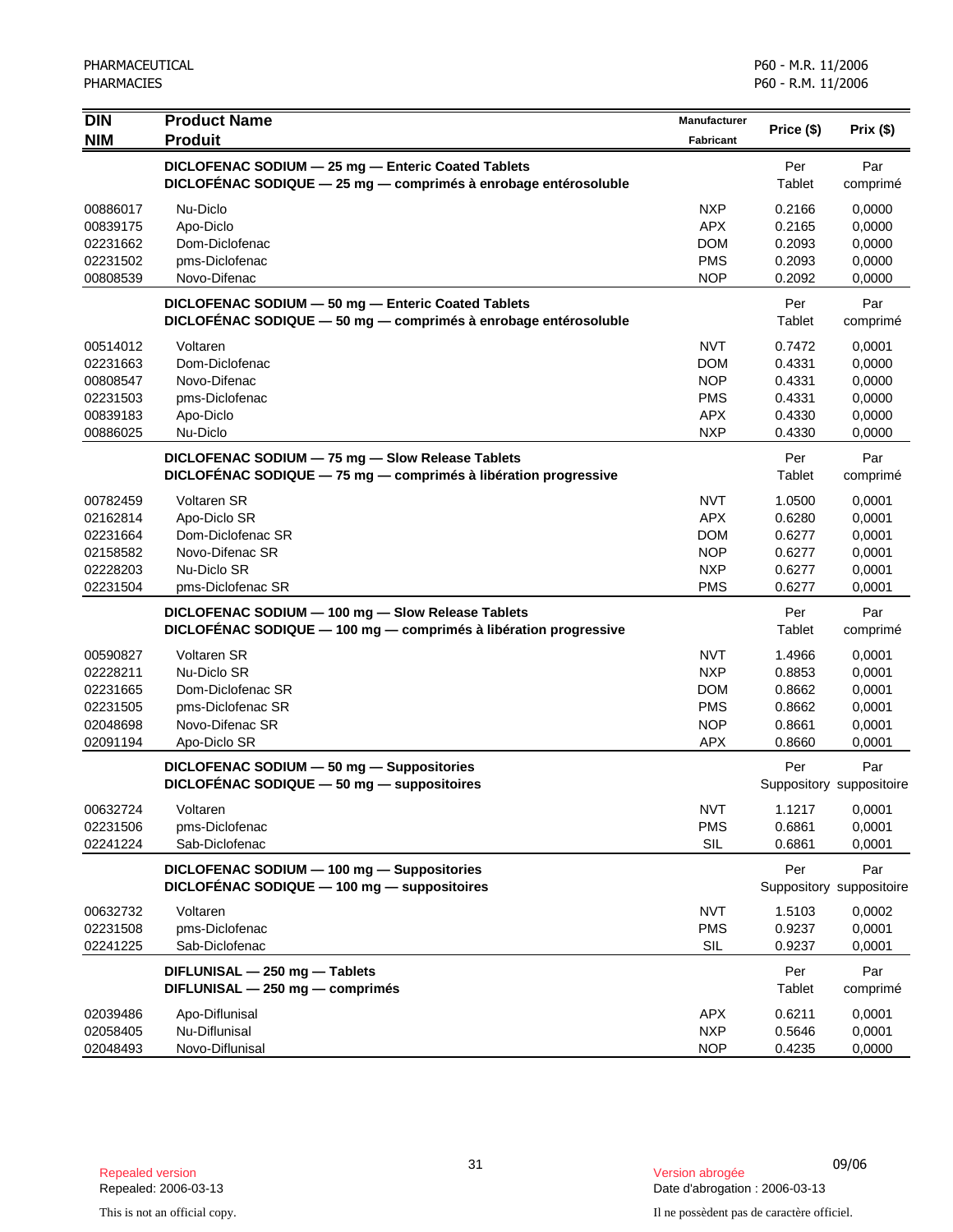| DIN<br>NIM | Product Name<br>Produit | Manufacturer<br>Fabricant | Price ($) | Prix ($) |
|---|---|---|---|---|
| | **DICLOFENAC SODIUM — 25 mg — Enteric Coated Tablets**<br>**DICLOFÉNAC SODIQUE — 25 mg — comprimés à enrobage entérosoluble** | | Per Tablet | Par comprimé |
| 00886017 | Nu-Diclo | NXP | 0.2166 | 0,0000 |
| 00839175 | Apo-Diclo | APX | 0.2165 | 0,0000 |
| 02231662 | Dom-Diclofenac | DOM | 0.2093 | 0,0000 |
| 02231502 | pms-Diclofenac | PMS | 0.2093 | 0,0000 |
| 00808539 | Novo-Difenac | NOP | 0.2092 | 0,0000 |
| | **DICLOFENAC SODIUM — 50 mg — Enteric Coated Tablets**<br>**DICLOFÉNAC SODIQUE — 50 mg — comprimés à enrobage entérosoluble** | | Per Tablet | Par comprimé |
| 00514012 | Voltaren | NVT | 0.7472 | 0,0001 |
| 02231663 | Dom-Diclofenac | DOM | 0.4331 | 0,0000 |
| 00808547 | Novo-Difenac | NOP | 0.4331 | 0,0000 |
| 02231503 | pms-Diclofenac | PMS | 0.4331 | 0,0000 |
| 00839183 | Apo-Diclo | APX | 0.4330 | 0,0000 |
| 00886025 | Nu-Diclo | NXP | 0.4330 | 0,0000 |
| | **DICLOFENAC SODIUM — 75 mg — Slow Release Tablets**<br>**DICLOFÉNAC SODIQUE — 75 mg — comprimés à libération progressive** | | Per Tablet | Par comprimé |
| 00782459 | Voltaren SR | NVT | 1.0500 | 0,0001 |
| 02162814 | Apo-Diclo SR | APX | 0.6280 | 0,0001 |
| 02231664 | Dom-Diclofenac SR | DOM | 0.6277 | 0,0001 |
| 02158582 | Novo-Difenac SR | NOP | 0.6277 | 0,0001 |
| 02228203 | Nu-Diclo SR | NXP | 0.6277 | 0,0001 |
| 02231504 | pms-Diclofenac SR | PMS | 0.6277 | 0,0001 |
| | **DICLOFENAC SODIUM — 100 mg — Slow Release Tablets**<br>**DICLOFÉNAC SODIQUE — 100 mg — comprimés à libération progressive** | | Per Tablet | Par comprimé |
| 00590827 | Voltaren SR | NVT | 1.4966 | 0,0001 |
| 02228211 | Nu-Diclo SR | NXP | 0.8853 | 0,0001 |
| 02231665 | Dom-Diclofenac SR | DOM | 0.8662 | 0,0001 |
| 02231505 | pms-Diclofenac SR | PMS | 0.8662 | 0,0001 |
| 02048698 | Novo-Difenac SR | NOP | 0.8661 | 0,0001 |
| 02091194 | Apo-Diclo SR | APX | 0.8660 | 0,0001 |
| | **DICLOFENAC SODIUM — 50 mg — Suppositories**<br>**DICLOFÉNAC SODIQUE — 50 mg — suppositoires** | | Per Suppository | Par suppositoire |
| 00632724 | Voltaren | NVT | 1.1217 | 0,0001 |
| 02231506 | pms-Diclofenac | PMS | 0.6861 | 0,0001 |
| 02241224 | Sab-Diclofenac | SIL | 0.6861 | 0,0001 |
| | **DICLOFENAC SODIUM — 100 mg — Suppositories**<br>**DICLOFÉNAC SODIQUE — 100 mg — suppositoires** | | Per Suppository | Par suppositoire |
| 00632732 | Voltaren | NVT | 1.5103 | 0,0002 |
| 02231508 | pms-Diclofenac | PMS | 0.9237 | 0,0001 |
| 02241225 | Sab-Diclofenac | SIL | 0.9237 | 0,0001 |
| | **DIFLUNISAL — 250 mg — Tablets**<br>**DIFLUNISAL — 250 mg — comprimés** | | Per Tablet | Par comprimé |
| 02039486 | Apo-Diflunisal | APX | 0.6211 | 0,0001 |
| 02058405 | Nu-Diflunisal | NXP | 0.5646 | 0,0001 |
| 02048493 | Novo-Diflunisal | NOP | 0.4235 | 0,0000 |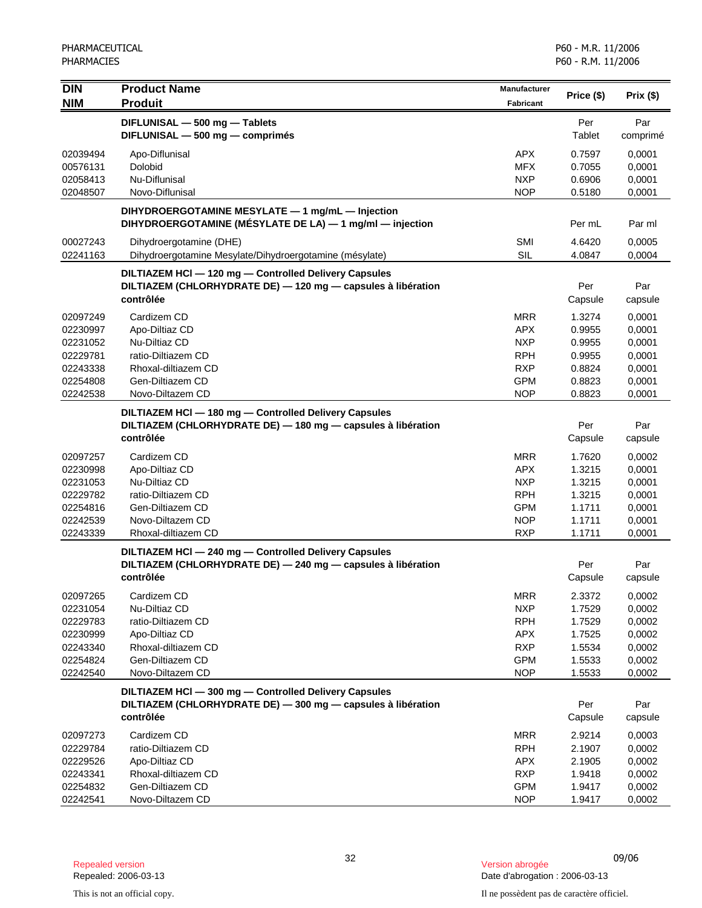| DIN<br>NIM | Product Name<br>Produit | Manufacturer<br>Fabricant | Price ($) | Prix ($) |
|---|---|---|---|---|
| | **DIFLUNISAL — 500 mg — Tablets**<br>**DIFLUNISAL — 500 mg — comprimés** | | Per Tablet | Par comprimé |
| 02039494 | Apo-Diflunisal | APX | 0.7597 | 0,0001 |
| 00576131 | Dolobid | MFX | 0.7055 | 0,0001 |
| 02058413 | Nu-Diflunisal | NXP | 0.6906 | 0,0001 |
| 02048507 | Novo-Diflunisal | NOP | 0.5180 | 0,0001 |
| | **DIHYDROERGOTAMINE MESYLATE — 1 mg/mL — Injection**<br>**DIHYDROERGOTAMINE (MÉSYLATE DE LA) — 1 mg/ml — injection** | | Per mL | Par ml |
| 00027243 | Dihydroergotamine (DHE) | SMI | 4.6420 | 0,0005 |
| 02241163 | Dihydroergotamine Mesylate/Dihydroergotamine (mésylate) | SIL | 4.0847 | 0,0004 |
| | **DILTIAZEM HCl — 120 mg — Controlled Delivery Capsules**<br>**DILTIAZEM (CHLORHYDRATE DE) — 120 mg — capsules à libération contrôlée** | | Per Capsule | Par capsule |
| 02097249 | Cardizem CD | MRR | 1.3274 | 0,0001 |
| 02230997 | Apo-Diltiaz CD | APX | 0.9955 | 0,0001 |
| 02231052 | Nu-Diltiaz CD | NXP | 0.9955 | 0,0001 |
| 02229781 | ratio-Diltiazem CD | RPH | 0.9955 | 0,0001 |
| 02243338 | Rhoxal-diltiazem CD | RXP | 0.8824 | 0,0001 |
| 02254808 | Gen-Diltiazem CD | GPM | 0.8823 | 0,0001 |
| 02242538 | Novo-Diltazem CD | NOP | 0.8823 | 0,0001 |
| | **DILTIAZEM HCl — 180 mg — Controlled Delivery Capsules**<br>**DILTIAZEM (CHLORHYDRATE DE) — 180 mg — capsules à libération contrôlée** | | Per Capsule | Par capsule |
| 02097257 | Cardizem CD | MRR | 1.7620 | 0,0002 |
| 02230998 | Apo-Diltiaz CD | APX | 1.3215 | 0,0001 |
| 02231053 | Nu-Diltiaz CD | NXP | 1.3215 | 0,0001 |
| 02229782 | ratio-Diltiazem CD | RPH | 1.3215 | 0,0001 |
| 02254816 | Gen-Diltiazem CD | GPM | 1.1711 | 0,0001 |
| 02242539 | Novo-Diltazem CD | NOP | 1.1711 | 0,0001 |
| 02243339 | Rhoxal-diltiazem CD | RXP | 1.1711 | 0,0001 |
| | **DILTIAZEM HCl — 240 mg — Controlled Delivery Capsules**<br>**DILTIAZEM (CHLORHYDRATE DE) — 240 mg — capsules à libération contrôlée** | | Per Capsule | Par capsule |
| 02097265 | Cardizem CD | MRR | 2.3372 | 0,0002 |
| 02231054 | Nu-Diltiaz CD | NXP | 1.7529 | 0,0002 |
| 02229783 | ratio-Diltiazem CD | RPH | 1.7529 | 0,0002 |
| 02230999 | Apo-Diltiaz CD | APX | 1.7525 | 0,0002 |
| 02243340 | Rhoxal-diltiazem CD | RXP | 1.5534 | 0,0002 |
| 02254824 | Gen-Diltiazem CD | GPM | 1.5533 | 0,0002 |
| 02242540 | Novo-Diltazem CD | NOP | 1.5533 | 0,0002 |
| | **DILTIAZEM HCl — 300 mg — Controlled Delivery Capsules**<br>**DILTIAZEM (CHLORHYDRATE DE) — 300 mg — capsules à libération contrôlée** | | Per Capsule | Par capsule |
| 02097273 | Cardizem CD | MRR | 2.9214 | 0,0003 |
| 02229784 | ratio-Diltiazem CD | RPH | 2.1907 | 0,0002 |
| 02229526 | Apo-Diltiaz CD | APX | 2.1905 | 0,0002 |
| 02243341 | Rhoxal-diltiazem CD | RXP | 1.9418 | 0,0002 |
| 02254832 | Gen-Diltiazem CD | GPM | 1.9417 | 0,0002 |
| 02242541 | Novo-Diltazem CD | NOP | 1.9417 | 0,0002 |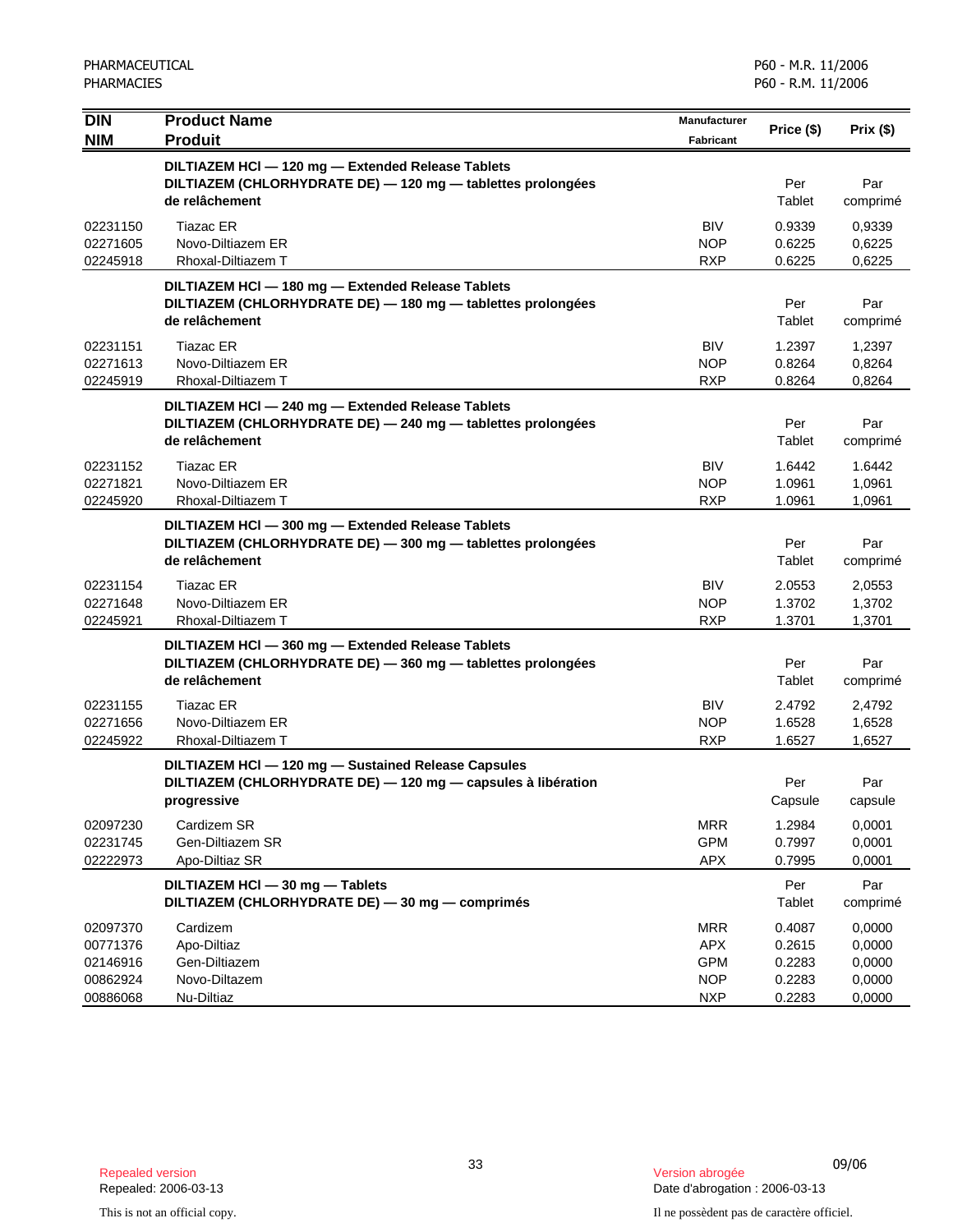| DIN<br>NIM | Product Name<br>Produit | Manufacturer<br>Fabricant | Price ($) | Prix ($) |
|---|---|---|---|---|
| | **DILTIAZEM HCl — 120 mg — Extended Release Tablets**<br>**DILTIAZEM (CHLORHYDRATE DE) — 120 mg — tablettes prolongées de relâchement** | | Per Tablet | Par comprimé |
| 02231150 | Tiazac ER | BIV | 0.9339 | 0,9339 |
| 02271605 | Novo-Diltiazem ER | NOP | 0.6225 | 0,6225 |
| 02245918 | Rhoxal-Diltiazem T | RXP | 0.6225 | 0,6225 |
| | **DILTIAZEM HCl — 180 mg — Extended Release Tablets**<br>**DILTIAZEM (CHLORHYDRATE DE) — 180 mg — tablettes prolongées de relâchement** | | Per Tablet | Par comprimé |
| 02231151 | Tiazac ER | BIV | 1.2397 | 1,2397 |
| 02271613 | Novo-Diltiazem ER | NOP | 0.8264 | 0,8264 |
| 02245919 | Rhoxal-Diltiazem T | RXP | 0.8264 | 0,8264 |
| | **DILTIAZEM HCl — 240 mg — Extended Release Tablets**<br>**DILTIAZEM (CHLORHYDRATE DE) — 240 mg — tablettes prolongées de relâchement** | | Per Tablet | Par comprimé |
| 02231152 | Tiazac ER | BIV | 1.6442 | 1.6442 |
| 02271821 | Novo-Diltiazem ER | NOP | 1.0961 | 1,0961 |
| 02245920 | Rhoxal-Diltiazem T | RXP | 1.0961 | 1,0961 |
| | **DILTIAZEM HCl — 300 mg — Extended Release Tablets**<br>**DILTIAZEM (CHLORHYDRATE DE) — 300 mg — tablettes prolongées de relâchement** | | Per Tablet | Par comprimé |
| 02231154 | Tiazac ER | BIV | 2.0553 | 2,0553 |
| 02271648 | Novo-Diltiazem ER | NOP | 1.3702 | 1,3702 |
| 02245921 | Rhoxal-Diltiazem T | RXP | 1.3701 | 1,3701 |
| | **DILTIAZEM HCl — 360 mg — Extended Release Tablets**<br>**DILTIAZEM (CHLORHYDRATE DE) — 360 mg — tablettes prolongées de relâchement** | | Per Tablet | Par comprimé |
| 02231155 | Tiazac ER | BIV | 2.4792 | 2,4792 |
| 02271656 | Novo-Diltiazem ER | NOP | 1.6528 | 1,6528 |
| 02245922 | Rhoxal-Diltiazem T | RXP | 1.6527 | 1,6527 |
| | **DILTIAZEM HCl — 120 mg — Sustained Release Capsules**<br>**DILTIAZEM (CHLORHYDRATE DE) — 120 mg — capsules à libération progressive** | | Per Capsule | Par capsule |
| 02097230 | Cardizem SR | MRR | 1.2984 | 0,0001 |
| 02231745 | Gen-Diltiazem SR | GPM | 0.7997 | 0,0001 |
| 02222973 | Apo-Diltiaz SR | APX | 0.7995 | 0,0001 |
| | **DILTIAZEM HCl — 30 mg — Tablets**<br>**DILTIAZEM (CHLORHYDRATE DE) — 30 mg — comprimés** | | Per Tablet | Par comprimé |
| 02097370 | Cardizem | MRR | 0.4087 | 0,0000 |
| 00771376 | Apo-Diltiaz | APX | 0.2615 | 0,0000 |
| 02146916 | Gen-Diltiazem | GPM | 0.2283 | 0,0000 |
| 00862924 | Novo-Diltazem | NOP | 0.2283 | 0,0000 |
| 00886068 | Nu-Diltiaz | NXP | 0.2283 | 0,0000 |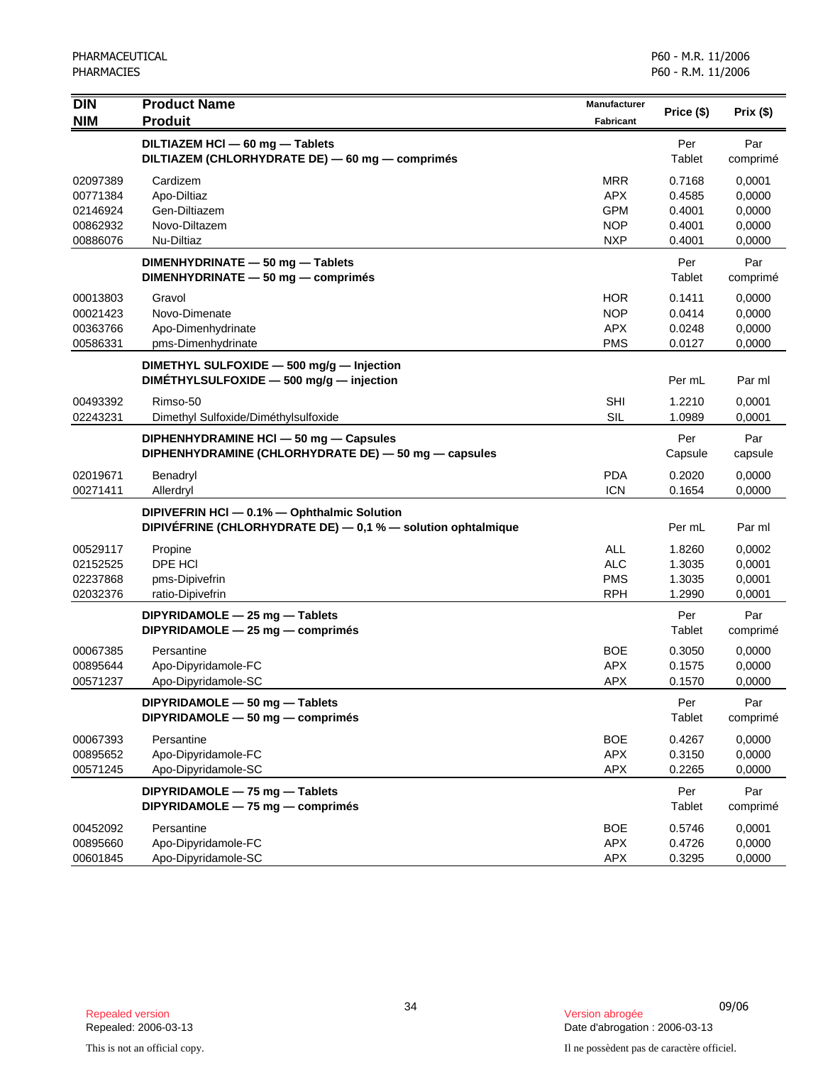| DIN<br>NIM | Product Name<br>Produit | Manufacturer<br>Fabricant | Price ($) | Prix ($) |
|---|---|---|---|---|
| | **DILTIAZEM HCl — 60 mg — Tablets**<br>**DILTIAZEM (CHLORHYDRATE DE) — 60 mg — comprimés** | | Per Tablet | Par comprimé |
| 02097389 | Cardizem | MRR | 0.7168 | 0,0001 |
| 00771384 | Apo-Diltiaz | APX | 0.4585 | 0,0000 |
| 02146924 | Gen-Diltiazem | GPM | 0.4001 | 0,0000 |
| 00862932 | Novo-Diltazem | NOP | 0.4001 | 0,0000 |
| 00886076 | Nu-Diltiaz | NXP | 0.4001 | 0,0000 |
| | **DIMENHYDRINATE — 50 mg — Tablets**<br>**DIMENHYDRINATE — 50 mg — comprimés** | | Per Tablet | Par comprimé |
| 00013803 | Gravol | HOR | 0.1411 | 0,0000 |
| 00021423 | Novo-Dimenate | NOP | 0.0414 | 0,0000 |
| 00363766 | Apo-Dimenhydrinate | APX | 0.0248 | 0,0000 |
| 00586331 | pms-Dimenhydrinate | PMS | 0.0127 | 0,0000 |
| | **DIMETHYL SULFOXIDE — 500 mg/g — Injection**<br>**DIMÉTHYLSULFOXIDE — 500 mg/g — injection** | | Per mL | Par ml |
| 00493392 | Rimso-50 | SHI | 1.2210 | 0,0001 |
| 02243231 | Dimethyl Sulfoxide/Diméthylsulfoxide | SIL | 1.0989 | 0,0001 |
| | **DIPHENHYDRAMINE HCl — 50 mg — Capsules**<br>**DIPHENHYDRAMINE (CHLORHYDRATE DE) — 50 mg — capsules** | | Per Capsule | Par capsule |
| 02019671 | Benadryl | PDA | 0.2020 | 0,0000 |
| 00271411 | Allerdryl | ICN | 0.1654 | 0,0000 |
| | **DIPIVEFRIN HCl — 0.1% — Ophthalmic Solution**<br>**DIPIVÉFRINE (CHLORHYDRATE DE) — 0,1 % — solution ophtalmique** | | Per mL | Par ml |
| 00529117 | Propine | ALL | 1.8260 | 0,0002 |
| 02152525 | DPE HCl | ALC | 1.3035 | 0,0001 |
| 02237868 | pms-Dipivefrin | PMS | 1.3035 | 0,0001 |
| 02032376 | ratio-Dipivefrin | RPH | 1.2990 | 0,0001 |
| | **DIPYRIDAMOLE — 25 mg — Tablets**<br>**DIPYRIDAMOLE — 25 mg — comprimés** | | Per Tablet | Par comprimé |
| 00067385 | Persantine | BOE | 0.3050 | 0,0000 |
| 00895644 | Apo-Dipyridamole-FC | APX | 0.1575 | 0,0000 |
| 00571237 | Apo-Dipyridamole-SC | APX | 0.1570 | 0,0000 |
| | **DIPYRIDAMOLE — 50 mg — Tablets**<br>**DIPYRIDAMOLE — 50 mg — comprimés** | | Per Tablet | Par comprimé |
| 00067393 | Persantine | BOE | 0.4267 | 0,0000 |
| 00895652 | Apo-Dipyridamole-FC | APX | 0.3150 | 0,0000 |
| 00571245 | Apo-Dipyridamole-SC | APX | 0.2265 | 0,0000 |
| | **DIPYRIDAMOLE — 75 mg — Tablets**<br>**DIPYRIDAMOLE — 75 mg — comprimés** | | Per Tablet | Par comprimé |
| 00452092 | Persantine | BOE | 0.5746 | 0,0001 |
| 00895660 | Apo-Dipyridamole-FC | APX | 0.4726 | 0,0000 |
| 00601845 | Apo-Dipyridamole-SC | APX | 0.3295 | 0,0000 |

Repealed version
Repealed: 2006-03-13

Version abrogée
Date d'abrogation : 2006-03-13

This is not an official copy.

Il ne possèdent pas de caractère officiel.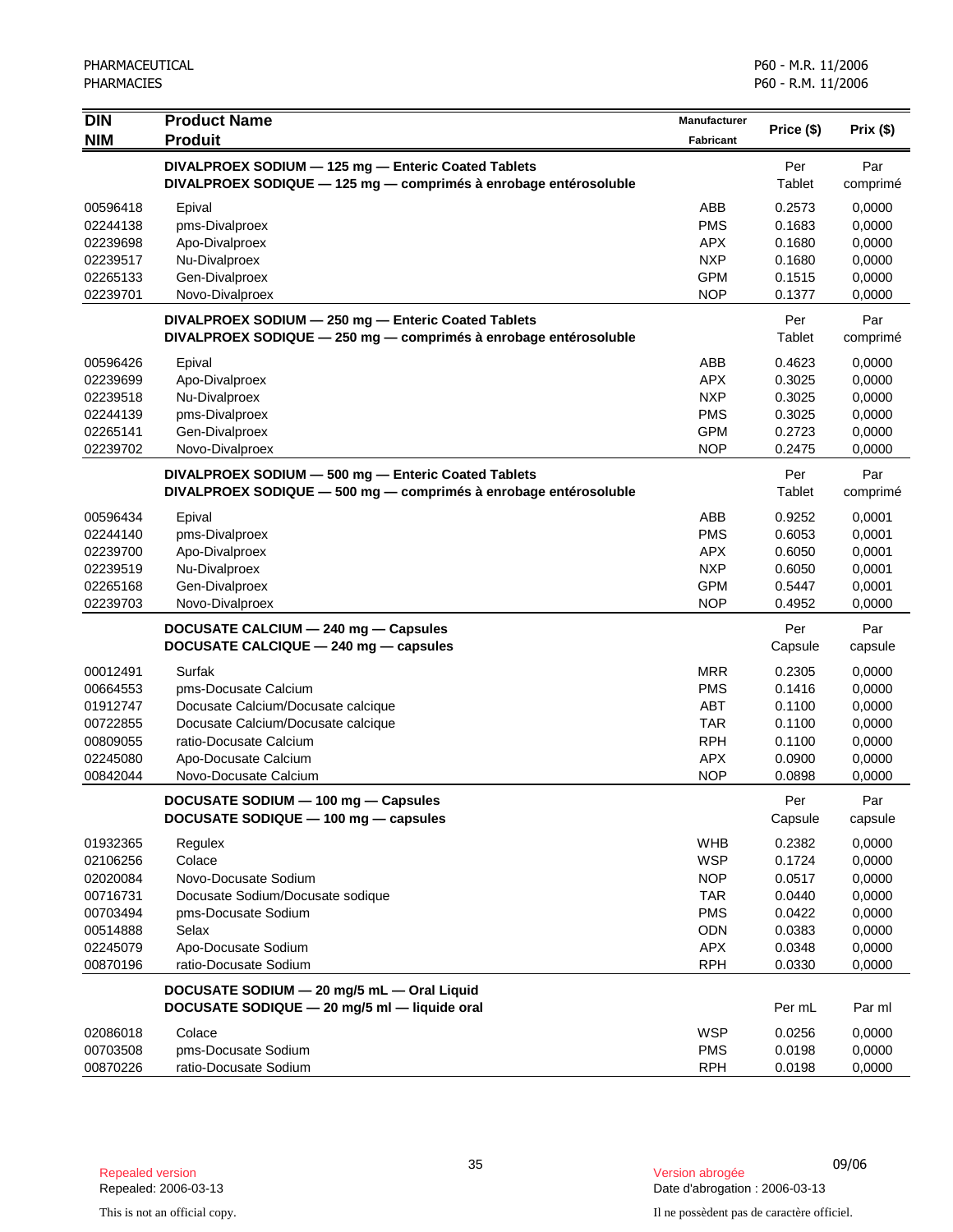| DIN<br>NIM | Product Name<br>Produit | Manufacturer<br>Fabricant | Price ($) | Prix ($) |
|---|---|---|---|---|
| | **DIVALPROEX SODIUM — 125 mg — Enteric Coated Tablets**<br>**DIVALPROEX SODIQUE — 125 mg — comprimés à enrobage entérosoluble** | | Per<br>Tablet | Par<br>comprimé |
| 00596418 | Epival | ABB | 0.2573 | 0,0000 |
| 02244138 | pms-Divalproex | PMS | 0.1683 | 0,0000 |
| 02239698 | Apo-Divalproex | APX | 0.1680 | 0,0000 |
| 02239517 | Nu-Divalproex | NXP | 0.1680 | 0,0000 |
| 02265133 | Gen-Divalproex | GPM | 0.1515 | 0,0000 |
| 02239701 | Novo-Divalproex | NOP | 0.1377 | 0,0000 |
| | **DIVALPROEX SODIUM — 250 mg — Enteric Coated Tablets**<br>**DIVALPROEX SODIQUE — 250 mg — comprimés à enrobage entérosoluble** | | Per<br>Tablet | Par<br>comprimé |
| 00596426 | Epival | ABB | 0.4623 | 0,0000 |
| 02239699 | Apo-Divalproex | APX | 0.3025 | 0,0000 |
| 02239518 | Nu-Divalproex | NXP | 0.3025 | 0,0000 |
| 02244139 | pms-Divalproex | PMS | 0.3025 | 0,0000 |
| 02265141 | Gen-Divalproex | GPM | 0.2723 | 0,0000 |
| 02239702 | Novo-Divalproex | NOP | 0.2475 | 0,0000 |
| | **DIVALPROEX SODIUM — 500 mg — Enteric Coated Tablets**<br>**DIVALPROEX SODIQUE — 500 mg — comprimés à enrobage entérosoluble** | | Per<br>Tablet | Par<br>comprimé |
| 00596434 | Epival | ABB | 0.9252 | 0,0001 |
| 02244140 | pms-Divalproex | PMS | 0.6053 | 0,0001 |
| 02239700 | Apo-Divalproex | APX | 0.6050 | 0,0001 |
| 02239519 | Nu-Divalproex | NXP | 0.6050 | 0,0001 |
| 02265168 | Gen-Divalproex | GPM | 0.5447 | 0,0001 |
| 02239703 | Novo-Divalproex | NOP | 0.4952 | 0,0000 |
| | **DOCUSATE CALCIUM — 240 mg — Capsules**<br>**DOCUSATE CALCIQUE — 240 mg — capsules** | | Per<br>Capsule | Par<br>capsule |
| 00012491 | Surfak | MRR | 0.2305 | 0,0000 |
| 00664553 | pms-Docusate Calcium | PMS | 0.1416 | 0,0000 |
| 01912747 | Docusate Calcium/Docusate calcique | ABT | 0.1100 | 0,0000 |
| 00722855 | Docusate Calcium/Docusate calcique | TAR | 0.1100 | 0,0000 |
| 00809055 | ratio-Docusate Calcium | RPH | 0.1100 | 0,0000 |
| 02245080 | Apo-Docusate Calcium | APX | 0.0900 | 0,0000 |
| 00842044 | Novo-Docusate Calcium | NOP | 0.0898 | 0,0000 |
| | **DOCUSATE SODIUM — 100 mg — Capsules**<br>**DOCUSATE SODIQUE — 100 mg — capsules** | | Per<br>Capsule | Par<br>capsule |
| 01932365 | Regulex | WHB | 0.2382 | 0,0000 |
| 02106256 | Colace | WSP | 0.1724 | 0,0000 |
| 02020084 | Novo-Docusate Sodium | NOP | 0.0517 | 0,0000 |
| 00716731 | Docusate Sodium/Docusate sodique | TAR | 0.0440 | 0,0000 |
| 00703494 | pms-Docusate Sodium | PMS | 0.0422 | 0,0000 |
| 00514888 | Selax | ODN | 0.0383 | 0,0000 |
| 02245079 | Apo-Docusate Sodium | APX | 0.0348 | 0,0000 |
| 00870196 | ratio-Docusate Sodium | RPH | 0.0330 | 0,0000 |
| | **DOCUSATE SODIUM — 20 mg/5 mL — Oral Liquid**<br>**DOCUSATE SODIQUE — 20 mg/5 ml — liquide oral** | | Per mL | Par ml |
| 02086018 | Colace | WSP | 0.0256 | 0,0000 |
| 00703508 | pms-Docusate Sodium | PMS | 0.0198 | 0,0000 |
| 00870226 | ratio-Docusate Sodium | RPH | 0.0198 | 0,0000 |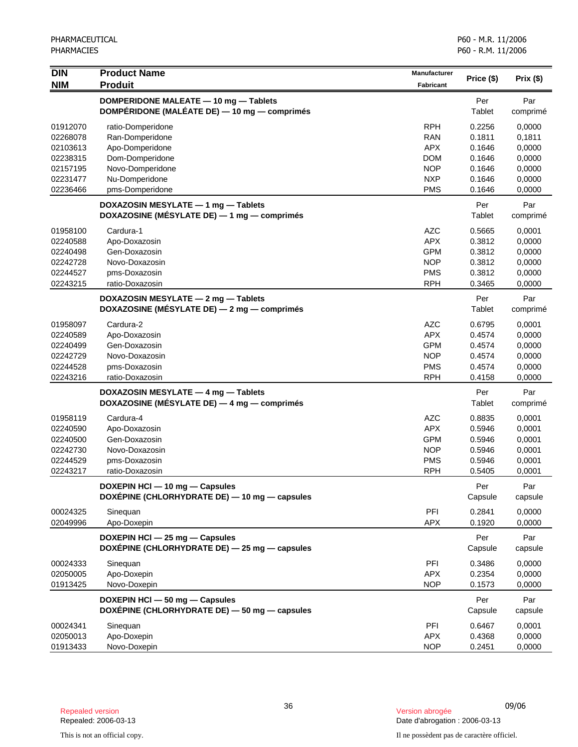| DIN<br>NIM | Product Name<br>Produit | Manufacturer<br>Fabricant | Price ($) | Prix ($) |
|---|---|---|---|---|
| | **DOMPERIDONE MALEATE — 10 mg — Tablets**<br>**DOMPÉRIDONE (MALÉATE DE) — 10 mg — comprimés** | | Per Tablet | Par comprimé |
| 01912070 | ratio-Domperidone | RPH | 0.2256 | 0,0000 |
| 02268078 | Ran-Domperidone | RAN | 0.1811 | 0,1811 |
| 02103613 | Apo-Domperidone | APX | 0.1646 | 0,0000 |
| 02238315 | Dom-Domperidone | DOM | 0.1646 | 0,0000 |
| 02157195 | Novo-Domperidone | NOP | 0.1646 | 0,0000 |
| 02231477 | Nu-Domperidone | NXP | 0.1646 | 0,0000 |
| 02236466 | pms-Domperidone | PMS | 0.1646 | 0,0000 |
| | **DOXAZOSIN MESYLATE — 1 mg — Tablets**<br>**DOXAZOSINE (MÉSYLATE DE) — 1 mg — comprimés** | | Per Tablet | Par comprimé |
| 01958100 | Cardura-1 | AZC | 0.5665 | 0,0001 |
| 02240588 | Apo-Doxazosin | APX | 0.3812 | 0,0000 |
| 02240498 | Gen-Doxazosin | GPM | 0.3812 | 0,0000 |
| 02242728 | Novo-Doxazosin | NOP | 0.3812 | 0,0000 |
| 02244527 | pms-Doxazosin | PMS | 0.3812 | 0,0000 |
| 02243215 | ratio-Doxazosin | RPH | 0.3465 | 0,0000 |
| | **DOXAZOSIN MESYLATE — 2 mg — Tablets**<br>**DOXAZOSINE (MÉSYLATE DE) — 2 mg — comprimés** | | Per Tablet | Par comprimé |
| 01958097 | Cardura-2 | AZC | 0.6795 | 0,0001 |
| 02240589 | Apo-Doxazosin | APX | 0.4574 | 0,0000 |
| 02240499 | Gen-Doxazosin | GPM | 0.4574 | 0,0000 |
| 02242729 | Novo-Doxazosin | NOP | 0.4574 | 0,0000 |
| 02244528 | pms-Doxazosin | PMS | 0.4574 | 0,0000 |
| 02243216 | ratio-Doxazosin | RPH | 0.4158 | 0,0000 |
| | **DOXAZOSIN MESYLATE — 4 mg — Tablets**<br>**DOXAZOSINE (MÉSYLATE DE) — 4 mg — comprimés** | | Per Tablet | Par comprimé |
| 01958119 | Cardura-4 | AZC | 0.8835 | 0,0001 |
| 02240590 | Apo-Doxazosin | APX | 0.5946 | 0,0001 |
| 02240500 | Gen-Doxazosin | GPM | 0.5946 | 0,0001 |
| 02242730 | Novo-Doxazosin | NOP | 0.5946 | 0,0001 |
| 02244529 | pms-Doxazosin | PMS | 0.5946 | 0,0001 |
| 02243217 | ratio-Doxazosin | RPH | 0.5405 | 0,0001 |
| | **DOXEPIN HCl — 10 mg — Capsules**<br>**DOXÉPINE (CHLORHYDRATE DE) — 10 mg — capsules** | | Per Capsule | Par capsule |
| 00024325 | Sinequan | PFI | 0.2841 | 0,0000 |
| 02049996 | Apo-Doxepin | APX | 0.1920 | 0,0000 |
| | **DOXEPIN HCl — 25 mg — Capsules**<br>**DOXÉPINE (CHLORHYDRATE DE) — 25 mg — capsules** | | Per Capsule | Par capsule |
| 00024333 | Sinequan | PFI | 0.3486 | 0,0000 |
| 02050005 | Apo-Doxepin | APX | 0.2354 | 0,0000 |
| 01913425 | Novo-Doxepin | NOP | 0.1573 | 0,0000 |
| | **DOXEPIN HCl — 50 mg — Capsules**<br>**DOXÉPINE (CHLORHYDRATE DE) — 50 mg — capsules** | | Per Capsule | Par capsule |
| 00024341 | Sinequan | PFI | 0.6467 | 0,0001 |
| 02050013 | Apo-Doxepin | APX | 0.4368 | 0,0000 |
| 01913433 | Novo-Doxepin | NOP | 0.2451 | 0,0000 |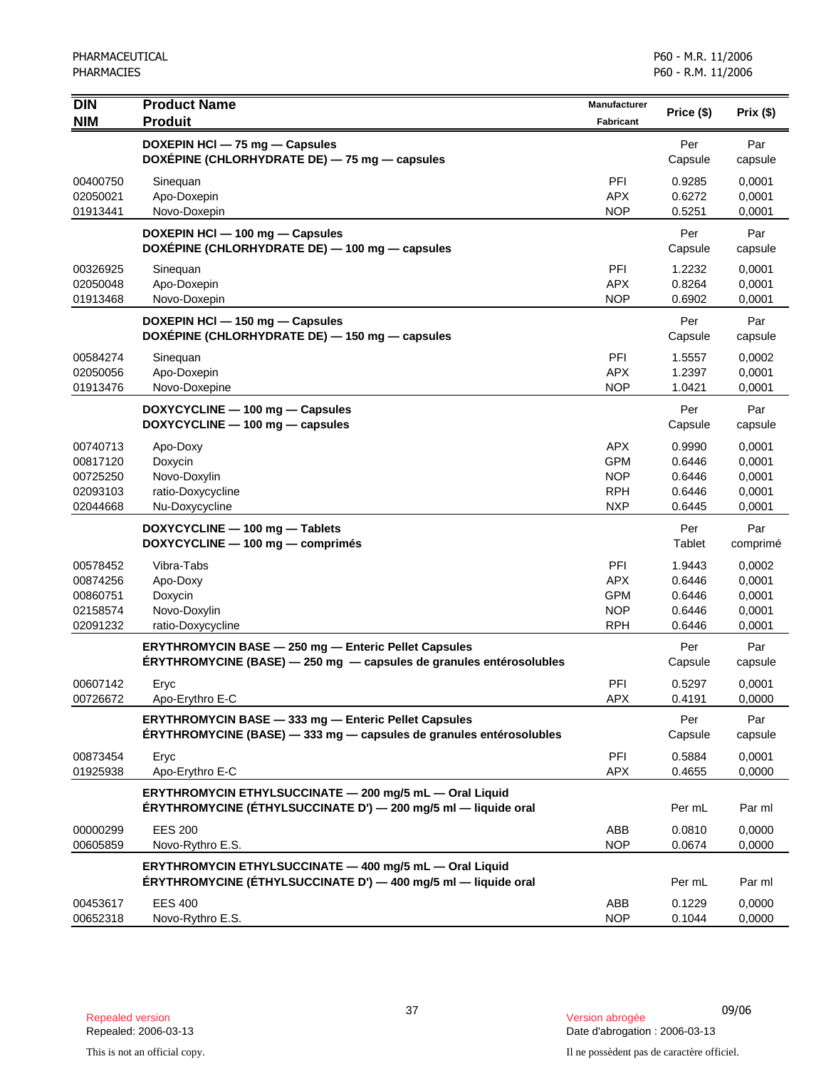| DIN<br>NIM | Product Name<br>Produit | Manufacturer<br>Fabricant | Price ($) | Prix ($) |
|---|---|---|---|---|
| | **DOXEPIN HCl — 75 mg — Capsules**<br>**DOXÉPINE (CHLORHYDRATE DE) — 75 mg — capsules** | | Per Capsule | Par capsule |
| 00400750 | Sinequan | PFI | 0.9285 | 0,0001 |
| 02050021 | Apo-Doxepin | APX | 0.6272 | 0,0001 |
| 01913441 | Novo-Doxepin | NOP | 0.5251 | 0,0001 |
| | **DOXEPIN HCl — 100 mg — Capsules**<br>**DOXÉPINE (CHLORHYDRATE DE) — 100 mg — capsules** | | Per Capsule | Par capsule |
| 00326925 | Sinequan | PFI | 1.2232 | 0,0001 |
| 02050048 | Apo-Doxepin | APX | 0.8264 | 0,0001 |
| 01913468 | Novo-Doxepin | NOP | 0.6902 | 0,0001 |
| | **DOXEPIN HCl — 150 mg — Capsules**<br>**DOXÉPINE (CHLORHYDRATE DE) — 150 mg — capsules** | | Per Capsule | Par capsule |
| 00584274 | Sinequan | PFI | 1.5557 | 0,0002 |
| 02050056 | Apo-Doxepin | APX | 1.2397 | 0,0001 |
| 01913476 | Novo-Doxepine | NOP | 1.0421 | 0,0001 |
| | **DOXYCYCLINE — 100 mg — Capsules**<br>**DOXYCYCLINE — 100 mg — capsules** | | Per Capsule | Par capsule |
| 00740713 | Apo-Doxy | APX | 0.9990 | 0,0001 |
| 00817120 | Doxycin | GPM | 0.6446 | 0,0001 |
| 00725250 | Novo-Doxylin | NOP | 0.6446 | 0,0001 |
| 02093103 | ratio-Doxycycline | RPH | 0.6446 | 0,0001 |
| 02044668 | Nu-Doxycycline | NXP | 0.6445 | 0,0001 |
| | **DOXYCYCLINE — 100 mg — Tablets**<br>**DOXYCYCLINE — 100 mg — comprimés** | | Per Tablet | Par comprimé |
| 00578452 | Vibra-Tabs | PFI | 1.9443 | 0,0002 |
| 00874256 | Apo-Doxy | APX | 0.6446 | 0,0001 |
| 00860751 | Doxycin | GPM | 0.6446 | 0,0001 |
| 02158574 | Novo-Doxylin | NOP | 0.6446 | 0,0001 |
| 02091232 | ratio-Doxycycline | RPH | 0.6446 | 0,0001 |
| | **ERYTHROMYCIN BASE — 250 mg — Enteric Pellet Capsules**<br>**ÉRYTHROMYCINE (BASE) — 250 mg — capsules de granules entérosolubles** | | Per Capsule | Par capsule |
| 00607142 | Eryc | PFI | 0.5297 | 0,0001 |
| 00726672 | Apo-Erythro E-C | APX | 0.4191 | 0,0000 |
| | **ERYTHROMYCIN BASE — 333 mg — Enteric Pellet Capsules**<br>**ÉRYTHROMYCINE (BASE) — 333 mg — capsules de granules entérosolubles** | | Per Capsule | Par capsule |
| 00873454 | Eryc | PFI | 0.5884 | 0,0001 |
| 01925938 | Apo-Erythro E-C | APX | 0.4655 | 0,0000 |
| | **ERYTHROMYCIN ETHYLSUCCINATE — 200 mg/5 mL — Oral Liquid**<br>**ÉRYTHROMYCINE (ÉTHYLSUCCINATE D') — 200 mg/5 ml — liquide oral** | | Per mL | Par ml |
| 00000299 | EES 200 | ABB | 0.0810 | 0,0000 |
| 00605859 | Novo-Rythro E.S. | NOP | 0.0674 | 0,0000 |
| | **ERYTHROMYCIN ETHYLSUCCINATE — 400 mg/5 mL — Oral Liquid**<br>**ÉRYTHROMYCINE (ÉTHYLSUCCINATE D') — 400 mg/5 ml — liquide oral** | | Per mL | Par ml |
| 00453617 | EES 400 | ABB | 0.1229 | 0,0000 |
| 00652318 | Novo-Rythro E.S. | NOP | 0.1044 | 0,0000 |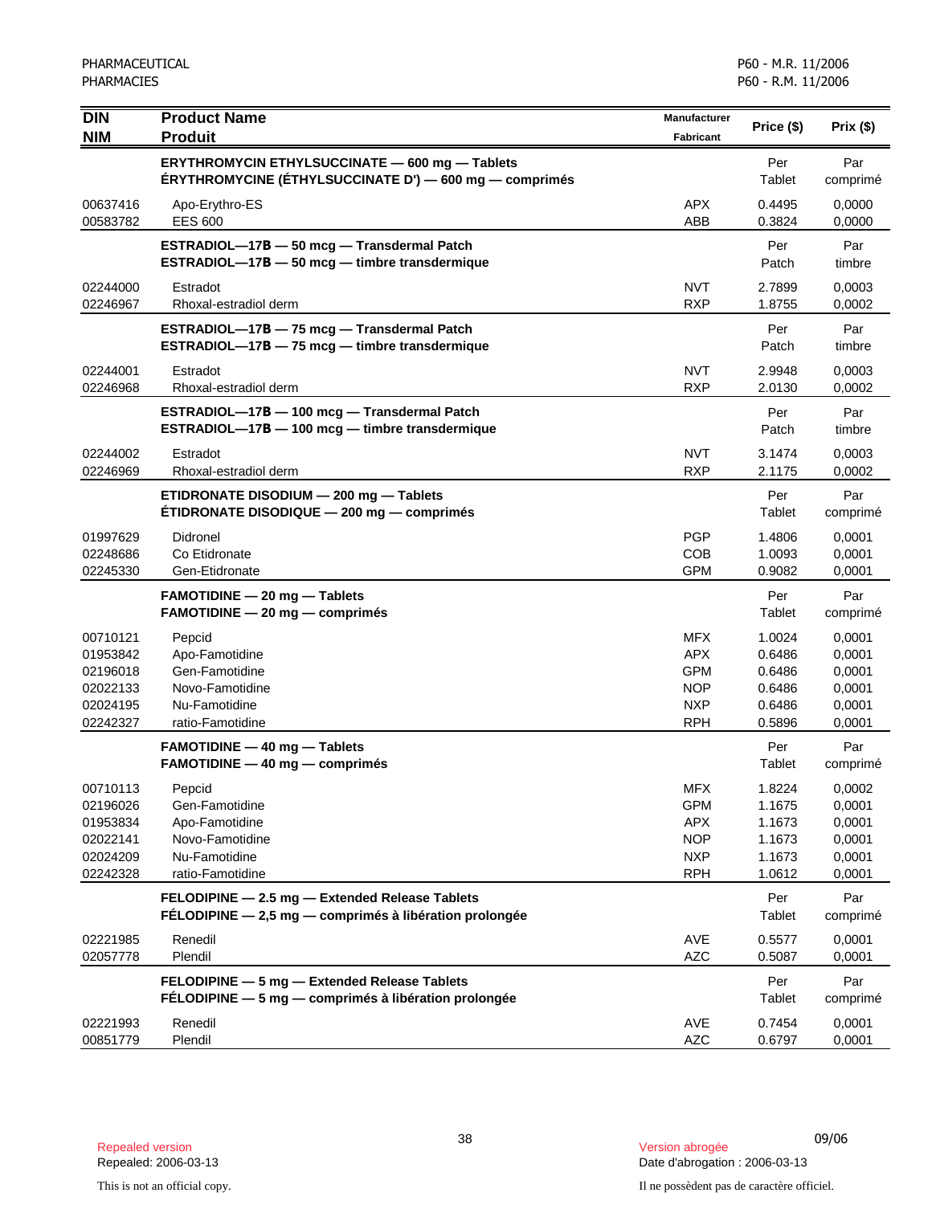| DIN<br>NIM | Product Name<br>Produit | Manufacturer<br>Fabricant | Price ($) | Prix ($) |
|---|---|---|---|---|
| | **ERYTHROMYCIN ETHYLSUCCINATE — 600 mg — Tablets<br>ÉRYTHROMYCINE (ÉTHYLSUCCINATE D') — 600 mg — comprimés** | | Per Tablet | Par comprimé |
| 00637416 | Apo-Erythro-ES | APX | 0.4495 | 0,0000 |
| 00583782 | EES 600 | ABB | 0.3824 | 0,0000 |
| | **ESTRADIOL—17B — 50 mcg — Transdermal Patch<br>ESTRADIOL—17B — 50 mcg — timbre transdermique** | | Per Patch | Par timbre |
| 02244000 | Estradot | NVT | 2.7899 | 0,0003 |
| 02246967 | Rhoxal-estradiol derm | RXP | 1.8755 | 0,0002 |
| | **ESTRADIOL—17B — 75 mcg — Transdermal Patch<br>ESTRADIOL—17B — 75 mcg — timbre transdermique** | | Per Patch | Par timbre |
| 02244001 | Estradot | NVT | 2.9948 | 0,0003 |
| 02246968 | Rhoxal-estradiol derm | RXP | 2.0130 | 0,0002 |
| | **ESTRADIOL—17B — 100 mcg — Transdermal Patch<br>ESTRADIOL—17B — 100 mcg — timbre transdermique** | | Per Patch | Par timbre |
| 02244002 | Estradot | NVT | 3.1474 | 0,0003 |
| 02246969 | Rhoxal-estradiol derm | RXP | 2.1175 | 0,0002 |
| | **ETIDRONATE DISODIUM — 200 mg — Tablets<br>ÉTIDRONATE DISODIQUE — 200 mg — comprimés** | | Per Tablet | Par comprimé |
| 01997629 | Didronel | PGP | 1.4806 | 0,0001 |
| 02248686 | Co Etidronate | COB | 1.0093 | 0,0001 |
| 02245330 | Gen-Etidronate | GPM | 0.9082 | 0,0001 |
| | **FAMOTIDINE — 20 mg — Tablets<br>FAMOTIDINE — 20 mg — comprimés** | | Per Tablet | Par comprimé |
| 00710121 | Pepcid | MFX | 1.0024 | 0,0001 |
| 01953842 | Apo-Famotidine | APX | 0.6486 | 0,0001 |
| 02196018 | Gen-Famotidine | GPM | 0.6486 | 0,0001 |
| 02022133 | Novo-Famotidine | NOP | 0.6486 | 0,0001 |
| 02024195 | Nu-Famotidine | NXP | 0.6486 | 0,0001 |
| 02242327 | ratio-Famotidine | RPH | 0.5896 | 0,0001 |
| | **FAMOTIDINE — 40 mg — Tablets<br>FAMOTIDINE — 40 mg — comprimés** | | Per Tablet | Par comprimé |
| 00710113 | Pepcid | MFX | 1.8224 | 0,0002 |
| 02196026 | Gen-Famotidine | GPM | 1.1675 | 0,0001 |
| 01953834 | Apo-Famotidine | APX | 1.1673 | 0,0001 |
| 02022141 | Novo-Famotidine | NOP | 1.1673 | 0,0001 |
| 02024209 | Nu-Famotidine | NXP | 1.1673 | 0,0001 |
| 02242328 | ratio-Famotidine | RPH | 1.0612 | 0,0001 |
| | **FELODIPINE — 2.5 mg — Extended Release Tablets<br>FÉLODIPINE — 2,5 mg — comprimés à libération prolongée** | | Per Tablet | Par comprimé |
| 02221985 | Renedil | AVE | 0.5577 | 0,0001 |
| 02057778 | Plendil | AZC | 0.5087 | 0,0001 |
| | **FELODIPINE — 5 mg — Extended Release Tablets<br>FÉLODIPINE — 5 mg — comprimés à libération prolongée** | | Per Tablet | Par comprimé |
| 02221993 | Renedil | AVE | 0.7454 | 0,0001 |
| 00851779 | Plendil | AZC | 0.6797 | 0,0001 |

Repealed version
Repealed: 2006-03-13

Version abrogée
Date d'abrogation : 2006-03-13

This is not an official copy.

Il ne possèdent pas de caractère officiel.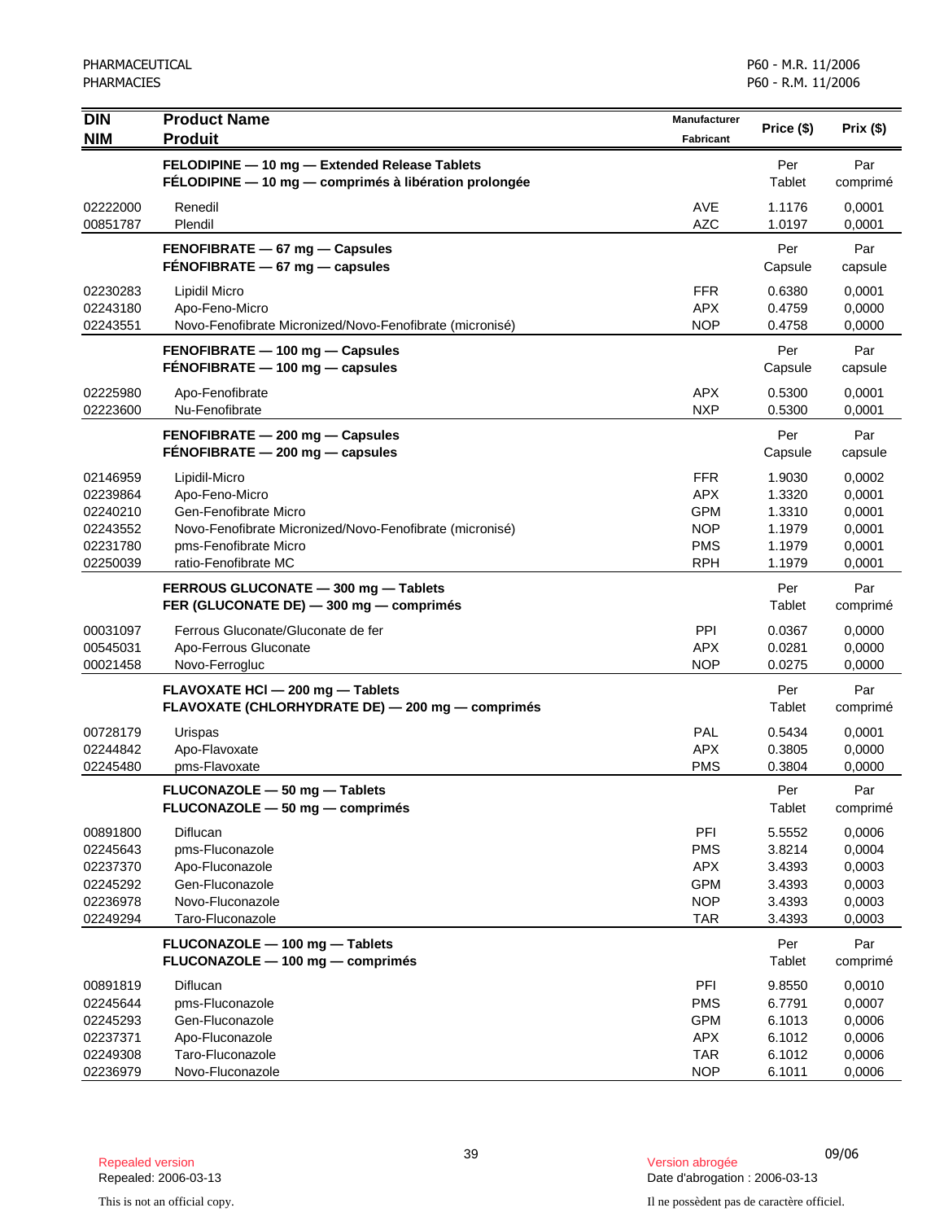| DIN<br>NIM | Product Name<br>Produit | Manufacturer<br>Fabricant | Price ($) | Prix ($) |
|---|---|---|---|---|
| | **FELODIPINE — 10 mg — Extended Release Tablets**<br>**FÉLODIPINE — 10 mg — comprimés à libération prolongée** | | Per Tablet | Par comprimé |
| 02222000 | Renedil | AVE | 1.1176 | 0,0001 |
| 00851787 | Plendil | AZC | 1.0197 | 0,0001 |
| | **FENOFIBRATE — 67 mg — Capsules**<br>**FÉNOFIBRATE — 67 mg — capsules** | | Per Capsule | Par capsule |
| 02230283 | Lipidil Micro | FFR | 0.6380 | 0,0001 |
| 02243180 | Apo-Feno-Micro | APX | 0.4759 | 0,0000 |
| 02243551 | Novo-Fenofibrate Micronized/Novo-Fenofibrate (micronisé) | NOP | 0.4758 | 0,0000 |
| | **FENOFIBRATE — 100 mg — Capsules**<br>**FÉNOFIBRATE — 100 mg — capsules** | | Per Capsule | Par capsule |
| 02225980 | Apo-Fenofibrate | APX | 0.5300 | 0,0001 |
| 02223600 | Nu-Fenofibrate | NXP | 0.5300 | 0,0001 |
| | **FENOFIBRATE — 200 mg — Capsules**<br>**FÉNOFIBRATE — 200 mg — capsules** | | Per Capsule | Par capsule |
| 02146959 | Lipidil-Micro | FFR | 1.9030 | 0,0002 |
| 02239864 | Apo-Feno-Micro | APX | 1.3320 | 0,0001 |
| 02240210 | Gen-Fenofibrate Micro | GPM | 1.3310 | 0,0001 |
| 02243552 | Novo-Fenofibrate Micronized/Novo-Fenofibrate (micronisé) | NOP | 1.1979 | 0,0001 |
| 02231780 | pms-Fenofibrate Micro | PMS | 1.1979 | 0,0001 |
| 02250039 | ratio-Fenofibrate MC | RPH | 1.1979 | 0,0001 |
| | **FERROUS GLUCONATE — 300 mg — Tablets**<br>**FER (GLUCONATE DE) — 300 mg — comprimés** | | Per Tablet | Par comprimé |
| 00031097 | Ferrous Gluconate/Gluconate de fer | PPI | 0.0367 | 0,0000 |
| 00545031 | Apo-Ferrous Gluconate | APX | 0.0281 | 0,0000 |
| 00021458 | Novo-Ferrogluc | NOP | 0.0275 | 0,0000 |
| | **FLAVOXATE HCl — 200 mg — Tablets**<br>**FLAVOXATE (CHLORHYDRATE DE) — 200 mg — comprimés** | | Per Tablet | Par comprimé |
| 00728179 | Urispas | PAL | 0.5434 | 0,0001 |
| 02244842 | Apo-Flavoxate | APX | 0.3805 | 0,0000 |
| 02245480 | pms-Flavoxate | PMS | 0.3804 | 0,0000 |
| | **FLUCONAZOLE — 50 mg — Tablets**<br>**FLUCONAZOLE — 50 mg — comprimés** | | Per Tablet | Par comprimé |
| 00891800 | Diflucan | PFI | 5.5552 | 0,0006 |
| 02245643 | pms-Fluconazole | PMS | 3.8214 | 0,0004 |
| 02237370 | Apo-Fluconazole | APX | 3.4393 | 0,0003 |
| 02245292 | Gen-Fluconazole | GPM | 3.4393 | 0,0003 |
| 02236978 | Novo-Fluconazole | NOP | 3.4393 | 0,0003 |
| 02249294 | Taro-Fluconazole | TAR | 3.4393 | 0,0003 |
| | **FLUCONAZOLE — 100 mg — Tablets**<br>**FLUCONAZOLE — 100 mg — comprimés** | | Per Tablet | Par comprimé |
| 00891819 | Diflucan | PFI | 9.8550 | 0,0010 |
| 02245644 | pms-Fluconazole | PMS | 6.7791 | 0,0007 |
| 02245293 | Gen-Fluconazole | GPM | 6.1013 | 0,0006 |
| 02237371 | Apo-Fluconazole | APX | 6.1012 | 0,0006 |
| 02249308 | Taro-Fluconazole | TAR | 6.1012 | 0,0006 |
| 02236979 | Novo-Fluconazole | NOP | 6.1011 | 0,0006 |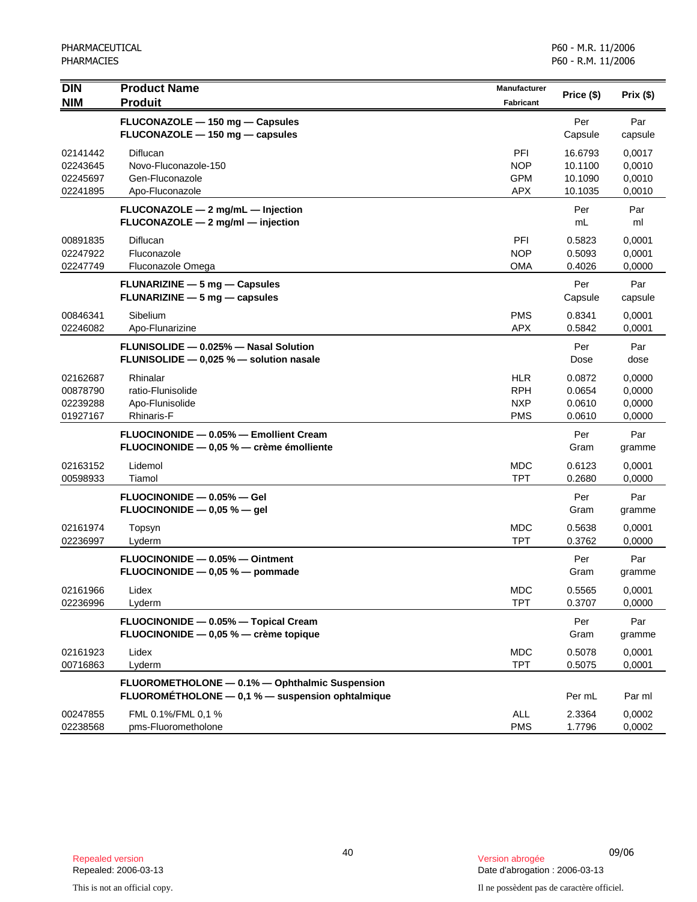| DIN<br>NIM | Product Name<br>Produit | Manufacturer<br>Fabricant | Price ($) | Prix ($) |
|---|---|---|---|---|
| | **FLUCONAZOLE — 150 mg — Capsules**<br>**FLUCONAZOLE — 150 mg — capsules** | | Per<br>Capsule | Par<br>capsule |
| 02141442 | Diflucan | PFI | 16.6793 | 0,0017 |
| 02243645 | Novo-Fluconazole-150 | NOP | 10.1100 | 0,0010 |
| 02245697 | Gen-Fluconazole | GPM | 10.1090 | 0,0010 |
| 02241895 | Apo-Fluconazole | APX | 10.1035 | 0,0010 |
| | **FLUCONAZOLE — 2 mg/mL — Injection**<br>**FLUCONAZOLE — 2 mg/ml — injection** | | Per<br>mL | Par<br>ml |
| 00891835 | Diflucan | PFI | 0.5823 | 0,0001 |
| 02247922 | Fluconazole | NOP | 0.5093 | 0,0001 |
| 02247749 | Fluconazole Omega | OMA | 0.4026 | 0,0000 |
| | **FLUNARIZINE — 5 mg — Capsules**<br>**FLUNARIZINE — 5 mg — capsules** | | Per<br>Capsule | Par<br>capsule |
| 00846341 | Sibelium | PMS | 0.8341 | 0,0001 |
| 02246082 | Apo-Flunarizine | APX | 0.5842 | 0,0001 |
| | **FLUNISOLIDE — 0.025% — Nasal Solution**<br>**FLUNISOLIDE — 0,025 % — solution nasale** | | Per<br>Dose | Par<br>dose |
| 02162687 | Rhinalar | HLR | 0.0872 | 0,0000 |
| 00878790 | ratio-Flunisolide | RPH | 0.0654 | 0,0000 |
| 02239288 | Apo-Flunisolide | NXP | 0.0610 | 0,0000 |
| 01927167 | Rhinaris-F | PMS | 0.0610 | 0,0000 |
| | **FLUOCINONIDE — 0.05% — Emollient Cream**<br>**FLUOCINONIDE — 0,05 % — crème émolliente** | | Per<br>Gram | Par<br>gramme |
| 02163152 | Lidemol | MDC | 0.6123 | 0,0001 |
| 00598933 | Tiamol | TPT | 0.2680 | 0,0000 |
| | **FLUOCINONIDE — 0.05% — Gel**<br>**FLUOCINONIDE — 0,05 % — gel** | | Per<br>Gram | Par<br>gramme |
| 02161974 | Topsyn | MDC | 0.5638 | 0,0001 |
| 02236997 | Lyderm | TPT | 0.3762 | 0,0000 |
| | **FLUOCINONIDE — 0.05% — Ointment**<br>**FLUOCINONIDE — 0,05 % — pommade** | | Per<br>Gram | Par<br>gramme |
| 02161966 | Lidex | MDC | 0.5565 | 0,0001 |
| 02236996 | Lyderm | TPT | 0.3707 | 0,0000 |
| | **FLUOCINONIDE — 0.05% — Topical Cream**<br>**FLUOCINONIDE — 0,05 % — crème topique** | | Per<br>Gram | Par<br>gramme |
| 02161923 | Lidex | MDC | 0.5078 | 0,0001 |
| 00716863 | Lyderm | TPT | 0.5075 | 0,0001 |
| | **FLUOROMETHOLONE — 0.1% — Ophthalmic Suspension**<br>**FLUOROMÉTHOLONE — 0,1 % — suspension ophtalmique** | | Per mL | Par ml |
| 00247855 | FML 0.1%/FML 0,1 % | ALL | 2.3364 | 0,0002 |
| 02238568 | pms-Fluorometholone | PMS | 1.7796 | 0,0002 |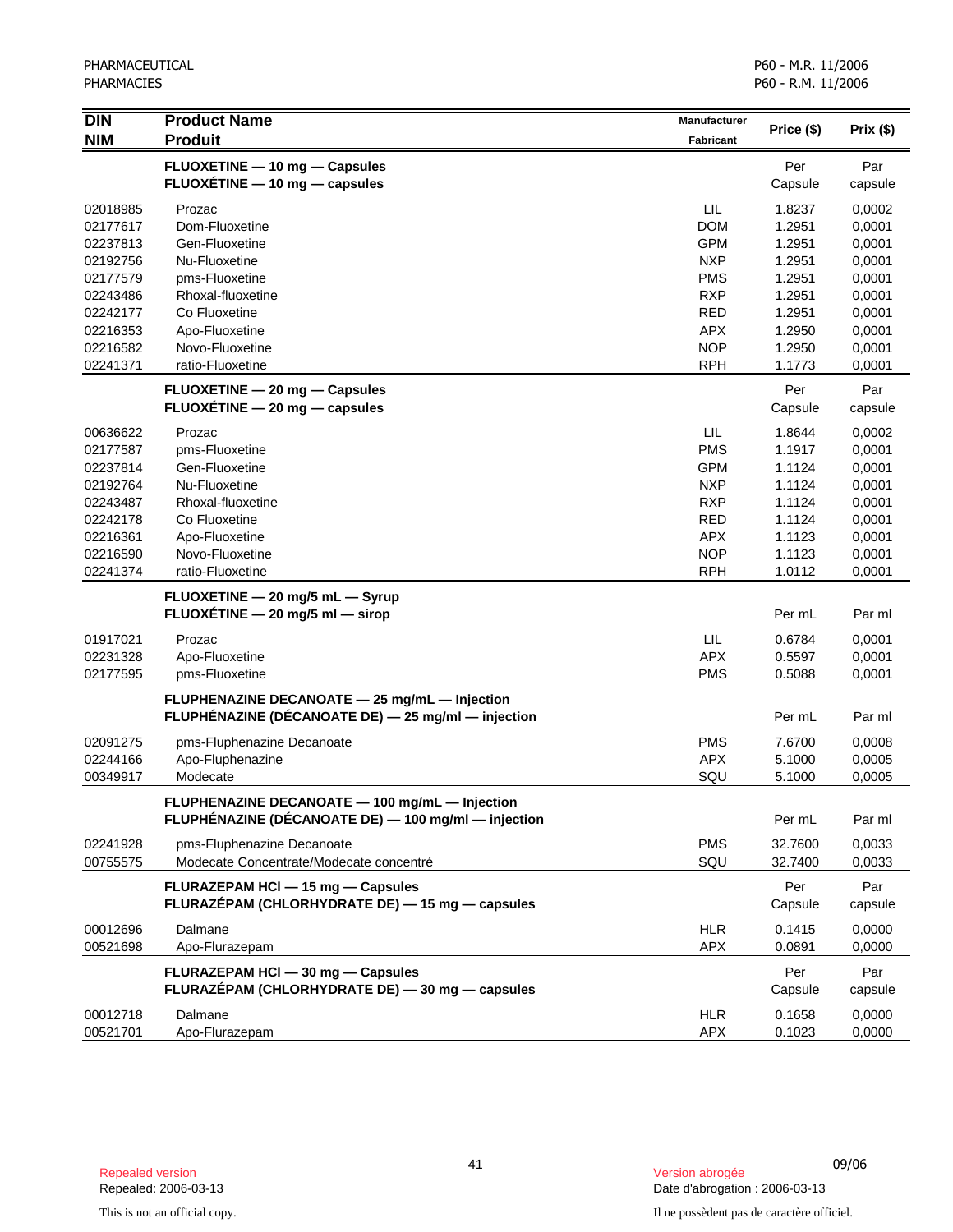| DIN<br>NIM | Product Name<br>Produit | Manufacturer<br>Fabricant | Price ($) | Prix ($) |
|---|---|---|---|---|
| | **FLUOXETINE — 10 mg — Capsules**<br>**FLUOXÉTINE — 10 mg — capsules** | | Per Capsule | Par capsule |
| 02018985 | Prozac | LIL | 1.8237 | 0,0002 |
| 02177617 | Dom-Fluoxetine | DOM | 1.2951 | 0,0001 |
| 02237813 | Gen-Fluoxetine | GPM | 1.2951 | 0,0001 |
| 02192756 | Nu-Fluoxetine | NXP | 1.2951 | 0,0001 |
| 02177579 | pms-Fluoxetine | PMS | 1.2951 | 0,0001 |
| 02243486 | Rhoxal-fluoxetine | RXP | 1.2951 | 0,0001 |
| 02242177 | Co Fluoxetine | RED | 1.2951 | 0,0001 |
| 02216353 | Apo-Fluoxetine | APX | 1.2950 | 0,0001 |
| 02216582 | Novo-Fluoxetine | NOP | 1.2950 | 0,0001 |
| 02241371 | ratio-Fluoxetine | RPH | 1.1773 | 0,0001 |
| | **FLUOXETINE — 20 mg — Capsules**<br>**FLUOXÉTINE — 20 mg — capsules** | | Per Capsule | Par capsule |
| 00636622 | Prozac | LIL | 1.8644 | 0,0002 |
| 02177587 | pms-Fluoxetine | PMS | 1.1917 | 0,0001 |
| 02237814 | Gen-Fluoxetine | GPM | 1.1124 | 0,0001 |
| 02192764 | Nu-Fluoxetine | NXP | 1.1124 | 0,0001 |
| 02243487 | Rhoxal-fluoxetine | RXP | 1.1124 | 0,0001 |
| 02242178 | Co Fluoxetine | RED | 1.1124 | 0,0001 |
| 02216361 | Apo-Fluoxetine | APX | 1.1123 | 0,0001 |
| 02216590 | Novo-Fluoxetine | NOP | 1.1123 | 0,0001 |
| 02241374 | ratio-Fluoxetine | RPH | 1.0112 | 0,0001 |
| | **FLUOXETINE — 20 mg/5 mL — Syrup**<br>**FLUOXÉTINE — 20 mg/5 ml — sirop** | | Per mL | Par ml |
| 01917021 | Prozac | LIL | 0.6784 | 0,0001 |
| 02231328 | Apo-Fluoxetine | APX | 0.5597 | 0,0001 |
| 02177595 | pms-Fluoxetine | PMS | 0.5088 | 0,0001 |
| | **FLUPHENAZINE DECANOATE — 25 mg/mL — Injection**<br>**FLUPHÉNAZINE (DÉCANOATE DE) — 25 mg/ml — injection** | | Per mL | Par ml |
| 02091275 | pms-Fluphenazine Decanoate | PMS | 7.6700 | 0,0008 |
| 02244166 | Apo-Fluphenazine | APX | 5.1000 | 0,0005 |
| 00349917 | Modecate | SQU | 5.1000 | 0,0005 |
| | **FLUPHENAZINE DECANOATE — 100 mg/mL — Injection**<br>**FLUPHÉNAZINE (DÉCANOATE DE) — 100 mg/ml — injection** | | Per mL | Par ml |
| 02241928 | pms-Fluphenazine Decanoate | PMS | 32.7600 | 0,0033 |
| 00755575 | Modecate Concentrate/Modecate concentré | SQU | 32.7400 | 0,0033 |
| | **FLURAZEPAM HCl — 15 mg — Capsules**<br>**FLURAZÉPAM (CHLORHYDRATE DE) — 15 mg — capsules** | | Per Capsule | Par capsule |
| 00012696 | Dalmane | HLR | 0.1415 | 0,0000 |
| 00521698 | Apo-Flurazepam | APX | 0.0891 | 0,0000 |
| | **FLURAZEPAM HCl — 30 mg — Capsules**<br>**FLURAZÉPAM (CHLORHYDRATE DE) — 30 mg — capsules** | | Per Capsule | Par capsule |
| 00012718 | Dalmane | HLR | 0.1658 | 0,0000 |
| 00521701 | Apo-Flurazepam | APX | 0.1023 | 0,0000 |

Repealed version
Repealed: 2006-03-13

Version abrogée
Date d'abrogation : 2006-03-13

This is not an official copy.

Il ne possèdent pas de caractère officiel.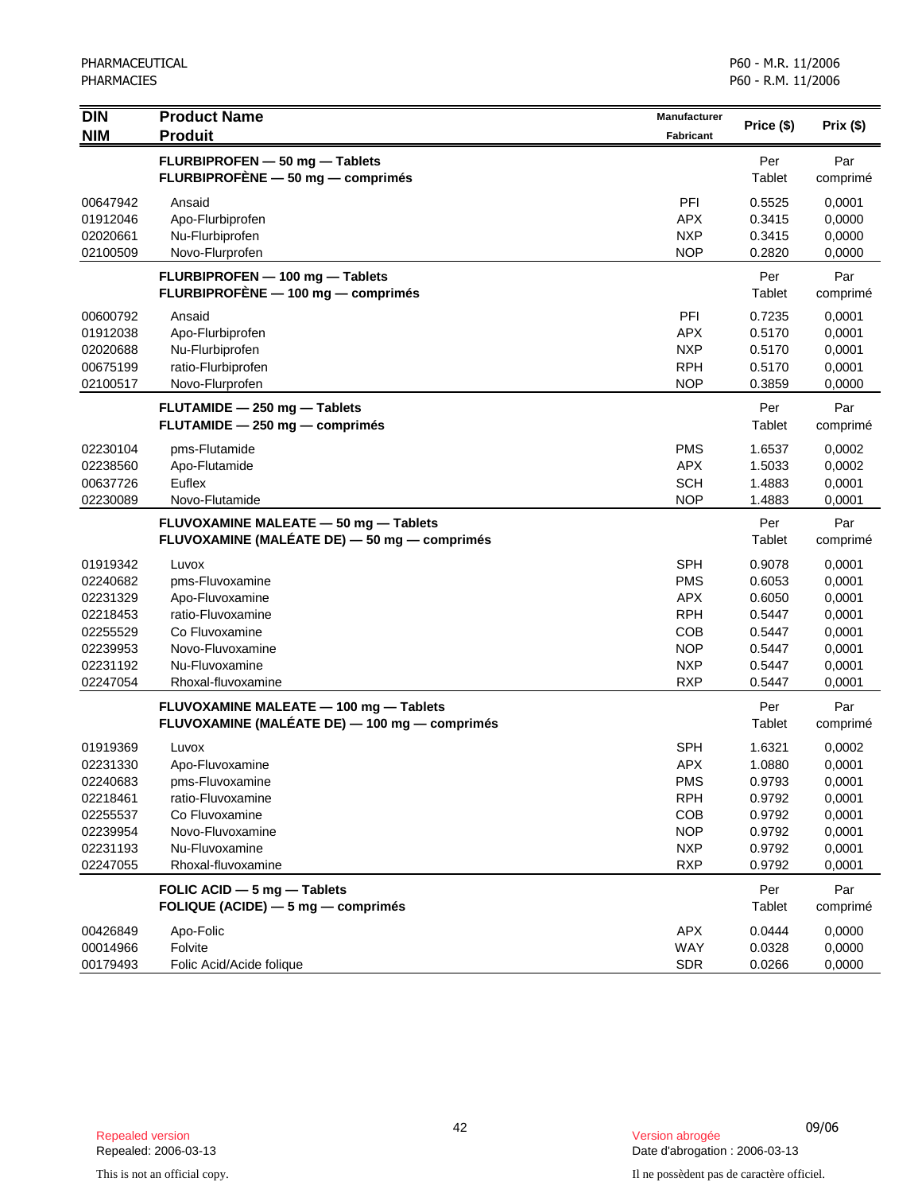| DIN<br>NIM | Product Name<br>Produit | Manufacturer<br>Fabricant | Price ($) | Prix ($) |
|---|---|---|---|---|
| | **FLURBIPROFEN — 50 mg — Tablets**<br>**FLURBIPROFÈNE — 50 mg — comprimés** | | Per<br>Tablet | Par<br>comprimé |
| 00647942 | Ansaid | PFI | 0.5525 | 0,0001 |
| 01912046 | Apo-Flurbiprofen | APX | 0.3415 | 0,0000 |
| 02020661 | Nu-Flurbiprofen | NXP | 0.3415 | 0,0000 |
| 02100509 | Novo-Flurprofen | NOP | 0.2820 | 0,0000 |
| | **FLURBIPROFEN — 100 mg — Tablets**<br>**FLURBIPROFÈNE — 100 mg — comprimés** | | Per<br>Tablet | Par<br>comprimé |
| 00600792 | Ansaid | PFI | 0.7235 | 0,0001 |
| 01912038 | Apo-Flurbiprofen | APX | 0.5170 | 0,0001 |
| 02020688 | Nu-Flurbiprofen | NXP | 0.5170 | 0,0001 |
| 00675199 | ratio-Flurbiprofen | RPH | 0.5170 | 0,0001 |
| 02100517 | Novo-Flurprofen | NOP | 0.3859 | 0,0000 |
| | **FLUTAMIDE — 250 mg — Tablets**<br>**FLUTAMIDE — 250 mg — comprimés** | | Per<br>Tablet | Par<br>comprimé |
| 02230104 | pms-Flutamide | PMS | 1.6537 | 0,0002 |
| 02238560 | Apo-Flutamide | APX | 1.5033 | 0,0002 |
| 00637726 | Euflex | SCH | 1.4883 | 0,0001 |
| 02230089 | Novo-Flutamide | NOP | 1.4883 | 0,0001 |
| | **FLUVOXAMINE MALEATE — 50 mg — Tablets**<br>**FLUVOXAMINE (MALÉATE DE) — 50 mg — comprimés** | | Per<br>Tablet | Par<br>comprimé |
| 01919342 | Luvox | SPH | 0.9078 | 0,0001 |
| 02240682 | pms-Fluvoxamine | PMS | 0.6053 | 0,0001 |
| 02231329 | Apo-Fluvoxamine | APX | 0.6050 | 0,0001 |
| 02218453 | ratio-Fluvoxamine | RPH | 0.5447 | 0,0001 |
| 02255529 | Co Fluvoxamine | COB | 0.5447 | 0,0001 |
| 02239953 | Novo-Fluvoxamine | NOP | 0.5447 | 0,0001 |
| 02231192 | Nu-Fluvoxamine | NXP | 0.5447 | 0,0001 |
| 02247054 | Rhoxal-fluvoxamine | RXP | 0.5447 | 0,0001 |
| | **FLUVOXAMINE MALEATE — 100 mg — Tablets**<br>**FLUVOXAMINE (MALÉATE DE) — 100 mg — comprimés** | | Per<br>Tablet | Par<br>comprimé |
| 01919369 | Luvox | SPH | 1.6321 | 0,0002 |
| 02231330 | Apo-Fluvoxamine | APX | 1.0880 | 0,0001 |
| 02240683 | pms-Fluvoxamine | PMS | 0.9793 | 0,0001 |
| 02218461 | ratio-Fluvoxamine | RPH | 0.9792 | 0,0001 |
| 02255537 | Co Fluvoxamine | COB | 0.9792 | 0,0001 |
| 02239954 | Novo-Fluvoxamine | NOP | 0.9792 | 0,0001 |
| 02231193 | Nu-Fluvoxamine | NXP | 0.9792 | 0,0001 |
| 02247055 | Rhoxal-fluvoxamine | RXP | 0.9792 | 0,0001 |
| | **FOLIC ACID — 5 mg — Tablets**<br>**FOLIQUE (ACIDE) — 5 mg — comprimés** | | Per<br>Tablet | Par<br>comprimé |
| 00426849 | Apo-Folic | APX | 0.0444 | 0,0000 |
| 00014966 | Folvite | WAY | 0.0328 | 0,0000 |
| 00179493 | Folic Acid/Acide folique | SDR | 0.0266 | 0,0000 |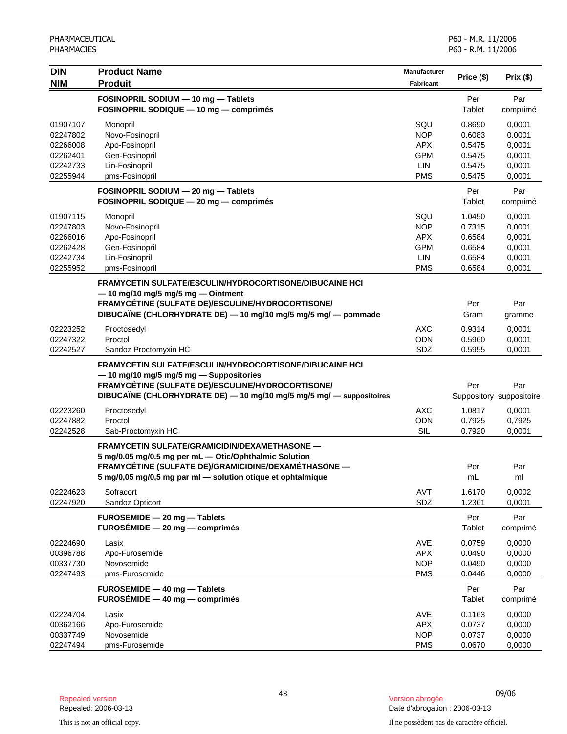| DIN<br>NIM | Product Name<br>Produit | Manufacturer<br>Fabricant | Price ($) | Prix ($) |
|---|---|---|---|---|
| | **FOSINOPRIL SODIUM — 10 mg — Tablets**<br>**FOSINOPRIL SODIQUE — 10 mg — comprimés** | | Per Tablet | Par comprimé |
| 01907107 | Monopril | SQU | 0.8690 | 0,0001 |
| 02247802 | Novo-Fosinopril | NOP | 0.6083 | 0,0001 |
| 02266008 | Apo-Fosinopril | APX | 0.5475 | 0,0001 |
| 02262401 | Gen-Fosinopril | GPM | 0.5475 | 0,0001 |
| 02242733 | Lin-Fosinopril | LIN | 0.5475 | 0,0001 |
| 02255944 | pms-Fosinopril | PMS | 0.5475 | 0,0001 |
| | **FOSINOPRIL SODIUM — 20 mg — Tablets**<br>**FOSINOPRIL SODIQUE — 20 mg — comprimés** | | Per Tablet | Par comprimé |
| 01907115 | Monopril | SQU | 1.0450 | 0,0001 |
| 02247803 | Novo-Fosinopril | NOP | 0.7315 | 0,0001 |
| 02266016 | Apo-Fosinopril | APX | 0.6584 | 0,0001 |
| 02262428 | Gen-Fosinopril | GPM | 0.6584 | 0,0001 |
| 02242734 | Lin-Fosinopril | LIN | 0.6584 | 0,0001 |
| 02255952 | pms-Fosinopril | PMS | 0.6584 | 0,0001 |
| | **FRAMYCETIN SULFATE/ESCULIN/HYDROCORTISONE/DIBUCAINE HCl — 10 mg/10 mg/5 mg/5 mg — Ointment**<br>**FRAMYCÉTINE (SULFATE DE)/ESCULINE/HYDROCORTISONE/ DIBUCAÏNE (CHLORHYDRATE DE) — 10 mg/10 mg/5 mg/5 mg/ — pommade** | | Per Gram | Par gramme |
| 02223252 | Proctosedyl | AXC | 0.9314 | 0,0001 |
| 02247322 | Proctol | ODN | 0.5960 | 0,0001 |
| 02242527 | Sandoz Proctomyxin HC | SDZ | 0.5955 | 0,0001 |
| | **FRAMYCETIN SULFATE/ESCULIN/HYDROCORTISONE/DIBUCAINE HCl — 10 mg/10 mg/5 mg/5 mg — Suppositories**<br>**FRAMYCÉTINE (SULFATE DE)/ESCULINE/HYDROCORTISONE/ DIBUCAÏNE (CHLORHYDRATE DE) — 10 mg/10 mg/5 mg/5 mg/ — suppositoires** | | Per Suppository | Par suppositoire |
| 02223260 | Proctosedyl | AXC | 1.0817 | 0,0001 |
| 02247882 | Proctol | ODN | 0.7925 | 0,7925 |
| 02242528 | Sab-Proctomyxin HC | SIL | 0.7920 | 0,0001 |
| | **FRAMYCETIN SULFATE/GRAMICIDIN/DEXAMETHASONE — 5 mg/0.05 mg/0.5 mg per mL — Otic/Ophthalmic Solution**<br>**FRAMYCÉTINE (SULFATE DE)/GRAMICIDINE/DEXAMÉTHASONE — 5 mg/0,05 mg/0,5 mg par ml — solution otique et ophtalmique** | | Per mL | Par ml |
| 02224623 | Sofracort | AVT | 1.6170 | 0,0002 |
| 02247920 | Sandoz Opticort | SDZ | 1.2361 | 0,0001 |
| | **FUROSEMIDE — 20 mg — Tablets**<br>**FUROSÉMIDE — 20 mg — comprimés** | | Per Tablet | Par comprimé |
| 02224690 | Lasix | AVE | 0.0759 | 0,0000 |
| 00396788 | Apo-Furosemide | APX | 0.0490 | 0,0000 |
| 00337730 | Novosemide | NOP | 0.0490 | 0,0000 |
| 02247493 | pms-Furosemide | PMS | 0.0446 | 0,0000 |
| | **FUROSEMIDE — 40 mg — Tablets**<br>**FUROSÉMIDE — 40 mg — comprimés** | | Per Tablet | Par comprimé |
| 02224704 | Lasix | AVE | 0.1163 | 0,0000 |
| 00362166 | Apo-Furosemide | APX | 0.0737 | 0,0000 |
| 00337749 | Novosemide | NOP | 0.0737 | 0,0000 |
| 02247494 | pms-Furosemide | PMS | 0.0670 | 0,0000 |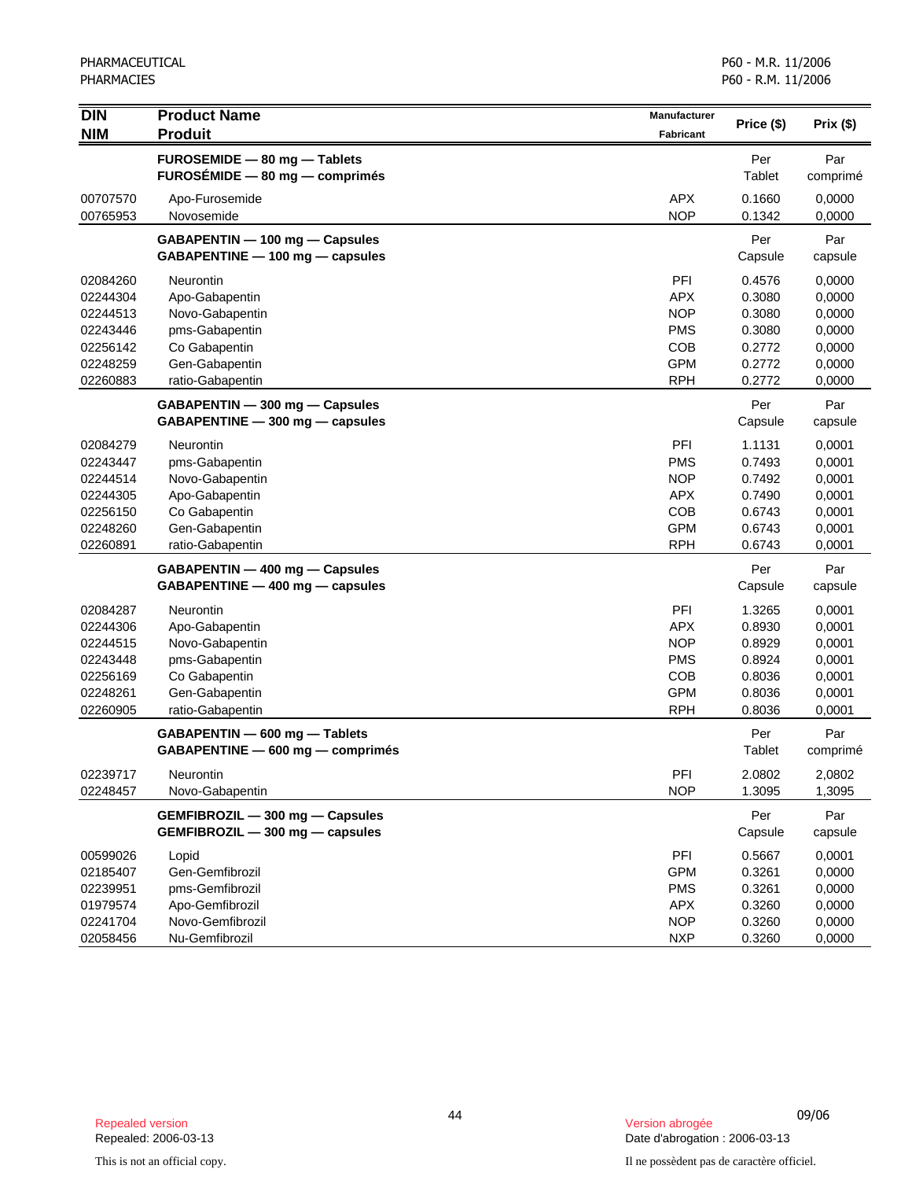| DIN<br>NIM | Product Name<br>Produit | Manufacturer<br>Fabricant | Price ($) | Prix ($) |
|---|---|---|---|---|
| | **FUROSEMIDE — 80 mg — Tablets**<br>**FUROSÉMIDE — 80 mg — comprimés** | | Per Tablet | Par comprimé |
| 00707570 | Apo-Furosemide | APX | 0.1660 | 0,0000 |
| 00765953 | Novosemide | NOP | 0.1342 | 0,0000 |
| | **GABAPENTIN — 100 mg — Capsules**<br>**GABAPENTINE — 100 mg — capsules** | | Per Capsule | Par capsule |
| 02084260 | Neurontin | PFI | 0.4576 | 0,0000 |
| 02244304 | Apo-Gabapentin | APX | 0.3080 | 0,0000 |
| 02244513 | Novo-Gabapentin | NOP | 0.3080 | 0,0000 |
| 02243446 | pms-Gabapentin | PMS | 0.3080 | 0,0000 |
| 02256142 | Co Gabapentin | COB | 0.2772 | 0,0000 |
| 02248259 | Gen-Gabapentin | GPM | 0.2772 | 0,0000 |
| 02260883 | ratio-Gabapentin | RPH | 0.2772 | 0,0000 |
| | **GABAPENTIN — 300 mg — Capsules**<br>**GABAPENTINE — 300 mg — capsules** | | Per Capsule | Par capsule |
| 02084279 | Neurontin | PFI | 1.1131 | 0,0001 |
| 02243447 | pms-Gabapentin | PMS | 0.7493 | 0,0001 |
| 02244514 | Novo-Gabapentin | NOP | 0.7492 | 0,0001 |
| 02244305 | Apo-Gabapentin | APX | 0.7490 | 0,0001 |
| 02256150 | Co Gabapentin | COB | 0.6743 | 0,0001 |
| 02248260 | Gen-Gabapentin | GPM | 0.6743 | 0,0001 |
| 02260891 | ratio-Gabapentin | RPH | 0.6743 | 0,0001 |
| | **GABAPENTIN — 400 mg — Capsules**<br>**GABAPENTINE — 400 mg — capsules** | | Per Capsule | Par capsule |
| 02084287 | Neurontin | PFI | 1.3265 | 0,0001 |
| 02244306 | Apo-Gabapentin | APX | 0.8930 | 0,0001 |
| 02244515 | Novo-Gabapentin | NOP | 0.8929 | 0,0001 |
| 02243448 | pms-Gabapentin | PMS | 0.8924 | 0,0001 |
| 02256169 | Co Gabapentin | COB | 0.8036 | 0,0001 |
| 02248261 | Gen-Gabapentin | GPM | 0.8036 | 0,0001 |
| 02260905 | ratio-Gabapentin | RPH | 0.8036 | 0,0001 |
| | **GABAPENTIN — 600 mg — Tablets**<br>**GABAPENTINE — 600 mg — comprimés** | | Per Tablet | Par comprimé |
| 02239717 | Neurontin | PFI | 2.0802 | 2,0802 |
| 02248457 | Novo-Gabapentin | NOP | 1.3095 | 1,3095 |
| | **GEMFIBROZIL — 300 mg — Capsules**<br>**GEMFIBROZIL — 300 mg — capsules** | | Per Capsule | Par capsule |
| 00599026 | Lopid | PFI | 0.5667 | 0,0001 |
| 02185407 | Gen-Gemfibrozil | GPM | 0.3261 | 0,0000 |
| 02239951 | pms-Gemfibrozil | PMS | 0.3261 | 0,0000 |
| 01979574 | Apo-Gemfibrozil | APX | 0.3260 | 0,0000 |
| 02241704 | Novo-Gemfibrozil | NOP | 0.3260 | 0,0000 |
| 02058456 | Nu-Gemfibrozil | NXP | 0.3260 | 0,0000 |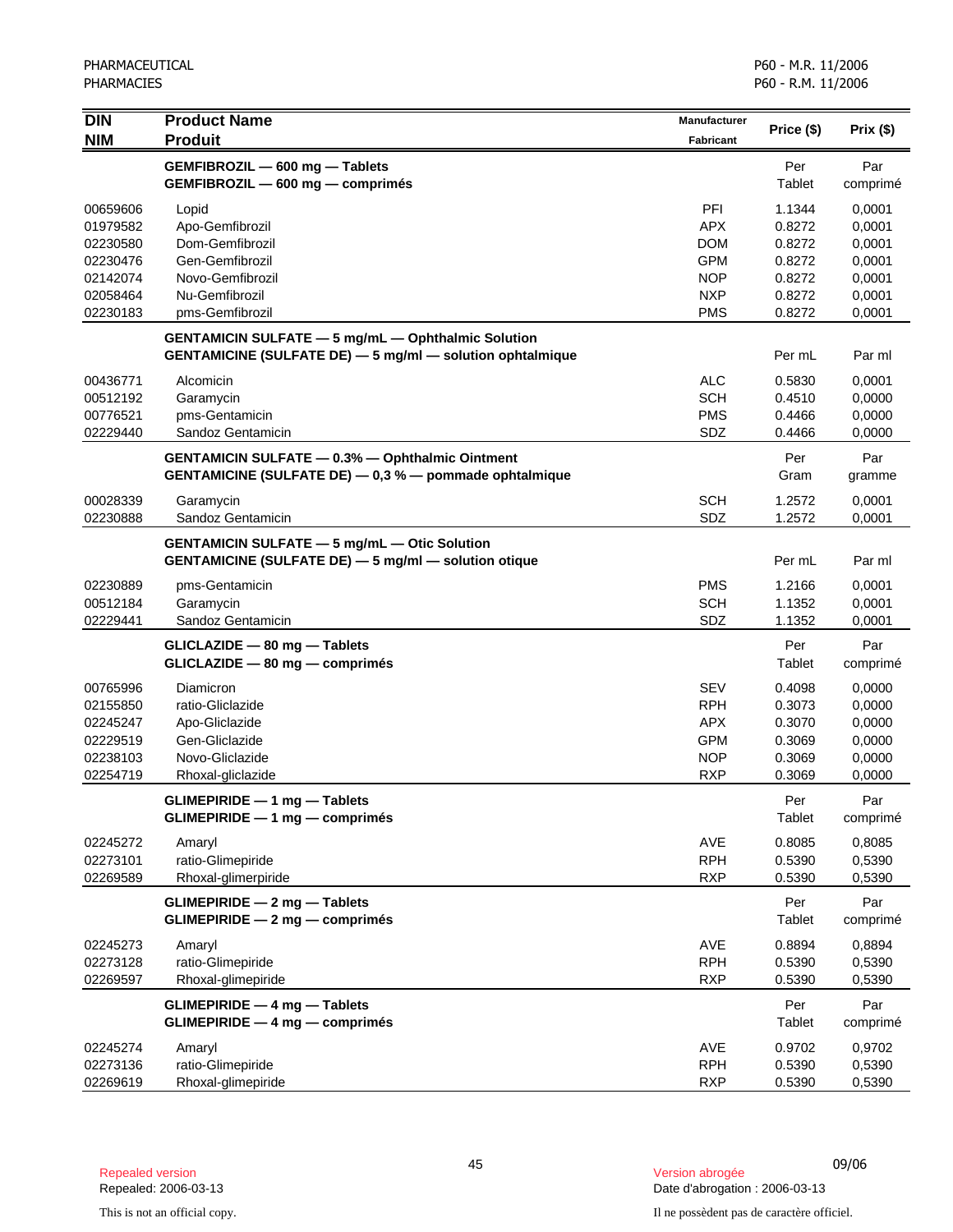| DIN<br>NIM | Product Name<br>Produit | Manufacturer<br>Fabricant | Price ($) | Prix ($) |
|---|---|---|---|---|
| | **GEMFIBROZIL — 600 mg — Tablets**<br>**GEMFIBROZIL — 600 mg — comprimés** | | Per<br>Tablet | Par<br>comprimé |
| 00659606 | Lopid | PFI | 1.1344 | 0,0001 |
| 01979582 | Apo-Gemfibrozil | APX | 0.8272 | 0,0001 |
| 02230580 | Dom-Gemfibrozil | DOM | 0.8272 | 0,0001 |
| 02230476 | Gen-Gemfibrozil | GPM | 0.8272 | 0,0001 |
| 02142074 | Novo-Gemfibrozil | NOP | 0.8272 | 0,0001 |
| 02058464 | Nu-Gemfibrozil | NXP | 0.8272 | 0,0001 |
| 02230183 | pms-Gemfibrozil | PMS | 0.8272 | 0,0001 |
| | **GENTAMICIN SULFATE — 5 mg/mL — Ophthalmic Solution**<br>**GENTAMICINE (SULFATE DE) — 5 mg/ml — solution ophtalmique** | | Per mL | Par ml |
| 00436771 | Alcomicin | ALC | 0.5830 | 0,0001 |
| 00512192 | Garamycin | SCH | 0.4510 | 0,0000 |
| 00776521 | pms-Gentamicin | PMS | 0.4466 | 0,0000 |
| 02229440 | Sandoz Gentamicin | SDZ | 0.4466 | 0,0000 |
| | **GENTAMICIN SULFATE — 0.3% — Ophthalmic Ointment**<br>**GENTAMICINE (SULFATE DE) — 0,3 % — pommade ophtalmique** | | Per<br>Gram | Par<br>gramme |
| 00028339 | Garamycin | SCH | 1.2572 | 0,0001 |
| 02230888 | Sandoz Gentamicin | SDZ | 1.2572 | 0,0001 |
| | **GENTAMICIN SULFATE — 5 mg/mL — Otic Solution**<br>**GENTAMICINE (SULFATE DE) — 5 mg/ml — solution otique** | | Per mL | Par ml |
| 02230889 | pms-Gentamicin | PMS | 1.2166 | 0,0001 |
| 00512184 | Garamycin | SCH | 1.1352 | 0,0001 |
| 02229441 | Sandoz Gentamicin | SDZ | 1.1352 | 0,0001 |
| | **GLICLAZIDE — 80 mg — Tablets**<br>**GLICLAZIDE — 80 mg — comprimés** | | Per<br>Tablet | Par<br>comprimé |
| 00765996 | Diamicron | SEV | 0.4098 | 0,0000 |
| 02155850 | ratio-Gliclazide | RPH | 0.3073 | 0,0000 |
| 02245247 | Apo-Gliclazide | APX | 0.3070 | 0,0000 |
| 02229519 | Gen-Gliclazide | GPM | 0.3069 | 0,0000 |
| 02238103 | Novo-Gliclazide | NOP | 0.3069 | 0,0000 |
| 02254719 | Rhoxal-gliclazide | RXP | 0.3069 | 0,0000 |
| | **GLIMEPIRIDE — 1 mg — Tablets**<br>**GLIMEPIRIDE — 1 mg — comprimés** | | Per<br>Tablet | Par<br>comprimé |
| 02245272 | Amaryl | AVE | 0.8085 | 0,8085 |
| 02273101 | ratio-Glimepiride | RPH | 0.5390 | 0,5390 |
| 02269589 | Rhoxal-glimerpiride | RXP | 0.5390 | 0,5390 |
| | **GLIMEPIRIDE — 2 mg — Tablets**<br>**GLIMEPIRIDE — 2 mg — comprimés** | | Per<br>Tablet | Par<br>comprimé |
| 02245273 | Amaryl | AVE | 0.8894 | 0,8894 |
| 02273128 | ratio-Glimepiride | RPH | 0.5390 | 0,5390 |
| 02269597 | Rhoxal-glimepiride | RXP | 0.5390 | 0,5390 |
| | **GLIMEPIRIDE — 4 mg — Tablets**<br>**GLIMEPIRIDE — 4 mg — comprimés** | | Per<br>Tablet | Par<br>comprimé |
| 02245274 | Amaryl | AVE | 0.9702 | 0,9702 |
| 02273136 | ratio-Glimepiride | RPH | 0.5390 | 0,5390 |
| 02269619 | Rhoxal-glimepiride | RXP | 0.5390 | 0,5390 |

Repealed version
Repealed: 2006-03-13

Version abrogée
Date d'abrogation : 2006-03-13

This is not an official copy.

Il ne possèdent pas de caractère officiel.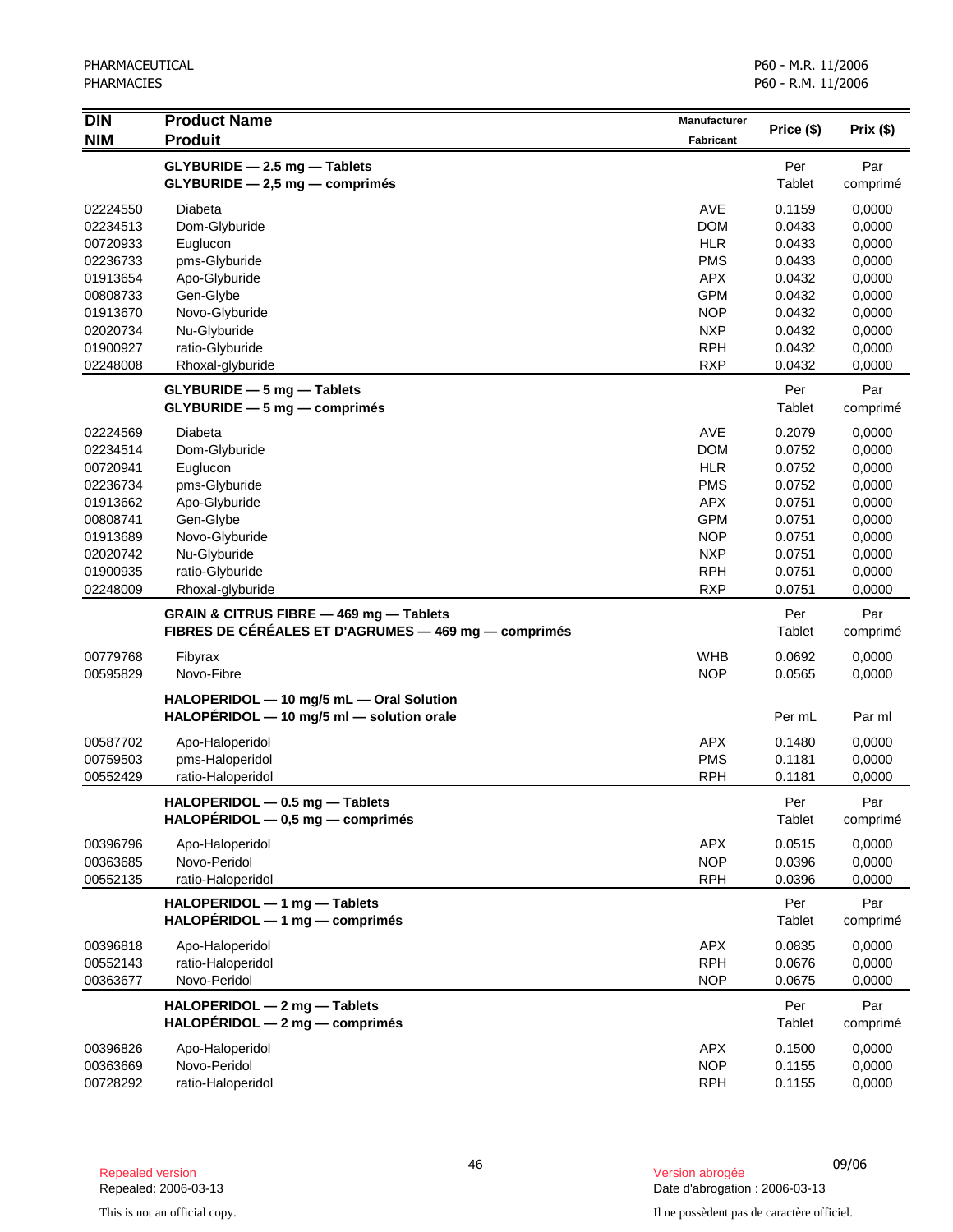| DIN<br>NIM | Product Name<br>Produit | Manufacturer<br>Fabricant | Price ($) | Prix ($) |
|---|---|---|---|---|
| | **GLYBURIDE — 2.5 mg — Tablets**<br>**GLYBURIDE — 2,5 mg — comprimés** | | Per Tablet | Par comprimé |
| 02224550 | Diabeta | AVE | 0.1159 | 0,0000 |
| 02234513 | Dom-Glyburide | DOM | 0.0433 | 0,0000 |
| 00720933 | Euglucon | HLR | 0.0433 | 0,0000 |
| 02236733 | pms-Glyburide | PMS | 0.0433 | 0,0000 |
| 01913654 | Apo-Glyburide | APX | 0.0432 | 0,0000 |
| 00808733 | Gen-Glybe | GPM | 0.0432 | 0,0000 |
| 01913670 | Novo-Glyburide | NOP | 0.0432 | 0,0000 |
| 02020734 | Nu-Glyburide | NXP | 0.0432 | 0,0000 |
| 01900927 | ratio-Glyburide | RPH | 0.0432 | 0,0000 |
| 02248008 | Rhoxal-glyburide | RXP | 0.0432 | 0,0000 |
| | **GLYBURIDE — 5 mg — Tablets**<br>**GLYBURIDE — 5 mg — comprimés** | | Per Tablet | Par comprimé |
| 02224569 | Diabeta | AVE | 0.2079 | 0,0000 |
| 02234514 | Dom-Glyburide | DOM | 0.0752 | 0,0000 |
| 00720941 | Euglucon | HLR | 0.0752 | 0,0000 |
| 02236734 | pms-Glyburide | PMS | 0.0752 | 0,0000 |
| 01913662 | Apo-Glyburide | APX | 0.0751 | 0,0000 |
| 00808741 | Gen-Glybe | GPM | 0.0751 | 0,0000 |
| 01913689 | Novo-Glyburide | NOP | 0.0751 | 0,0000 |
| 02020742 | Nu-Glyburide | NXP | 0.0751 | 0,0000 |
| 01900935 | ratio-Glyburide | RPH | 0.0751 | 0,0000 |
| 02248009 | Rhoxal-glyburide | RXP | 0.0751 | 0,0000 |
| | **GRAIN & CITRUS FIBRE — 469 mg — Tablets**<br>**FIBRES DE CÉRÉALES ET D'AGRUMES — 469 mg — comprimés** | | Per Tablet | Par comprimé |
| 00779768 | Fibyrax | WHB | 0.0692 | 0,0000 |
| 00595829 | Novo-Fibre | NOP | 0.0565 | 0,0000 |
| | **HALOPERIDOL — 10 mg/5 mL — Oral Solution**<br>**HALOPÉRIDOL — 10 mg/5 ml — solution orale** | | Per mL | Par ml |
| 00587702 | Apo-Haloperidol | APX | 0.1480 | 0,0000 |
| 00759503 | pms-Haloperidol | PMS | 0.1181 | 0,0000 |
| 00552429 | ratio-Haloperidol | RPH | 0.1181 | 0,0000 |
| | **HALOPERIDOL — 0.5 mg — Tablets**<br>**HALOPÉRIDOL — 0,5 mg — comprimés** | | Per Tablet | Par comprimé |
| 00396796 | Apo-Haloperidol | APX | 0.0515 | 0,0000 |
| 00363685 | Novo-Peridol | NOP | 0.0396 | 0,0000 |
| 00552135 | ratio-Haloperidol | RPH | 0.0396 | 0,0000 |
| | **HALOPERIDOL — 1 mg — Tablets**<br>**HALOPÉRIDOL — 1 mg — comprimés** | | Per Tablet | Par comprimé |
| 00396818 | Apo-Haloperidol | APX | 0.0835 | 0,0000 |
| 00552143 | ratio-Haloperidol | RPH | 0.0676 | 0,0000 |
| 00363677 | Novo-Peridol | NOP | 0.0675 | 0,0000 |
| | **HALOPERIDOL — 2 mg — Tablets**<br>**HALOPÉRIDOL — 2 mg — comprimés** | | Per Tablet | Par comprimé |
| 00396826 | Apo-Haloperidol | APX | 0.1500 | 0,0000 |
| 00363669 | Novo-Peridol | NOP | 0.1155 | 0,0000 |
| 00728292 | ratio-Haloperidol | RPH | 0.1155 | 0,0000 |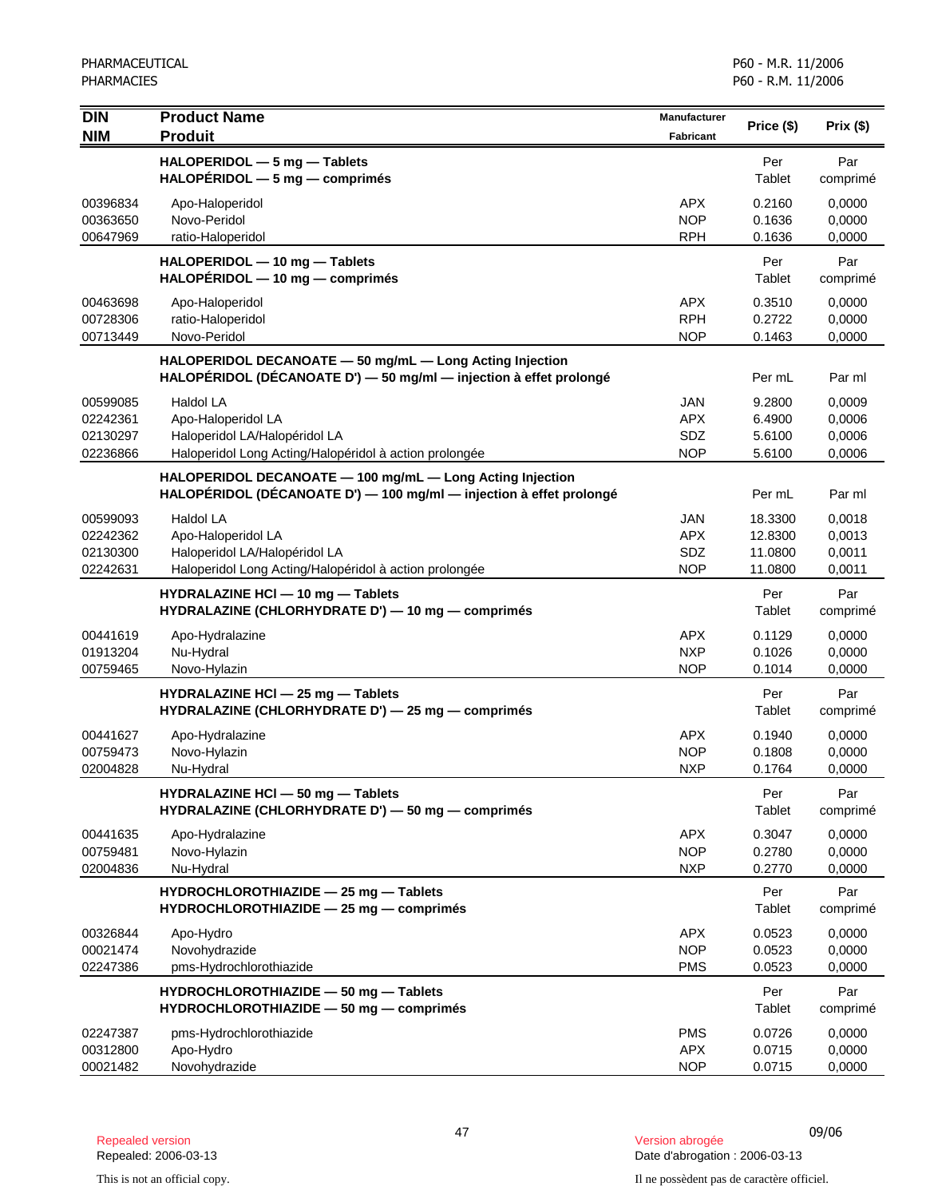| DIN<br>NIM | Product Name<br>Produit | Manufacturer<br>Fabricant | Price ($) | Prix ($) |
|---|---|---|---|---|
| | **HALOPERIDOL — 5 mg — Tablets**<br>**HALOPÉRIDOL — 5 mg — comprimés** | | Per Tablet | Par comprimé |
| 00396834 | Apo-Haloperidol | APX | 0.2160 | 0,0000 |
| 00363650 | Novo-Peridol | NOP | 0.1636 | 0,0000 |
| 00647969 | ratio-Haloperidol | RPH | 0.1636 | 0,0000 |
| | **HALOPERIDOL — 10 mg — Tablets**<br>**HALOPÉRIDOL — 10 mg — comprimés** | | Per Tablet | Par comprimé |
| 00463698 | Apo-Haloperidol | APX | 0.3510 | 0,0000 |
| 00728306 | ratio-Haloperidol | RPH | 0.2722 | 0,0000 |
| 00713449 | Novo-Peridol | NOP | 0.1463 | 0,0000 |
| | **HALOPERIDOL DECANOATE — 50 mg/mL — Long Acting Injection**<br>**HALOPÉRIDOL (DÉCANOATE D') — 50 mg/ml — injection à effet prolongé** | | Per mL | Par ml |
| 00599085 | Haldol LA | JAN | 9.2800 | 0,0009 |
| 02242361 | Apo-Haloperidol LA | APX | 6.4900 | 0,0006 |
| 02130297 | Haloperidol LA/Halopéridol LA | SDZ | 5.6100 | 0,0006 |
| 02236866 | Haloperidol Long Acting/Halopéridol à action prolongée | NOP | 5.6100 | 0,0006 |
| | **HALOPERIDOL DECANOATE — 100 mg/mL — Long Acting Injection**<br>**HALOPÉRIDOL (DÉCANOATE D') — 100 mg/ml — injection à effet prolongé** | | Per mL | Par ml |
| 00599093 | Haldol LA | JAN | 18.3300 | 0,0018 |
| 02242362 | Apo-Haloperidol LA | APX | 12.8300 | 0,0013 |
| 02130300 | Haloperidol LA/Halopéridol LA | SDZ | 11.0800 | 0,0011 |
| 02242631 | Haloperidol Long Acting/Halopéridol à action prolongée | NOP | 11.0800 | 0,0011 |
| | **HYDRALAZINE HCl — 10 mg — Tablets**<br>**HYDRALAZINE (CHLORHYDRATE D') — 10 mg — comprimés** | | Per Tablet | Par comprimé |
| 00441619 | Apo-Hydralazine | APX | 0.1129 | 0,0000 |
| 01913204 | Nu-Hydral | NXP | 0.1026 | 0,0000 |
| 00759465 | Novo-Hylazin | NOP | 0.1014 | 0,0000 |
| | **HYDRALAZINE HCl — 25 mg — Tablets**<br>**HYDRALAZINE (CHLORHYDRATE D') — 25 mg — comprimés** | | Per Tablet | Par comprimé |
| 00441627 | Apo-Hydralazine | APX | 0.1940 | 0,0000 |
| 00759473 | Novo-Hylazin | NOP | 0.1808 | 0,0000 |
| 02004828 | Nu-Hydral | NXP | 0.1764 | 0,0000 |
| | **HYDRALAZINE HCl — 50 mg — Tablets**<br>**HYDRALAZINE (CHLORHYDRATE D') — 50 mg — comprimés** | | Per Tablet | Par comprimé |
| 00441635 | Apo-Hydralazine | APX | 0.3047 | 0,0000 |
| 00759481 | Novo-Hylazin | NOP | 0.2780 | 0,0000 |
| 02004836 | Nu-Hydral | NXP | 0.2770 | 0,0000 |
| | **HYDROCHLOROTHIAZIDE — 25 mg — Tablets**<br>**HYDROCHLOROTHIAZIDE — 25 mg — comprimés** | | Per Tablet | Par comprimé |
| 00326844 | Apo-Hydro | APX | 0.0523 | 0,0000 |
| 00021474 | Novohydrazide | NOP | 0.0523 | 0,0000 |
| 02247386 | pms-Hydrochlorothiazide | PMS | 0.0523 | 0,0000 |
| | **HYDROCHLOROTHIAZIDE — 50 mg — Tablets**<br>**HYDROCHLOROTHIAZIDE — 50 mg — comprimés** | | Per Tablet | Par comprimé |
| 02247387 | pms-Hydrochlorothiazide | PMS | 0.0726 | 0,0000 |
| 00312800 | Apo-Hydro | APX | 0.0715 | 0,0000 |
| 00021482 | Novohydrazide | NOP | 0.0715 | 0,0000 |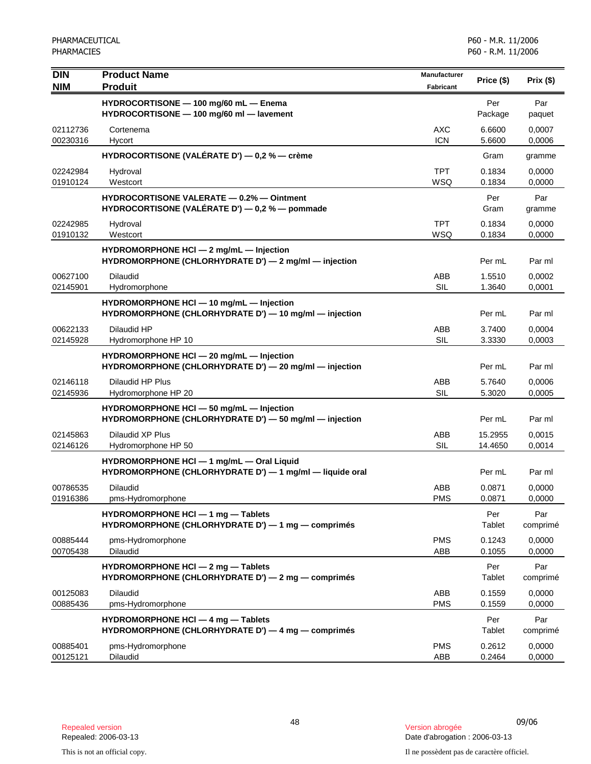| DIN<br>NIM | Product Name<br>Produit | Manufacturer<br>Fabricant | Price ($) | Prix ($) |
|---|---|---|---|---|
| | **HYDROCORTISONE — 100 mg/60 mL — Enema**<br>**HYDROCORTISONE — 100 mg/60 ml — lavement** | | Per Package | Par paquet |
| 02112736 | Cortenema | AXC | 6.6600 | 0,0007 |
| 00230316 | Hycort | ICN | 5.6600 | 0,0006 |
| | **HYDROCORTISONE (VALÉRATE D') — 0,2 % — crème** | | Gram | gramme |
| 02242984 | Hydroval | TPT | 0.1834 | 0,0000 |
| 01910124 | Westcort | WSQ | 0.1834 | 0,0000 |
| | **HYDROCORTISONE VALERATE — 0.2% — Ointment**<br>**HYDROCORTISONE (VALÉRATE D') — 0,2 % — pommade** | | Per Gram | Par gramme |
| 02242985 | Hydroval | TPT | 0.1834 | 0,0000 |
| 01910132 | Westcort | WSQ | 0.1834 | 0,0000 |
| | **HYDROMORPHONE HCl — 2 mg/mL — Injection**<br>**HYDROMORPHONE (CHLORHYDRATE D') — 2 mg/ml — injection** | | Per mL | Par ml |
| 00627100 | Dilaudid | ABB | 1.5510 | 0,0002 |
| 02145901 | Hydromorphone | SIL | 1.3640 | 0,0001 |
| | **HYDROMORPHONE HCl — 10 mg/mL — Injection**<br>**HYDROMORPHONE (CHLORHYDRATE D') — 10 mg/ml — injection** | | Per mL | Par ml |
| 00622133 | Dilaudid HP | ABB | 3.7400 | 0,0004 |
| 02145928 | Hydromorphone HP 10 | SIL | 3.3330 | 0,0003 |
| | **HYDROMORPHONE HCl — 20 mg/mL — Injection**<br>**HYDROMORPHONE (CHLORHYDRATE D') — 20 mg/ml — injection** | | Per mL | Par ml |
| 02146118 | Dilaudid HP Plus | ABB | 5.7640 | 0,0006 |
| 02145936 | Hydromorphone HP 20 | SIL | 5.3020 | 0,0005 |
| | **HYDROMORPHONE HCl — 50 mg/mL — Injection**<br>**HYDROMORPHONE (CHLORHYDRATE D') — 50 mg/ml — injection** | | Per mL | Par ml |
| 02145863 | Dilaudid XP Plus | ABB | 15.2955 | 0,0015 |
| 02146126 | Hydromorphone HP 50 | SIL | 14.4650 | 0,0014 |
| | **HYDROMORPHONE HCl — 1 mg/mL — Oral Liquid**<br>**HYDROMORPHONE (CHLORHYDRATE D') — 1 mg/ml — liquide oral** | | Per mL | Par ml |
| 00786535 | Dilaudid | ABB | 0.0871 | 0,0000 |
| 01916386 | pms-Hydromorphone | PMS | 0.0871 | 0,0000 |
| | **HYDROMORPHONE HCl — 1 mg — Tablets**<br>**HYDROMORPHONE (CHLORHYDRATE D') — 1 mg — comprimés** | | Per Tablet | Par comprimé |
| 00885444 | pms-Hydromorphone | PMS | 0.1243 | 0,0000 |
| 00705438 | Dilaudid | ABB | 0.1055 | 0,0000 |
| | **HYDROMORPHONE HCl — 2 mg — Tablets**<br>**HYDROMORPHONE (CHLORHYDRATE D') — 2 mg — comprimés** | | Per Tablet | Par comprimé |
| 00125083 | Dilaudid | ABB | 0.1559 | 0,0000 |
| 00885436 | pms-Hydromorphone | PMS | 0.1559 | 0,0000 |
| | **HYDROMORPHONE HCl — 4 mg — Tablets**<br>**HYDROMORPHONE (CHLORHYDRATE D') — 4 mg — comprimés** | | Per Tablet | Par comprimé |
| 00885401 | pms-Hydromorphone | PMS | 0.2612 | 0,0000 |
| 00125121 | Dilaudid | ABB | 0.2464 | 0,0000 |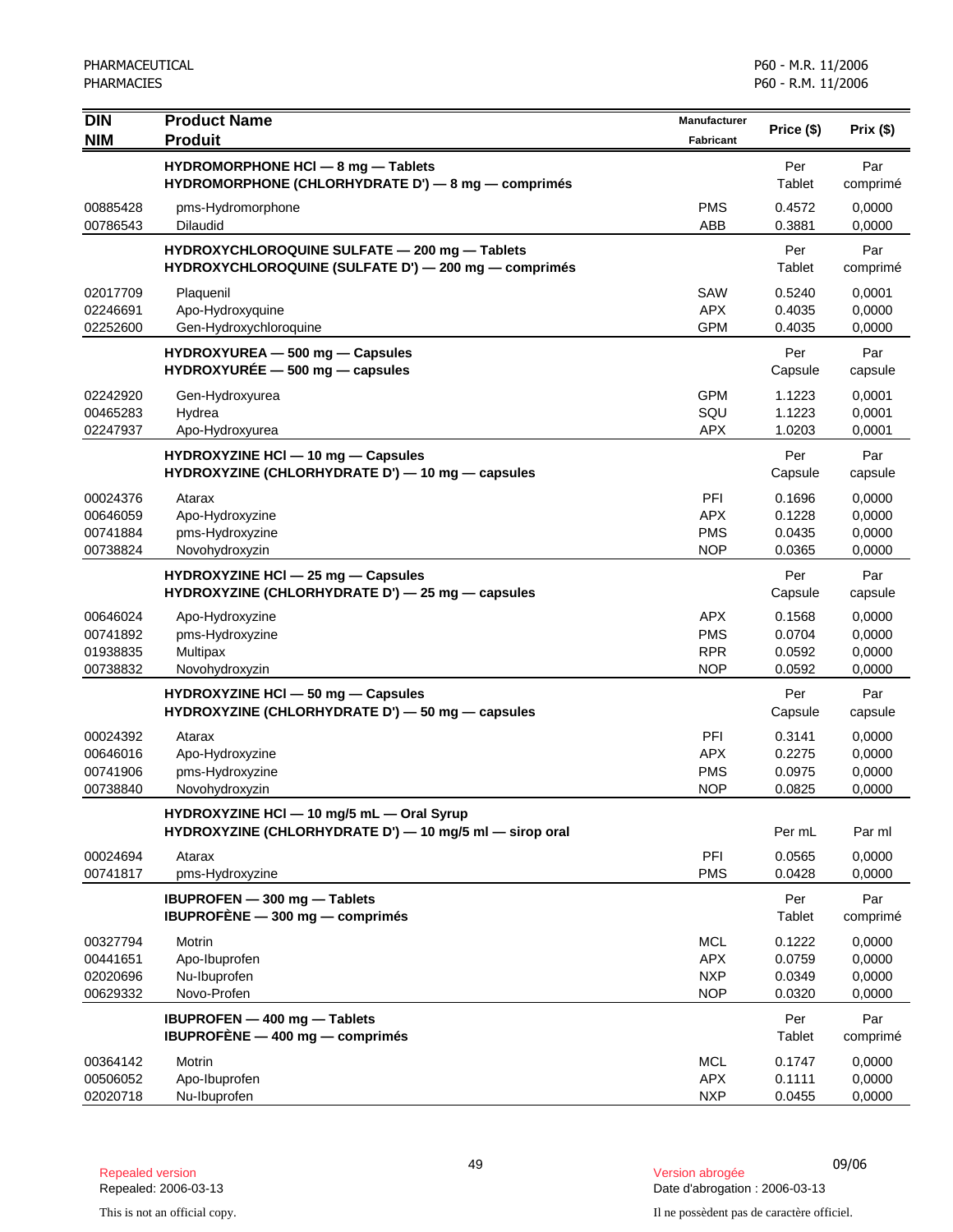| DIN / NIM | Product Name / Produit | Manufacturer / Fabricant | Price ($) | Prix ($) |
|---|---|---|---|---|
| | **HYDROMORPHONE HCl — 8 mg — Tablets / HYDROMORPHONE (CHLORHYDRATE D') — 8 mg — comprimés** | | Per Tablet | Par comprimé |
| 00885428 | pms-Hydromorphone | PMS | 0.4572 | 0,0000 |
| 00786543 | Dilaudid | ABB | 0.3881 | 0,0000 |
| | **HYDROXYCHLOROQUINE SULFATE — 200 mg — Tablets / HYDROXYCHLOROQUINE (SULFATE D') — 200 mg — comprimés** | | Per Tablet | Par comprimé |
| 02017709 | Plaquenil | SAW | 0.5240 | 0,0001 |
| 02246691 | Apo-Hydroxyquine | APX | 0.4035 | 0,0000 |
| 02252600 | Gen-Hydroxychloroquine | GPM | 0.4035 | 0,0000 |
| | **HYDROXYUREA — 500 mg — Capsules / HYDROXYURÉE — 500 mg — capsules** | | Per Capsule | Par capsule |
| 02242920 | Gen-Hydroxyurea | GPM | 1.1223 | 0,0001 |
| 00465283 | Hydrea | SQU | 1.1223 | 0,0001 |
| 02247937 | Apo-Hydroxyurea | APX | 1.0203 | 0,0001 |
| | **HYDROXYZINE HCl — 10 mg — Capsules / HYDROXYZINE (CHLORHYDRATE D') — 10 mg — capsules** | | Per Capsule | Par capsule |
| 00024376 | Atarax | PFI | 0.1696 | 0,0000 |
| 00646059 | Apo-Hydroxyzine | APX | 0.1228 | 0,0000 |
| 00741884 | pms-Hydroxyzine | PMS | 0.0435 | 0,0000 |
| 00738824 | Novohydroxyzin | NOP | 0.0365 | 0,0000 |
| | **HYDROXYZINE HCl — 25 mg — Capsules / HYDROXYZINE (CHLORHYDRATE D') — 25 mg — capsules** | | Per Capsule | Par capsule |
| 00646024 | Apo-Hydroxyzine | APX | 0.1568 | 0,0000 |
| 00741892 | pms-Hydroxyzine | PMS | 0.0704 | 0,0000 |
| 01938835 | Multipax | RPR | 0.0592 | 0,0000 |
| 00738832 | Novohydroxyzin | NOP | 0.0592 | 0,0000 |
| | **HYDROXYZINE HCl — 50 mg — Capsules / HYDROXYZINE (CHLORHYDRATE D') — 50 mg — capsules** | | Per Capsule | Par capsule |
| 00024392 | Atarax | PFI | 0.3141 | 0,0000 |
| 00646016 | Apo-Hydroxyzine | APX | 0.2275 | 0,0000 |
| 00741906 | pms-Hydroxyzine | PMS | 0.0975 | 0,0000 |
| 00738840 | Novohydroxyzin | NOP | 0.0825 | 0,0000 |
| | **HYDROXYZINE HCl — 10 mg/5 mL — Oral Syrup / HYDROXYZINE (CHLORHYDRATE D') — 10 mg/5 ml — sirop oral** | | Per mL | Par ml |
| 00024694 | Atarax | PFI | 0.0565 | 0,0000 |
| 00741817 | pms-Hydroxyzine | PMS | 0.0428 | 0,0000 |
| | **IBUPROFEN — 300 mg — Tablets / IBUPROFÈNE — 300 mg — comprimés** | | Per Tablet | Par comprimé |
| 00327794 | Motrin | MCL | 0.1222 | 0,0000 |
| 00441651 | Apo-Ibuprofen | APX | 0.0759 | 0,0000 |
| 02020696 | Nu-Ibuprofen | NXP | 0.0349 | 0,0000 |
| 00629332 | Novo-Profen | NOP | 0.0320 | 0,0000 |
| | **IBUPROFEN — 400 mg — Tablets / IBUPROFÈNE — 400 mg — comprimés** | | Per Tablet | Par comprimé |
| 00364142 | Motrin | MCL | 0.1747 | 0,0000 |
| 00506052 | Apo-Ibuprofen | APX | 0.1111 | 0,0000 |
| 02020718 | Nu-Ibuprofen | NXP | 0.0455 | 0,0000 |

Repealed version
Repealed: 2006-03-13

Version abrogée
Date d'abrogation : 2006-03-13

This is not an official copy.

Il ne possèdent pas de caractère officiel.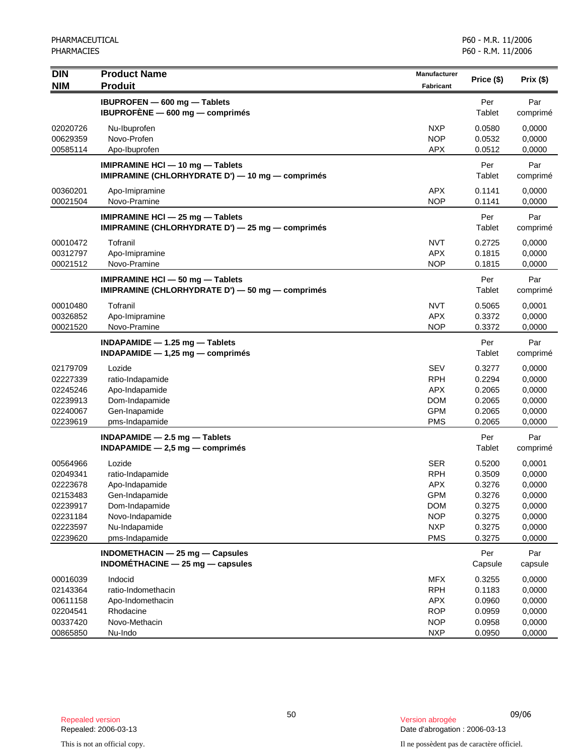| DIN<br>NIM | Product Name<br>Produit | Manufacturer<br>Fabricant | Price ($) | Prix ($) |
|---|---|---|---|---|
| | **IBUPROFEN — 600 mg — Tablets**<br>**IBUPROFÈNE — 600 mg — comprimés** | | Per<br>Tablet | Par<br>comprimé |
| 02020726 | Nu-Ibuprofen | NXP | 0.0580 | 0,0000 |
| 00629359 | Novo-Profen | NOP | 0.0532 | 0,0000 |
| 00585114 | Apo-Ibuprofen | APX | 0.0512 | 0,0000 |
| | **IMIPRAMINE HCl — 10 mg — Tablets**<br>**IMIPRAMINE (CHLORHYDRATE D') — 10 mg — comprimés** | | Per<br>Tablet | Par<br>comprimé |
| 00360201 | Apo-Imipramine | APX | 0.1141 | 0,0000 |
| 00021504 | Novo-Pramine | NOP | 0.1141 | 0,0000 |
| | **IMIPRAMINE HCl — 25 mg — Tablets**<br>**IMIPRAMINE (CHLORHYDRATE D') — 25 mg — comprimés** | | Per<br>Tablet | Par<br>comprimé |
| 00010472 | Tofranil | NVT | 0.2725 | 0,0000 |
| 00312797 | Apo-Imipramine | APX | 0.1815 | 0,0000 |
| 00021512 | Novo-Pramine | NOP | 0.1815 | 0,0000 |
| | **IMIPRAMINE HCl — 50 mg — Tablets**<br>**IMIPRAMINE (CHLORHYDRATE D') — 50 mg — comprimés** | | Per<br>Tablet | Par<br>comprimé |
| 00010480 | Tofranil | NVT | 0.5065 | 0,0001 |
| 00326852 | Apo-Imipramine | APX | 0.3372 | 0,0000 |
| 00021520 | Novo-Pramine | NOP | 0.3372 | 0,0000 |
| | **INDAPAMIDE — 1.25 mg — Tablets**<br>**INDAPAMIDE — 1,25 mg — comprimés** | | Per<br>Tablet | Par<br>comprimé |
| 02179709 | Lozide | SEV | 0.3277 | 0,0000 |
| 02227339 | ratio-Indapamide | RPH | 0.2294 | 0,0000 |
| 02245246 | Apo-Indapamide | APX | 0.2065 | 0,0000 |
| 02239913 | Dom-Indapamide | DOM | 0.2065 | 0,0000 |
| 02240067 | Gen-Inapamide | GPM | 0.2065 | 0,0000 |
| 02239619 | pms-Indapamide | PMS | 0.2065 | 0,0000 |
| | **INDAPAMIDE — 2.5 mg — Tablets**<br>**INDAPAMIDE — 2,5 mg — comprimés** | | Per<br>Tablet | Par<br>comprimé |
| 00564966 | Lozide | SER | 0.5200 | 0,0001 |
| 02049341 | ratio-Indapamide | RPH | 0.3509 | 0,0000 |
| 02223678 | Apo-Indapamide | APX | 0.3276 | 0,0000 |
| 02153483 | Gen-Indapamide | GPM | 0.3276 | 0,0000 |
| 02239917 | Dom-Indapamide | DOM | 0.3275 | 0,0000 |
| 02231184 | Novo-Indapamide | NOP | 0.3275 | 0,0000 |
| 02223597 | Nu-Indapamide | NXP | 0.3275 | 0,0000 |
| 02239620 | pms-Indapamide | PMS | 0.3275 | 0,0000 |
| | **INDOMETHACIN — 25 mg — Capsules**<br>**INDOMÉTHACINE — 25 mg — capsules** | | Per<br>Capsule | Par<br>capsule |
| 00016039 | Indocid | MFX | 0.3255 | 0,0000 |
| 02143364 | ratio-Indomethacin | RPH | 0.1183 | 0,0000 |
| 00611158 | Apo-Indomethacin | APX | 0.0960 | 0,0000 |
| 02204541 | Rhodacine | ROP | 0.0959 | 0,0000 |
| 00337420 | Novo-Methacin | NOP | 0.0958 | 0,0000 |
| 00865850 | Nu-Indo | NXP | 0.0950 | 0,0000 |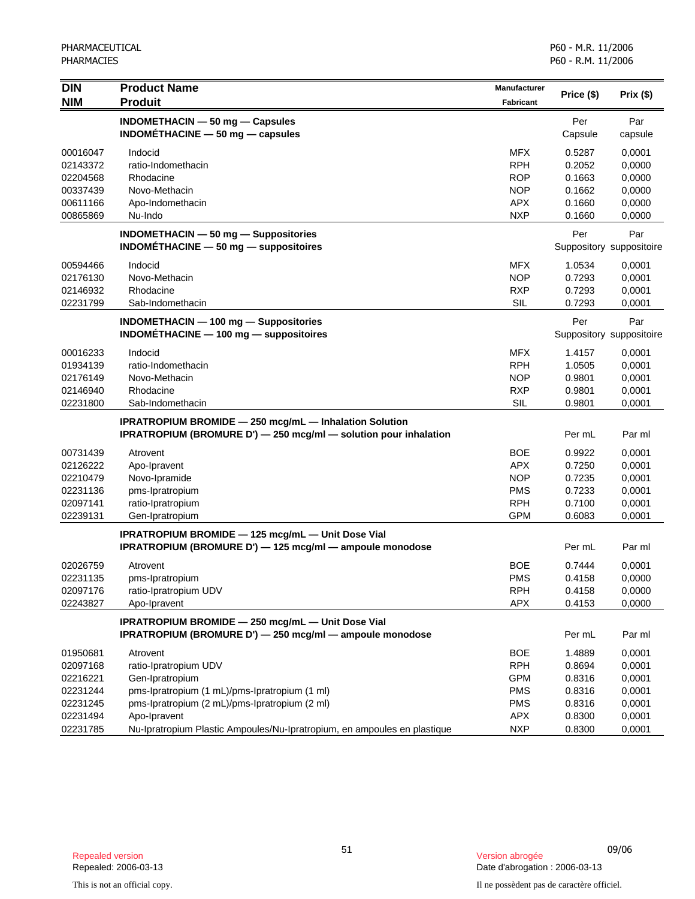| DIN<br>NIM | Product Name<br>Produit | Manufacturer<br>Fabricant | Price ($) | Prix ($) |
|---|---|---|---|---|
| | **INDOMETHACIN — 50 mg — Capsules**<br>**INDOMÉTHACINE — 50 mg — capsules** | | Per Capsule | Par capsule |
| 00016047 | Indocid | MFX | 0.5287 | 0,0001 |
| 02143372 | ratio-Indomethacin | RPH | 0.2052 | 0,0000 |
| 02204568 | Rhodacine | ROP | 0.1663 | 0,0000 |
| 00337439 | Novo-Methacin | NOP | 0.1662 | 0,0000 |
| 00611166 | Apo-Indomethacin | APX | 0.1660 | 0,0000 |
| 00865869 | Nu-Indo | NXP | 0.1660 | 0,0000 |
| | **INDOMETHACIN — 50 mg — Suppositories**<br>**INDOMÉTHACINE — 50 mg — suppositoires** | | Per Suppository | Par suppositoire |
| 00594466 | Indocid | MFX | 1.0534 | 0,0001 |
| 02176130 | Novo-Methacin | NOP | 0.7293 | 0,0001 |
| 02146932 | Rhodacine | RXP | 0.7293 | 0,0001 |
| 02231799 | Sab-Indomethacin | SIL | 0.7293 | 0,0001 |
| | **INDOMETHACIN — 100 mg — Suppositories**<br>**INDOMÉTHACINE — 100 mg — suppositoires** | | Per Suppository | Par suppositoire |
| 00016233 | Indocid | MFX | 1.4157 | 0,0001 |
| 01934139 | ratio-Indomethacin | RPH | 1.0505 | 0,0001 |
| 02176149 | Novo-Methacin | NOP | 0.9801 | 0,0001 |
| 02146940 | Rhodacine | RXP | 0.9801 | 0,0001 |
| 02231800 | Sab-Indomethacin | SIL | 0.9801 | 0,0001 |
| | **IPRATROPIUM BROMIDE — 250 mcg/mL — Inhalation Solution**<br>**IPRATROPIUM (BROMURE D') — 250 mcg/ml — solution pour inhalation** | | Per mL | Par ml |
| 00731439 | Atrovent | BOE | 0.9922 | 0,0001 |
| 02126222 | Apo-Ipravent | APX | 0.7250 | 0,0001 |
| 02210479 | Novo-Ipramide | NOP | 0.7235 | 0,0001 |
| 02231136 | pms-Ipratropium | PMS | 0.7233 | 0,0001 |
| 02097141 | ratio-Ipratropium | RPH | 0.7100 | 0,0001 |
| 02239131 | Gen-Ipratropium | GPM | 0.6083 | 0,0001 |
| | **IPRATROPIUM BROMIDE — 125 mcg/mL — Unit Dose Vial**<br>**IPRATROPIUM (BROMURE D') — 125 mcg/ml — ampoule monodose** | | Per mL | Par ml |
| 02026759 | Atrovent | BOE | 0.7444 | 0,0001 |
| 02231135 | pms-Ipratropium | PMS | 0.4158 | 0,0000 |
| 02097176 | ratio-Ipratropium UDV | RPH | 0.4158 | 0,0000 |
| 02243827 | Apo-Ipravent | APX | 0.4153 | 0,0000 |
| | **IPRATROPIUM BROMIDE — 250 mcg/mL — Unit Dose Vial**<br>**IPRATROPIUM (BROMURE D') — 250 mcg/ml — ampoule monodose** | | Per mL | Par ml |
| 01950681 | Atrovent | BOE | 1.4889 | 0,0001 |
| 02097168 | ratio-Ipratropium UDV | RPH | 0.8694 | 0,0001 |
| 02216221 | Gen-Ipratropium | GPM | 0.8316 | 0,0001 |
| 02231244 | pms-Ipratropium (1 mL)/pms-Ipratropium (1 ml) | PMS | 0.8316 | 0,0001 |
| 02231245 | pms-Ipratropium (2 mL)/pms-Ipratropium (2 ml) | PMS | 0.8316 | 0,0001 |
| 02231494 | Apo-Ipravent | APX | 0.8300 | 0,0001 |
| 02231785 | Nu-Ipratropium Plastic Ampoules/Nu-Ipratropium, en ampoules en plastique | NXP | 0.8300 | 0,0001 |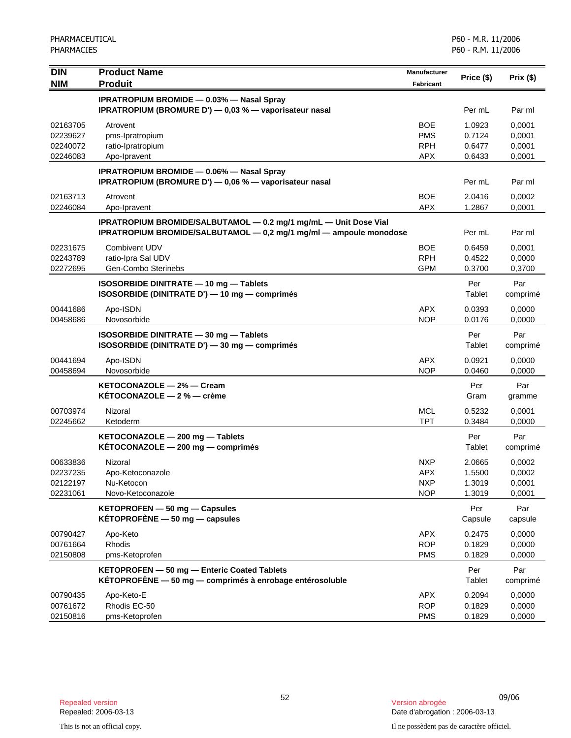| DIN<br>NIM | Product Name<br>Produit | Manufacturer<br>Fabricant | Price ($) | Prix ($) |
|---|---|---|---|---|
| | **IPRATROPIUM BROMIDE — 0.03% — Nasal Spray**<br>**IPRATROPIUM (BROMURE D') — 0,03 % — vaporisateur nasal** | | Per mL | Par ml |
| 02163705 | Atrovent | BOE | 1.0923 | 0,0001 |
| 02239627 | pms-Ipratropium | PMS | 0.7124 | 0,0001 |
| 02240072 | ratio-Ipratropium | RPH | 0.6477 | 0,0001 |
| 02246083 | Apo-Ipravent | APX | 0.6433 | 0,0001 |
| | **IPRATROPIUM BROMIDE — 0.06% — Nasal Spray**<br>**IPRATROPIUM (BROMURE D') — 0,06 % — vaporisateur nasal** | | Per mL | Par ml |
| 02163713 | Atrovent | BOE | 2.0416 | 0,0002 |
| 02246084 | Apo-Ipravent | APX | 1.2867 | 0,0001 |
| | **IPRATROPIUM BROMIDE/SALBUTAMOL — 0.2 mg/1 mg/mL — Unit Dose Vial**<br>**IPRATROPIUM BROMIDE/SALBUTAMOL — 0,2 mg/1 mg/ml — ampoule monodose** | | Per mL | Par ml |
| 02231675 | Combivent UDV | BOE | 0.6459 | 0,0001 |
| 02243789 | ratio-Ipra Sal UDV | RPH | 0.4522 | 0,0000 |
| 02272695 | Gen-Combo Sterinebs | GPM | 0.3700 | 0,3700 |
| | **ISOSORBIDE DINITRATE — 10 mg — Tablets**<br>**ISOSORBIDE (DINITRATE D') — 10 mg — comprimés** | | Per Tablet | Par comprimé |
| 00441686 | Apo-ISDN | APX | 0.0393 | 0,0000 |
| 00458686 | Novosorbide | NOP | 0.0176 | 0,0000 |
| | **ISOSORBIDE DINITRATE — 30 mg — Tablets**<br>**ISOSORBIDE (DINITRATE D') — 30 mg — comprimés** | | Per Tablet | Par comprimé |
| 00441694 | Apo-ISDN | APX | 0.0921 | 0,0000 |
| 00458694 | Novosorbide | NOP | 0.0460 | 0,0000 |
| | **KETOCONAZOLE — 2% — Cream**<br>**KÉTOCONAZOLE — 2 % — crème** | | Per Gram | Par gramme |
| 00703974 | Nizoral | MCL | 0.5232 | 0,0001 |
| 02245662 | Ketoderm | TPT | 0.3484 | 0,0000 |
| | **KETOCONAZOLE — 200 mg — Tablets**<br>**KÉTOCONAZOLE — 200 mg — comprimés** | | Per Tablet | Par comprimé |
| 00633836 | Nizoral | NXP | 2.0665 | 0,0002 |
| 02237235 | Apo-Ketoconazole | APX | 1.5500 | 0,0002 |
| 02122197 | Nu-Ketocon | NXP | 1.3019 | 0,0001 |
| 02231061 | Novo-Ketoconazole | NOP | 1.3019 | 0,0001 |
| | **KETOPROFEN — 50 mg — Capsules**<br>**KÉTOPROFÈNE — 50 mg — capsules** | | Per Capsule | Par capsule |
| 00790427 | Apo-Keto | APX | 0.2475 | 0,0000 |
| 00761664 | Rhodis | ROP | 0.1829 | 0,0000 |
| 02150808 | pms-Ketoprofen | PMS | 0.1829 | 0,0000 |
| | **KETOPROFEN — 50 mg — Enteric Coated Tablets**<br>**KÉTOPROFÈNE — 50 mg — comprimés à enrobage entérosoluble** | | Per Tablet | Par comprimé |
| 00790435 | Apo-Keto-E | APX | 0.2094 | 0,0000 |
| 00761672 | Rhodis EC-50 | ROP | 0.1829 | 0,0000 |
| 02150816 | pms-Ketoprofen | PMS | 0.1829 | 0,0000 |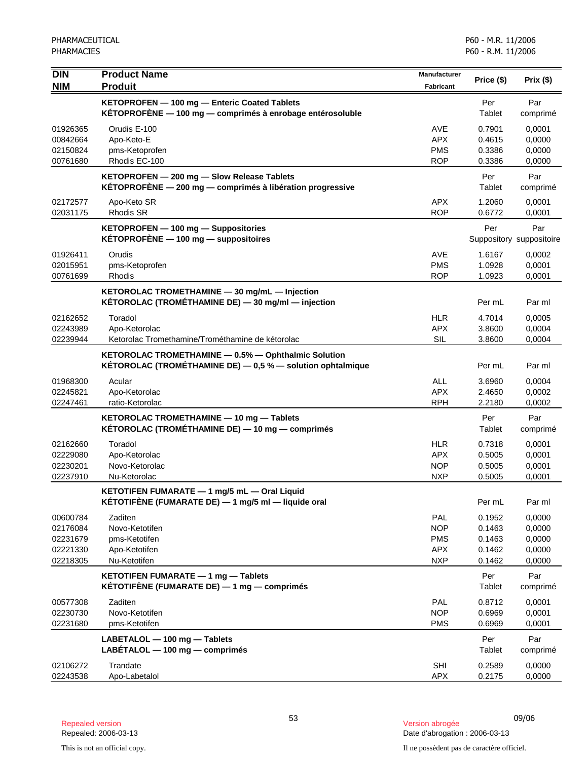| DIN<br>NIM | Product Name<br>Produit | Manufacturer<br>Fabricant | Price ($) | Prix ($) |
|---|---|---|---|---|
| | **KETOPROFEN — 100 mg — Enteric Coated Tablets<br>KÉTOPROFÈNE — 100 mg — comprimés à enrobage entérosoluble** | | Per Tablet | Par comprimé |
| 01926365 | Orudis E-100 | AVE | 0.7901 | 0,0001 |
| 00842664 | Apo-Keto-E | APX | 0.4615 | 0,0000 |
| 02150824 | pms-Ketoprofen | PMS | 0.3386 | 0,0000 |
| 00761680 | Rhodis EC-100 | ROP | 0.3386 | 0,0000 |
| | **KETOPROFEN — 200 mg — Slow Release Tablets<br>KÉTOPROFÈNE — 200 mg — comprimés à libération progressive** | | Per Tablet | Par comprimé |
| 02172577 | Apo-Keto SR | APX | 1.2060 | 0,0001 |
| 02031175 | Rhodis SR | ROP | 0.6772 | 0,0001 |
| | **KETOPROFEN — 100 mg — Suppositories<br>KÉTOPROFÈNE — 100 mg — suppositoires** | | Per Suppository | Par suppositoire |
| 01926411 | Orudis | AVE | 1.6167 | 0,0002 |
| 02015951 | pms-Ketoprofen | PMS | 1.0928 | 0,0001 |
| 00761699 | Rhodis | ROP | 1.0923 | 0,0001 |
| | **KETOROLAC TROMETHAMINE — 30 mg/mL — Injection<br>KÉTOROLAC (TROMÉTHAMINE DE) — 30 mg/ml — injection** | | Per mL | Par ml |
| 02162652 | Toradol | HLR | 4.7014 | 0,0005 |
| 02243989 | Apo-Ketorolac | APX | 3.8600 | 0,0004 |
| 02239944 | Ketorolac Tromethamine/Trométhamine de kétorolac | SIL | 3.8600 | 0,0004 |
| | **KETOROLAC TROMETHAMINE — 0.5% — Ophthalmic Solution<br>KÉTOROLAC (TROMÉTHAMINE DE) — 0,5 % — solution ophtalmique** | | Per mL | Par ml |
| 01968300 | Acular | ALL | 3.6960 | 0,0004 |
| 02245821 | Apo-Ketorolac | APX | 2.4650 | 0,0002 |
| 02247461 | ratio-Ketorolac | RPH | 2.2180 | 0,0002 |
| | **KETOROLAC TROMETHAMINE — 10 mg — Tablets<br>KÉTOROLAC (TROMÉTHAMINE DE) — 10 mg — comprimés** | | Per Tablet | Par comprimé |
| 02162660 | Toradol | HLR | 0.7318 | 0,0001 |
| 02229080 | Apo-Ketorolac | APX | 0.5005 | 0,0001 |
| 02230201 | Novo-Ketorolac | NOP | 0.5005 | 0,0001 |
| 02237910 | Nu-Ketorolac | NXP | 0.5005 | 0,0001 |
| | **KETOTIFEN FUMARATE — 1 mg/5 mL — Oral Liquid<br>KÉTOTIFÈNE (FUMARATE DE) — 1 mg/5 ml — liquide oral** | | Per mL | Par ml |
| 00600784 | Zaditen | PAL | 0.1952 | 0,0000 |
| 02176084 | Novo-Ketotifen | NOP | 0.1463 | 0,0000 |
| 02231679 | pms-Ketotifen | PMS | 0.1463 | 0,0000 |
| 02221330 | Apo-Ketotifen | APX | 0.1462 | 0,0000 |
| 02218305 | Nu-Ketotifen | NXP | 0.1462 | 0,0000 |
| | **KETOTIFEN FUMARATE — 1 mg — Tablets<br>KÉTOTIFÈNE (FUMARATE DE) — 1 mg — comprimés** | | Per Tablet | Par comprimé |
| 00577308 | Zaditen | PAL | 0.8712 | 0,0001 |
| 02230730 | Novo-Ketotifen | NOP | 0.6969 | 0,0001 |
| 02231680 | pms-Ketotifen | PMS | 0.6969 | 0,0001 |
| | **LABETALOL — 100 mg — Tablets<br>LABÉTALOL — 100 mg — comprimés** | | Per Tablet | Par comprimé |
| 02106272 | Trandate | SHI | 0.2589 | 0,0000 |
| 02243538 | Apo-Labetalol | APX | 0.2175 | 0,0000 |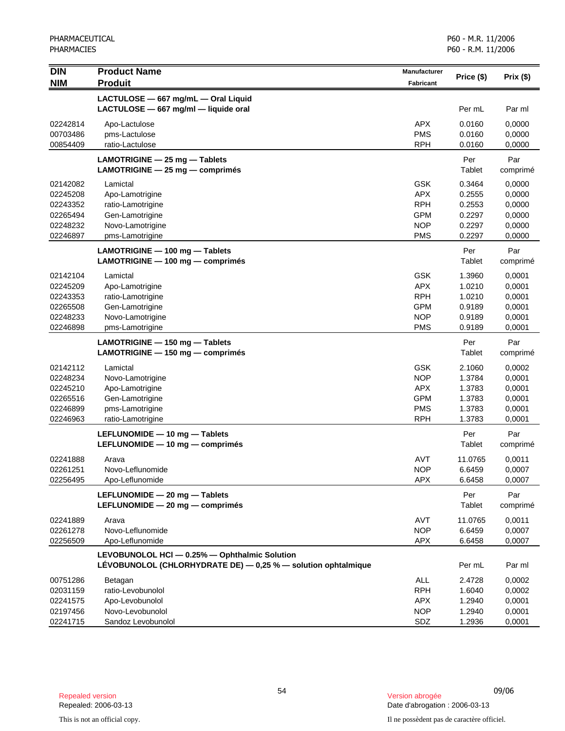| DIN<br>NIM | Product Name<br>Produit | Manufacturer<br>Fabricant | Price ($) | Prix ($) |
|---|---|---|---|---|
| | **LACTULOSE — 667 mg/mL — Oral Liquid**<br>**LACTULOSE — 667 mg/ml — liquide oral** | | Per mL | Par ml |
| 02242814 | Apo-Lactulose | APX | 0.0160 | 0,0000 |
| 00703486 | pms-Lactulose | PMS | 0.0160 | 0,0000 |
| 00854409 | ratio-Lactulose | RPH | 0.0160 | 0,0000 |
| | **LAMOTRIGINE — 25 mg — Tablets**<br>**LAMOTRIGINE — 25 mg — comprimés** | | Per Tablet | Par comprimé |
| 02142082 | Lamictal | GSK | 0.3464 | 0,0000 |
| 02245208 | Apo-Lamotrigine | APX | 0.2555 | 0,0000 |
| 02243352 | ratio-Lamotrigine | RPH | 0.2553 | 0,0000 |
| 02265494 | Gen-Lamotrigine | GPM | 0.2297 | 0,0000 |
| 02248232 | Novo-Lamotrigine | NOP | 0.2297 | 0,0000 |
| 02246897 | pms-Lamotrigine | PMS | 0.2297 | 0,0000 |
| | **LAMOTRIGINE — 100 mg — Tablets**<br>**LAMOTRIGINE — 100 mg — comprimés** | | Per Tablet | Par comprimé |
| 02142104 | Lamictal | GSK | 1.3960 | 0,0001 |
| 02245209 | Apo-Lamotrigine | APX | 1.0210 | 0,0001 |
| 02243353 | ratio-Lamotrigine | RPH | 1.0210 | 0,0001 |
| 02265508 | Gen-Lamotrigine | GPM | 0.9189 | 0,0001 |
| 02248233 | Novo-Lamotrigine | NOP | 0.9189 | 0,0001 |
| 02246898 | pms-Lamotrigine | PMS | 0.9189 | 0,0001 |
| | **LAMOTRIGINE — 150 mg — Tablets**<br>**LAMOTRIGINE — 150 mg — comprimés** | | Per Tablet | Par comprimé |
| 02142112 | Lamictal | GSK | 2.1060 | 0,0002 |
| 02248234 | Novo-Lamotrigine | NOP | 1.3784 | 0,0001 |
| 02245210 | Apo-Lamotrigine | APX | 1.3783 | 0,0001 |
| 02265516 | Gen-Lamotrigine | GPM | 1.3783 | 0,0001 |
| 02246899 | pms-Lamotrigine | PMS | 1.3783 | 0,0001 |
| 02246963 | ratio-Lamotrigine | RPH | 1.3783 | 0,0001 |
| | **LEFLUNOMIDE — 10 mg — Tablets**<br>**LEFLUNOMIDE — 10 mg — comprimés** | | Per Tablet | Par comprimé |
| 02241888 | Arava | AVT | 11.0765 | 0,0011 |
| 02261251 | Novo-Leflunomide | NOP | 6.6459 | 0,0007 |
| 02256495 | Apo-Leflunomide | APX | 6.6458 | 0,0007 |
| | **LEFLUNOMIDE — 20 mg — Tablets**<br>**LEFLUNOMIDE — 20 mg — comprimés** | | Per Tablet | Par comprimé |
| 02241889 | Arava | AVT | 11.0765 | 0,0011 |
| 02261278 | Novo-Leflunomide | NOP | 6.6459 | 0,0007 |
| 02256509 | Apo-Leflunomide | APX | 6.6458 | 0,0007 |
| | **LEVOBUNOLOL HCl — 0.25% — Ophthalmic Solution**<br>**LÉVOBUNOLOL (CHLORHYDRATE DE) — 0,25 % — solution ophtalmique** | | Per mL | Par ml |
| 00751286 | Betagan | ALL | 2.4728 | 0,0002 |
| 02031159 | ratio-Levobunolol | RPH | 1.6040 | 0,0002 |
| 02241575 | Apo-Levobunolol | APX | 1.2940 | 0,0001 |
| 02197456 | Novo-Levobunolol | NOP | 1.2940 | 0,0001 |
| 02241715 | Sandoz Levobunolol | SDZ | 1.2936 | 0,0001 |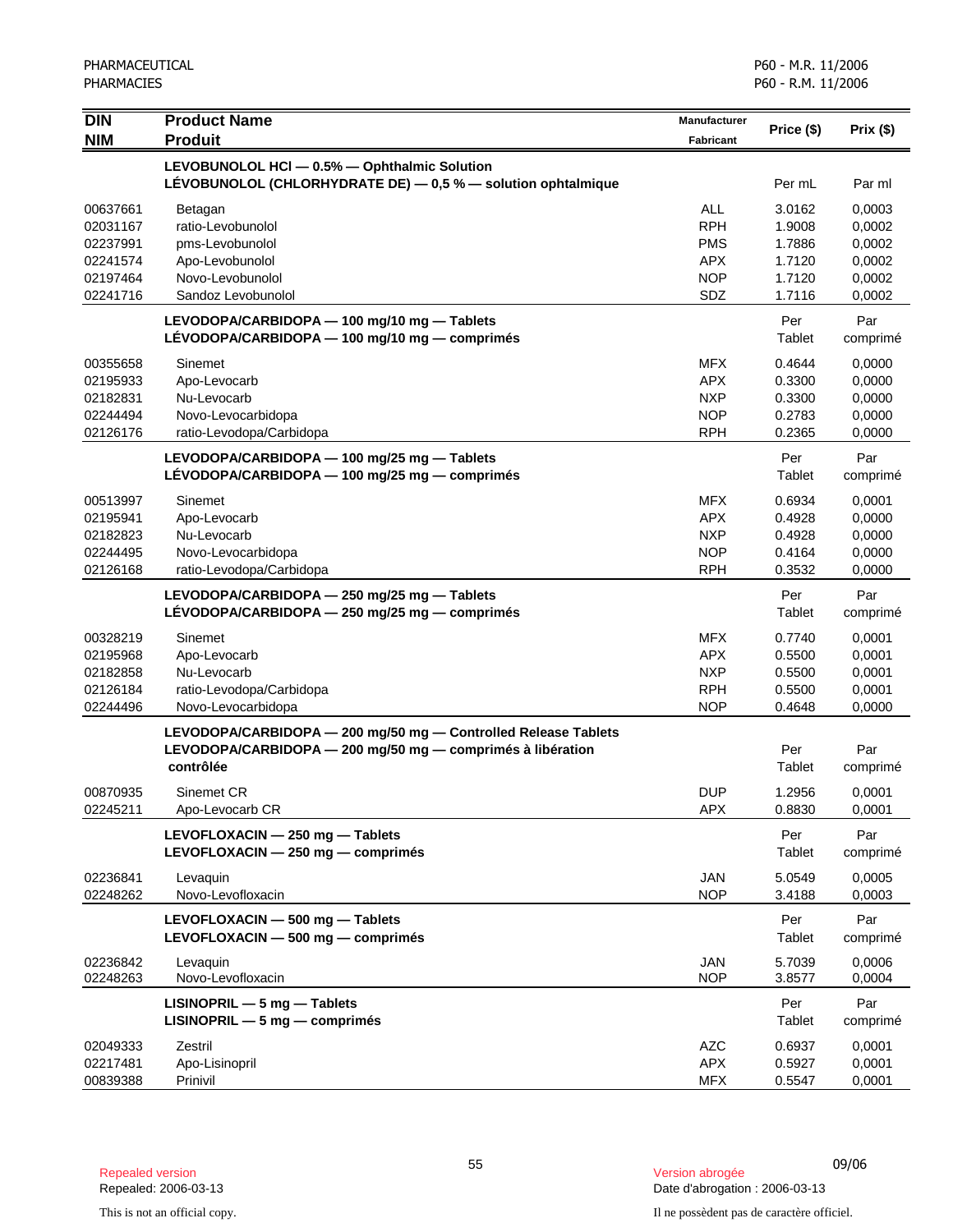| DIN<br>NIM | Product Name<br>Produit | Manufacturer<br>Fabricant | Price ($) | Prix ($) |
|---|---|---|---|---|
| | **LEVOBUNOLOL HCl — 0.5% — Ophthalmic Solution**<br>**LÉVOBUNOLOL (CHLORHYDRATE DE) — 0,5 % — solution ophtalmique** | | Per mL | Par ml |
| 00637661 | Betagan | ALL | 3.0162 | 0,0003 |
| 02031167 | ratio-Levobunolol | RPH | 1.9008 | 0,0002 |
| 02237991 | pms-Levobunolol | PMS | 1.7886 | 0,0002 |
| 02241574 | Apo-Levobunolol | APX | 1.7120 | 0,0002 |
| 02197464 | Novo-Levobunolol | NOP | 1.7120 | 0,0002 |
| 02241716 | Sandoz Levobunolol | SDZ | 1.7116 | 0,0002 |
| | **LEVODOPA/CARBIDOPA — 100 mg/10 mg — Tablets**<br>**LÉVODOPA/CARBIDOPA — 100 mg/10 mg — comprimés** | | Per Tablet | Par comprimé |
| 00355658 | Sinemet | MFX | 0.4644 | 0,0000 |
| 02195933 | Apo-Levocarb | APX | 0.3300 | 0,0000 |
| 02182831 | Nu-Levocarb | NXP | 0.3300 | 0,0000 |
| 02244494 | Novo-Levocarbidopa | NOP | 0.2783 | 0,0000 |
| 02126176 | ratio-Levodopa/Carbidopa | RPH | 0.2365 | 0,0000 |
| | **LEVODOPA/CARBIDOPA — 100 mg/25 mg — Tablets**<br>**LÉVODOPA/CARBIDOPA — 100 mg/25 mg — comprimés** | | Per Tablet | Par comprimé |
| 00513997 | Sinemet | MFX | 0.6934 | 0,0001 |
| 02195941 | Apo-Levocarb | APX | 0.4928 | 0,0000 |
| 02182823 | Nu-Levocarb | NXP | 0.4928 | 0,0000 |
| 02244495 | Novo-Levocarbidopa | NOP | 0.4164 | 0,0000 |
| 02126168 | ratio-Levodopa/Carbidopa | RPH | 0.3532 | 0,0000 |
| | **LEVODOPA/CARBIDOPA — 250 mg/25 mg — Tablets**<br>**LÉVODOPA/CARBIDOPA — 250 mg/25 mg — comprimés** | | Per Tablet | Par comprimé |
| 00328219 | Sinemet | MFX | 0.7740 | 0,0001 |
| 02195968 | Apo-Levocarb | APX | 0.5500 | 0,0001 |
| 02182858 | Nu-Levocarb | NXP | 0.5500 | 0,0001 |
| 02126184 | ratio-Levodopa/Carbidopa | RPH | 0.5500 | 0,0001 |
| 02244496 | Novo-Levocarbidopa | NOP | 0.4648 | 0,0000 |
| | **LEVODOPA/CARBIDOPA — 200 mg/50 mg — Controlled Release Tablets**<br>**LEVODOPA/CARBIDOPA — 200 mg/50 mg — comprimés à libération contrôlée** | | Per Tablet | Par comprimé |
| 00870935 | Sinemet CR | DUP | 1.2956 | 0,0001 |
| 02245211 | Apo-Levocarb CR | APX | 0.8830 | 0,0001 |
| | **LEVOFLOXACIN — 250 mg — Tablets**<br>**LEVOFLOXACIN — 250 mg — comprimés** | | Per Tablet | Par comprimé |
| 02236841 | Levaquin | JAN | 5.0549 | 0,0005 |
| 02248262 | Novo-Levofloxacin | NOP | 3.4188 | 0,0003 |
| | **LEVOFLOXACIN — 500 mg — Tablets**<br>**LEVOFLOXACIN — 500 mg — comprimés** | | Per Tablet | Par comprimé |
| 02236842 | Levaquin | JAN | 5.7039 | 0,0006 |
| 02248263 | Novo-Levofloxacin | NOP | 3.8577 | 0,0004 |
| | **LISINOPRIL — 5 mg — Tablets**<br>**LISINOPRIL — 5 mg — comprimés** | | Per Tablet | Par comprimé |
| 02049333 | Zestril | AZC | 0.6937 | 0,0001 |
| 02217481 | Apo-Lisinopril | APX | 0.5927 | 0,0001 |
| 00839388 | Prinivil | MFX | 0.5547 | 0,0001 |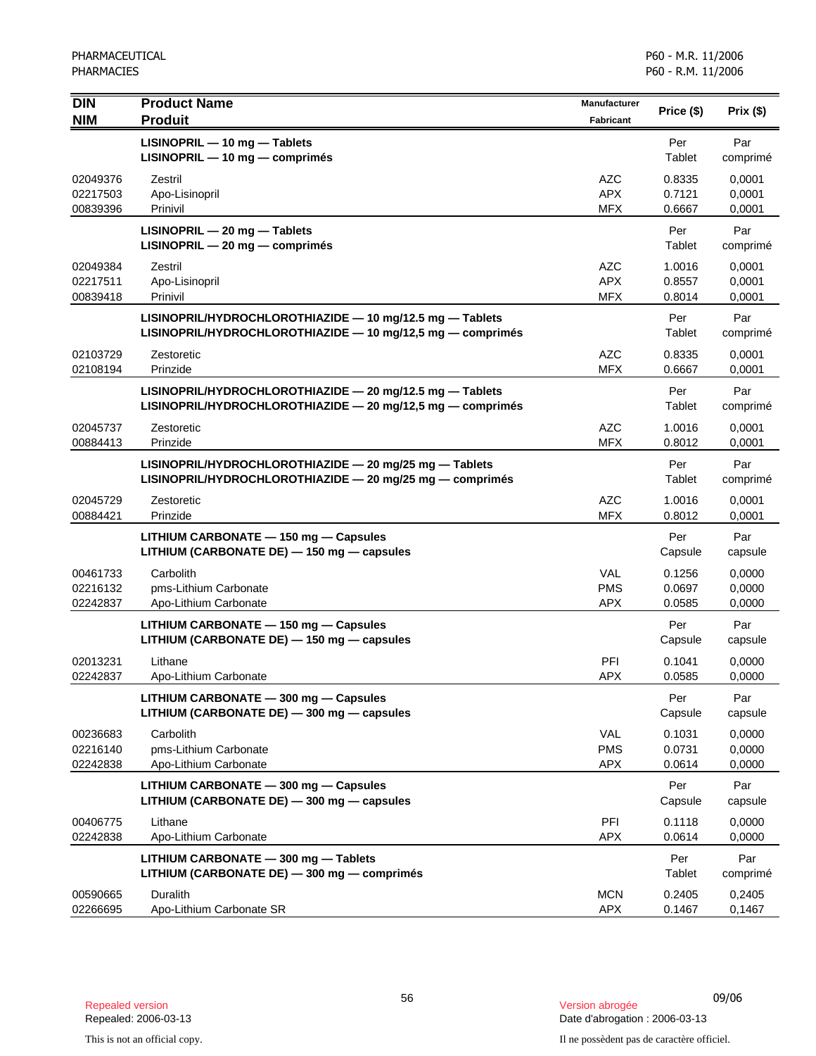| DIN<br>NIM | Product Name<br>Produit | Manufacturer<br>Fabricant | Price ($) | Prix ($) |
|---|---|---|---|---|
| | **LISINOPRIL — 10 mg — Tablets**<br>**LISINOPRIL — 10 mg — comprimés** | | Per Tablet | Par comprimé |
| 02049376 | Zestril | AZC | 0.8335 | 0,0001 |
| 02217503 | Apo-Lisinopril | APX | 0.7121 | 0,0001 |
| 00839396 | Prinivil | MFX | 0.6667 | 0,0001 |
| | **LISINOPRIL — 20 mg — Tablets**<br>**LISINOPRIL — 20 mg — comprimés** | | Per Tablet | Par comprimé |
| 02049384 | Zestril | AZC | 1.0016 | 0,0001 |
| 02217511 | Apo-Lisinopril | APX | 0.8557 | 0,0001 |
| 00839418 | Prinivil | MFX | 0.8014 | 0,0001 |
| | **LISINOPRIL/HYDROCHLOROTHIAZIDE — 10 mg/12.5 mg — Tablets**<br>**LISINOPRIL/HYDROCHLOROTHIAZIDE — 10 mg/12,5 mg — comprimés** | | Per Tablet | Par comprimé |
| 02103729 | Zestoretic | AZC | 0.8335 | 0,0001 |
| 02108194 | Prinzide | MFX | 0.6667 | 0,0001 |
| | **LISINOPRIL/HYDROCHLOROTHIAZIDE — 20 mg/12.5 mg — Tablets**<br>**LISINOPRIL/HYDROCHLOROTHIAZIDE — 20 mg/12,5 mg — comprimés** | | Per Tablet | Par comprimé |
| 02045737 | Zestoretic | AZC | 1.0016 | 0,0001 |
| 00884413 | Prinzide | MFX | 0.8012 | 0,0001 |
| | **LISINOPRIL/HYDROCHLOROTHIAZIDE — 20 mg/25 mg — Tablets**<br>**LISINOPRIL/HYDROCHLOROTHIAZIDE — 20 mg/25 mg — comprimés** | | Per Tablet | Par comprimé |
| 02045729 | Zestoretic | AZC | 1.0016 | 0,0001 |
| 00884421 | Prinzide | MFX | 0.8012 | 0,0001 |
| | **LITHIUM CARBONATE — 150 mg — Capsules**<br>**LITHIUM (CARBONATE DE) — 150 mg — capsules** | | Per Capsule | Par capsule |
| 00461733 | Carbolith | VAL | 0.1256 | 0,0000 |
| 02216132 | pms-Lithium Carbonate | PMS | 0.0697 | 0,0000 |
| 02242837 | Apo-Lithium Carbonate | APX | 0.0585 | 0,0000 |
| | **LITHIUM CARBONATE — 150 mg — Capsules**<br>**LITHIUM (CARBONATE DE) — 150 mg — capsules** | | Per Capsule | Par capsule |
| 02013231 | Lithane | PFI | 0.1041 | 0,0000 |
| 02242837 | Apo-Lithium Carbonate | APX | 0.0585 | 0,0000 |
| | **LITHIUM CARBONATE — 300 mg — Capsules**<br>**LITHIUM (CARBONATE DE) — 300 mg — capsules** | | Per Capsule | Par capsule |
| 00236683 | Carbolith | VAL | 0.1031 | 0,0000 |
| 02216140 | pms-Lithium Carbonate | PMS | 0.0731 | 0,0000 |
| 02242838 | Apo-Lithium Carbonate | APX | 0.0614 | 0,0000 |
| | **LITHIUM CARBONATE — 300 mg — Capsules**<br>**LITHIUM (CARBONATE DE) — 300 mg — capsules** | | Per Capsule | Par capsule |
| 00406775 | Lithane | PFI | 0.1118 | 0,0000 |
| 02242838 | Apo-Lithium Carbonate | APX | 0.0614 | 0,0000 |
| | **LITHIUM CARBONATE — 300 mg — Tablets**<br>**LITHIUM (CARBONATE DE) — 300 mg — comprimés** | | Per Tablet | Par comprimé |
| 00590665 | Duralith | MCN | 0.2405 | 0,2405 |
| 02266695 | Apo-Lithium Carbonate SR | APX | 0.1467 | 0,1467 |

Repealed version
Repealed: 2006-03-13

Version abrogée
Date d'abrogation : 2006-03-13

This is not an official copy.

Il ne possèdent pas de caractère officiel.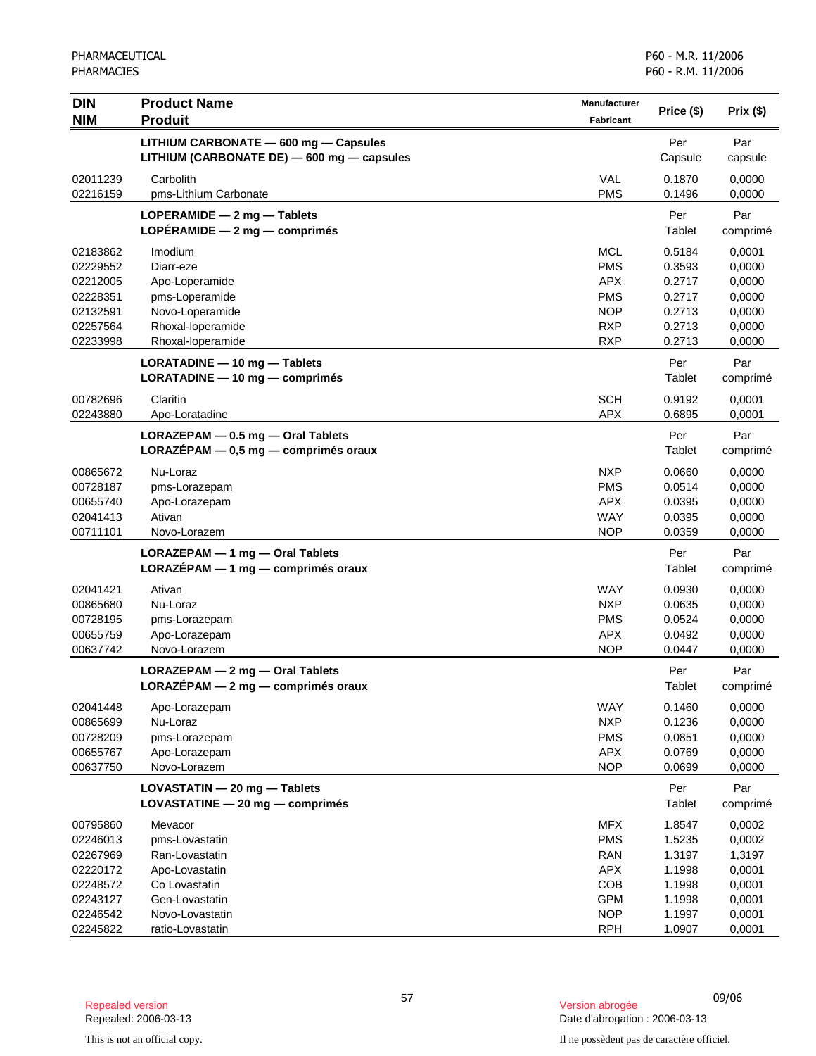| DIN<br>NIM | Product Name<br>Produit | Manufacturer<br>Fabricant | Price ($) | Prix ($) |
|---|---|---|---|---|
| | **LITHIUM CARBONATE — 600 mg — Capsules**<br>**LITHIUM (CARBONATE DE) — 600 mg — capsules** | | Per Capsule | Par capsule |
| 02011239 | Carbolith | VAL | 0.1870 | 0,0000 |
| 02216159 | pms-Lithium Carbonate | PMS | 0.1496 | 0,0000 |
| | **LOPERAMIDE — 2 mg — Tablets**<br>**LOPÉRAMIDE — 2 mg — comprimés** | | Per Tablet | Par comprimé |
| 02183862 | Imodium | MCL | 0.5184 | 0,0001 |
| 02229552 | Diarr-eze | PMS | 0.3593 | 0,0000 |
| 02212005 | Apo-Loperamide | APX | 0.2717 | 0,0000 |
| 02228351 | pms-Loperamide | PMS | 0.2717 | 0,0000 |
| 02132591 | Novo-Loperamide | NOP | 0.2713 | 0,0000 |
| 02257564 | Rhoxal-loperamide | RXP | 0.2713 | 0,0000 |
| 02233998 | Rhoxal-loperamide | RXP | 0.2713 | 0,0000 |
| | **LORATADINE — 10 mg — Tablets**<br>**LORATADINE — 10 mg — comprimés** | | Per Tablet | Par comprimé |
| 00782696 | Claritin | SCH | 0.9192 | 0,0001 |
| 02243880 | Apo-Loratadine | APX | 0.6895 | 0,0001 |
| | **LORAZEPAM — 0.5 mg — Oral Tablets**<br>**LORAZÉPAM — 0,5 mg — comprimés oraux** | | Per Tablet | Par comprimé |
| 00865672 | Nu-Loraz | NXP | 0.0660 | 0,0000 |
| 00728187 | pms-Lorazepam | PMS | 0.0514 | 0,0000 |
| 00655740 | Apo-Lorazepam | APX | 0.0395 | 0,0000 |
| 02041413 | Ativan | WAY | 0.0395 | 0,0000 |
| 00711101 | Novo-Lorazem | NOP | 0.0359 | 0,0000 |
| | **LORAZEPAM — 1 mg — Oral Tablets**<br>**LORAZÉPAM — 1 mg — comprimés oraux** | | Per Tablet | Par comprimé |
| 02041421 | Ativan | WAY | 0.0930 | 0,0000 |
| 00865680 | Nu-Loraz | NXP | 0.0635 | 0,0000 |
| 00728195 | pms-Lorazepam | PMS | 0.0524 | 0,0000 |
| 00655759 | Apo-Lorazepam | APX | 0.0492 | 0,0000 |
| 00637742 | Novo-Lorazem | NOP | 0.0447 | 0,0000 |
| | **LORAZEPAM — 2 mg — Oral Tablets**<br>**LORAZÉPAM — 2 mg — comprimés oraux** | | Per Tablet | Par comprimé |
| 02041448 | Apo-Lorazepam | WAY | 0.1460 | 0,0000 |
| 00865699 | Nu-Loraz | NXP | 0.1236 | 0,0000 |
| 00728209 | pms-Lorazepam | PMS | 0.0851 | 0,0000 |
| 00655767 | Apo-Lorazepam | APX | 0.0769 | 0,0000 |
| 00637750 | Novo-Lorazem | NOP | 0.0699 | 0,0000 |
| | **LOVASTATIN — 20 mg — Tablets**<br>**LOVASTATINE — 20 mg — comprimés** | | Per Tablet | Par comprimé |
| 00795860 | Mevacor | MFX | 1.8547 | 0,0002 |
| 02246013 | pms-Lovastatin | PMS | 1.5235 | 0,0002 |
| 02267969 | Ran-Lovastatin | RAN | 1.3197 | 1,3197 |
| 02220172 | Apo-Lovastatin | APX | 1.1998 | 0,0001 |
| 02248572 | Co Lovastatin | COB | 1.1998 | 0,0001 |
| 02243127 | Gen-Lovastatin | GPM | 1.1998 | 0,0001 |
| 02246542 | Novo-Lovastatin | NOP | 1.1997 | 0,0001 |
| 02245822 | ratio-Lovastatin | RPH | 1.0907 | 0,0001 |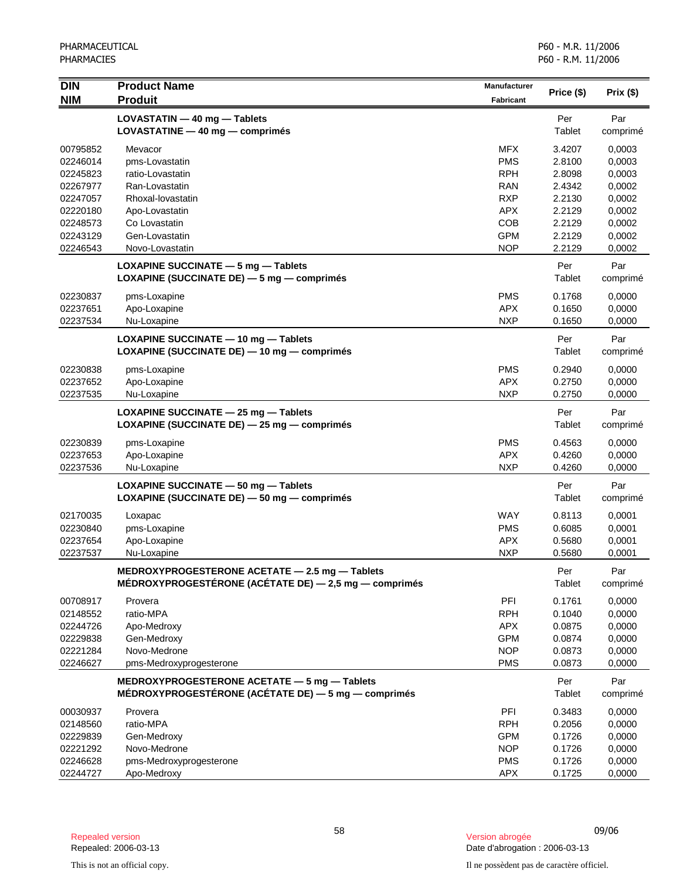| DIN<br>NIM | Product Name<br>Produit | Manufacturer<br>Fabricant | Price ($) | Prix ($) |
|---|---|---|---|---|
| | **LOVASTATIN — 40 mg — Tablets**<br>**LOVASTATINE — 40 mg — comprimés** | | Per<br>Tablet | Par<br>comprimé |
| 00795852 | Mevacor | MFX | 3.4207 | 0,0003 |
| 02246014 | pms-Lovastatin | PMS | 2.8100 | 0,0003 |
| 02245823 | ratio-Lovastatin | RPH | 2.8098 | 0,0003 |
| 02267977 | Ran-Lovastatin | RAN | 2.4342 | 0,0002 |
| 02247057 | Rhoxal-lovastatin | RXP | 2.2130 | 0,0002 |
| 02220180 | Apo-Lovastatin | APX | 2.2129 | 0,0002 |
| 02248573 | Co Lovastatin | COB | 2.2129 | 0,0002 |
| 02243129 | Gen-Lovastatin | GPM | 2.2129 | 0,0002 |
| 02246543 | Novo-Lovastatin | NOP | 2.2129 | 0,0002 |
| | **LOXAPINE SUCCINATE — 5 mg — Tablets**<br>**LOXAPINE (SUCCINATE DE) — 5 mg — comprimés** | | Per<br>Tablet | Par<br>comprimé |
| 02230837 | pms-Loxapine | PMS | 0.1768 | 0,0000 |
| 02237651 | Apo-Loxapine | APX | 0.1650 | 0,0000 |
| 02237534 | Nu-Loxapine | NXP | 0.1650 | 0,0000 |
| | **LOXAPINE SUCCINATE — 10 mg — Tablets**<br>**LOXAPINE (SUCCINATE DE) — 10 mg — comprimés** | | Per<br>Tablet | Par<br>comprimé |
| 02230838 | pms-Loxapine | PMS | 0.2940 | 0,0000 |
| 02237652 | Apo-Loxapine | APX | 0.2750 | 0,0000 |
| 02237535 | Nu-Loxapine | NXP | 0.2750 | 0,0000 |
| | **LOXAPINE SUCCINATE — 25 mg — Tablets**<br>**LOXAPINE (SUCCINATE DE) — 25 mg — comprimés** | | Per<br>Tablet | Par<br>comprimé |
| 02230839 | pms-Loxapine | PMS | 0.4563 | 0,0000 |
| 02237653 | Apo-Loxapine | APX | 0.4260 | 0,0000 |
| 02237536 | Nu-Loxapine | NXP | 0.4260 | 0,0000 |
| | **LOXAPINE SUCCINATE — 50 mg — Tablets**<br>**LOXAPINE (SUCCINATE DE) — 50 mg — comprimés** | | Per<br>Tablet | Par<br>comprimé |
| 02170035 | Loxapac | WAY | 0.8113 | 0,0001 |
| 02230840 | pms-Loxapine | PMS | 0.6085 | 0,0001 |
| 02237654 | Apo-Loxapine | APX | 0.5680 | 0,0001 |
| 02237537 | Nu-Loxapine | NXP | 0.5680 | 0,0001 |
| | **MEDROXYPROGESTERONE ACETATE — 2.5 mg — Tablets**<br>**MÉDROXYPROGESTÉRONE (ACÉTATE DE) — 2,5 mg — comprimés** | | Per<br>Tablet | Par<br>comprimé |
| 00708917 | Provera | PFI | 0.1761 | 0,0000 |
| 02148552 | ratio-MPA | RPH | 0.1040 | 0,0000 |
| 02244726 | Apo-Medroxy | APX | 0.0875 | 0,0000 |
| 02229838 | Gen-Medroxy | GPM | 0.0874 | 0,0000 |
| 02221284 | Novo-Medrone | NOP | 0.0873 | 0,0000 |
| 02246627 | pms-Medroxyprogesterone | PMS | 0.0873 | 0,0000 |
| | **MEDROXYPROGESTERONE ACETATE — 5 mg — Tablets**<br>**MÉDROXYPROGESTÉRONE (ACÉTATE DE) — 5 mg — comprimés** | | Per<br>Tablet | Par<br>comprimé |
| 00030937 | Provera | PFI | 0.3483 | 0,0000 |
| 02148560 | ratio-MPA | RPH | 0.2056 | 0,0000 |
| 02229839 | Gen-Medroxy | GPM | 0.1726 | 0,0000 |
| 02221292 | Novo-Medrone | NOP | 0.1726 | 0,0000 |
| 02246628 | pms-Medroxyprogesterone | PMS | 0.1726 | 0,0000 |
| 02244727 | Apo-Medroxy | APX | 0.1725 | 0,0000 |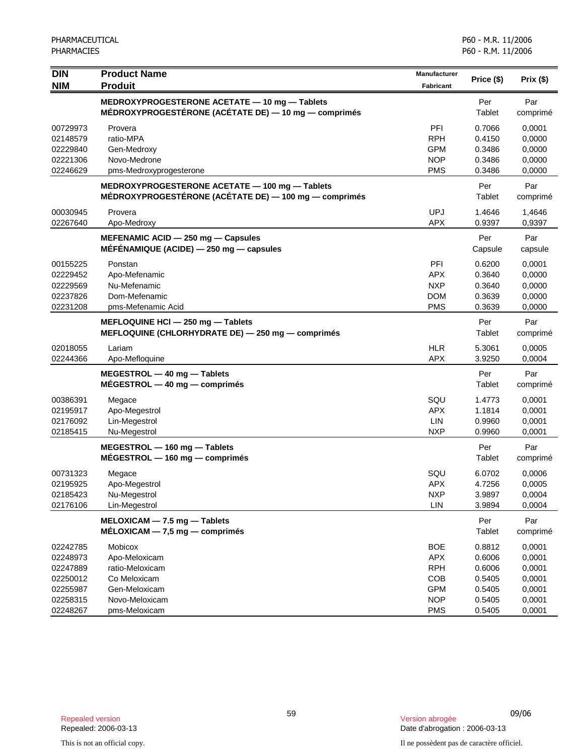| DIN<br>NIM | Product Name<br>Produit | Manufacturer<br>Fabricant | Price ($) | Prix ($) |
|---|---|---|---|---|
| | **MEDROXYPROGESTERONE ACETATE — 10 mg — Tablets<br>MÉDROXYPROGESTÉRONE (ACÉTATE DE) — 10 mg — comprimés** | | Per<br>Tablet | Par<br>comprimé |
| 00729973 | Provera | PFI | 0.7066 | 0,0001 |
| 02148579 | ratio-MPA | RPH | 0.4150 | 0,0000 |
| 02229840 | Gen-Medroxy | GPM | 0.3486 | 0,0000 |
| 02221306 | Novo-Medrone | NOP | 0.3486 | 0,0000 |
| 02246629 | pms-Medroxyprogesterone | PMS | 0.3486 | 0,0000 |
| | **MEDROXYPROGESTERONE ACETATE — 100 mg — Tablets<br>MÉDROXYPROGESTÉRONE (ACÉTATE DE) — 100 mg — comprimés** | | Per<br>Tablet | Par<br>comprimé |
| 00030945 | Provera | UPJ | 1.4646 | 1,4646 |
| 02267640 | Apo-Medroxy | APX | 0.9397 | 0,9397 |
| | **MEFENAMIC ACID — 250 mg — Capsules<br>MÉFÉNAMIQUE (ACIDE) — 250 mg — capsules** | | Per<br>Capsule | Par<br>capsule |
| 00155225 | Ponstan | PFI | 0.6200 | 0,0001 |
| 02229452 | Apo-Mefenamic | APX | 0.3640 | 0,0000 |
| 02229569 | Nu-Mefenamic | NXP | 0.3640 | 0,0000 |
| 02237826 | Dom-Mefenamic | DOM | 0.3639 | 0,0000 |
| 02231208 | pms-Mefenamic Acid | PMS | 0.3639 | 0,0000 |
| | **MEFLOQUINE HCl — 250 mg — Tablets<br>MEFLOQUINE (CHLORHYDRATE DE) — 250 mg — comprimés** | | Per<br>Tablet | Par<br>comprimé |
| 02018055 | Lariam | HLR | 5.3061 | 0,0005 |
| 02244366 | Apo-Mefloquine | APX | 3.9250 | 0,0004 |
| | **MEGESTROL — 40 mg — Tablets<br>MÉGESTROL — 40 mg — comprimés** | | Per<br>Tablet | Par<br>comprimé |
| 00386391 | Megace | SQU | 1.4773 | 0,0001 |
| 02195917 | Apo-Megestrol | APX | 1.1814 | 0,0001 |
| 02176092 | Lin-Megestrol | LIN | 0.9960 | 0,0001 |
| 02185415 | Nu-Megestrol | NXP | 0.9960 | 0,0001 |
| | **MEGESTROL — 160 mg — Tablets<br>MÉGESTROL — 160 mg — comprimés** | | Per<br>Tablet | Par<br>comprimé |
| 00731323 | Megace | SQU | 6.0702 | 0,0006 |
| 02195925 | Apo-Megestrol | APX | 4.7256 | 0,0005 |
| 02185423 | Nu-Megestrol | NXP | 3.9897 | 0,0004 |
| 02176106 | Lin-Megestrol | LIN | 3.9894 | 0,0004 |
| | **MELOXICAM — 7.5 mg — Tablets<br>MÉLOXICAM — 7,5 mg — comprimés** | | Per<br>Tablet | Par<br>comprimé |
| 02242785 | Mobicox | BOE | 0.8812 | 0,0001 |
| 02248973 | Apo-Meloxicam | APX | 0.6006 | 0,0001 |
| 02247889 | ratio-Meloxicam | RPH | 0.6006 | 0,0001 |
| 02250012 | Co Meloxicam | COB | 0.5405 | 0,0001 |
| 02255987 | Gen-Meloxicam | GPM | 0.5405 | 0,0001 |
| 02258315 | Novo-Meloxicam | NOP | 0.5405 | 0,0001 |
| 02248267 | pms-Meloxicam | PMS | 0.5405 | 0,0001 |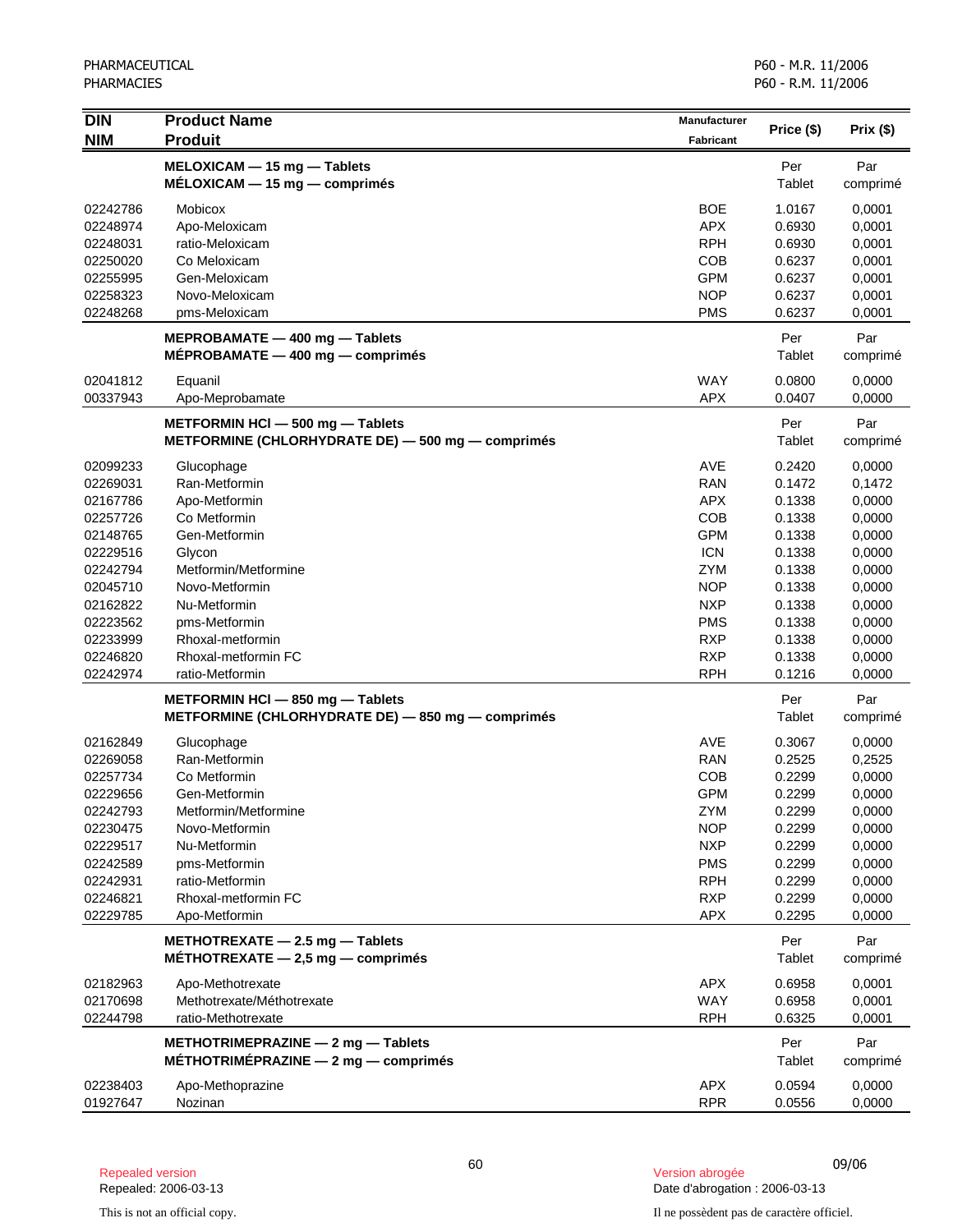| DIN<br>NIM | Product Name<br>Produit | Manufacturer<br>Fabricant | Price ($) | Prix ($) |
|---|---|---|---|---|
| | **MELOXICAM — 15 mg — Tablets**<br>**MÉLOXICAM — 15 mg — comprimés** | | Per Tablet | Par comprimé |
| 02242786 | Mobicox | BOE | 1.0167 | 0,0001 |
| 02248974 | Apo-Meloxicam | APX | 0.6930 | 0,0001 |
| 02248031 | ratio-Meloxicam | RPH | 0.6930 | 0,0001 |
| 02250020 | Co Meloxicam | COB | 0.6237 | 0,0001 |
| 02255995 | Gen-Meloxicam | GPM | 0.6237 | 0,0001 |
| 02258323 | Novo-Meloxicam | NOP | 0.6237 | 0,0001 |
| 02248268 | pms-Meloxicam | PMS | 0.6237 | 0,0001 |
| | **MEPROBAMATE — 400 mg — Tablets**<br>**MÉPROBAMATE — 400 mg — comprimés** | | Per Tablet | Par comprimé |
| 02041812 | Equanil | WAY | 0.0800 | 0,0000 |
| 00337943 | Apo-Meprobamate | APX | 0.0407 | 0,0000 |
| | **METFORMIN HCl — 500 mg — Tablets**<br>**METFORMINE (CHLORHYDRATE DE) — 500 mg — comprimés** | | Per Tablet | Par comprimé |
| 02099233 | Glucophage | AVE | 0.2420 | 0,0000 |
| 02269031 | Ran-Metformin | RAN | 0.1472 | 0,1472 |
| 02167786 | Apo-Metformin | APX | 0.1338 | 0,0000 |
| 02257726 | Co Metformin | COB | 0.1338 | 0,0000 |
| 02148765 | Gen-Metformin | GPM | 0.1338 | 0,0000 |
| 02229516 | Glycon | ICN | 0.1338 | 0,0000 |
| 02242794 | Metformin/Metformine | ZYM | 0.1338 | 0,0000 |
| 02045710 | Novo-Metformin | NOP | 0.1338 | 0,0000 |
| 02162822 | Nu-Metformin | NXP | 0.1338 | 0,0000 |
| 02223562 | pms-Metformin | PMS | 0.1338 | 0,0000 |
| 02233999 | Rhoxal-metformin | RXP | 0.1338 | 0,0000 |
| 02246820 | Rhoxal-metformin FC | RXP | 0.1338 | 0,0000 |
| 02242974 | ratio-Metformin | RPH | 0.1216 | 0,0000 |
| | **METFORMIN HCl — 850 mg — Tablets**<br>**METFORMINE (CHLORHYDRATE DE) — 850 mg — comprimés** | | Per Tablet | Par comprimé |
| 02162849 | Glucophage | AVE | 0.3067 | 0,0000 |
| 02269058 | Ran-Metformin | RAN | 0.2525 | 0,2525 |
| 02257734 | Co Metformin | COB | 0.2299 | 0,0000 |
| 02229656 | Gen-Metformin | GPM | 0.2299 | 0,0000 |
| 02242793 | Metformin/Metformine | ZYM | 0.2299 | 0,0000 |
| 02230475 | Novo-Metformin | NOP | 0.2299 | 0,0000 |
| 02229517 | Nu-Metformin | NXP | 0.2299 | 0,0000 |
| 02242589 | pms-Metformin | PMS | 0.2299 | 0,0000 |
| 02242931 | ratio-Metformin | RPH | 0.2299 | 0,0000 |
| 02246821 | Rhoxal-metformin FC | RXP | 0.2299 | 0,0000 |
| 02229785 | Apo-Metformin | APX | 0.2295 | 0,0000 |
| | **METHOTREXATE — 2.5 mg — Tablets**<br>**MÉTHOTREXATE — 2,5 mg — comprimés** | | Per Tablet | Par comprimé |
| 02182963 | Apo-Methotrexate | APX | 0.6958 | 0,0001 |
| 02170698 | Methotrexate/Méthotrexate | WAY | 0.6958 | 0,0001 |
| 02244798 | ratio-Methotrexate | RPH | 0.6325 | 0,0001 |
| | **METHOTRIMEPRAZINE — 2 mg — Tablets**<br>**MÉTHOTRIMÉPRAZINE — 2 mg — comprimés** | | Per Tablet | Par comprimé |
| 02238403 | Apo-Methoprazine | APX | 0.0594 | 0,0000 |
| 01927647 | Nozinan | RPR | 0.0556 | 0,0000 |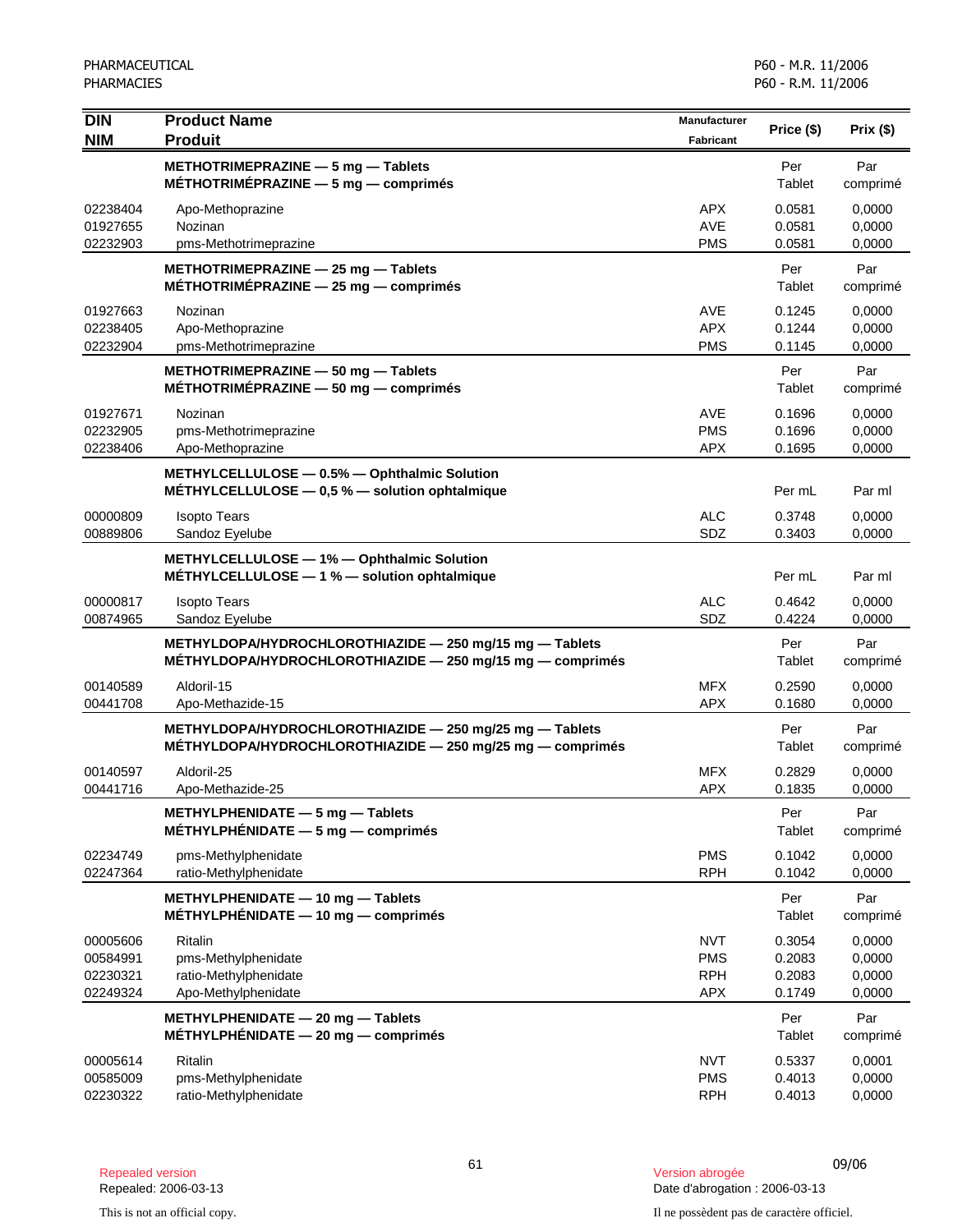| DIN<br>NIM | Product Name<br>Produit | Manufacturer<br>Fabricant | Price ($) | Prix ($) |
|---|---|---|---|---|
| | **METHOTRIMEPRAZINE — 5 mg — Tablets**<br>**MÉTHOTRIMÉPRAZINE — 5 mg — comprimés** | | Per Tablet | Par comprimé |
| 02238404 | Apo-Methoprazine | APX | 0.0581 | 0,0000 |
| 01927655 | Nozinan | AVE | 0.0581 | 0,0000 |
| 02232903 | pms-Methotrimeprazine | PMS | 0.0581 | 0,0000 |
| | **METHOTRIMEPRAZINE — 25 mg — Tablets**<br>**MÉTHOTRIMÉPRAZINE — 25 mg — comprimés** | | Per Tablet | Par comprimé |
| 01927663 | Nozinan | AVE | 0.1245 | 0,0000 |
| 02238405 | Apo-Methoprazine | APX | 0.1244 | 0,0000 |
| 02232904 | pms-Methotrimeprazine | PMS | 0.1145 | 0,0000 |
| | **METHOTRIMEPRAZINE — 50 mg — Tablets**<br>**MÉTHOTRIMÉPRAZINE — 50 mg — comprimés** | | Per Tablet | Par comprimé |
| 01927671 | Nozinan | AVE | 0.1696 | 0,0000 |
| 02232905 | pms-Methotrimeprazine | PMS | 0.1696 | 0,0000 |
| 02238406 | Apo-Methoprazine | APX | 0.1695 | 0,0000 |
| | **METHYLCELLULOSE — 0.5% — Ophthalmic Solution**<br>**MÉTHYLCELLULOSE — 0,5 % — solution ophtalmique** | | Per mL | Par ml |
| 00000809 | Isopto Tears | ALC | 0.3748 | 0,0000 |
| 00889806 | Sandoz Eyelube | SDZ | 0.3403 | 0,0000 |
| | **METHYLCELLULOSE — 1% — Ophthalmic Solution**<br>**MÉTHYLCELLULOSE — 1 % — solution ophtalmique** | | Per mL | Par ml |
| 00000817 | Isopto Tears | ALC | 0.4642 | 0,0000 |
| 00874965 | Sandoz Eyelube | SDZ | 0.4224 | 0,0000 |
| | **METHYLDOPA/HYDROCHLOROTHIAZIDE — 250 mg/15 mg — Tablets**<br>**MÉTHYLDOPA/HYDROCHLOROTHIAZIDE — 250 mg/15 mg — comprimés** | | Per Tablet | Par comprimé |
| 00140589 | Aldoril-15 | MFX | 0.2590 | 0,0000 |
| 00441708 | Apo-Methazide-15 | APX | 0.1680 | 0,0000 |
| | **METHYLDOPA/HYDROCHLOROTHIAZIDE — 250 mg/25 mg — Tablets**<br>**MÉTHYLDOPA/HYDROCHLOROTHIAZIDE — 250 mg/25 mg — comprimés** | | Per Tablet | Par comprimé |
| 00140597 | Aldoril-25 | MFX | 0.2829 | 0,0000 |
| 00441716 | Apo-Methazide-25 | APX | 0.1835 | 0,0000 |
| | **METHYLPHENIDATE — 5 mg — Tablets**<br>**MÉTHYLPHÉNIDATE — 5 mg — comprimés** | | Per Tablet | Par comprimé |
| 02234749 | pms-Methylphenidate | PMS | 0.1042 | 0,0000 |
| 02247364 | ratio-Methylphenidate | RPH | 0.1042 | 0,0000 |
| | **METHYLPHENIDATE — 10 mg — Tablets**<br>**MÉTHYLPHÉNIDATE — 10 mg — comprimés** | | Per Tablet | Par comprimé |
| 00005606 | Ritalin | NVT | 0.3054 | 0,0000 |
| 00584991 | pms-Methylphenidate | PMS | 0.2083 | 0,0000 |
| 02230321 | ratio-Methylphenidate | RPH | 0.2083 | 0,0000 |
| 02249324 | Apo-Methylphenidate | APX | 0.1749 | 0,0000 |
| | **METHYLPHENIDATE — 20 mg — Tablets**<br>**MÉTHYLPHÉNIDATE — 20 mg — comprimés** | | Per Tablet | Par comprimé |
| 00005614 | Ritalin | NVT | 0.5337 | 0,0001 |
| 00585009 | pms-Methylphenidate | PMS | 0.4013 | 0,0000 |
| 02230322 | ratio-Methylphenidate | RPH | 0.4013 | 0,0000 |

Repealed version
Repealed: 2006-03-13

Version abrogée
Date d'abrogation : 2006-03-13

This is not an official copy.

Il ne possèdent pas de caractère officiel.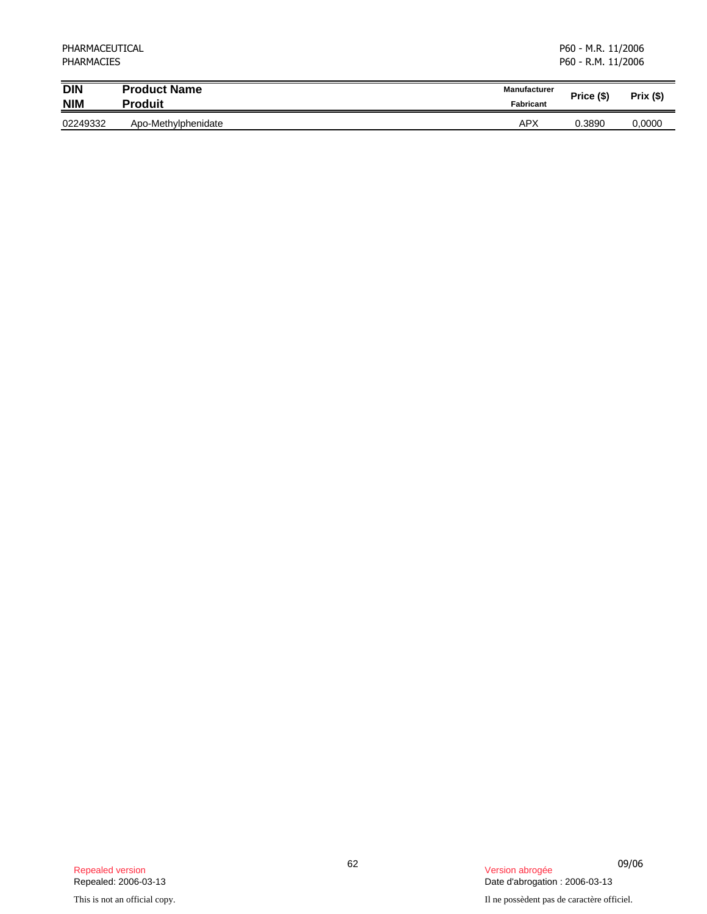| DIN<br>NIM | Product Name<br>Produit | Manufacturer<br>Fabricant | Price ($) | Prix ($) |
|---|---|---|---|---|
| 02249332 | Apo-Methylphenidate | APX | 0.3890 | 0,0000 |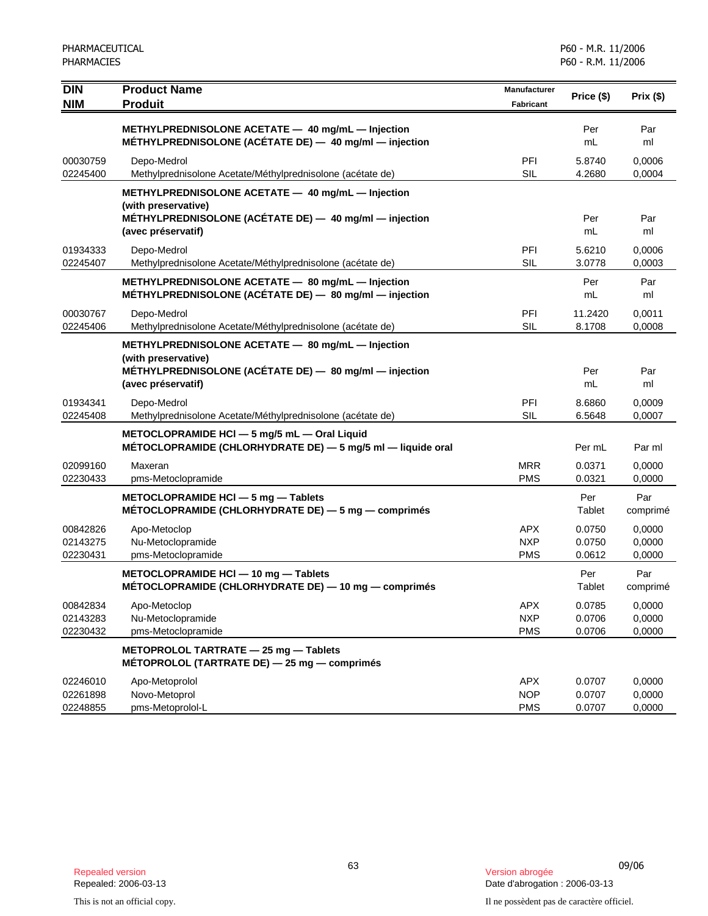| DIN<br>NIM | Product Name<br>Produit | Manufacturer<br>Fabricant | Price ($) | Prix ($) |
|---|---|---|---|---|
| | **METHYLPREDNISOLONE ACETATE — 40 mg/mL — Injection**<br>**MÉTHYLPREDNISOLONE (ACÉTATE DE) — 40 mg/ml — injection** | | Per mL | Par ml |
| 00030759 | Depo-Medrol | PFI | 5.8740 | 0,0006 |
| 02245400 | Methylprednisolone Acetate/Méthylprednisolone (acétate de) | SIL | 4.2680 | 0,0004 |
| | **METHYLPREDNISOLONE ACETATE — 40 mg/mL — Injection (with preservative)**<br>**MÉTHYLPREDNISOLONE (ACÉTATE DE) — 40 mg/ml — injection (avec préservatif)** | | Per mL | Par ml |
| 01934333 | Depo-Medrol | PFI | 5.6210 | 0,0006 |
| 02245407 | Methylprednisolone Acetate/Méthylprednisolone (acétate de) | SIL | 3.0778 | 0,0003 |
| | **METHYLPREDNISOLONE ACETATE — 80 mg/mL — Injection**<br>**MÉTHYLPREDNISOLONE (ACÉTATE DE) — 80 mg/ml — injection** | | Per mL | Par ml |
| 00030767 | Depo-Medrol | PFI | 11.2420 | 0,0011 |
| 02245406 | Methylprednisolone Acetate/Méthylprednisolone (acétate de) | SIL | 8.1708 | 0,0008 |
| | **METHYLPREDNISOLONE ACETATE — 80 mg/mL — Injection (with preservative)**<br>**MÉTHYLPREDNISOLONE (ACÉTATE DE) — 80 mg/ml — injection (avec préservatif)** | | Per mL | Par ml |
| 01934341 | Depo-Medrol | PFI | 8.6860 | 0,0009 |
| 02245408 | Methylprednisolone Acetate/Méthylprednisolone (acétate de) | SIL | 6.5648 | 0,0007 |
| | **METOCLOPRAMIDE HCl — 5 mg/5 mL — Oral Liquid**<br>**MÉTOCLOPRAMIDE (CHLORHYDRATE DE) — 5 mg/5 ml — liquide oral** | | Per mL | Par ml |
| 02099160 | Maxeran | MRR | 0.0371 | 0,0000 |
| 02230433 | pms-Metoclopramide | PMS | 0.0321 | 0,0000 |
| | **METOCLOPRAMIDE HCl — 5 mg — Tablets**<br>**MÉTOCLOPRAMIDE (CHLORHYDRATE DE) — 5 mg — comprimés** | | Per Tablet | Par comprimé |
| 00842826 | Apo-Metoclop | APX | 0.0750 | 0,0000 |
| 02143275 | Nu-Metoclopramide | NXP | 0.0750 | 0,0000 |
| 02230431 | pms-Metoclopramide | PMS | 0.0612 | 0,0000 |
| | **METOCLOPRAMIDE HCl — 10 mg — Tablets**<br>**MÉTOCLOPRAMIDE (CHLORHYDRATE DE) — 10 mg — comprimés** | | Per Tablet | Par comprimé |
| 00842834 | Apo-Metoclop | APX | 0.0785 | 0,0000 |
| 02143283 | Nu-Metoclopramide | NXP | 0.0706 | 0,0000 |
| 02230432 | pms-Metoclopramide | PMS | 0.0706 | 0,0000 |
| | **METOPROLOL TARTRATE — 25 mg — Tablets**<br>**MÉTOPROLOL (TARTRATE DE) — 25 mg — comprimés** | | | |
| 02246010 | Apo-Metoprolol | APX | 0.0707 | 0,0000 |
| 02261898 | Novo-Metoprol | NOP | 0.0707 | 0,0000 |
| 02248855 | pms-Metoprolol-L | PMS | 0.0707 | 0,0000 |

Repealed version
Repealed: 2006-03-13

Version abrogée
Date d'abrogation : 2006-03-13

This is not an official copy.

Il ne possèdent pas de caractère officiel.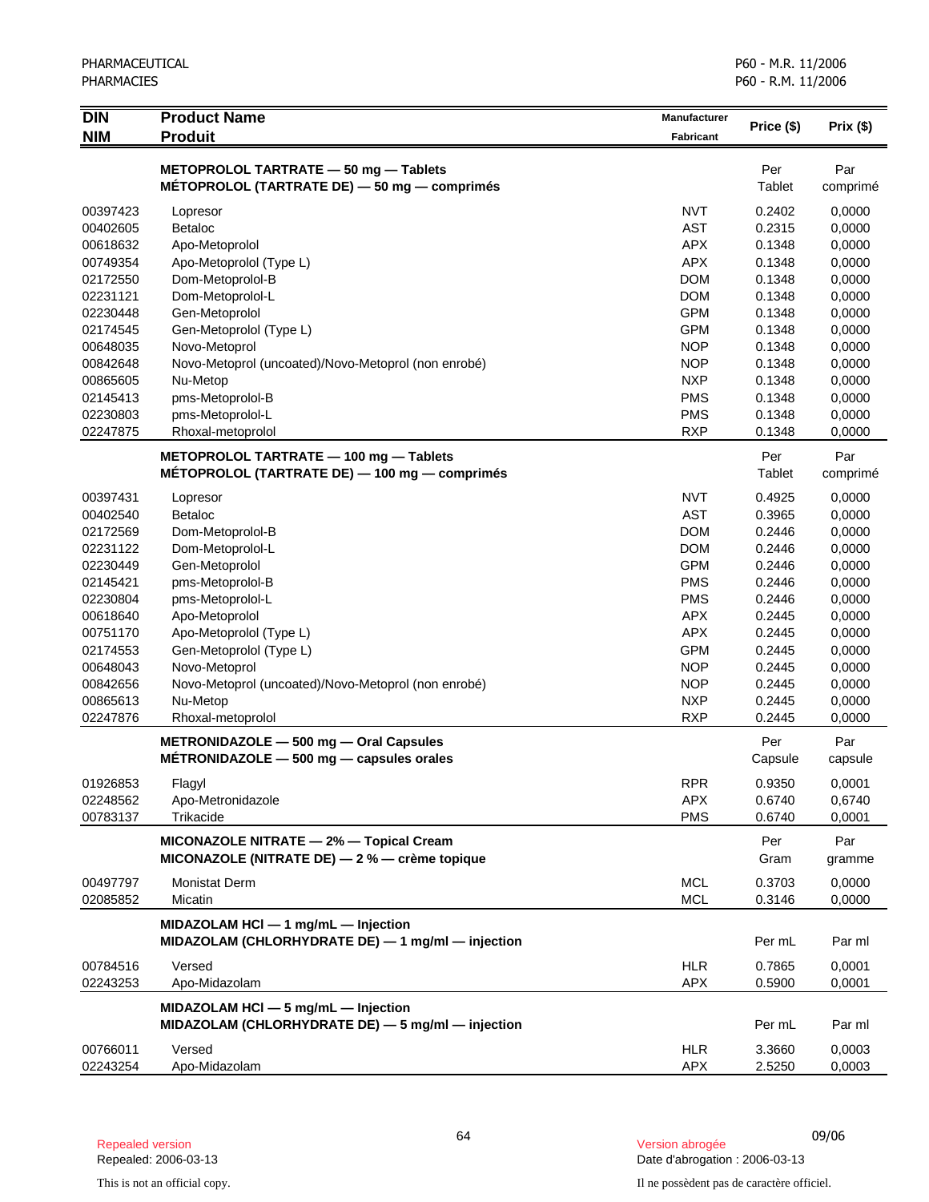| DIN<br>NIM | Product Name<br>Produit | Manufacturer<br>Fabricant | Price ($) | Prix ($) |
|---|---|---|---|---|
| | **METOPROLOL TARTRATE — 50 mg — Tablets**<br>**MÉTOPROLOL (TARTRATE DE) — 50 mg — comprimés** | | Per<br>Tablet | Par<br>comprimé |
| 00397423 | Lopresor | NVT | 0.2402 | 0,0000 |
| 00402605 | Betaloc | AST | 0.2315 | 0,0000 |
| 00618632 | Apo-Metoprolol | APX | 0.1348 | 0,0000 |
| 00749354 | Apo-Metoprolol (Type L) | APX | 0.1348 | 0,0000 |
| 02172550 | Dom-Metoprolol-B | DOM | 0.1348 | 0,0000 |
| 02231121 | Dom-Metoprolol-L | DOM | 0.1348 | 0,0000 |
| 02230448 | Gen-Metoprolol | GPM | 0.1348 | 0,0000 |
| 02174545 | Gen-Metoprolol (Type L) | GPM | 0.1348 | 0,0000 |
| 00648035 | Novo-Metoprol | NOP | 0.1348 | 0,0000 |
| 00842648 | Novo-Metoprol (uncoated)/Novo-Metoprol (non enrobé) | NOP | 0.1348 | 0,0000 |
| 00865605 | Nu-Metop | NXP | 0.1348 | 0,0000 |
| 02145413 | pms-Metoprolol-B | PMS | 0.1348 | 0,0000 |
| 02230803 | pms-Metoprolol-L | PMS | 0.1348 | 0,0000 |
| 02247875 | Rhoxal-metoprolol | RXP | 0.1348 | 0,0000 |
| | **METOPROLOL TARTRATE — 100 mg — Tablets**<br>**MÉTOPROLOL (TARTRATE DE) — 100 mg — comprimés** | | Per<br>Tablet | Par<br>comprimé |
| 00397431 | Lopresor | NVT | 0.4925 | 0,0000 |
| 00402540 | Betaloc | AST | 0.3965 | 0,0000 |
| 02172569 | Dom-Metoprolol-B | DOM | 0.2446 | 0,0000 |
| 02231122 | Dom-Metoprolol-L | DOM | 0.2446 | 0,0000 |
| 02230449 | Gen-Metoprolol | GPM | 0.2446 | 0,0000 |
| 02145421 | pms-Metoprolol-B | PMS | 0.2446 | 0,0000 |
| 02230804 | pms-Metoprolol-L | PMS | 0.2446 | 0,0000 |
| 00618640 | Apo-Metoprolol | APX | 0.2445 | 0,0000 |
| 00751170 | Apo-Metoprolol (Type L) | APX | 0.2445 | 0,0000 |
| 02174553 | Gen-Metoprolol (Type L) | GPM | 0.2445 | 0,0000 |
| 00648043 | Novo-Metoprol | NOP | 0.2445 | 0,0000 |
| 00842656 | Novo-Metoprol (uncoated)/Novo-Metoprol (non enrobé) | NOP | 0.2445 | 0,0000 |
| 00865613 | Nu-Metop | NXP | 0.2445 | 0,0000 |
| 02247876 | Rhoxal-metoprolol | RXP | 0.2445 | 0,0000 |
| | **METRONIDAZOLE — 500 mg — Oral Capsules**<br>**MÉTRONIDAZOLE — 500 mg — capsules orales** | | Per<br>Capsule | Par<br>capsule |
| 01926853 | Flagyl | RPR | 0.9350 | 0,0001 |
| 02248562 | Apo-Metronidazole | APX | 0.6740 | 0,6740 |
| 00783137 | Trikacide | PMS | 0.6740 | 0,0001 |
| | **MICONAZOLE NITRATE — 2% — Topical Cream**<br>**MICONAZOLE (NITRATE DE) — 2 % — crème topique** | | Per<br>Gram | Par<br>gramme |
| 00497797 | Monistat Derm | MCL | 0.3703 | 0,0000 |
| 02085852 | Micatin | MCL | 0.3146 | 0,0000 |
| | **MIDAZOLAM HCl — 1 mg/mL — Injection**<br>**MIDAZOLAM (CHLORHYDRATE DE) — 1 mg/ml — injection** | | Per mL | Par ml |
| 00784516 | Versed | HLR | 0.7865 | 0,0001 |
| 02243253 | Apo-Midazolam | APX | 0.5900 | 0,0001 |
| | **MIDAZOLAM HCl — 5 mg/mL — Injection**<br>**MIDAZOLAM (CHLORHYDRATE DE) — 5 mg/ml — injection** | | Per mL | Par ml |
| 00766011 | Versed | HLR | 3.3660 | 0,0003 |
| 02243254 | Apo-Midazolam | APX | 2.5250 | 0,0003 |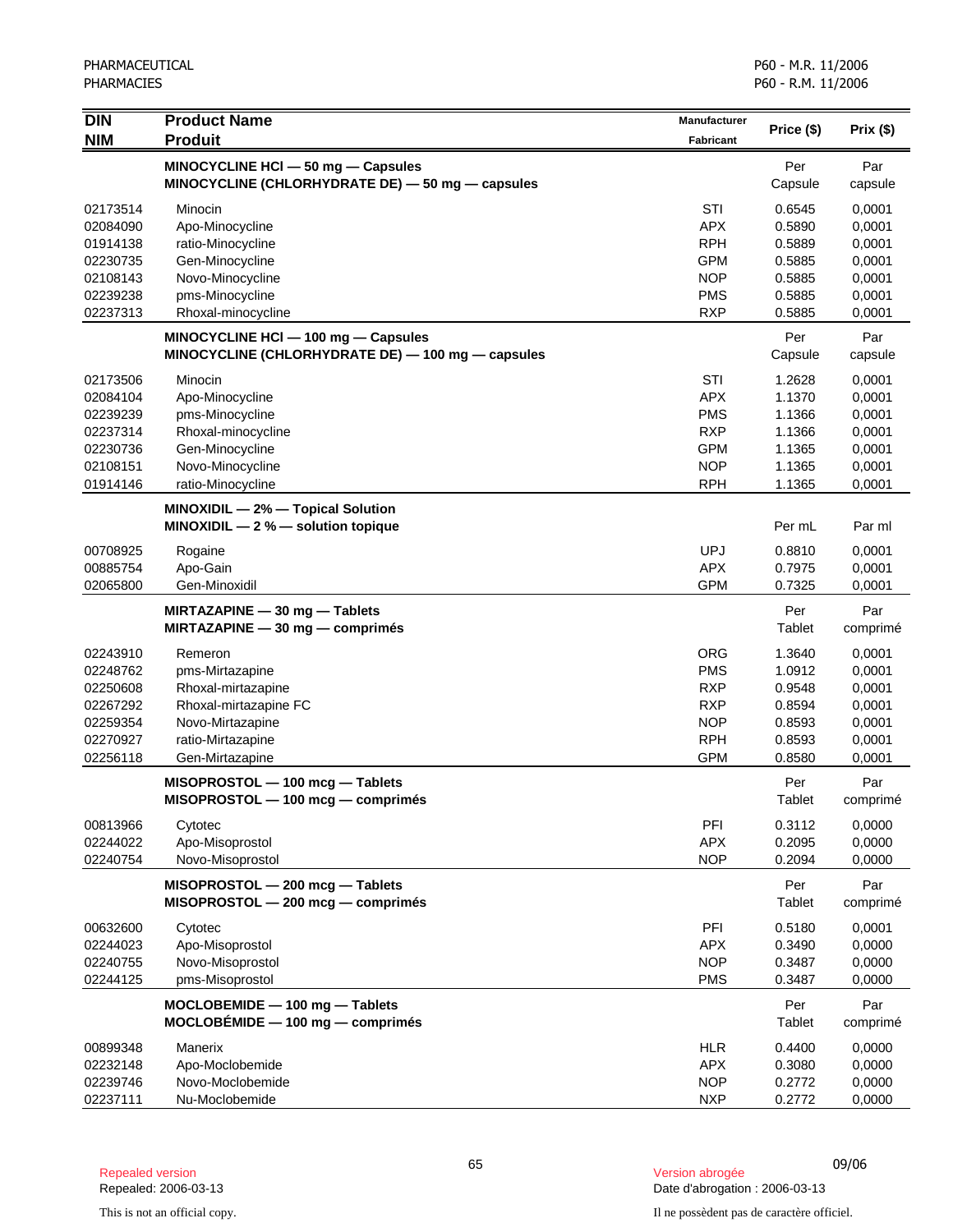| DIN<br>NIM | Product Name<br>Produit | Manufacturer<br>Fabricant | Price ($) | Prix ($) |
|---|---|---|---|---|
| | **MINOCYCLINE HCl — 50 mg — Capsules**<br>**MINOCYCLINE (CHLORHYDRATE DE) — 50 mg — capsules** | | Per Capsule | Par capsule |
| 02173514 | Minocin | STI | 0.6545 | 0,0001 |
| 02084090 | Apo-Minocycline | APX | 0.5890 | 0,0001 |
| 01914138 | ratio-Minocycline | RPH | 0.5889 | 0,0001 |
| 02230735 | Gen-Minocycline | GPM | 0.5885 | 0,0001 |
| 02108143 | Novo-Minocycline | NOP | 0.5885 | 0,0001 |
| 02239238 | pms-Minocycline | PMS | 0.5885 | 0,0001 |
| 02237313 | Rhoxal-minocycline | RXP | 0.5885 | 0,0001 |
| | **MINOCYCLINE HCl — 100 mg — Capsules**<br>**MINOCYCLINE (CHLORHYDRATE DE) — 100 mg — capsules** | | Per Capsule | Par capsule |
| 02173506 | Minocin | STI | 1.2628 | 0,0001 |
| 02084104 | Apo-Minocycline | APX | 1.1370 | 0,0001 |
| 02239239 | pms-Minocycline | PMS | 1.1366 | 0,0001 |
| 02237314 | Rhoxal-minocycline | RXP | 1.1366 | 0,0001 |
| 02230736 | Gen-Minocycline | GPM | 1.1365 | 0,0001 |
| 02108151 | Novo-Minocycline | NOP | 1.1365 | 0,0001 |
| 01914146 | ratio-Minocycline | RPH | 1.1365 | 0,0001 |
| | **MINOXIDIL — 2% — Topical Solution**<br>**MINOXIDIL — 2 % — solution topique** | | Per mL | Par ml |
| 00708925 | Rogaine | UPJ | 0.8810 | 0,0001 |
| 00885754 | Apo-Gain | APX | 0.7975 | 0,0001 |
| 02065800 | Gen-Minoxidil | GPM | 0.7325 | 0,0001 |
| | **MIRTAZAPINE — 30 mg — Tablets**<br>**MIRTAZAPINE — 30 mg — comprimés** | | Per Tablet | Par comprimé |
| 02243910 | Remeron | ORG | 1.3640 | 0,0001 |
| 02248762 | pms-Mirtazapine | PMS | 1.0912 | 0,0001 |
| 02250608 | Rhoxal-mirtazapine | RXP | 0.9548 | 0,0001 |
| 02267292 | Rhoxal-mirtazapine FC | RXP | 0.8594 | 0,0001 |
| 02259354 | Novo-Mirtazapine | NOP | 0.8593 | 0,0001 |
| 02270927 | ratio-Mirtazapine | RPH | 0.8593 | 0,0001 |
| 02256118 | Gen-Mirtazapine | GPM | 0.8580 | 0,0001 |
| | **MISOPROSTOL — 100 mcg — Tablets**<br>**MISOPROSTOL — 100 mcg — comprimés** | | Per Tablet | Par comprimé |
| 00813966 | Cytotec | PFI | 0.3112 | 0,0000 |
| 02244022 | Apo-Misoprostol | APX | 0.2095 | 0,0000 |
| 02240754 | Novo-Misoprostol | NOP | 0.2094 | 0,0000 |
| | **MISOPROSTOL — 200 mcg — Tablets**<br>**MISOPROSTOL — 200 mcg — comprimés** | | Per Tablet | Par comprimé |
| 00632600 | Cytotec | PFI | 0.5180 | 0,0001 |
| 02244023 | Apo-Misoprostol | APX | 0.3490 | 0,0000 |
| 02240755 | Novo-Misoprostol | NOP | 0.3487 | 0,0000 |
| 02244125 | pms-Misoprostol | PMS | 0.3487 | 0,0000 |
| | **MOCLOBEMIDE — 100 mg — Tablets**<br>**MOCLOBÉMIDE — 100 mg — comprimés** | | Per Tablet | Par comprimé |
| 00899348 | Manerix | HLR | 0.4400 | 0,0000 |
| 02232148 | Apo-Moclobemide | APX | 0.3080 | 0,0000 |
| 02239746 | Novo-Moclobemide | NOP | 0.2772 | 0,0000 |
| 02237111 | Nu-Moclobemide | NXP | 0.2772 | 0,0000 |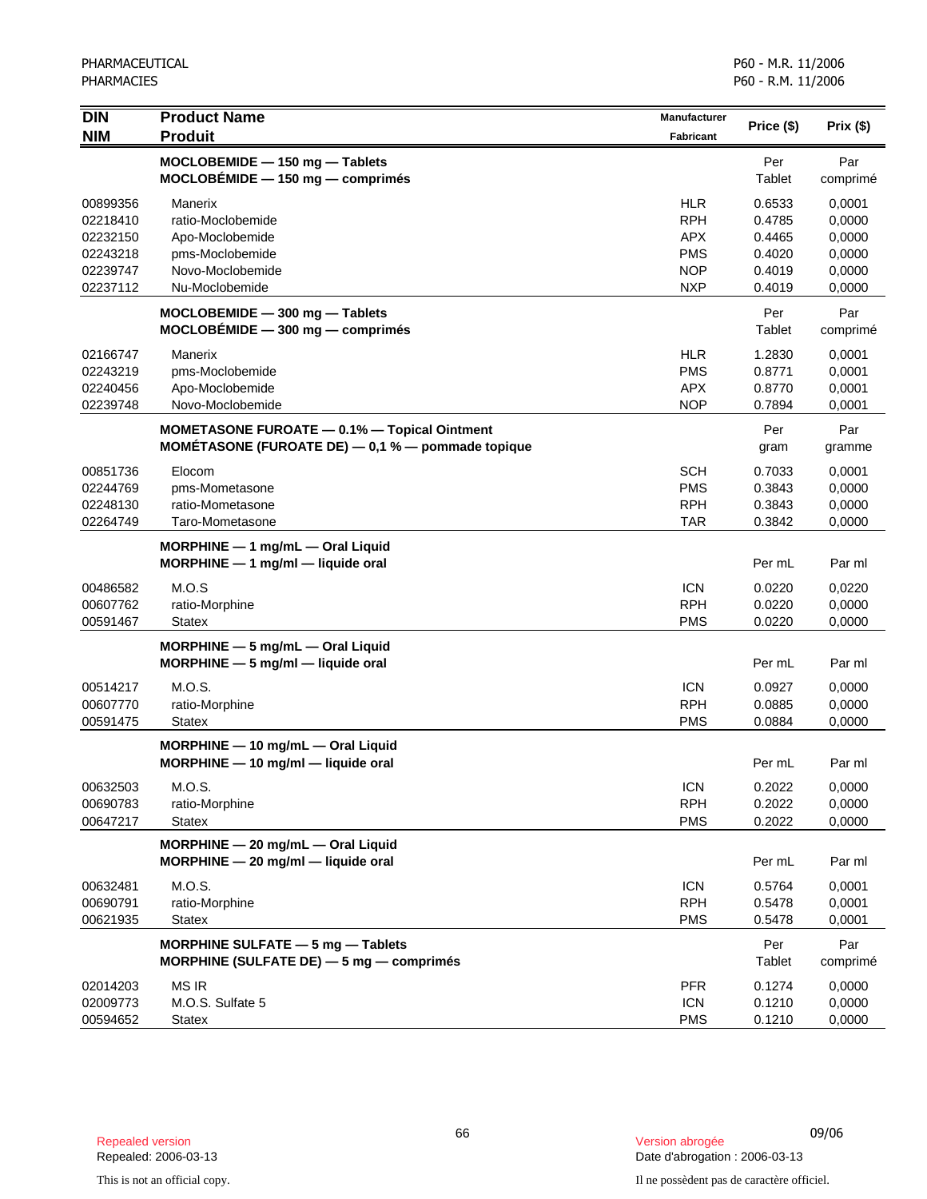| DIN<br>NIM | Product Name<br>Produit | Manufacturer<br>Fabricant | Price ($) | Prix ($) |
|---|---|---|---|---|
| | **MOCLOBEMIDE — 150 mg — Tablets**<br>**MOCLOBÉMIDE — 150 mg — comprimés** | | Per<br>Tablet | Par<br>comprimé |
| 00899356 | Manerix | HLR | 0.6533 | 0,0001 |
| 02218410 | ratio-Moclobemide | RPH | 0.4785 | 0,0000 |
| 02232150 | Apo-Moclobemide | APX | 0.4465 | 0,0000 |
| 02243218 | pms-Moclobemide | PMS | 0.4020 | 0,0000 |
| 02239747 | Novo-Moclobemide | NOP | 0.4019 | 0,0000 |
| 02237112 | Nu-Moclobemide | NXP | 0.4019 | 0,0000 |
| | **MOCLOBEMIDE — 300 mg — Tablets**<br>**MOCLOBÉMIDE — 300 mg — comprimés** | | Per<br>Tablet | Par<br>comprimé |
| 02166747 | Manerix | HLR | 1.2830 | 0,0001 |
| 02243219 | pms-Moclobemide | PMS | 0.8771 | 0,0001 |
| 02240456 | Apo-Moclobemide | APX | 0.8770 | 0,0001 |
| 02239748 | Novo-Moclobemide | NOP | 0.7894 | 0,0001 |
| | **MOMETASONE FUROATE — 0.1% — Topical Ointment**<br>**MOMÉTASONE (FUROATE DE) — 0,1 % — pommade topique** | | Per<br>gram | Par<br>gramme |
| 00851736 | Elocom | SCH | 0.7033 | 0,0001 |
| 02244769 | pms-Mometasone | PMS | 0.3843 | 0,0000 |
| 02248130 | ratio-Mometasone | RPH | 0.3843 | 0,0000 |
| 02264749 | Taro-Mometasone | TAR | 0.3842 | 0,0000 |
| | **MORPHINE — 1 mg/mL — Oral Liquid**<br>**MORPHINE — 1 mg/ml — liquide oral** | | Per mL | Par ml |
| 00486582 | M.O.S | ICN | 0.0220 | 0,0220 |
| 00607762 | ratio-Morphine | RPH | 0.0220 | 0,0000 |
| 00591467 | Statex | PMS | 0.0220 | 0,0000 |
| | **MORPHINE — 5 mg/mL — Oral Liquid**<br>**MORPHINE — 5 mg/ml — liquide oral** | | Per mL | Par ml |
| 00514217 | M.O.S. | ICN | 0.0927 | 0,0000 |
| 00607770 | ratio-Morphine | RPH | 0.0885 | 0,0000 |
| 00591475 | Statex | PMS | 0.0884 | 0,0000 |
| | **MORPHINE — 10 mg/mL — Oral Liquid**<br>**MORPHINE — 10 mg/ml — liquide oral** | | Per mL | Par ml |
| 00632503 | M.O.S. | ICN | 0.2022 | 0,0000 |
| 00690783 | ratio-Morphine | RPH | 0.2022 | 0,0000 |
| 00647217 | Statex | PMS | 0.2022 | 0,0000 |
| | **MORPHINE — 20 mg/mL — Oral Liquid**<br>**MORPHINE — 20 mg/ml — liquide oral** | | Per mL | Par ml |
| 00632481 | M.O.S. | ICN | 0.5764 | 0,0001 |
| 00690791 | ratio-Morphine | RPH | 0.5478 | 0,0001 |
| 00621935 | Statex | PMS | 0.5478 | 0,0001 |
| | **MORPHINE SULFATE — 5 mg — Tablets**<br>**MORPHINE (SULFATE DE) — 5 mg — comprimés** | | Per<br>Tablet | Par<br>comprimé |
| 02014203 | MS IR | PFR | 0.1274 | 0,0000 |
| 02009773 | M.O.S. Sulfate 5 | ICN | 0.1210 | 0,0000 |
| 00594652 | Statex | PMS | 0.1210 | 0,0000 |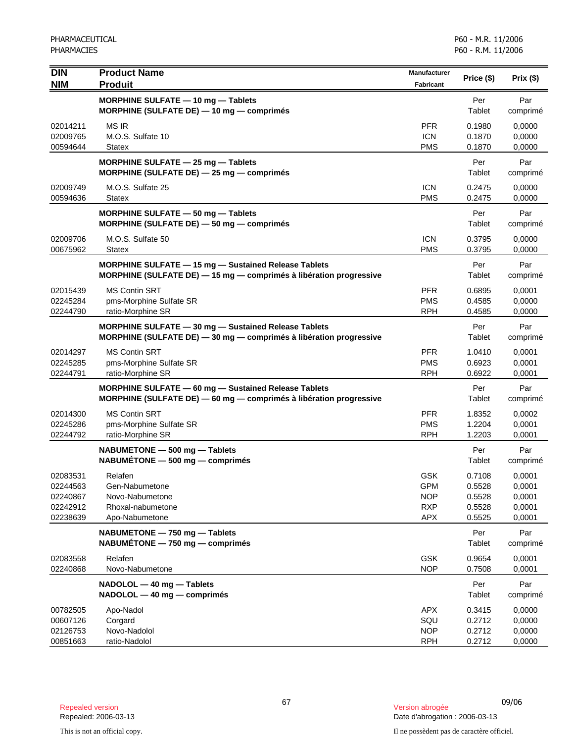| DIN<br>NIM | Product Name<br>Produit | Manufacturer<br>Fabricant | Price ($) | Prix ($) |
|---|---|---|---|---|
| | **MORPHINE SULFATE — 10 mg — Tablets**<br>**MORPHINE (SULFATE DE) — 10 mg — comprimés** | | Per Tablet | Par comprimé |
| 02014211 | MS IR | PFR | 0.1980 | 0,0000 |
| 02009765 | M.O.S. Sulfate 10 | ICN | 0.1870 | 0,0000 |
| 00594644 | Statex | PMS | 0.1870 | 0,0000 |
| | **MORPHINE SULFATE — 25 mg — Tablets**<br>**MORPHINE (SULFATE DE) — 25 mg — comprimés** | | Per Tablet | Par comprimé |
| 02009749 | M.O.S. Sulfate 25 | ICN | 0.2475 | 0,0000 |
| 00594636 | Statex | PMS | 0.2475 | 0,0000 |
| | **MORPHINE SULFATE — 50 mg — Tablets**<br>**MORPHINE (SULFATE DE) — 50 mg — comprimés** | | Per Tablet | Par comprimé |
| 02009706 | M.O.S. Sulfate 50 | ICN | 0.3795 | 0,0000 |
| 00675962 | Statex | PMS | 0.3795 | 0,0000 |
| | **MORPHINE SULFATE — 15 mg — Sustained Release Tablets**<br>**MORPHINE (SULFATE DE) — 15 mg — comprimés à libération progressive** | | Per Tablet | Par comprimé |
| 02015439 | MS Contin SRT | PFR | 0.6895 | 0,0001 |
| 02245284 | pms-Morphine Sulfate SR | PMS | 0.4585 | 0,0000 |
| 02244790 | ratio-Morphine SR | RPH | 0.4585 | 0,0000 |
| | **MORPHINE SULFATE — 30 mg — Sustained Release Tablets**<br>**MORPHINE (SULFATE DE) — 30 mg — comprimés à libération progressive** | | Per Tablet | Par comprimé |
| 02014297 | MS Contin SRT | PFR | 1.0410 | 0,0001 |
| 02245285 | pms-Morphine Sulfate SR | PMS | 0.6923 | 0,0001 |
| 02244791 | ratio-Morphine SR | RPH | 0.6922 | 0,0001 |
| | **MORPHINE SULFATE — 60 mg — Sustained Release Tablets**<br>**MORPHINE (SULFATE DE) — 60 mg — comprimés à libération progressive** | | Per Tablet | Par comprimé |
| 02014300 | MS Contin SRT | PFR | 1.8352 | 0,0002 |
| 02245286 | pms-Morphine Sulfate SR | PMS | 1.2204 | 0,0001 |
| 02244792 | ratio-Morphine SR | RPH | 1.2203 | 0,0001 |
| | **NABUMETONE — 500 mg — Tablets**<br>**NABUMÉTONE — 500 mg — comprimés** | | Per Tablet | Par comprimé |
| 02083531 | Relafen | GSK | 0.7108 | 0,0001 |
| 02244563 | Gen-Nabumetone | GPM | 0.5528 | 0,0001 |
| 02240867 | Novo-Nabumetone | NOP | 0.5528 | 0,0001 |
| 02242912 | Rhoxal-nabumetone | RXP | 0.5528 | 0,0001 |
| 02238639 | Apo-Nabumetone | APX | 0.5525 | 0,0001 |
| | **NABUMETONE — 750 mg — Tablets**<br>**NABUMÉTONE — 750 mg — comprimés** | | Per Tablet | Par comprimé |
| 02083558 | Relafen | GSK | 0.9654 | 0,0001 |
| 02240868 | Novo-Nabumetone | NOP | 0.7508 | 0,0001 |
| | **NADOLOL — 40 mg — Tablets**<br>**NADOLOL — 40 mg — comprimés** | | Per Tablet | Par comprimé |
| 00782505 | Apo-Nadol | APX | 0.3415 | 0,0000 |
| 00607126 | Corgard | SQU | 0.2712 | 0,0000 |
| 02126753 | Novo-Nadolol | NOP | 0.2712 | 0,0000 |
| 00851663 | ratio-Nadolol | RPH | 0.2712 | 0,0000 |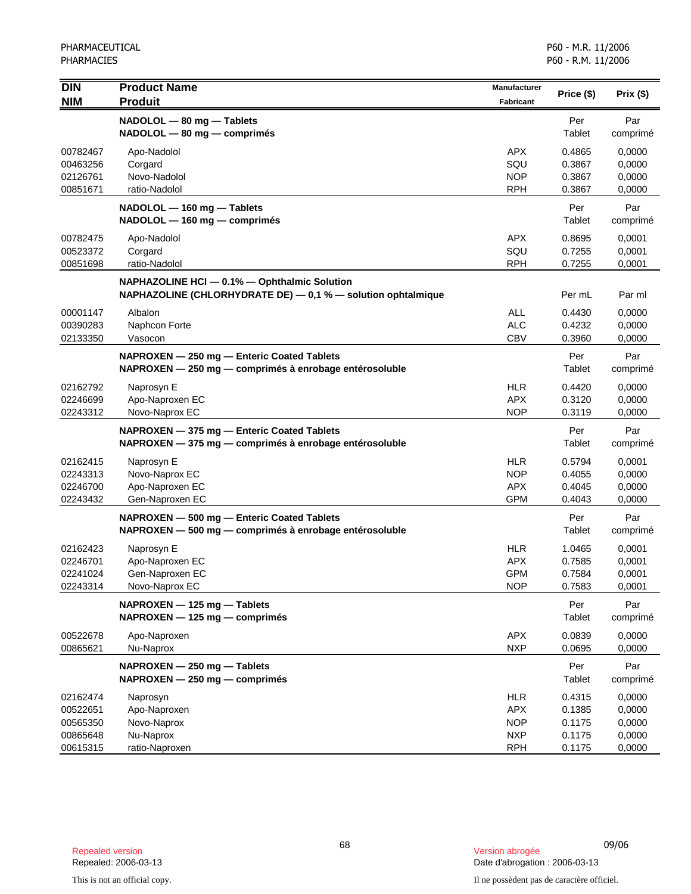| DIN<br>NIM | Product Name<br>Produit | Manufacturer<br>Fabricant | Price ($) | Prix ($) |
|---|---|---|---|---|
| | **NADOLOL — 80 mg — Tablets**<br>**NADOLOL — 80 mg — comprimés** | | Per Tablet | Par comprimé |
| 00782467 | Apo-Nadolol | APX | 0.4865 | 0,0000 |
| 00463256 | Corgard | SQU | 0.3867 | 0,0000 |
| 02126761 | Novo-Nadolol | NOP | 0.3867 | 0,0000 |
| 00851671 | ratio-Nadolol | RPH | 0.3867 | 0,0000 |
| | **NADOLOL — 160 mg — Tablets**<br>**NADOLOL — 160 mg — comprimés** | | Per Tablet | Par comprimé |
| 00782475 | Apo-Nadolol | APX | 0.8695 | 0,0001 |
| 00523372 | Corgard | SQU | 0.7255 | 0,0001 |
| 00851698 | ratio-Nadolol | RPH | 0.7255 | 0,0001 |
| | **NAPHAZOLINE HCl — 0.1% — Ophthalmic Solution**<br>**NAPHAZOLINE (CHLORHYDRATE DE) — 0,1 % — solution ophtalmique** | | Per mL | Par ml |
| 00001147 | Albalon | ALL | 0.4430 | 0,0000 |
| 00390283 | Naphcon Forte | ALC | 0.4232 | 0,0000 |
| 02133350 | Vasocon | CBV | 0.3960 | 0,0000 |
| | **NAPROXEN — 250 mg — Enteric Coated Tablets**<br>**NAPROXEN — 250 mg — comprimés à enrobage entérosoluble** | | Per Tablet | Par comprimé |
| 02162792 | Naprosyn E | HLR | 0.4420 | 0,0000 |
| 02246699 | Apo-Naproxen EC | APX | 0.3120 | 0,0000 |
| 02243312 | Novo-Naprox EC | NOP | 0.3119 | 0,0000 |
| | **NAPROXEN — 375 mg — Enteric Coated Tablets**<br>**NAPROXEN — 375 mg — comprimés à enrobage entérosoluble** | | Per Tablet | Par comprimé |
| 02162415 | Naprosyn E | HLR | 0.5794 | 0,0001 |
| 02243313 | Novo-Naprox EC | NOP | 0.4055 | 0,0000 |
| 02246700 | Apo-Naproxen EC | APX | 0.4045 | 0,0000 |
| 02243432 | Gen-Naproxen EC | GPM | 0.4043 | 0,0000 |
| | **NAPROXEN — 500 mg — Enteric Coated Tablets**<br>**NAPROXEN — 500 mg — comprimés à enrobage entérosoluble** | | Per Tablet | Par comprimé |
| 02162423 | Naprosyn E | HLR | 1.0465 | 0,0001 |
| 02246701 | Apo-Naproxen EC | APX | 0.7585 | 0,0001 |
| 02241024 | Gen-Naproxen EC | GPM | 0.7584 | 0,0001 |
| 02243314 | Novo-Naprox EC | NOP | 0.7583 | 0,0001 |
| | **NAPROXEN — 125 mg — Tablets**<br>**NAPROXEN — 125 mg — comprimés** | | Per Tablet | Par comprimé |
| 00522678 | Apo-Naproxen | APX | 0.0839 | 0,0000 |
| 00865621 | Nu-Naprox | NXP | 0.0695 | 0,0000 |
| | **NAPROXEN — 250 mg — Tablets**<br>**NAPROXEN — 250 mg — comprimés** | | Per Tablet | Par comprimé |
| 02162474 | Naprosyn | HLR | 0.4315 | 0,0000 |
| 00522651 | Apo-Naproxen | APX | 0.1385 | 0,0000 |
| 00565350 | Novo-Naprox | NOP | 0.1175 | 0,0000 |
| 00865648 | Nu-Naprox | NXP | 0.1175 | 0,0000 |
| 00615315 | ratio-Naproxen | RPH | 0.1175 | 0,0000 |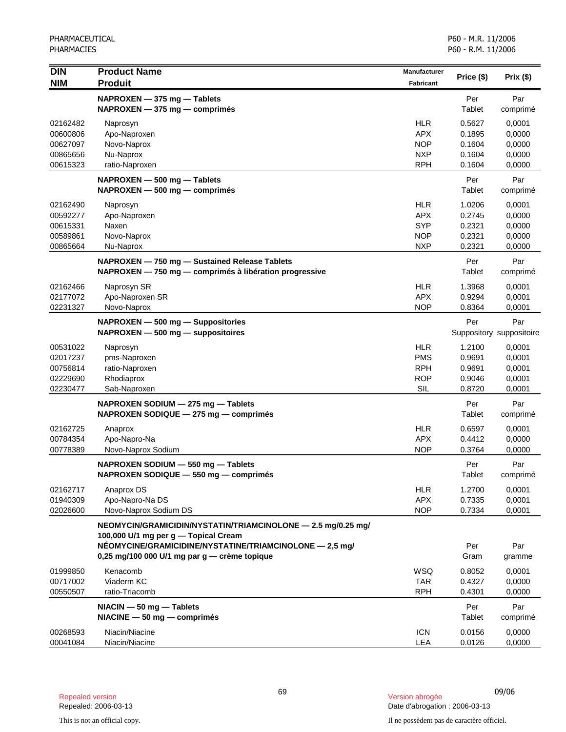| DIN<br>NIM | Product Name<br>Produit | Manufacturer<br>Fabricant | Price ($) | Prix ($) |
|---|---|---|---|---|
| | **NAPROXEN — 375 mg — Tablets**<br>**NAPROXEN — 375 mg — comprimés** | | Per<br>Tablet | Par<br>comprimé |
| 02162482 | Naprosyn | HLR | 0.5627 | 0,0001 |
| 00600806 | Apo-Naproxen | APX | 0.1895 | 0,0000 |
| 00627097 | Novo-Naprox | NOP | 0.1604 | 0,0000 |
| 00865656 | Nu-Naprox | NXP | 0.1604 | 0,0000 |
| 00615323 | ratio-Naproxen | RPH | 0.1604 | 0,0000 |
| | **NAPROXEN — 500 mg — Tablets**<br>**NAPROXEN — 500 mg — comprimés** | | Per<br>Tablet | Par<br>comprimé |
| 02162490 | Naprosyn | HLR | 1.0206 | 0,0001 |
| 00592277 | Apo-Naproxen | APX | 0.2745 | 0,0000 |
| 00615331 | Naxen | SYP | 0.2321 | 0,0000 |
| 00589861 | Novo-Naprox | NOP | 0.2321 | 0,0000 |
| 00865664 | Nu-Naprox | NXP | 0.2321 | 0,0000 |
| | **NAPROXEN — 750 mg — Sustained Release Tablets**<br>**NAPROXEN — 750 mg — comprimés à libération progressive** | | Per<br>Tablet | Par<br>comprimé |
| 02162466 | Naprosyn SR | HLR | 1.3968 | 0,0001 |
| 02177072 | Apo-Naproxen SR | APX | 0.9294 | 0,0001 |
| 02231327 | Novo-Naprox | NOP | 0.8364 | 0,0001 |
| | **NAPROXEN — 500 mg — Suppositories**<br>**NAPROXEN — 500 mg — suppositoires** | | Per<br>Suppository | Par<br>suppositoire |
| 00531022 | Naprosyn | HLR | 1.2100 | 0,0001 |
| 02017237 | pms-Naproxen | PMS | 0.9691 | 0,0001 |
| 00756814 | ratio-Naproxen | RPH | 0.9691 | 0,0001 |
| 02229690 | Rhodiaprox | ROP | 0.9046 | 0,0001 |
| 02230477 | Sab-Naproxen | SIL | 0.8720 | 0,0001 |
| | **NAPROXEN SODIUM — 275 mg — Tablets**<br>**NAPROXEN SODIQUE — 275 mg — comprimés** | | Per<br>Tablet | Par<br>comprimé |
| 02162725 | Anaprox | HLR | 0.6597 | 0,0001 |
| 00784354 | Apo-Napro-Na | APX | 0.4412 | 0,0000 |
| 00778389 | Novo-Naprox Sodium | NOP | 0.3764 | 0,0000 |
| | **NAPROXEN SODIUM — 550 mg — Tablets**<br>**NAPROXEN SODIQUE — 550 mg — comprimés** | | Per<br>Tablet | Par<br>comprimé |
| 02162717 | Anaprox DS | HLR | 1.2700 | 0,0001 |
| 01940309 | Apo-Napro-Na DS | APX | 0.7335 | 0,0001 |
| 02026600 | Novo-Naprox Sodium DS | NOP | 0.7334 | 0,0001 |
| | **NEOMYCIN/GRAMICIDIN/NYSTATIN/TRIAMCINOLONE — 2.5 mg/0.25 mg/ 100,000 U/1 mg per g — Topical Cream**<br>**NÉOMYCINE/GRAMICIDINE/NYSTATINE/TRIAMCINOLONE — 2,5 mg/ 0,25 mg/100 000 U/1 mg par g — crème topique** | | Per<br>Gram | Par<br>gramme |
| 01999850 | Kenacomb | WSQ | 0.8052 | 0,0001 |
| 00717002 | Viaderm KC | TAR | 0.4327 | 0,0000 |
| 00550507 | ratio-Triacomb | RPH | 0.4301 | 0,0000 |
| | **NIACIN — 50 mg — Tablets**<br>**NIACINE — 50 mg — comprimés** | | Per<br>Tablet | Par<br>comprimé |
| 00268593 | Niacin/Niacine | ICN | 0.0156 | 0,0000 |
| 00041084 | Niacin/Niacine | LEA | 0.0126 | 0,0000 |

Repealed version
Repealed: 2006-03-13

Version abrogée
Date d'abrogation : 2006-03-13

This is not an official copy.

Il ne possèdent pas de caractère officiel.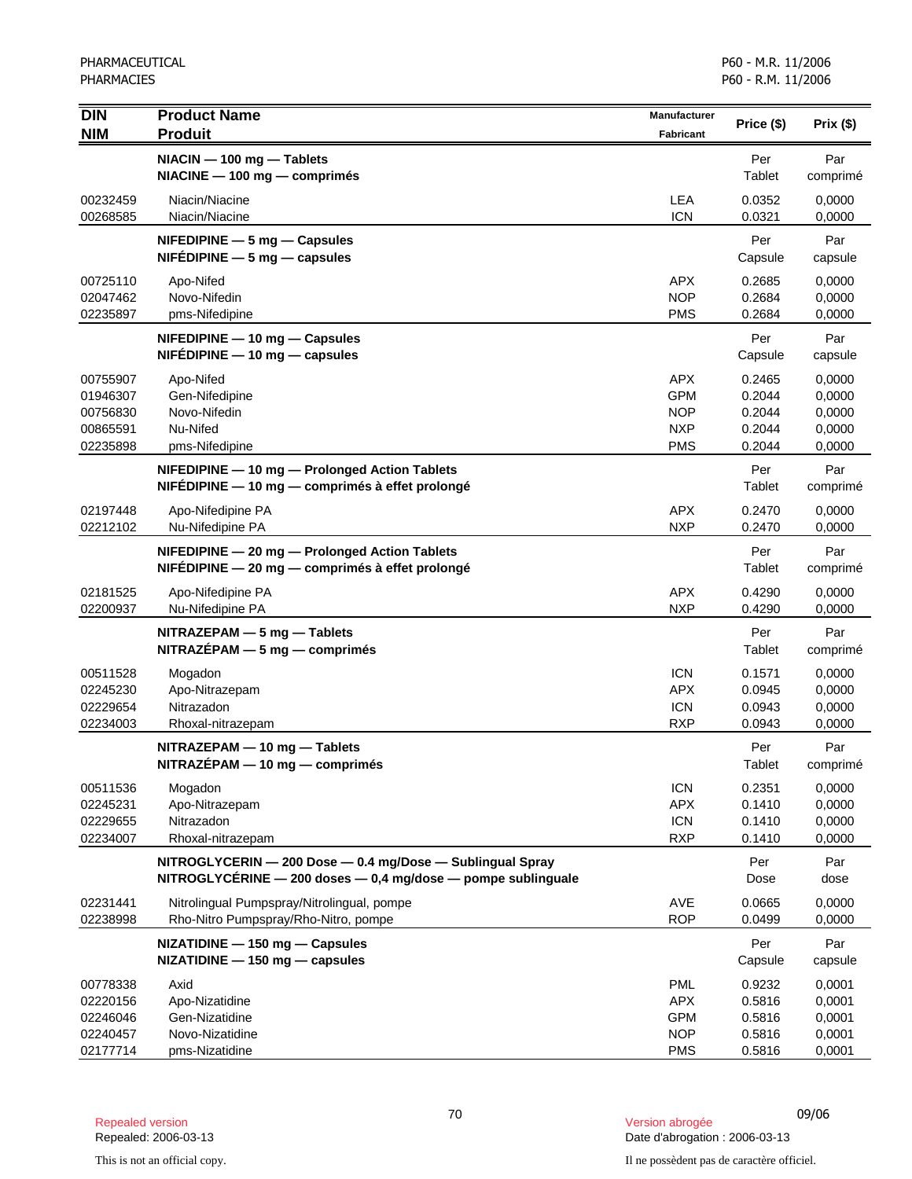| DIN<br>NIM | Product Name<br>Produit | Manufacturer<br>Fabricant | Price ($) | Prix ($) |
|---|---|---|---|---|
| | **NIACIN — 100 mg — Tablets**<br>**NIACINE — 100 mg — comprimés** | | Per<br>Tablet | Par<br>comprimé |
| 00232459 | Niacin/Niacine | LEA | 0.0352 | 0,0000 |
| 00268585 | Niacin/Niacine | ICN | 0.0321 | 0,0000 |
| | **NIFEDIPINE — 5 mg — Capsules**<br>**NIFÉDIPINE — 5 mg — capsules** | | Per<br>Capsule | Par<br>capsule |
| 00725110 | Apo-Nifed | APX | 0.2685 | 0,0000 |
| 02047462 | Novo-Nifedin | NOP | 0.2684 | 0,0000 |
| 02235897 | pms-Nifedipine | PMS | 0.2684 | 0,0000 |
| | **NIFEDIPINE — 10 mg — Capsules**<br>**NIFÉDIPINE — 10 mg — capsules** | | Per<br>Capsule | Par<br>capsule |
| 00755907 | Apo-Nifed | APX | 0.2465 | 0,0000 |
| 01946307 | Gen-Nifedipine | GPM | 0.2044 | 0,0000 |
| 00756830 | Novo-Nifedin | NOP | 0.2044 | 0,0000 |
| 00865591 | Nu-Nifed | NXP | 0.2044 | 0,0000 |
| 02235898 | pms-Nifedipine | PMS | 0.2044 | 0,0000 |
| | **NIFEDIPINE — 10 mg — Prolonged Action Tablets**<br>**NIFÉDIPINE — 10 mg — comprimés à effet prolongé** | | Per<br>Tablet | Par<br>comprimé |
| 02197448 | Apo-Nifedipine PA | APX | 0.2470 | 0,0000 |
| 02212102 | Nu-Nifedipine PA | NXP | 0.2470 | 0,0000 |
| | **NIFEDIPINE — 20 mg — Prolonged Action Tablets**<br>**NIFÉDIPINE — 20 mg — comprimés à effet prolongé** | | Per<br>Tablet | Par<br>comprimé |
| 02181525 | Apo-Nifedipine PA | APX | 0.4290 | 0,0000 |
| 02200937 | Nu-Nifedipine PA | NXP | 0.4290 | 0,0000 |
| | **NITRAZEPAM — 5 mg — Tablets**<br>**NITRAZÉPAM — 5 mg — comprimés** | | Per<br>Tablet | Par<br>comprimé |
| 00511528 | Mogadon | ICN | 0.1571 | 0,0000 |
| 02245230 | Apo-Nitrazepam | APX | 0.0945 | 0,0000 |
| 02229654 | Nitrazadon | ICN | 0.0943 | 0,0000 |
| 02234003 | Rhoxal-nitrazepam | RXP | 0.0943 | 0,0000 |
| | **NITRAZEPAM — 10 mg — Tablets**<br>**NITRAZÉPAM — 10 mg — comprimés** | | Per<br>Tablet | Par<br>comprimé |
| 00511536 | Mogadon | ICN | 0.2351 | 0,0000 |
| 02245231 | Apo-Nitrazepam | APX | 0.1410 | 0,0000 |
| 02229655 | Nitrazadon | ICN | 0.1410 | 0,0000 |
| 02234007 | Rhoxal-nitrazepam | RXP | 0.1410 | 0,0000 |
| | **NITROGLYCERIN — 200 Dose — 0.4 mg/Dose — Sublingual Spray**<br>**NITROGLYCÉRINE — 200 doses — 0,4 mg/dose — pompe sublinguale** | | Per<br>Dose | Par<br>dose |
| 02231441 | Nitrolingual Pumpspray/Nitrolingual, pompe | AVE | 0.0665 | 0,0000 |
| 02238998 | Rho-Nitro Pumpspray/Rho-Nitro, pompe | ROP | 0.0499 | 0,0000 |
| | **NIZATIDINE — 150 mg — Capsules**<br>**NIZATIDINE — 150 mg — capsules** | | Per<br>Capsule | Par<br>capsule |
| 00778338 | Axid | PML | 0.9232 | 0,0001 |
| 02220156 | Apo-Nizatidine | APX | 0.5816 | 0,0001 |
| 02246046 | Gen-Nizatidine | GPM | 0.5816 | 0,0001 |
| 02240457 | Novo-Nizatidine | NOP | 0.5816 | 0,0001 |
| 02177714 | pms-Nizatidine | PMS | 0.5816 | 0,0001 |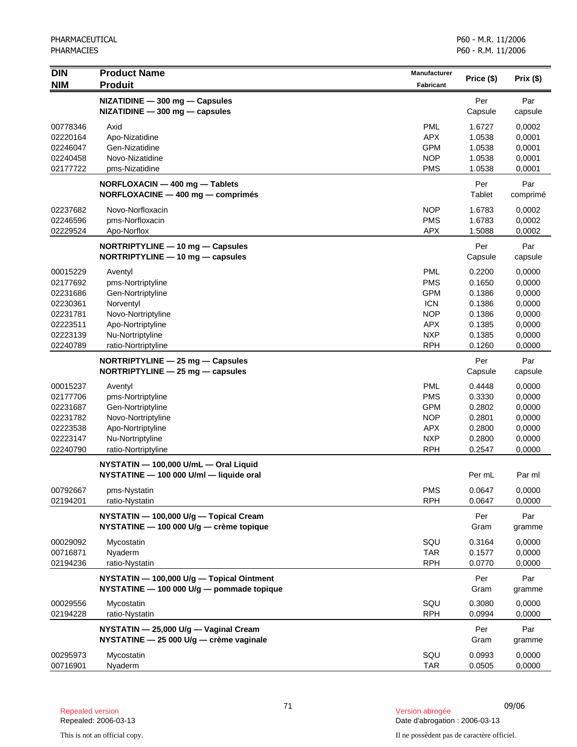| DIN<br>NIM | Product Name<br>Produit | Manufacturer<br>Fabricant | Price ($) | Prix ($) |
|---|---|---|---|---|
| | **NIZATIDINE — 300 mg — Capsules**<br>**NIZATIDINE — 300 mg — capsules** | | Per Capsule | Par capsule |
| 00778346 | Axid | PML | 1.6727 | 0,0002 |
| 02220164 | Apo-Nizatidine | APX | 1.0538 | 0,0001 |
| 02246047 | Gen-Nizatidine | GPM | 1.0538 | 0,0001 |
| 02240458 | Novo-Nizatidine | NOP | 1.0538 | 0,0001 |
| 02177722 | pms-Nizatidine | PMS | 1.0538 | 0,0001 |
| | **NORFLOXACIN — 400 mg — Tablets**<br>**NORFLOXACINE — 400 mg — comprimés** | | Per Tablet | Par comprimé |
| 02237682 | Novo-Norfloxacin | NOP | 1.6783 | 0,0002 |
| 02246596 | pms-Norfloxacin | PMS | 1.6783 | 0,0002 |
| 02229524 | Apo-Norflox | APX | 1.5088 | 0,0002 |
| | **NORTRIPTYLINE — 10 mg — Capsules**<br>**NORTRIPTYLINE — 10 mg — capsules** | | Per Capsule | Par capsule |
| 00015229 | Aventyl | PML | 0.2200 | 0,0000 |
| 02177692 | pms-Nortriptyline | PMS | 0.1650 | 0,0000 |
| 02231686 | Gen-Nortriptyline | GPM | 0.1386 | 0,0000 |
| 02230361 | Norventyl | ICN | 0.1386 | 0,0000 |
| 02231781 | Novo-Nortriptyline | NOP | 0.1386 | 0,0000 |
| 02223511 | Apo-Nortriptyline | APX | 0.1385 | 0,0000 |
| 02223139 | Nu-Nortriptyline | NXP | 0.1385 | 0,0000 |
| 02240789 | ratio-Nortriptyline | RPH | 0.1260 | 0,0000 |
| | **NORTRIPTYLINE — 25 mg — Capsules**<br>**NORTRIPTYLINE — 25 mg — capsules** | | Per Capsule | Par capsule |
| 00015237 | Aventyl | PML | 0.4448 | 0,0000 |
| 02177706 | pms-Nortriptyline | PMS | 0.3330 | 0,0000 |
| 02231687 | Gen-Nortriptyline | GPM | 0.2802 | 0,0000 |
| 02231782 | Novo-Nortriptyline | NOP | 0.2801 | 0,0000 |
| 02223538 | Apo-Nortriptyline | APX | 0.2800 | 0,0000 |
| 02223147 | Nu-Nortriptyline | NXP | 0.2800 | 0,0000 |
| 02240790 | ratio-Nortriptyline | RPH | 0.2547 | 0,0000 |
| | **NYSTATIN — 100,000 U/mL — Oral Liquid**<br>**NYSTATINE — 100 000 U/ml — liquide oral** | | Per mL | Par ml |
| 00792667 | pms-Nystatin | PMS | 0.0647 | 0,0000 |
| 02194201 | ratio-Nystatin | RPH | 0.0647 | 0,0000 |
| | **NYSTATIN — 100,000 U/g — Topical Cream**<br>**NYSTATINE — 100 000 U/g — crème topique** | | Per Gram | Par gramme |
| 00029092 | Mycostatin | SQU | 0.3164 | 0,0000 |
| 00716871 | Nyaderm | TAR | 0.1577 | 0,0000 |
| 02194236 | ratio-Nystatin | RPH | 0.0770 | 0,0000 |
| | **NYSTATIN — 100,000 U/g — Topical Ointment**<br>**NYSTATINE — 100 000 U/g — pommade topique** | | Per Gram | Par gramme |
| 00029556 | Mycostatin | SQU | 0.3080 | 0,0000 |
| 02194228 | ratio-Nystatin | RPH | 0.0994 | 0,0000 |
| | **NYSTATIN — 25,000 U/g — Vaginal Cream**<br>**NYSTATINE — 25 000 U/g — crème vaginale** | | Per Gram | Par gramme |
| 00295973 | Mycostatin | SQU | 0.0993 | 0,0000 |
| 00716901 | Nyaderm | TAR | 0.0505 | 0,0000 |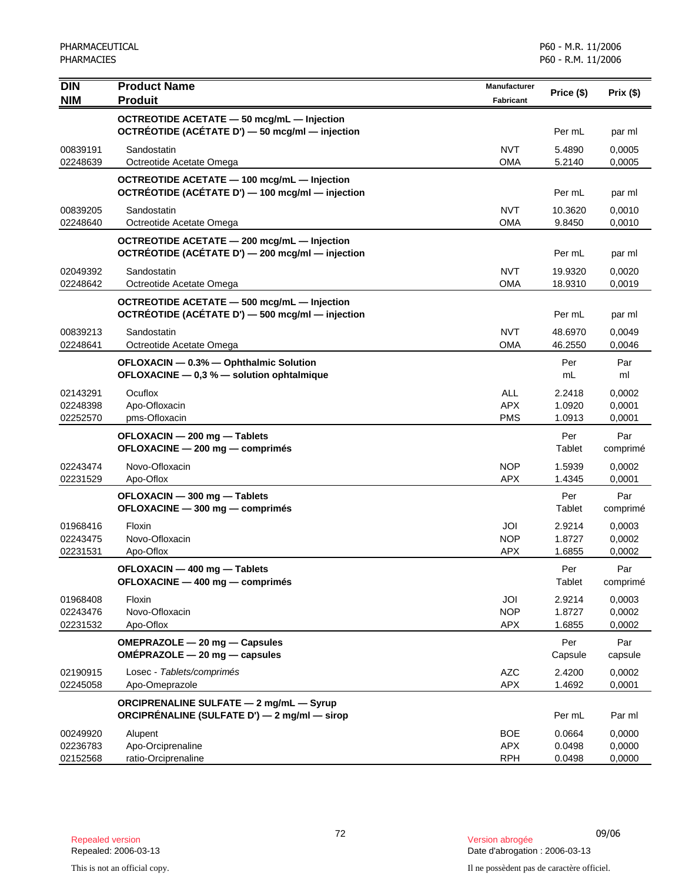| DIN<br>NIM | Product Name<br>Produit | Manufacturer<br>Fabricant | Price ($) | Prix ($) |
|---|---|---|---|---|
| | **OCTREOTIDE ACETATE — 50 mcg/mL — Injection**<br>**OCTRÉOTIDE (ACÉTATE D') — 50 mcg/ml — injection** | | Per mL | par ml |
| 00839191 | Sandostatin | NVT | 5.4890 | 0,0005 |
| 02248639 | Octreotide Acetate Omega | OMA | 5.2140 | 0,0005 |
| | **OCTREOTIDE ACETATE — 100 mcg/mL — Injection**<br>**OCTRÉOTIDE (ACÉTATE D') — 100 mcg/ml — injection** | | Per mL | par ml |
| 00839205 | Sandostatin | NVT | 10.3620 | 0,0010 |
| 02248640 | Octreotide Acetate Omega | OMA | 9.8450 | 0,0010 |
| | **OCTREOTIDE ACETATE — 200 mcg/mL — Injection**<br>**OCTRÉOTIDE (ACÉTATE D') — 200 mcg/ml — injection** | | Per mL | par ml |
| 02049392 | Sandostatin | NVT | 19.9320 | 0,0020 |
| 02248642 | Octreotide Acetate Omega | OMA | 18.9310 | 0,0019 |
| | **OCTREOTIDE ACETATE — 500 mcg/mL — Injection**<br>**OCTRÉOTIDE (ACÉTATE D') — 500 mcg/ml — injection** | | Per mL | par ml |
| 00839213 | Sandostatin | NVT | 48.6970 | 0,0049 |
| 02248641 | Octreotide Acetate Omega | OMA | 46.2550 | 0,0046 |
| | **OFLOXACIN — 0.3% — Ophthalmic Solution**<br>**OFLOXACINE — 0,3 % — solution ophtalmique** | | Per mL | Par ml |
| 02143291 | Ocuflox | ALL | 2.2418 | 0,0002 |
| 02248398 | Apo-Ofloxacin | APX | 1.0920 | 0,0001 |
| 02252570 | pms-Ofloxacin | PMS | 1.0913 | 0,0001 |
| | **OFLOXACIN — 200 mg — Tablets**<br>**OFLOXACINE — 200 mg — comprimés** | | Per Tablet | Par comprimé |
| 02243474 | Novo-Ofloxacin | NOP | 1.5939 | 0,0002 |
| 02231529 | Apo-Oflox | APX | 1.4345 | 0,0001 |
| | **OFLOXACIN — 300 mg — Tablets**<br>**OFLOXACINE — 300 mg — comprimés** | | Per Tablet | Par comprimé |
| 01968416 | Floxin | JOI | 2.9214 | 0,0003 |
| 02243475 | Novo-Ofloxacin | NOP | 1.8727 | 0,0002 |
| 02231531 | Apo-Oflox | APX | 1.6855 | 0,0002 |
| | **OFLOXACIN — 400 mg — Tablets**<br>**OFLOXACINE — 400 mg — comprimés** | | Per Tablet | Par comprimé |
| 01968408 | Floxin | JOI | 2.9214 | 0,0003 |
| 02243476 | Novo-Ofloxacin | NOP | 1.8727 | 0,0002 |
| 02231532 | Apo-Oflox | APX | 1.6855 | 0,0002 |
| | **OMEPRAZOLE — 20 mg — Capsules**<br>**OMÉPRAZOLE — 20 mg — capsules** | | Per Capsule | Par capsule |
| 02190915 | Losec - *Tablets/comprimés* | AZC | 2.4200 | 0,0002 |
| 02245058 | Apo-Omeprazole | APX | 1.4692 | 0,0001 |
| | **ORCIPRENALINE SULFATE — 2 mg/mL — Syrup**<br>**ORCIPRÉNALINE (SULFATE D') — 2 mg/ml — sirop** | | Per mL | Par ml |
| 00249920 | Alupent | BOE | 0.0664 | 0,0000 |
| 02236783 | Apo-Orciprenaline | APX | 0.0498 | 0,0000 |
| 02152568 | ratio-Orciprenaline | RPH | 0.0498 | 0,0000 |

Repealed version
Repealed: 2006-03-13

Version abrogée
Date d'abrogation : 2006-03-13

This is not an official copy.

Il ne possèdent pas de caractère officiel.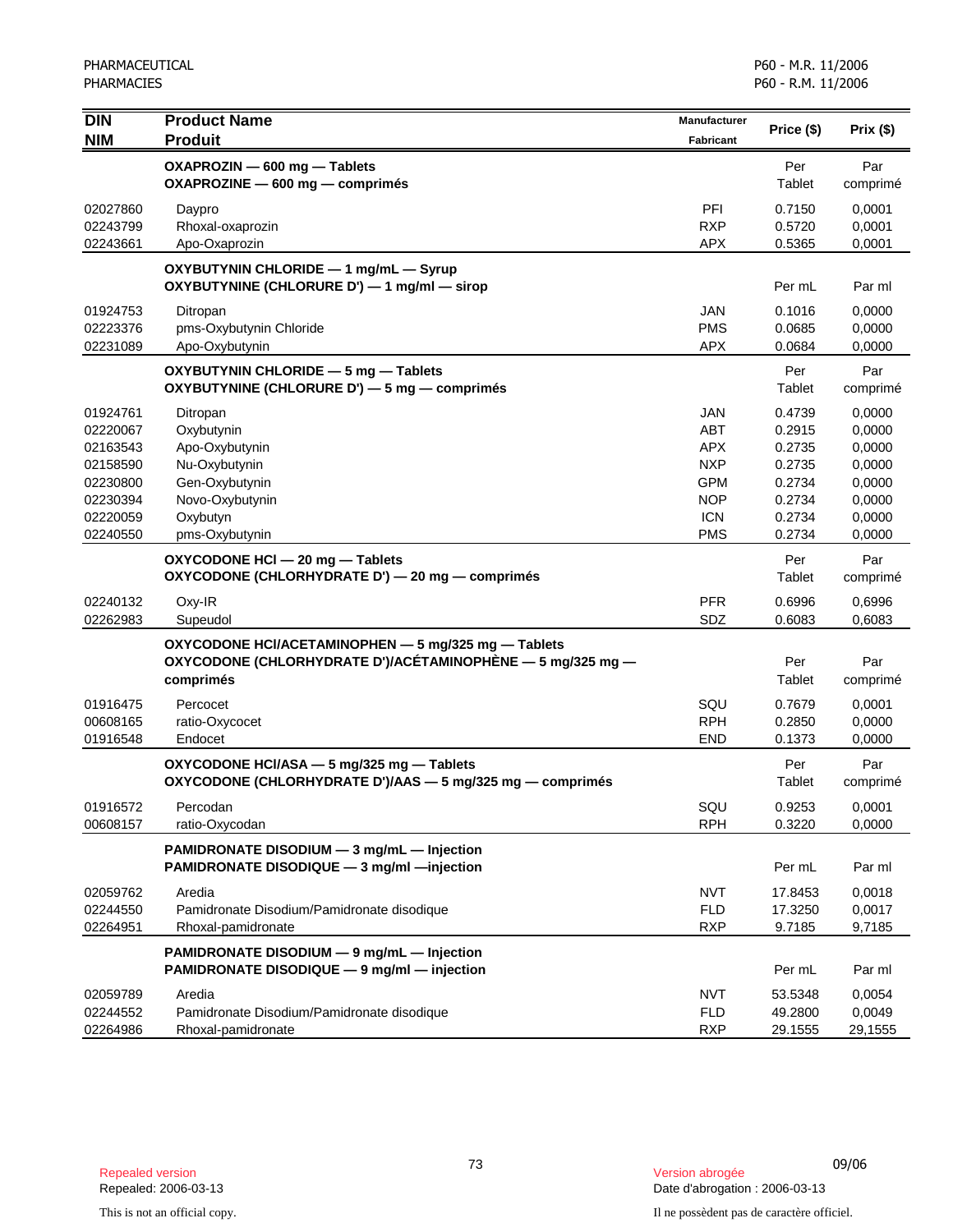| DIN<br>NIM | Product Name<br>Produit | Manufacturer<br>Fabricant | Price ($) | Prix ($) |
|---|---|---|---|---|
| | **OXAPROZIN — 600 mg — Tablets**<br>**OXAPROZINE — 600 mg — comprimés** | | Per Tablet | Par comprimé |
| 02027860 | Daypro | PFI | 0.7150 | 0,0001 |
| 02243799 | Rhoxal-oxaprozin | RXP | 0.5720 | 0,0001 |
| 02243661 | Apo-Oxaprozin | APX | 0.5365 | 0,0001 |
| | **OXYBUTYNIN CHLORIDE — 1 mg/mL — Syrup**<br>**OXYBUTYNINE (CHLORURE D') — 1 mg/ml — sirop** | | Per mL | Par ml |
| 01924753 | Ditropan | JAN | 0.1016 | 0,0000 |
| 02223376 | pms-Oxybutynin Chloride | PMS | 0.0685 | 0,0000 |
| 02231089 | Apo-Oxybutynin | APX | 0.0684 | 0,0000 |
| | **OXYBUTYNIN CHLORIDE — 5 mg — Tablets**<br>**OXYBUTYNINE (CHLORURE D') — 5 mg — comprimés** | | Per Tablet | Par comprimé |
| 01924761 | Ditropan | JAN | 0.4739 | 0,0000 |
| 02220067 | Oxybutynin | ABT | 0.2915 | 0,0000 |
| 02163543 | Apo-Oxybutynin | APX | 0.2735 | 0,0000 |
| 02158590 | Nu-Oxybutynin | NXP | 0.2735 | 0,0000 |
| 02230800 | Gen-Oxybutynin | GPM | 0.2734 | 0,0000 |
| 02230394 | Novo-Oxybutynin | NOP | 0.2734 | 0,0000 |
| 02220059 | Oxybutyn | ICN | 0.2734 | 0,0000 |
| 02240550 | pms-Oxybutynin | PMS | 0.2734 | 0,0000 |
| | **OXYCODONE HCl — 20 mg — Tablets**<br>**OXYCODONE (CHLORHYDRATE D') — 20 mg — comprimés** | | Per Tablet | Par comprimé |
| 02240132 | Oxy-IR | PFR | 0.6996 | 0,6996 |
| 02262983 | Supeudol | SDZ | 0.6083 | 0,6083 |
| | **OXYCODONE HCl/ACETAMINOPHEN — 5 mg/325 mg — Tablets**<br>**OXYCODONE (CHLORHYDRATE D')/ACÉTAMINOPHÈNE — 5 mg/325 mg — comprimés** | | Per Tablet | Par comprimé |
| 01916475 | Percocet | SQU | 0.7679 | 0,0001 |
| 00608165 | ratio-Oxycocet | RPH | 0.2850 | 0,0000 |
| 01916548 | Endocet | END | 0.1373 | 0,0000 |
| | **OXYCODONE HCl/ASA — 5 mg/325 mg — Tablets**<br>**OXYCODONE (CHLORHYDRATE D')/AAS — 5 mg/325 mg — comprimés** | | Per Tablet | Par comprimé |
| 01916572 | Percodan | SQU | 0.9253 | 0,0001 |
| 00608157 | ratio-Oxycodan | RPH | 0.3220 | 0,0000 |
| | **PAMIDRONATE DISODIUM — 3 mg/mL — Injection**<br>**PAMIDRONATE DISODIQUE — 3 mg/ml —injection** | | Per mL | Par ml |
| 02059762 | Aredia | NVT | 17.8453 | 0,0018 |
| 02244550 | Pamidronate Disodium/Pamidronate disodique | FLD | 17.3250 | 0,0017 |
| 02264951 | Rhoxal-pamidronate | RXP | 9.7185 | 9,7185 |
| | **PAMIDRONATE DISODIUM — 9 mg/mL — Injection**<br>**PAMIDRONATE DISODIQUE — 9 mg/ml — injection** | | Per mL | Par ml |
| 02059789 | Aredia | NVT | 53.5348 | 0,0054 |
| 02244552 | Pamidronate Disodium/Pamidronate disodique | FLD | 49.2800 | 0,0049 |
| 02264986 | Rhoxal-pamidronate | RXP | 29.1555 | 29,1555 |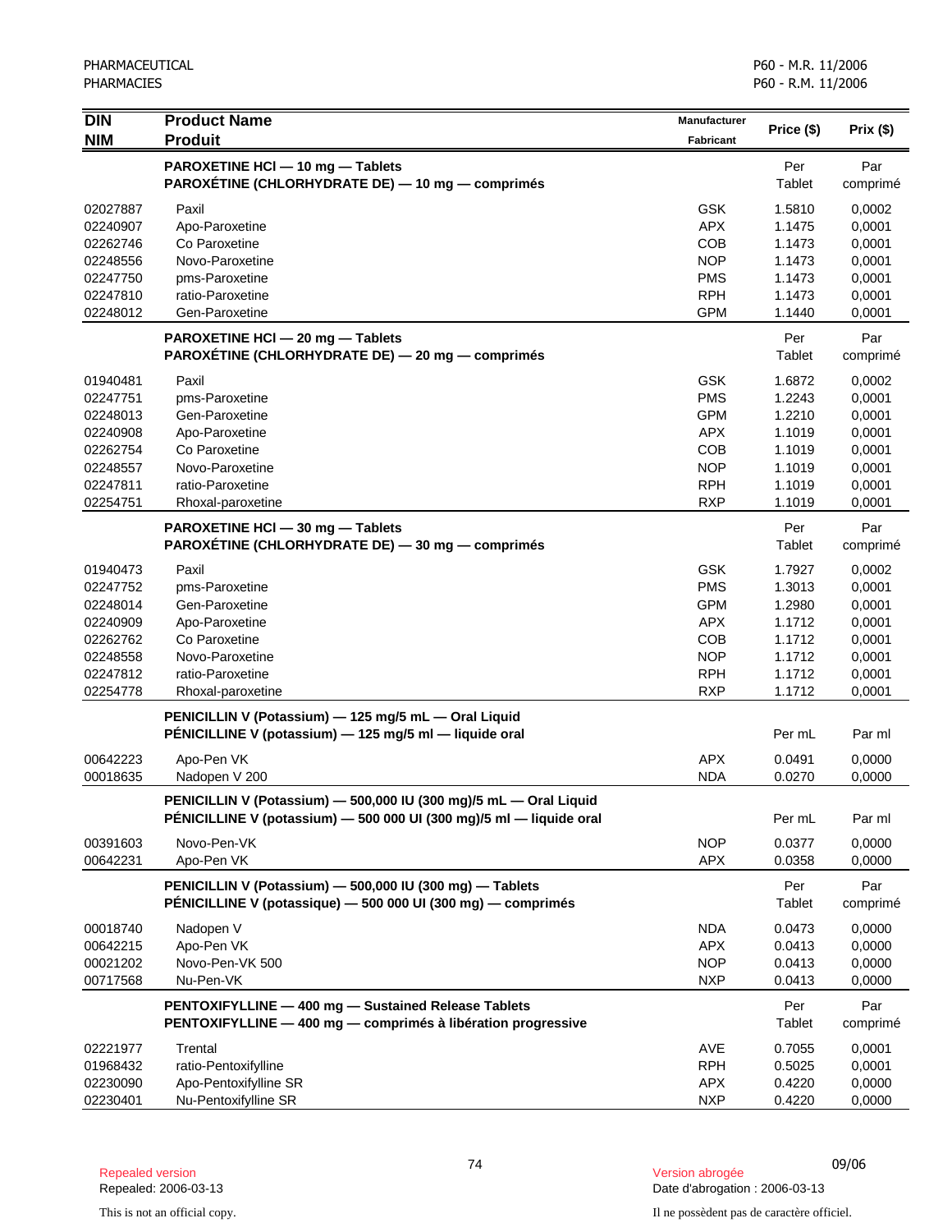| DIN<br>NIM | Product Name<br>Produit | Manufacturer<br>Fabricant | Price ($) | Prix ($) |
|---|---|---|---|---|
| | **PAROXETINE HCl — 10 mg — Tablets**<br>**PAROXÉTINE (CHLORHYDRATE DE) — 10 mg — comprimés** | | Per Tablet | Par comprimé |
| 02027887 | Paxil | GSK | 1.5810 | 0,0002 |
| 02240907 | Apo-Paroxetine | APX | 1.1475 | 0,0001 |
| 02262746 | Co Paroxetine | COB | 1.1473 | 0,0001 |
| 02248556 | Novo-Paroxetine | NOP | 1.1473 | 0,0001 |
| 02247750 | pms-Paroxetine | PMS | 1.1473 | 0,0001 |
| 02247810 | ratio-Paroxetine | RPH | 1.1473 | 0,0001 |
| 02248012 | Gen-Paroxetine | GPM | 1.1440 | 0,0001 |
| | **PAROXETINE HCl — 20 mg — Tablets**<br>**PAROXÉTINE (CHLORHYDRATE DE) — 20 mg — comprimés** | | Per Tablet | Par comprimé |
| 01940481 | Paxil | GSK | 1.6872 | 0,0002 |
| 02247751 | pms-Paroxetine | PMS | 1.2243 | 0,0001 |
| 02248013 | Gen-Paroxetine | GPM | 1.2210 | 0,0001 |
| 02240908 | Apo-Paroxetine | APX | 1.1019 | 0,0001 |
| 02262754 | Co Paroxetine | COB | 1.1019 | 0,0001 |
| 02248557 | Novo-Paroxetine | NOP | 1.1019 | 0,0001 |
| 02247811 | ratio-Paroxetine | RPH | 1.1019 | 0,0001 |
| 02254751 | Rhoxal-paroxetine | RXP | 1.1019 | 0,0001 |
| | **PAROXETINE HCl — 30 mg — Tablets**<br>**PAROXÉTINE (CHLORHYDRATE DE) — 30 mg — comprimés** | | Per Tablet | Par comprimé |
| 01940473 | Paxil | GSK | 1.7927 | 0,0002 |
| 02247752 | pms-Paroxetine | PMS | 1.3013 | 0,0001 |
| 02248014 | Gen-Paroxetine | GPM | 1.2980 | 0,0001 |
| 02240909 | Apo-Paroxetine | APX | 1.1712 | 0,0001 |
| 02262762 | Co Paroxetine | COB | 1.1712 | 0,0001 |
| 02248558 | Novo-Paroxetine | NOP | 1.1712 | 0,0001 |
| 02247812 | ratio-Paroxetine | RPH | 1.1712 | 0,0001 |
| 02254778 | Rhoxal-paroxetine | RXP | 1.1712 | 0,0001 |
| | **PENICILLIN V (Potassium) — 125 mg/5 mL — Oral Liquid**<br>**PÉNICILLINE V (potassium) — 125 mg/5 ml — liquide oral** | | Per mL | Par ml |
| 00642223 | Apo-Pen VK | APX | 0.0491 | 0,0000 |
| 00018635 | Nadopen V 200 | NDA | 0.0270 | 0,0000 |
| | **PENICILLIN V (Potassium) — 500,000 IU (300 mg)/5 mL — Oral Liquid**<br>**PÉNICILLINE V (potassium) — 500 000 UI (300 mg)/5 ml — liquide oral** | | Per mL | Par ml |
| 00391603 | Novo-Pen-VK | NOP | 0.0377 | 0,0000 |
| 00642231 | Apo-Pen VK | APX | 0.0358 | 0,0000 |
| | **PENICILLIN V (Potassium) — 500,000 IU (300 mg) — Tablets**<br>**PÉNICILLINE V (potassique) — 500 000 UI (300 mg) — comprimés** | | Per Tablet | Par comprimé |
| 00018740 | Nadopen V | NDA | 0.0473 | 0,0000 |
| 00642215 | Apo-Pen VK | APX | 0.0413 | 0,0000 |
| 00021202 | Novo-Pen-VK 500 | NOP | 0.0413 | 0,0000 |
| 00717568 | Nu-Pen-VK | NXP | 0.0413 | 0,0000 |
| | **PENTOXIFYLLINE — 400 mg — Sustained Release Tablets**<br>**PENTOXIFYLLINE — 400 mg — comprimés à libération progressive** | | Per Tablet | Par comprimé |
| 02221977 | Trental | AVE | 0.7055 | 0,0001 |
| 01968432 | ratio-Pentoxifylline | RPH | 0.5025 | 0,0001 |
| 02230090 | Apo-Pentoxifylline SR | APX | 0.4220 | 0,0000 |
| 02230401 | Nu-Pentoxifylline SR | NXP | 0.4220 | 0,0000 |

Repealed version
Repealed: 2006-03-13

Version abrogée
Date d'abrogation : 2006-03-13

This is not an official copy.

Il ne possèdent pas de caractère officiel.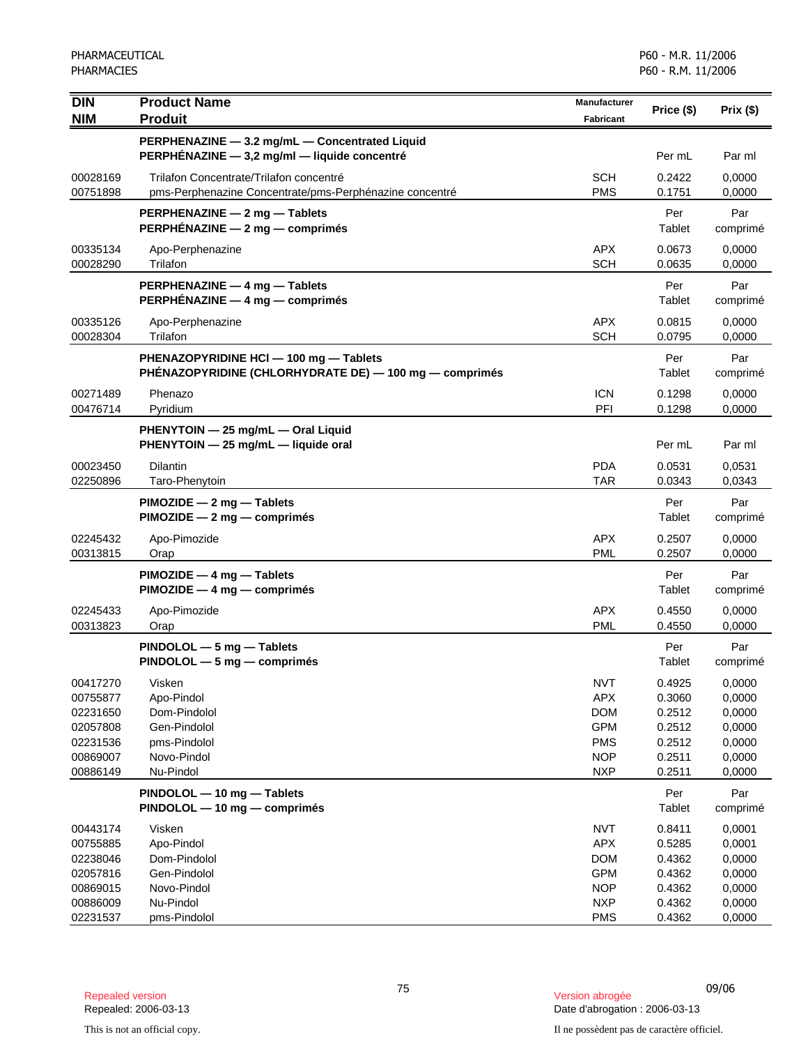| DIN<br>NIM | Product Name<br>Produit | Manufacturer<br>Fabricant | Price ($) | Prix ($) |
|---|---|---|---|---|
| | **PERPHENAZINE — 3.2 mg/mL — Concentrated Liquid<br>PERPHÉNAZINE — 3,2 mg/ml — liquide concentré** | | Per mL | Par ml |
| 00028169 | Trilafon Concentrate/Trilafon concentré | SCH | 0.2422 | 0,0000 |
| 00751898 | pms-Perphenazine Concentrate/pms-Perphénazine concentré | PMS | 0.1751 | 0,0000 |
| | **PERPHENAZINE — 2 mg — Tablets<br>PERPHÉNAZINE — 2 mg — comprimés** | | Per Tablet | Par comprimé |
| 00335134 | Apo-Perphenazine | APX | 0.0673 | 0,0000 |
| 00028290 | Trilafon | SCH | 0.0635 | 0,0000 |
| | **PERPHENAZINE — 4 mg — Tablets<br>PERPHÉNAZINE — 4 mg — comprimés** | | Per Tablet | Par comprimé |
| 00335126 | Apo-Perphenazine | APX | 0.0815 | 0,0000 |
| 00028304 | Trilafon | SCH | 0.0795 | 0,0000 |
| | **PHENAZOPYRIDINE HCl — 100 mg — Tablets<br>PHÉNAZOPYRIDINE (CHLORHYDRATE DE) — 100 mg — comprimés** | | Per Tablet | Par comprimé |
| 00271489 | Phenazo | ICN | 0.1298 | 0,0000 |
| 00476714 | Pyridium | PFI | 0.1298 | 0,0000 |
| | **PHENYTOIN — 25 mg/mL — Oral Liquid<br>PHENYTOIN — 25 mg/mL — liquide oral** | | Per mL | Par ml |
| 00023450 | Dilantin | PDA | 0.0531 | 0,0531 |
| 02250896 | Taro-Phenytoin | TAR | 0.0343 | 0,0343 |
| | **PIMOZIDE — 2 mg — Tablets<br>PIMOZIDE — 2 mg — comprimés** | | Per Tablet | Par comprimé |
| 02245432 | Apo-Pimozide | APX | 0.2507 | 0,0000 |
| 00313815 | Orap | PML | 0.2507 | 0,0000 |
| | **PIMOZIDE — 4 mg — Tablets<br>PIMOZIDE — 4 mg — comprimés** | | Per Tablet | Par comprimé |
| 02245433 | Apo-Pimozide | APX | 0.4550 | 0,0000 |
| 00313823 | Orap | PML | 0.4550 | 0,0000 |
| | **PINDOLOL — 5 mg — Tablets<br>PINDOLOL — 5 mg — comprimés** | | Per Tablet | Par comprimé |
| 00417270 | Visken | NVT | 0.4925 | 0,0000 |
| 00755877 | Apo-Pindol | APX | 0.3060 | 0,0000 |
| 02231650 | Dom-Pindolol | DOM | 0.2512 | 0,0000 |
| 02057808 | Gen-Pindolol | GPM | 0.2512 | 0,0000 |
| 02231536 | pms-Pindolol | PMS | 0.2512 | 0,0000 |
| 00869007 | Novo-Pindol | NOP | 0.2511 | 0,0000 |
| 00886149 | Nu-Pindol | NXP | 0.2511 | 0,0000 |
| | **PINDOLOL — 10 mg — Tablets<br>PINDOLOL — 10 mg — comprimés** | | Per Tablet | Par comprimé |
| 00443174 | Visken | NVT | 0.8411 | 0,0001 |
| 00755885 | Apo-Pindol | APX | 0.5285 | 0,0001 |
| 02238046 | Dom-Pindolol | DOM | 0.4362 | 0,0000 |
| 02057816 | Gen-Pindolol | GPM | 0.4362 | 0,0000 |
| 00869015 | Novo-Pindol | NOP | 0.4362 | 0,0000 |
| 00886009 | Nu-Pindol | NXP | 0.4362 | 0,0000 |
| 02231537 | pms-Pindolol | PMS | 0.4362 | 0,0000 |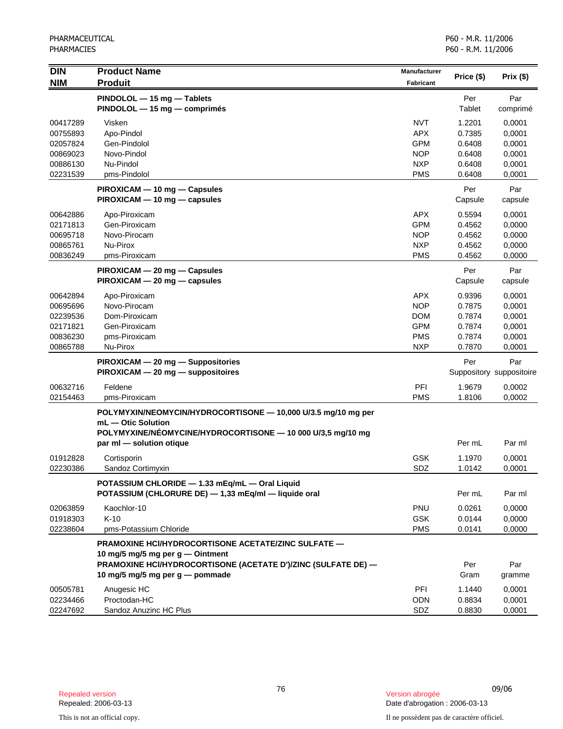| DIN<br>NIM | Product Name<br>Produit | Manufacturer<br>Fabricant | Price ($) | Prix ($) |
|---|---|---|---|---|
| | **PINDOLOL — 15 mg — Tablets**<br>**PINDOLOL — 15 mg — comprimés** | | Per Tablet | Par comprimé |
| 00417289 | Visken | NVT | 1.2201 | 0,0001 |
| 00755893 | Apo-Pindol | APX | 0.7385 | 0,0001 |
| 02057824 | Gen-Pindolol | GPM | 0.6408 | 0,0001 |
| 00869023 | Novo-Pindol | NOP | 0.6408 | 0,0001 |
| 00886130 | Nu-Pindol | NXP | 0.6408 | 0,0001 |
| 02231539 | pms-Pindolol | PMS | 0.6408 | 0,0001 |
| | **PIROXICAM — 10 mg — Capsules**<br>**PIROXICAM — 10 mg — capsules** | | Per Capsule | Par capsule |
| 00642886 | Apo-Piroxicam | APX | 0.5594 | 0,0001 |
| 02171813 | Gen-Piroxicam | GPM | 0.4562 | 0,0000 |
| 00695718 | Novo-Pirocam | NOP | 0.4562 | 0,0000 |
| 00865761 | Nu-Pirox | NXP | 0.4562 | 0,0000 |
| 00836249 | pms-Piroxicam | PMS | 0.4562 | 0,0000 |
| | **PIROXICAM — 20 mg — Capsules**<br>**PIROXICAM — 20 mg — capsules** | | Per Capsule | Par capsule |
| 00642894 | Apo-Piroxicam | APX | 0.9396 | 0,0001 |
| 00695696 | Novo-Pirocam | NOP | 0.7875 | 0,0001 |
| 02239536 | Dom-Piroxicam | DOM | 0.7874 | 0,0001 |
| 02171821 | Gen-Piroxicam | GPM | 0.7874 | 0,0001 |
| 00836230 | pms-Piroxicam | PMS | 0.7874 | 0,0001 |
| 00865788 | Nu-Pirox | NXP | 0.7870 | 0,0001 |
| | **PIROXICAM — 20 mg — Suppositories**<br>**PIROXICAM — 20 mg — suppositoires** | | Per Suppository | Par suppositoire |
| 00632716 | Feldene | PFI | 1.9679 | 0,0002 |
| 02154463 | pms-Piroxicam | PMS | 1.8106 | 0,0002 |
| | **POLYMYXIN/NEOMYCIN/HYDROCORTISONE — 10,000 U/3.5 mg/10 mg per mL — Otic Solution**<br>**POLYMYXINE/NÉOMYCINE/HYDROCORTISONE — 10 000 U/3,5 mg/10 mg par ml — solution otique** | | Per mL | Par ml |
| 01912828 | Cortisporin | GSK | 1.1970 | 0,0001 |
| 02230386 | Sandoz Cortimyxin | SDZ | 1.0142 | 0,0001 |
| | **POTASSIUM CHLORIDE — 1.33 mEq/mL — Oral Liquid**<br>**POTASSIUM (CHLORURE DE) — 1,33 mEq/ml — liquide oral** | | Per mL | Par ml |
| 02063859 | Kaochlor-10 | PNU | 0.0261 | 0,0000 |
| 01918303 | K-10 | GSK | 0.0144 | 0,0000 |
| 02238604 | pms-Potassium Chloride | PMS | 0.0141 | 0,0000 |
| | **PRAMOXINE HCl/HYDROCORTISONE ACETATE/ZINC SULFATE — 10 mg/5 mg/5 mg per g — Ointment**<br>**PRAMOXINE HCl/HYDROCORTISONE (ACETATE D')/ZINC (SULFATE DE) — 10 mg/5 mg/5 mg per g — pommade** | | Per Gram | Par gramme |
| 00505781 | Anugesic HC | PFI | 1.1440 | 0,0001 |
| 02234466 | Proctodan-HC | ODN | 0.8834 | 0,0001 |
| 02247692 | Sandoz Anuzinc HC Plus | SDZ | 0.8830 | 0,0001 |

Repealed version
Repealed: 2006-03-13

Version abrogée
Date d'abrogation : 2006-03-13

This is not an official copy.

Il ne possèdent pas de caractère officiel.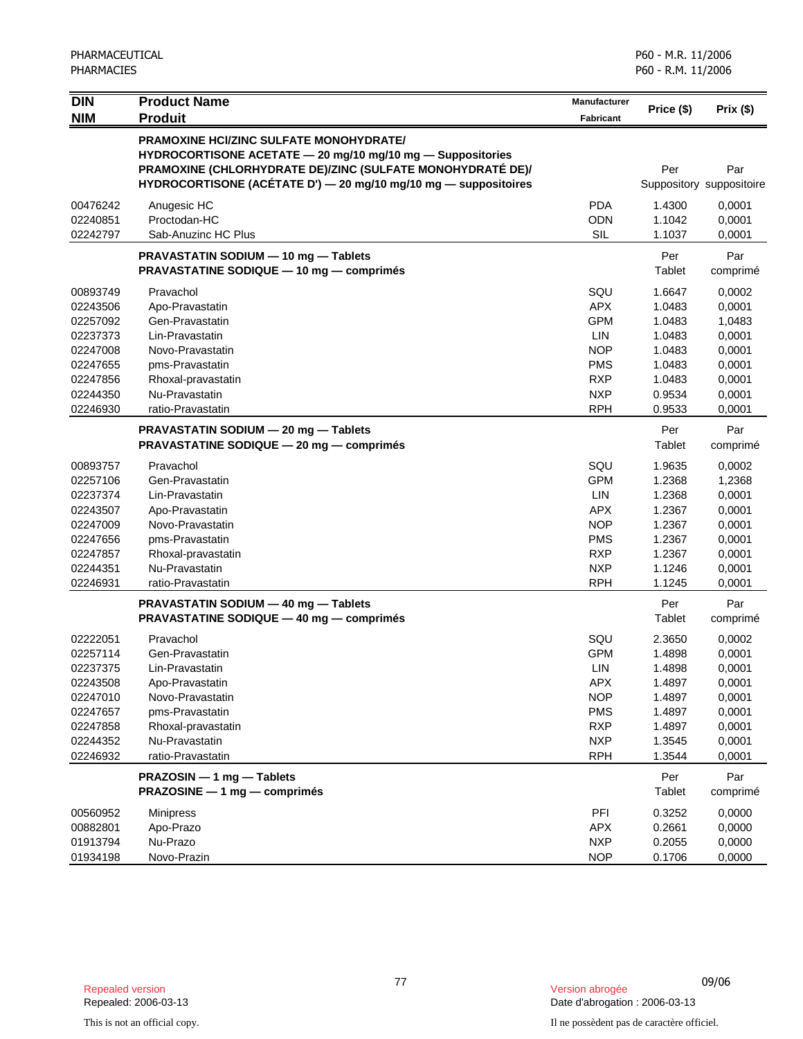| DIN<br>NIM | Product Name<br>Produit | Manufacturer<br>Fabricant | Price ($) | Prix ($) |
|---|---|---|---|---|
| | **PRAMOXINE HCl/ZINC SULFATE MONOHYDRATE/ HYDROCORTISONE ACETATE — 20 mg/10 mg/10 mg — Suppositories**<br>**PRAMOXINE (CHLORHYDRATE DE)/ZINC (SULFATE MONOHYDRATÉ DE)/ HYDROCORTISONE (ACÉTATE D') — 20 mg/10 mg/10 mg — suppositoires** | | Per Suppository | Par suppositoire |
| 00476242 | Anugesic HC | PDA | 1.4300 | 0,0001 |
| 02240851 | Proctodan-HC | ODN | 1.1042 | 0,0001 |
| 02242797 | Sab-Anuzinc HC Plus | SIL | 1.1037 | 0,0001 |
| | **PRAVASTATIN SODIUM — 10 mg — Tablets**<br>**PRAVASTATINE SODIQUE — 10 mg — comprimés** | | Per Tablet | Par comprimé |
| 00893749 | Pravachol | SQU | 1.6647 | 0,0002 |
| 02243506 | Apo-Pravastatin | APX | 1.0483 | 0,0001 |
| 02257092 | Gen-Pravastatin | GPM | 1.0483 | 1,0483 |
| 02237373 | Lin-Pravastatin | LIN | 1.0483 | 0,0001 |
| 02247008 | Novo-Pravastatin | NOP | 1.0483 | 0,0001 |
| 02247655 | pms-Pravastatin | PMS | 1.0483 | 0,0001 |
| 02247856 | Rhoxal-pravastatin | RXP | 1.0483 | 0,0001 |
| 02244350 | Nu-Pravastatin | NXP | 0.9534 | 0,0001 |
| 02246930 | ratio-Pravastatin | RPH | 0.9533 | 0,0001 |
| | **PRAVASTATIN SODIUM — 20 mg — Tablets**<br>**PRAVASTATINE SODIQUE — 20 mg — comprimés** | | Per Tablet | Par comprimé |
| 00893757 | Pravachol | SQU | 1.9635 | 0,0002 |
| 02257106 | Gen-Pravastatin | GPM | 1.2368 | 1,2368 |
| 02237374 | Lin-Pravastatin | LIN | 1.2368 | 0,0001 |
| 02243507 | Apo-Pravastatin | APX | 1.2367 | 0,0001 |
| 02247009 | Novo-Pravastatin | NOP | 1.2367 | 0,0001 |
| 02247656 | pms-Pravastatin | PMS | 1.2367 | 0,0001 |
| 02247857 | Rhoxal-pravastatin | RXP | 1.2367 | 0,0001 |
| 02244351 | Nu-Pravastatin | NXP | 1.1246 | 0,0001 |
| 02246931 | ratio-Pravastatin | RPH | 1.1245 | 0,0001 |
| | **PRAVASTATIN SODIUM — 40 mg — Tablets**<br>**PRAVASTATINE SODIQUE — 40 mg — comprimés** | | Per Tablet | Par comprimé |
| 02222051 | Pravachol | SQU | 2.3650 | 0,0002 |
| 02257114 | Gen-Pravastatin | GPM | 1.4898 | 0,0001 |
| 02237375 | Lin-Pravastatin | LIN | 1.4898 | 0,0001 |
| 02243508 | Apo-Pravastatin | APX | 1.4897 | 0,0001 |
| 02247010 | Novo-Pravastatin | NOP | 1.4897 | 0,0001 |
| 02247657 | pms-Pravastatin | PMS | 1.4897 | 0,0001 |
| 02247858 | Rhoxal-pravastatin | RXP | 1.4897 | 0,0001 |
| 02244352 | Nu-Pravastatin | NXP | 1.3545 | 0,0001 |
| 02246932 | ratio-Pravastatin | RPH | 1.3544 | 0,0001 |
| | **PRAZOSIN — 1 mg — Tablets**<br>**PRAZOSINE — 1 mg — comprimés** | | Per Tablet | Par comprimé |
| 00560952 | Minipress | PFI | 0.3252 | 0,0000 |
| 00882801 | Apo-Prazo | APX | 0.2661 | 0,0000 |
| 01913794 | Nu-Prazo | NXP | 0.2055 | 0,0000 |
| 01934198 | Novo-Prazin | NOP | 0.1706 | 0,0000 |

Repealed version
Repealed: 2006-03-13

Version abrogée
Date d'abrogation : 2006-03-13

This is not an official copy.

Il ne possèdent pas de caractère officiel.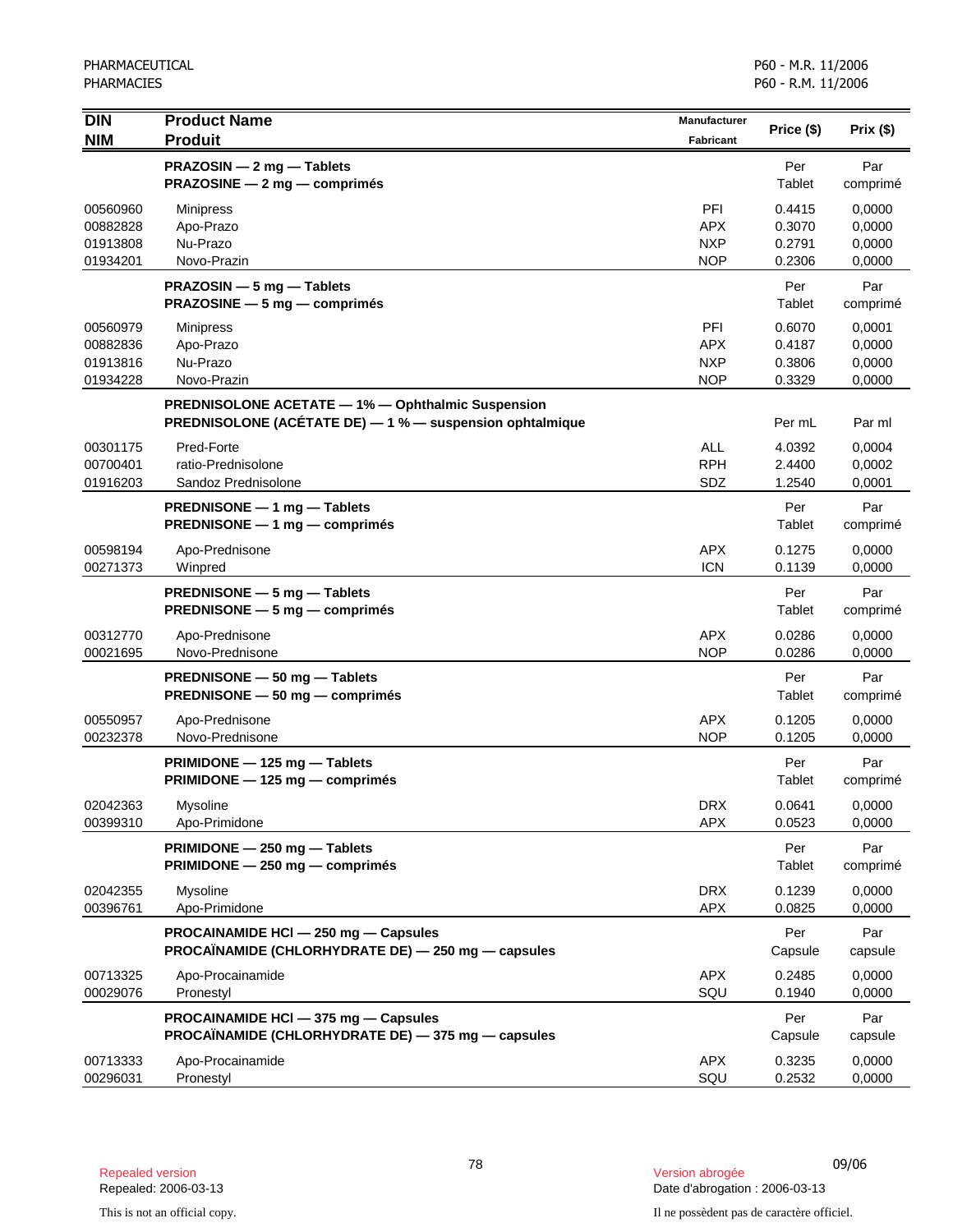| DIN<br>NIM | Product Name<br>Produit | Manufacturer<br>Fabricant | Price ($) | Prix ($) |
|---|---|---|---|---|
| | **PRAZOSIN — 2 mg — Tablets**<br>**PRAZOSINE — 2 mg — comprimés** | | Per Tablet | Par comprimé |
| 00560960 | Minipress | PFI | 0.4415 | 0,0000 |
| 00882828 | Apo-Prazo | APX | 0.3070 | 0,0000 |
| 01913808 | Nu-Prazo | NXP | 0.2791 | 0,0000 |
| 01934201 | Novo-Prazin | NOP | 0.2306 | 0,0000 |
| | **PRAZOSIN — 5 mg — Tablets**<br>**PRAZOSINE — 5 mg — comprimés** | | Per Tablet | Par comprimé |
| 00560979 | Minipress | PFI | 0.6070 | 0,0001 |
| 00882836 | Apo-Prazo | APX | 0.4187 | 0,0000 |
| 01913816 | Nu-Prazo | NXP | 0.3806 | 0,0000 |
| 01934228 | Novo-Prazin | NOP | 0.3329 | 0,0000 |
| | **PREDNISOLONE ACETATE — 1% — Ophthalmic Suspension**<br>**PREDNISOLONE (ACÉTATE DE) — 1 % — suspension ophtalmique** | | Per mL | Par ml |
| 00301175 | Pred-Forte | ALL | 4.0392 | 0,0004 |
| 00700401 | ratio-Prednisolone | RPH | 2.4400 | 0,0002 |
| 01916203 | Sandoz Prednisolone | SDZ | 1.2540 | 0,0001 |
| | **PREDNISONE — 1 mg — Tablets**<br>**PREDNISONE — 1 mg — comprimés** | | Per Tablet | Par comprimé |
| 00598194 | Apo-Prednisone | APX | 0.1275 | 0,0000 |
| 00271373 | Winpred | ICN | 0.1139 | 0,0000 |
| | **PREDNISONE — 5 mg — Tablets**<br>**PREDNISONE — 5 mg — comprimés** | | Per Tablet | Par comprimé |
| 00312770 | Apo-Prednisone | APX | 0.0286 | 0,0000 |
| 00021695 | Novo-Prednisone | NOP | 0.0286 | 0,0000 |
| | **PREDNISONE — 50 mg — Tablets**<br>**PREDNISONE — 50 mg — comprimés** | | Per Tablet | Par comprimé |
| 00550957 | Apo-Prednisone | APX | 0.1205 | 0,0000 |
| 00232378 | Novo-Prednisone | NOP | 0.1205 | 0,0000 |
| | **PRIMIDONE — 125 mg — Tablets**<br>**PRIMIDONE — 125 mg — comprimés** | | Per Tablet | Par comprimé |
| 02042363 | Mysoline | DRX | 0.0641 | 0,0000 |
| 00399310 | Apo-Primidone | APX | 0.0523 | 0,0000 |
| | **PRIMIDONE — 250 mg — Tablets**<br>**PRIMIDONE — 250 mg — comprimés** | | Per Tablet | Par comprimé |
| 02042355 | Mysoline | DRX | 0.1239 | 0,0000 |
| 00396761 | Apo-Primidone | APX | 0.0825 | 0,0000 |
| | **PROCAINAMIDE HCl — 250 mg — Capsules**<br>**PROCAÏNAMIDE (CHLORHYDRATE DE) — 250 mg — capsules** | | Per Capsule | Par capsule |
| 00713325 | Apo-Procainamide | APX | 0.2485 | 0,0000 |
| 00029076 | Pronestyl | SQU | 0.1940 | 0,0000 |
| | **PROCAINAMIDE HCl — 375 mg — Capsules**<br>**PROCAÏNAMIDE (CHLORHYDRATE DE) — 375 mg — capsules** | | Per Capsule | Par capsule |
| 00713333 | Apo-Procainamide | APX | 0.3235 | 0,0000 |
| 00296031 | Pronestyl | SQU | 0.2532 | 0,0000 |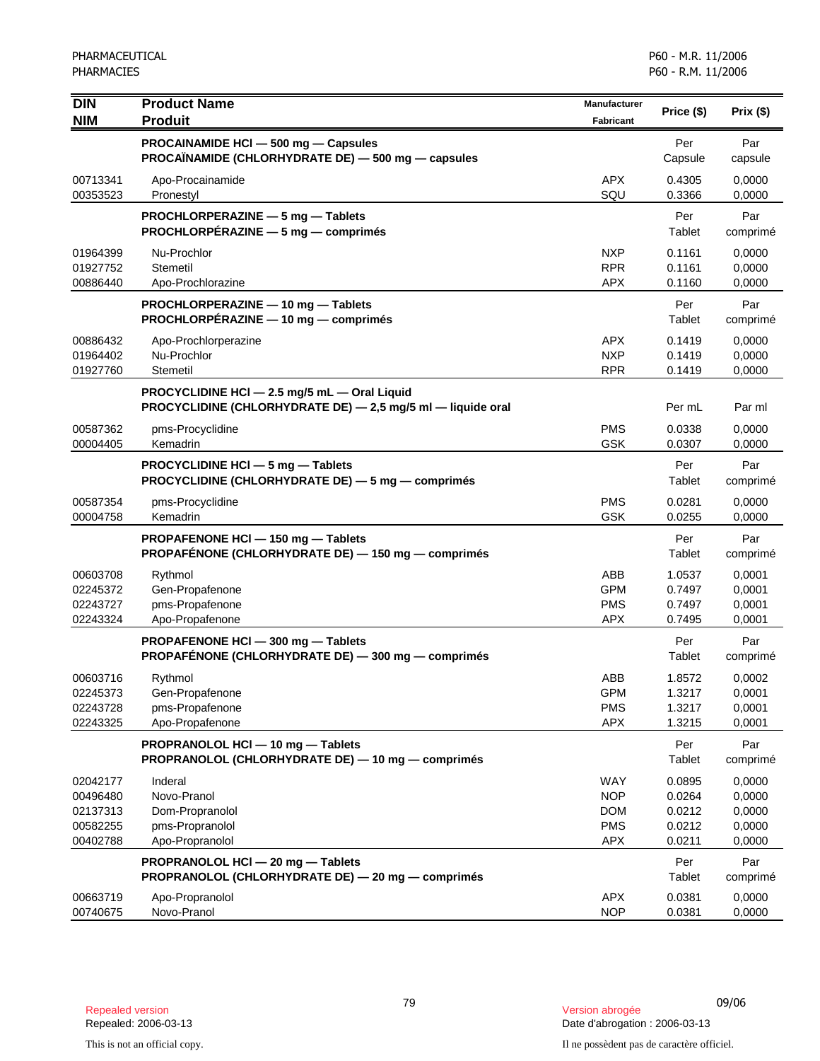| DIN<br>NIM | Product Name<br>Produit | Manufacturer<br>Fabricant | Price ($) | Prix ($) |
|---|---|---|---|---|
| | **PROCAINAMIDE HCl — 500 mg — Capsules**<br>**PROCAÏNAMIDE (CHLORHYDRATE DE) — 500 mg — capsules** | | Per Capsule | Par capsule |
| 00713341 | Apo-Procainamide | APX | 0.4305 | 0,0000 |
| 00353523 | Pronestyl | SQU | 0.3366 | 0,0000 |
| | **PROCHLORPERAZINE — 5 mg — Tablets**<br>**PROCHLORPÉRAZINE — 5 mg — comprimés** | | Per Tablet | Par comprimé |
| 01964399 | Nu-Prochlor | NXP | 0.1161 | 0,0000 |
| 01927752 | Stemetil | RPR | 0.1161 | 0,0000 |
| 00886440 | Apo-Prochlorazine | APX | 0.1160 | 0,0000 |
| | **PROCHLORPERAZINE — 10 mg — Tablets**<br>**PROCHLORPÉRAZINE — 10 mg — comprimés** | | Per Tablet | Par comprimé |
| 00886432 | Apo-Prochlorperazine | APX | 0.1419 | 0,0000 |
| 01964402 | Nu-Prochlor | NXP | 0.1419 | 0,0000 |
| 01927760 | Stemetil | RPR | 0.1419 | 0,0000 |
| | **PROCYCLIDINE HCl — 2.5 mg/5 mL — Oral Liquid**<br>**PROCYCLIDINE (CHLORHYDRATE DE) — 2,5 mg/5 ml — liquide oral** | | Per mL | Par ml |
| 00587362 | pms-Procyclidine | PMS | 0.0338 | 0,0000 |
| 00004405 | Kemadrin | GSK | 0.0307 | 0,0000 |
| | **PROCYCLIDINE HCl — 5 mg — Tablets**<br>**PROCYCLIDINE (CHLORHYDRATE DE) — 5 mg — comprimés** | | Per Tablet | Par comprimé |
| 00587354 | pms-Procyclidine | PMS | 0.0281 | 0,0000 |
| 00004758 | Kemadrin | GSK | 0.0255 | 0,0000 |
| | **PROPAFENONE HCl — 150 mg — Tablets**<br>**PROPAFÉNONE (CHLORHYDRATE DE) — 150 mg — comprimés** | | Per Tablet | Par comprimé |
| 00603708 | Rythmol | ABB | 1.0537 | 0,0001 |
| 02245372 | Gen-Propafenone | GPM | 0.7497 | 0,0001 |
| 02243727 | pms-Propafenone | PMS | 0.7497 | 0,0001 |
| 02243324 | Apo-Propafenone | APX | 0.7495 | 0,0001 |
| | **PROPAFENONE HCl — 300 mg — Tablets**<br>**PROPAFÉNONE (CHLORHYDRATE DE) — 300 mg — comprimés** | | Per Tablet | Par comprimé |
| 00603716 | Rythmol | ABB | 1.8572 | 0,0002 |
| 02245373 | Gen-Propafenone | GPM | 1.3217 | 0,0001 |
| 02243728 | pms-Propafenone | PMS | 1.3217 | 0,0001 |
| 02243325 | Apo-Propafenone | APX | 1.3215 | 0,0001 |
| | **PROPRANOLOL HCl — 10 mg — Tablets**<br>**PROPRANOLOL (CHLORHYDRATE DE) — 10 mg — comprimés** | | Per Tablet | Par comprimé |
| 02042177 | Inderal | WAY | 0.0895 | 0,0000 |
| 00496480 | Novo-Pranol | NOP | 0.0264 | 0,0000 |
| 02137313 | Dom-Propranolol | DOM | 0.0212 | 0,0000 |
| 00582255 | pms-Propranolol | PMS | 0.0212 | 0,0000 |
| 00402788 | Apo-Propranolol | APX | 0.0211 | 0,0000 |
| | **PROPRANOLOL HCl — 20 mg — Tablets**<br>**PROPRANOLOL (CHLORHYDRATE DE) — 20 mg — comprimés** | | Per Tablet | Par comprimé |
| 00663719 | Apo-Propranolol | APX | 0.0381 | 0,0000 |
| 00740675 | Novo-Pranol | NOP | 0.0381 | 0,0000 |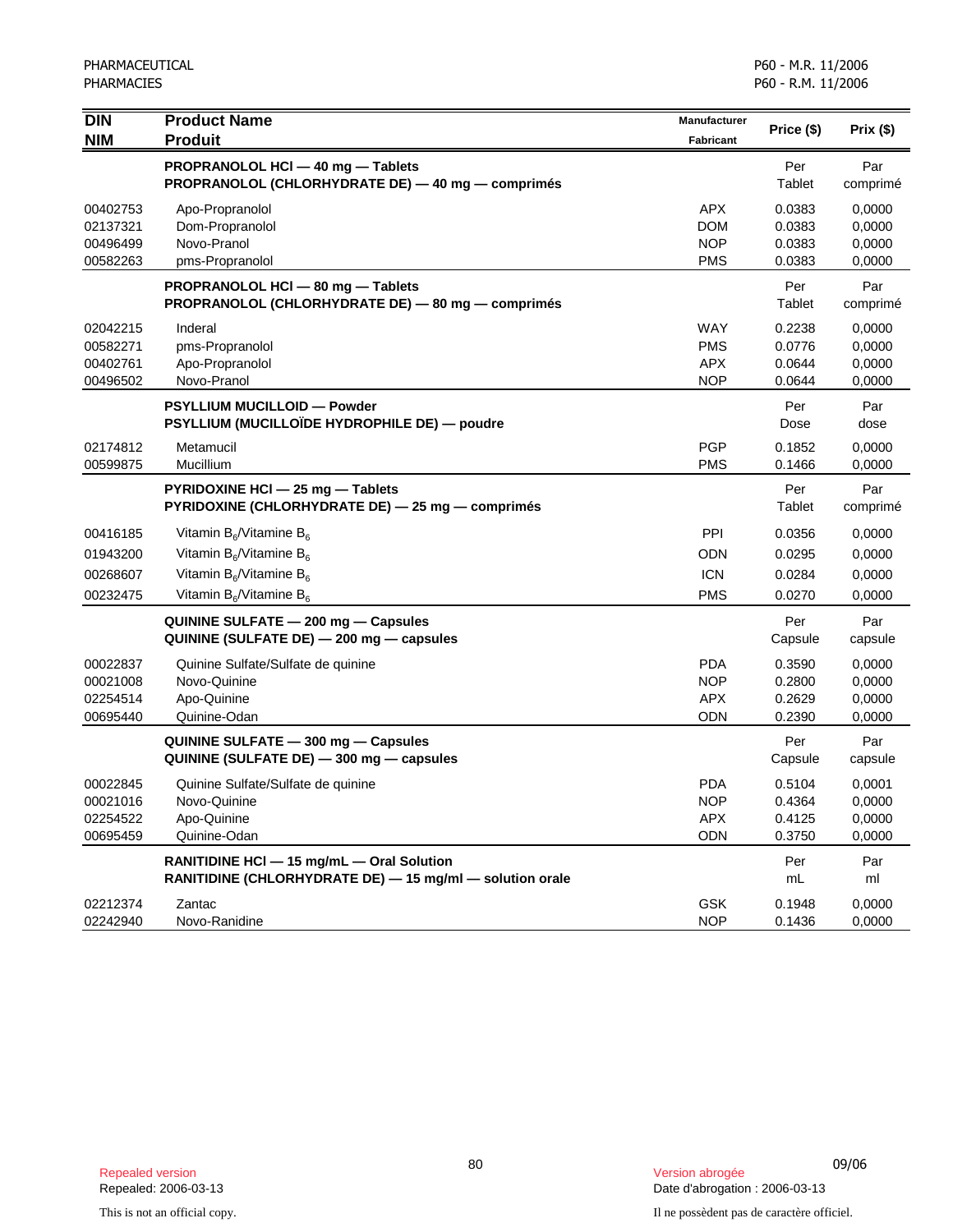| DIN<br>NIM | Product Name<br>Produit | Manufacturer<br>Fabricant | Price ($) | Prix ($) |
|---|---|---|---|---|
| | **PROPRANOLOL HCl — 40 mg — Tablets**<br>**PROPRANOLOL (CHLORHYDRATE DE) — 40 mg — comprimés** | | Per Tablet | Par comprimé |
| 00402753 | Apo-Propranolol | APX | 0.0383 | 0,0000 |
| 02137321 | Dom-Propranolol | DOM | 0.0383 | 0,0000 |
| 00496499 | Novo-Pranol | NOP | 0.0383 | 0,0000 |
| 00582263 | pms-Propranolol | PMS | 0.0383 | 0,0000 |
| | **PROPRANOLOL HCl — 80 mg — Tablets**<br>**PROPRANOLOL (CHLORHYDRATE DE) — 80 mg — comprimés** | | Per Tablet | Par comprimé |
| 02042215 | Inderal | WAY | 0.2238 | 0,0000 |
| 00582271 | pms-Propranolol | PMS | 0.0776 | 0,0000 |
| 00402761 | Apo-Propranolol | APX | 0.0644 | 0,0000 |
| 00496502 | Novo-Pranol | NOP | 0.0644 | 0,0000 |
| | **PSYLLIUM MUCILLOID — Powder**<br>**PSYLLIUM (MUCILLOÏDE HYDROPHILE DE) — poudre** | | Per Dose | Par dose |
| 02174812 | Metamucil | PGP | 0.1852 | 0,0000 |
| 00599875 | Mucillium | PMS | 0.1466 | 0,0000 |
| | **PYRIDOXINE HCl — 25 mg — Tablets**<br>**PYRIDOXINE (CHLORHYDRATE DE) — 25 mg — comprimés** | | Per Tablet | Par comprimé |
| 00416185 | Vitamin $B_6$/Vitamine $B_6$ | PPI | 0.0356 | 0,0000 |
| 01943200 | Vitamin $B_6$/Vitamine $B_6$ | ODN | 0.0295 | 0,0000 |
| 00268607 | Vitamin $B_6$/Vitamine $B_6$ | ICN | 0.0284 | 0,0000 |
| 00232475 | Vitamin $B_6$/Vitamine $B_6$ | PMS | 0.0270 | 0,0000 |
| | **QUININE SULFATE — 200 mg — Capsules**<br>**QUININE (SULFATE DE) — 200 mg — capsules** | | Per Capsule | Par capsule |
| 00022837 | Quinine Sulfate/Sulfate de quinine | PDA | 0.3590 | 0,0000 |
| 00021008 | Novo-Quinine | NOP | 0.2800 | 0,0000 |
| 02254514 | Apo-Quinine | APX | 0.2629 | 0,0000 |
| 00695440 | Quinine-Odan | ODN | 0.2390 | 0,0000 |
| | **QUININE SULFATE — 300 mg — Capsules**<br>**QUININE (SULFATE DE) — 300 mg — capsules** | | Per Capsule | Par capsule |
| 00022845 | Quinine Sulfate/Sulfate de quinine | PDA | 0.5104 | 0,0001 |
| 00021016 | Novo-Quinine | NOP | 0.4364 | 0,0000 |
| 02254522 | Apo-Quinine | APX | 0.4125 | 0,0000 |
| 00695459 | Quinine-Odan | ODN | 0.3750 | 0,0000 |
| | **RANITIDINE HCl — 15 mg/mL — Oral Solution**<br>**RANITIDINE (CHLORHYDRATE DE) — 15 mg/ml — solution orale** | | Per mL | Par ml |
| 02212374 | Zantac | GSK | 0.1948 | 0,0000 |
| 02242940 | Novo-Ranidine | NOP | 0.1436 | 0,0000 |

Repealed version
Repealed: 2006-03-13

Version abrogée
Date d'abrogation : 2006-03-13

This is not an official copy.

Il ne possèdent pas de caractère officiel.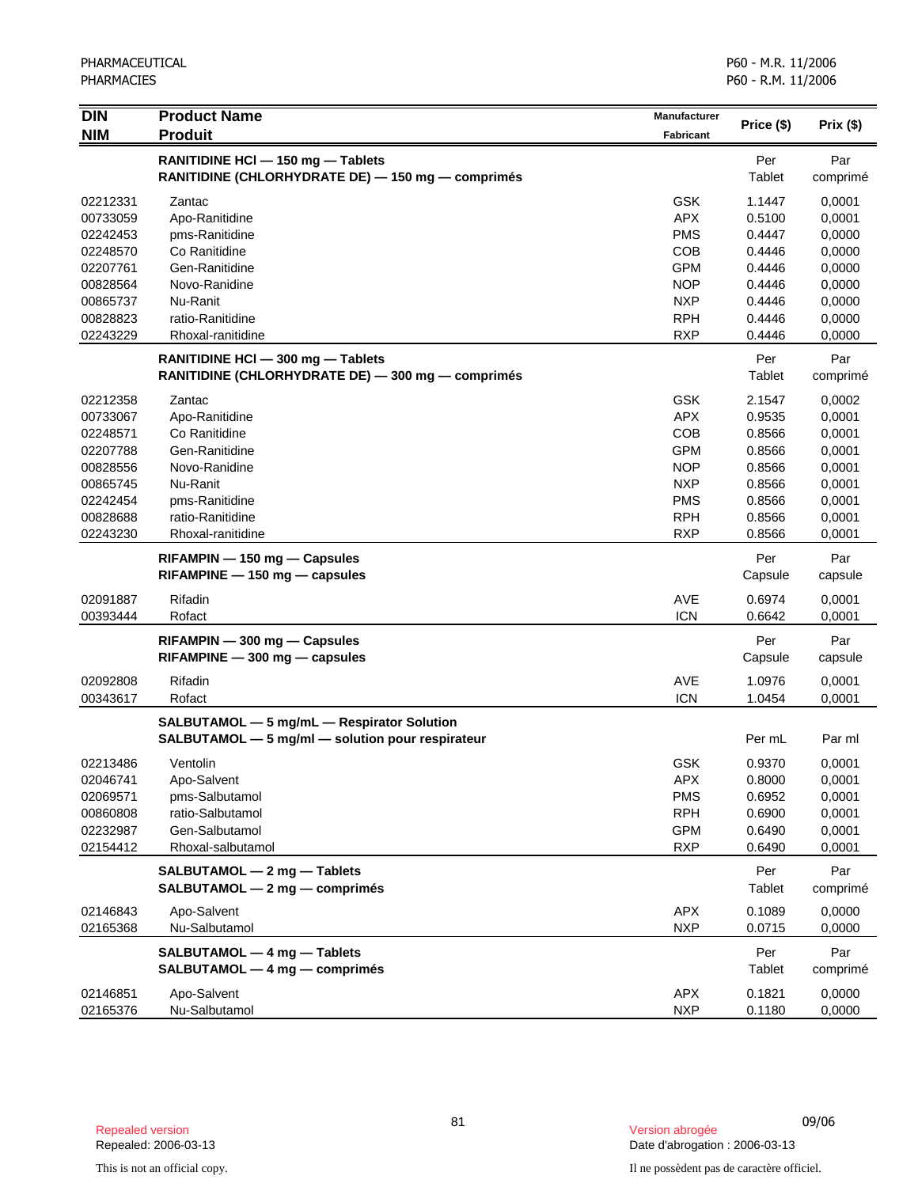| DIN<br>NIM | Product Name<br>Produit | Manufacturer<br>Fabricant | Price ($) | Prix ($) |
|---|---|---|---|---|
| | **RANITIDINE HCl — 150 mg — Tablets**<br>**RANITIDINE (CHLORHYDRATE DE) — 150 mg — comprimés** | | Per Tablet | Par comprimé |
| 02212331 | Zantac | GSK | 1.1447 | 0,0001 |
| 00733059 | Apo-Ranitidine | APX | 0.5100 | 0,0001 |
| 02242453 | pms-Ranitidine | PMS | 0.4447 | 0,0000 |
| 02248570 | Co Ranitidine | COB | 0.4446 | 0,0000 |
| 02207761 | Gen-Ranitidine | GPM | 0.4446 | 0,0000 |
| 00828564 | Novo-Ranidine | NOP | 0.4446 | 0,0000 |
| 00865737 | Nu-Ranit | NXP | 0.4446 | 0,0000 |
| 00828823 | ratio-Ranitidine | RPH | 0.4446 | 0,0000 |
| 02243229 | Rhoxal-ranitidine | RXP | 0.4446 | 0,0000 |
| | **RANITIDINE HCl — 300 mg — Tablets**<br>**RANITIDINE (CHLORHYDRATE DE) — 300 mg — comprimés** | | Per Tablet | Par comprimé |
| 02212358 | Zantac | GSK | 2.1547 | 0,0002 |
| 00733067 | Apo-Ranitidine | APX | 0.9535 | 0,0001 |
| 02248571 | Co Ranitidine | COB | 0.8566 | 0,0001 |
| 02207788 | Gen-Ranitidine | GPM | 0.8566 | 0,0001 |
| 00828556 | Novo-Ranidine | NOP | 0.8566 | 0,0001 |
| 00865745 | Nu-Ranit | NXP | 0.8566 | 0,0001 |
| 02242454 | pms-Ranitidine | PMS | 0.8566 | 0,0001 |
| 00828688 | ratio-Ranitidine | RPH | 0.8566 | 0,0001 |
| 02243230 | Rhoxal-ranitidine | RXP | 0.8566 | 0,0001 |
| | **RIFAMPIN — 150 mg — Capsules**<br>**RIFAMPINE — 150 mg — capsules** | | Per Capsule | Par capsule |
| 02091887 | Rifadin | AVE | 0.6974 | 0,0001 |
| 00393444 | Rofact | ICN | 0.6642 | 0,0001 |
| | **RIFAMPIN — 300 mg — Capsules**<br>**RIFAMPINE — 300 mg — capsules** | | Per Capsule | Par capsule |
| 02092808 | Rifadin | AVE | 1.0976 | 0,0001 |
| 00343617 | Rofact | ICN | 1.0454 | 0,0001 |
| | **SALBUTAMOL — 5 mg/mL — Respirator Solution**<br>**SALBUTAMOL — 5 mg/ml — solution pour respirateur** | | Per mL | Par ml |
| 02213486 | Ventolin | GSK | 0.9370 | 0,0001 |
| 02046741 | Apo-Salvent | APX | 0.8000 | 0,0001 |
| 02069571 | pms-Salbutamol | PMS | 0.6952 | 0,0001 |
| 00860808 | ratio-Salbutamol | RPH | 0.6900 | 0,0001 |
| 02232987 | Gen-Salbutamol | GPM | 0.6490 | 0,0001 |
| 02154412 | Rhoxal-salbutamol | RXP | 0.6490 | 0,0001 |
| | **SALBUTAMOL — 2 mg — Tablets**<br>**SALBUTAMOL — 2 mg — comprimés** | | Per Tablet | Par comprimé |
| 02146843 | Apo-Salvent | APX | 0.1089 | 0,0000 |
| 02165368 | Nu-Salbutamol | NXP | 0.0715 | 0,0000 |
| | **SALBUTAMOL — 4 mg — Tablets**<br>**SALBUTAMOL — 4 mg — comprimés** | | Per Tablet | Par comprimé |
| 02146851 | Apo-Salvent | APX | 0.1821 | 0,0000 |
| 02165376 | Nu-Salbutamol | NXP | 0.1180 | 0,0000 |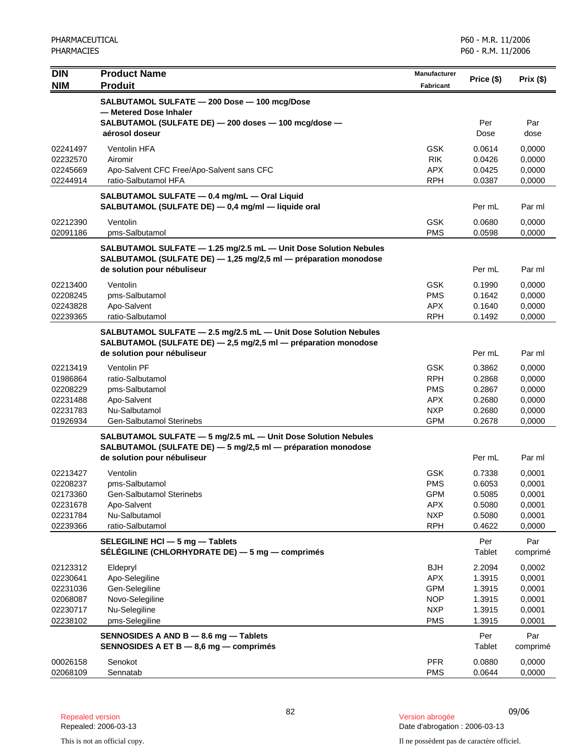| DIN<br>NIM | Product Name<br>Produit | Manufacturer<br>Fabricant | Price ($) | Prix ($) |
|---|---|---|---|---|
| | **SALBUTAMOL SULFATE — 200 Dose — 100 mcg/Dose — Metered Dose Inhaler**<br>**SALBUTAMOL (SULFATE DE) — 200 doses — 100 mcg/dose — aérosol doseur** | | Per Dose | Par dose |
| 02241497 | Ventolin HFA | GSK | 0.0614 | 0,0000 |
| 02232570 | Airomir | RIK | 0.0426 | 0,0000 |
| 02245669 | Apo-Salvent CFC Free/Apo-Salvent sans CFC | APX | 0.0425 | 0,0000 |
| 02244914 | ratio-Salbutamol HFA | RPH | 0.0387 | 0,0000 |
| | **SALBUTAMOL SULFATE — 0.4 mg/mL — Oral Liquid**<br>**SALBUTAMOL (SULFATE DE) — 0,4 mg/ml — liquide oral** | | Per mL | Par ml |
| 02212390 | Ventolin | GSK | 0.0680 | 0,0000 |
| 02091186 | pms-Salbutamol | PMS | 0.0598 | 0,0000 |
| | **SALBUTAMOL SULFATE — 1.25 mg/2.5 mL — Unit Dose Solution Nebules**<br>**SALBUTAMOL (SULFATE DE) — 1,25 mg/2,5 ml — préparation monodose de solution pour nébuliseur** | | Per mL | Par ml |
| 02213400 | Ventolin | GSK | 0.1990 | 0,0000 |
| 02208245 | pms-Salbutamol | PMS | 0.1642 | 0,0000 |
| 02243828 | Apo-Salvent | APX | 0.1640 | 0,0000 |
| 02239365 | ratio-Salbutamol | RPH | 0.1492 | 0,0000 |
| | **SALBUTAMOL SULFATE — 2.5 mg/2.5 mL — Unit Dose Solution Nebules**<br>**SALBUTAMOL (SULFATE DE) — 2,5 mg/2,5 ml — préparation monodose de solution pour nébuliseur** | | Per mL | Par ml |
| 02213419 | Ventolin PF | GSK | 0.3862 | 0,0000 |
| 01986864 | ratio-Salbutamol | RPH | 0.2868 | 0,0000 |
| 02208229 | pms-Salbutamol | PMS | 0.2867 | 0,0000 |
| 02231488 | Apo-Salvent | APX | 0.2680 | 0,0000 |
| 02231783 | Nu-Salbutamol | NXP | 0.2680 | 0,0000 |
| 01926934 | Gen-Salbutamol Sterinebs | GPM | 0.2678 | 0,0000 |
| | **SALBUTAMOL SULFATE — 5 mg/2.5 mL — Unit Dose Solution Nebules**<br>**SALBUTAMOL (SULFATE DE) — 5 mg/2,5 ml — préparation monodose de solution pour nébuliseur** | | Per mL | Par ml |
| 02213427 | Ventolin | GSK | 0.7338 | 0,0001 |
| 02208237 | pms-Salbutamol | PMS | 0.6053 | 0,0001 |
| 02173360 | Gen-Salbutamol Sterinebs | GPM | 0.5085 | 0,0001 |
| 02231678 | Apo-Salvent | APX | 0.5080 | 0,0001 |
| 02231784 | Nu-Salbutamol | NXP | 0.5080 | 0,0001 |
| 02239366 | ratio-Salbutamol | RPH | 0.4622 | 0,0000 |
| | **SELEGILINE HCl — 5 mg — Tablets**<br>**SÉLÉGILINE (CHLORHYDRATE DE) — 5 mg — comprimés** | | Per Tablet | Par comprimé |
| 02123312 | Eldepryl | BJH | 2.2094 | 0,0002 |
| 02230641 | Apo-Selegiline | APX | 1.3915 | 0,0001 |
| 02231036 | Gen-Selegiline | GPM | 1.3915 | 0,0001 |
| 02068087 | Novo-Selegiline | NOP | 1.3915 | 0,0001 |
| 02230717 | Nu-Selegiline | NXP | 1.3915 | 0,0001 |
| 02238102 | pms-Selegiline | PMS | 1.3915 | 0,0001 |
| | **SENNOSIDES A AND B — 8.6 mg — Tablets**<br>**SENNOSIDES A ET B — 8,6 mg — comprimés** | | Per Tablet | Par comprimé |
| 00026158 | Senokot | PFR | 0.0880 | 0,0000 |
| 02068109 | Sennatab | PMS | 0.0644 | 0,0000 |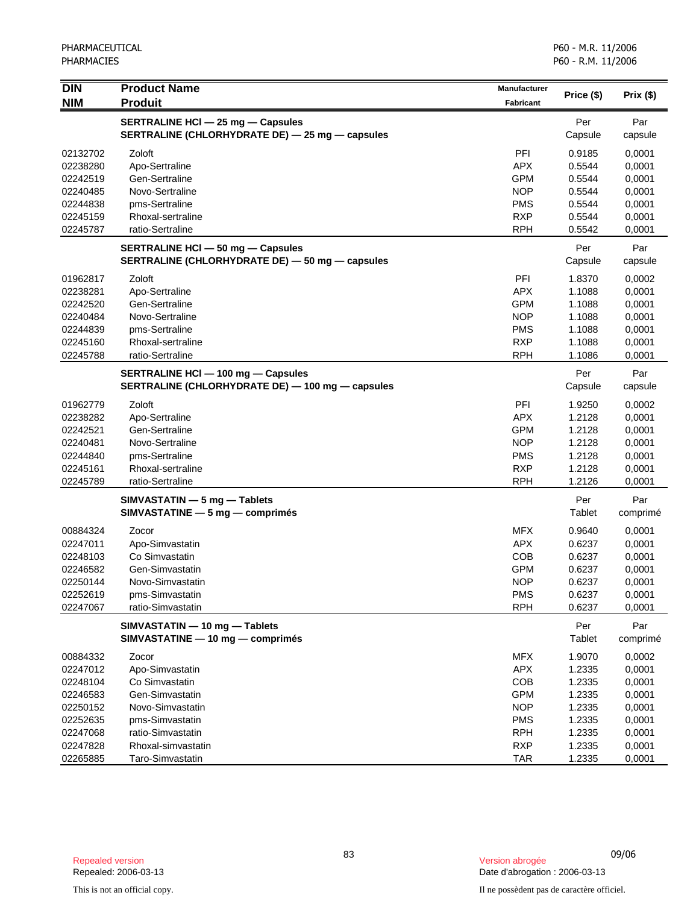| DIN / NIM | Product Name / Produit | Manufacturer / Fabricant | Price ($) | Prix ($) |
|---|---|---|---|---|
| | **SERTRALINE HCl — 25 mg — Capsules**<br>**SERTRALINE (CHLORHYDRATE DE) — 25 mg — capsules** | | Per Capsule | Par capsule |
| 02132702 | Zoloft | PFI | 0.9185 | 0,0001 |
| 02238280 | Apo-Sertraline | APX | 0.5544 | 0,0001 |
| 02242519 | Gen-Sertraline | GPM | 0.5544 | 0,0001 |
| 02240485 | Novo-Sertraline | NOP | 0.5544 | 0,0001 |
| 02244838 | pms-Sertraline | PMS | 0.5544 | 0,0001 |
| 02245159 | Rhoxal-sertraline | RXP | 0.5544 | 0,0001 |
| 02245787 | ratio-Sertraline | RPH | 0.5542 | 0,0001 |
| | **SERTRALINE HCl — 50 mg — Capsules**<br>**SERTRALINE (CHLORHYDRATE DE) — 50 mg — capsules** | | Per Capsule | Par capsule |
| 01962817 | Zoloft | PFI | 1.8370 | 0,0002 |
| 02238281 | Apo-Sertraline | APX | 1.1088 | 0,0001 |
| 02242520 | Gen-Sertraline | GPM | 1.1088 | 0,0001 |
| 02240484 | Novo-Sertraline | NOP | 1.1088 | 0,0001 |
| 02244839 | pms-Sertraline | PMS | 1.1088 | 0,0001 |
| 02245160 | Rhoxal-sertraline | RXP | 1.1088 | 0,0001 |
| 02245788 | ratio-Sertraline | RPH | 1.1086 | 0,0001 |
| | **SERTRALINE HCl — 100 mg — Capsules**<br>**SERTRALINE (CHLORHYDRATE DE) — 100 mg — capsules** | | Per Capsule | Par capsule |
| 01962779 | Zoloft | PFI | 1.9250 | 0,0002 |
| 02238282 | Apo-Sertraline | APX | 1.2128 | 0,0001 |
| 02242521 | Gen-Sertraline | GPM | 1.2128 | 0,0001 |
| 02240481 | Novo-Sertraline | NOP | 1.2128 | 0,0001 |
| 02244840 | pms-Sertraline | PMS | 1.2128 | 0,0001 |
| 02245161 | Rhoxal-sertraline | RXP | 1.2128 | 0,0001 |
| 02245789 | ratio-Sertraline | RPH | 1.2126 | 0,0001 |
| | **SIMVASTATIN — 5 mg — Tablets**<br>**SIMVASTATINE — 5 mg — comprimés** | | Per Tablet | Par comprimé |
| 00884324 | Zocor | MFX | 0.9640 | 0,0001 |
| 02247011 | Apo-Simvastatin | APX | 0.6237 | 0,0001 |
| 02248103 | Co Simvastatin | COB | 0.6237 | 0,0001 |
| 02246582 | Gen-Simvastatin | GPM | 0.6237 | 0,0001 |
| 02250144 | Novo-Simvastatin | NOP | 0.6237 | 0,0001 |
| 02252619 | pms-Simvastatin | PMS | 0.6237 | 0,0001 |
| 02247067 | ratio-Simvastatin | RPH | 0.6237 | 0,0001 |
| | **SIMVASTATIN — 10 mg — Tablets**<br>**SIMVASTATINE — 10 mg — comprimés** | | Per Tablet | Par comprimé |
| 00884332 | Zocor | MFX | 1.9070 | 0,0002 |
| 02247012 | Apo-Simvastatin | APX | 1.2335 | 0,0001 |
| 02248104 | Co Simvastatin | COB | 1.2335 | 0,0001 |
| 02246583 | Gen-Simvastatin | GPM | 1.2335 | 0,0001 |
| 02250152 | Novo-Simvastatin | NOP | 1.2335 | 0,0001 |
| 02252635 | pms-Simvastatin | PMS | 1.2335 | 0,0001 |
| 02247068 | ratio-Simvastatin | RPH | 1.2335 | 0,0001 |
| 02247828 | Rhoxal-simvastatin | RXP | 1.2335 | 0,0001 |
| 02265885 | Taro-Simvastatin | TAR | 1.2335 | 0,0001 |

Repealed version
Repealed: 2006-03-13

Version abrogée
Date d'abrogation : 2006-03-13

This is not an official copy.

Il ne possèdent pas de caractère officiel.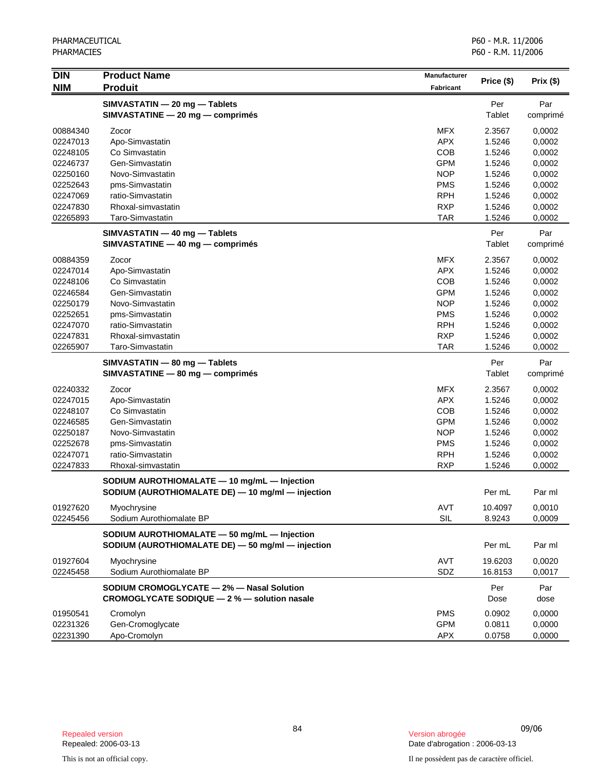| DIN / NIM | Product Name / Produit | Manufacturer / Fabricant | Price ($) | Prix ($) |
|---|---|---|---|---|
| | **SIMVASTATIN — 20 mg — Tablets / SIMVASTATINE — 20 mg — comprimés** | | Per Tablet | Par comprimé |
| 00884340 | Zocor | MFX | 2.3567 | 0,0002 |
| 02247013 | Apo-Simvastatin | APX | 1.5246 | 0,0002 |
| 02248105 | Co Simvastatin | COB | 1.5246 | 0,0002 |
| 02246737 | Gen-Simvastatin | GPM | 1.5246 | 0,0002 |
| 02250160 | Novo-Simvastatin | NOP | 1.5246 | 0,0002 |
| 02252643 | pms-Simvastatin | PMS | 1.5246 | 0,0002 |
| 02247069 | ratio-Simvastatin | RPH | 1.5246 | 0,0002 |
| 02247830 | Rhoxal-simvastatin | RXP | 1.5246 | 0,0002 |
| 02265893 | Taro-Simvastatin | TAR | 1.5246 | 0,0002 |
| | **SIMVASTATIN — 40 mg — Tablets / SIMVASTATINE — 40 mg — comprimés** | | Per Tablet | Par comprimé |
| 00884359 | Zocor | MFX | 2.3567 | 0,0002 |
| 02247014 | Apo-Simvastatin | APX | 1.5246 | 0,0002 |
| 02248106 | Co Simvastatin | COB | 1.5246 | 0,0002 |
| 02246584 | Gen-Simvastatin | GPM | 1.5246 | 0,0002 |
| 02250179 | Novo-Simvastatin | NOP | 1.5246 | 0,0002 |
| 02252651 | pms-Simvastatin | PMS | 1.5246 | 0,0002 |
| 02247070 | ratio-Simvastatin | RPH | 1.5246 | 0,0002 |
| 02247831 | Rhoxal-simvastatin | RXP | 1.5246 | 0,0002 |
| 02265907 | Taro-Simvastatin | TAR | 1.5246 | 0,0002 |
| | **SIMVASTATIN — 80 mg — Tablets / SIMVASTATINE — 80 mg — comprimés** | | Per Tablet | Par comprimé |
| 02240332 | Zocor | MFX | 2.3567 | 0,0002 |
| 02247015 | Apo-Simvastatin | APX | 1.5246 | 0,0002 |
| 02248107 | Co Simvastatin | COB | 1.5246 | 0,0002 |
| 02246585 | Gen-Simvastatin | GPM | 1.5246 | 0,0002 |
| 02250187 | Novo-Simvastatin | NOP | 1.5246 | 0,0002 |
| 02252678 | pms-Simvastatin | PMS | 1.5246 | 0,0002 |
| 02247071 | ratio-Simvastatin | RPH | 1.5246 | 0,0002 |
| 02247833 | Rhoxal-simvastatin | RXP | 1.5246 | 0,0002 |
| | **SODIUM AUROTHIOMALATE — 10 mg/mL — Injection / SODIUM (AUROTHIOMALATE DE) — 10 mg/ml — injection** | | Per mL | Par ml |
| 01927620 | Myochrysine | AVT | 10.4097 | 0,0010 |
| 02245456 | Sodium Aurothiomalate BP | SIL | 8.9243 | 0,0009 |
| | **SODIUM AUROTHIOMALATE — 50 mg/mL — Injection / SODIUM (AUROTHIOMALATE DE) — 50 mg/ml — injection** | | Per mL | Par ml |
| 01927604 | Myochrysine | AVT | 19.6203 | 0,0020 |
| 02245458 | Sodium Aurothiomalate BP | SDZ | 16.8153 | 0,0017 |
| | **SODIUM CROMOGLYCATE — 2% — Nasal Solution / CROMOGLYCATE SODIQUE — 2 % — solution nasale** | | Per Dose | Par dose |
| 01950541 | Cromolyn | PMS | 0.0902 | 0,0000 |
| 02231326 | Gen-Cromoglycate | GPM | 0.0811 | 0,0000 |
| 02231390 | Apo-Cromolyn | APX | 0.0758 | 0,0000 |

Repealed version
Repealed: 2006-03-13

Version abrogée
Date d'abrogation : 2006-03-13

This is not an official copy.

Il ne possèdent pas de caractère officiel.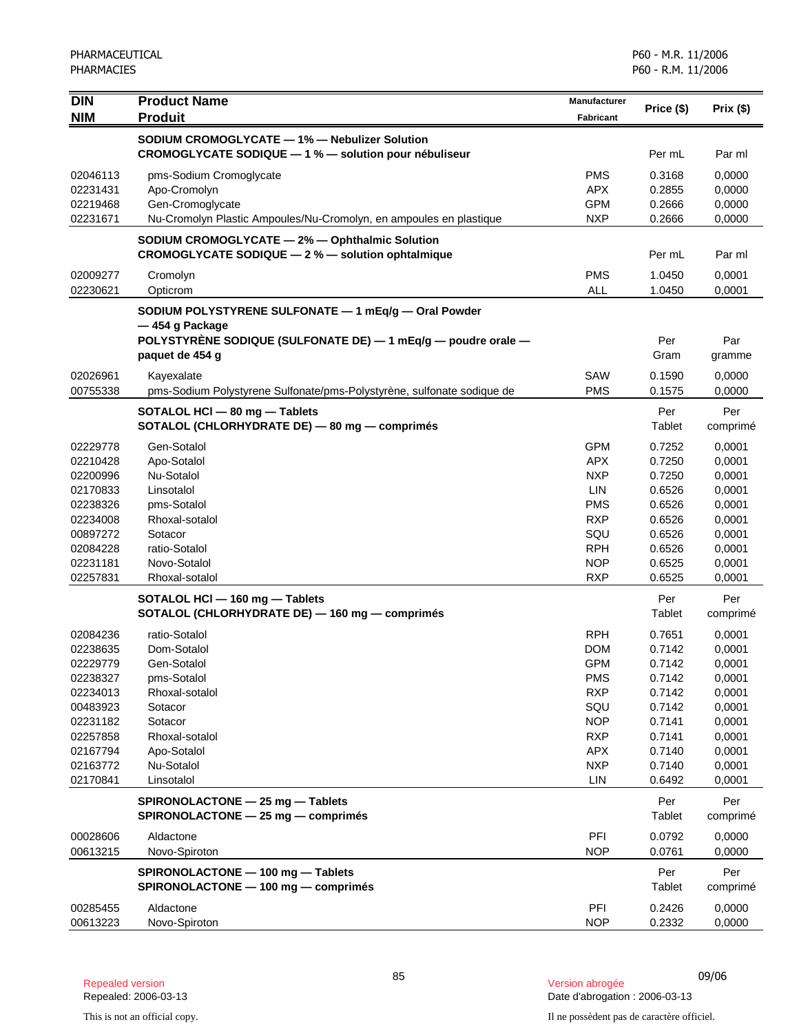| DIN<br>NIM | Product Name<br>Produit | Manufacturer<br>Fabricant | Price ($) | Prix ($) |
|---|---|---|---|---|
| | **SODIUM CROMOGLYCATE — 1% — Nebulizer Solution**<br>**CROMOGLYCATE SODIQUE — 1 % — solution pour nébuliseur** | | Per mL | Par ml |
| 02046113 | pms-Sodium Cromoglycate | PMS | 0.3168 | 0,0000 |
| 02231431 | Apo-Cromolyn | APX | 0.2855 | 0,0000 |
| 02219468 | Gen-Cromoglycate | GPM | 0.2666 | 0,0000 |
| 02231671 | Nu-Cromolyn Plastic Ampoules/Nu-Cromolyn, en ampoules en plastique | NXP | 0.2666 | 0,0000 |
| | **SODIUM CROMOGLYCATE — 2% — Ophthalmic Solution**<br>**CROMOGLYCATE SODIQUE — 2 % — solution ophtalmique** | | Per mL | Par ml |
| 02009277 | Cromolyn | PMS | 1.0450 | 0,0001 |
| 02230621 | Opticrom | ALL | 1.0450 | 0,0001 |
| | **SODIUM POLYSTYRENE SULFONATE — 1 mEq/g — Oral Powder — 454 g Package**<br>**POLYSTYRÈNE SODIQUE (SULFONATE DE) — 1 mEq/g — poudre orale — paquet de 454 g** | | Per Gram | Par gramme |
| 02026961 | Kayexalate | SAW | 0.1590 | 0,0000 |
| 00755338 | pms-Sodium Polystyrene Sulfonate/pms-Polystyrène, sulfonate sodique de | PMS | 0.1575 | 0,0000 |
| | **SOTALOL HCl — 80 mg — Tablets**<br>**SOTALOL (CHLORHYDRATE DE) — 80 mg — comprimés** | | Per Tablet | Per comprimé |
| 02229778 | Gen-Sotalol | GPM | 0.7252 | 0,0001 |
| 02210428 | Apo-Sotalol | APX | 0.7250 | 0,0001 |
| 02200996 | Nu-Sotalol | NXP | 0.7250 | 0,0001 |
| 02170833 | Linsotalol | LIN | 0.6526 | 0,0001 |
| 02238326 | pms-Sotalol | PMS | 0.6526 | 0,0001 |
| 02234008 | Rhoxal-sotalol | RXP | 0.6526 | 0,0001 |
| 00897272 | Sotacor | SQU | 0.6526 | 0,0001 |
| 02084228 | ratio-Sotalol | RPH | 0.6526 | 0,0001 |
| 02231181 | Novo-Sotalol | NOP | 0.6525 | 0,0001 |
| 02257831 | Rhoxal-sotalol | RXP | 0.6525 | 0,0001 |
| | **SOTALOL HCl — 160 mg — Tablets**<br>**SOTALOL (CHLORHYDRATE DE) — 160 mg — comprimés** | | Per Tablet | Per comprimé |
| 02084236 | ratio-Sotalol | RPH | 0.7651 | 0,0001 |
| 02238635 | Dom-Sotalol | DOM | 0.7142 | 0,0001 |
| 02229779 | Gen-Sotalol | GPM | 0.7142 | 0,0001 |
| 02238327 | pms-Sotalol | PMS | 0.7142 | 0,0001 |
| 02234013 | Rhoxal-sotalol | RXP | 0.7142 | 0,0001 |
| 00483923 | Sotacor | SQU | 0.7142 | 0,0001 |
| 02231182 | Sotacor | NOP | 0.7141 | 0,0001 |
| 02257858 | Rhoxal-sotalol | RXP | 0.7141 | 0,0001 |
| 02167794 | Apo-Sotalol | APX | 0.7140 | 0,0001 |
| 02163772 | Nu-Sotalol | NXP | 0.7140 | 0,0001 |
| 02170841 | Linsotalol | LIN | 0.6492 | 0,0001 |
| | **SPIRONOLACTONE — 25 mg — Tablets**<br>**SPIRONOLACTONE — 25 mg — comprimés** | | Per Tablet | Per comprimé |
| 00028606 | Aldactone | PFI | 0.0792 | 0,0000 |
| 00613215 | Novo-Spiroton | NOP | 0.0761 | 0,0000 |
| | **SPIRONOLACTONE — 100 mg — Tablets**<br>**SPIRONOLACTONE — 100 mg — comprimés** | | Per Tablet | Per comprimé |
| 00285455 | Aldactone | PFI | 0.2426 | 0,0000 |
| 00613223 | Novo-Spiroton | NOP | 0.2332 | 0,0000 |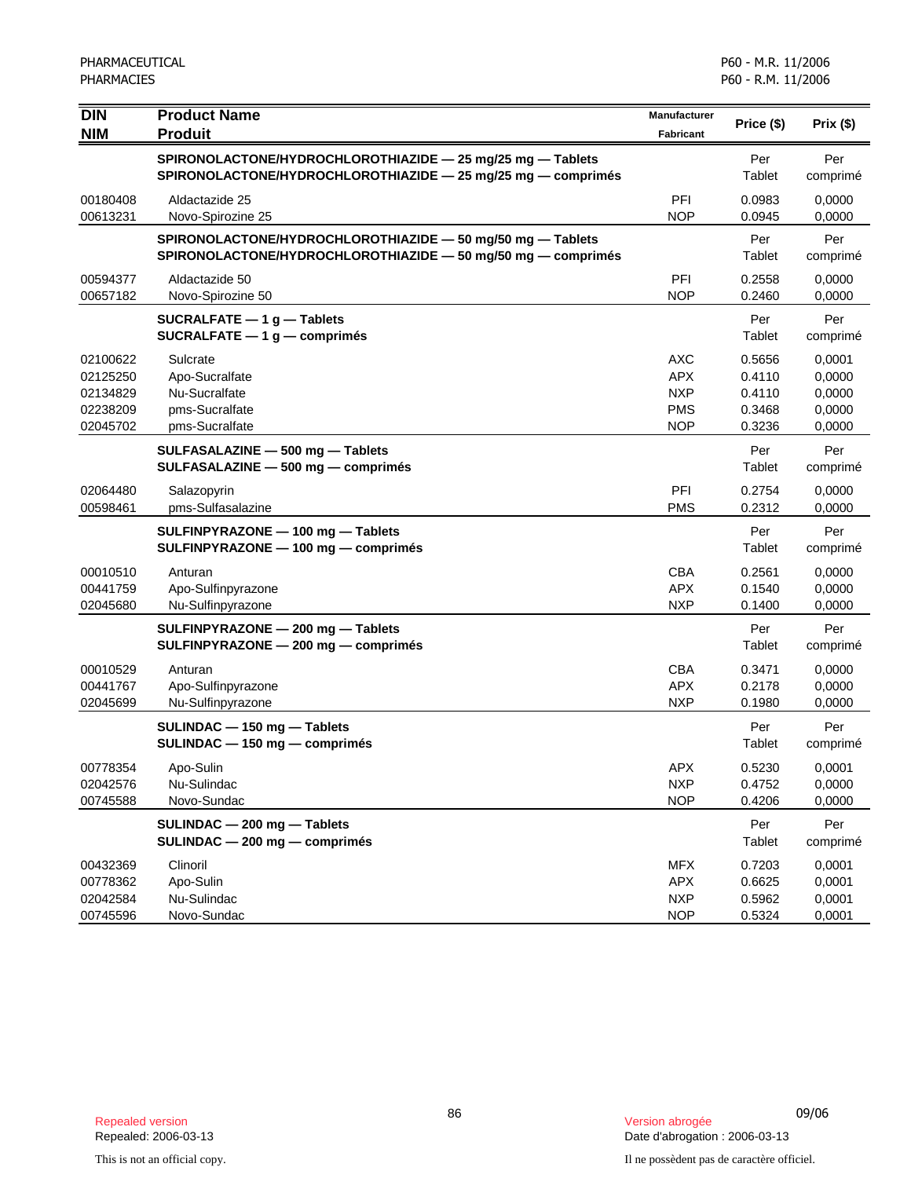| DIN<br>NIM | Product Name<br>Produit | Manufacturer<br>Fabricant | Price ($) | Prix ($) |
|---|---|---|---|---|
| | **SPIRONOLACTONE/HYDROCHLOROTHIAZIDE — 25 mg/25 mg — Tablets**<br>**SPIRONOLACTONE/HYDROCHLOROTHIAZIDE — 25 mg/25 mg — comprimés** | | Per Tablet | Per comprimé |
| 00180408 | Aldactazide 25 | PFI | 0.0983 | 0,0000 |
| 00613231 | Novo-Spirozine 25 | NOP | 0.0945 | 0,0000 |
| | **SPIRONOLACTONE/HYDROCHLOROTHIAZIDE — 50 mg/50 mg — Tablets**<br>**SPIRONOLACTONE/HYDROCHLOROTHIAZIDE — 50 mg/50 mg — comprimés** | | Per Tablet | Per comprimé |
| 00594377 | Aldactazide 50 | PFI | 0.2558 | 0,0000 |
| 00657182 | Novo-Spirozine 50 | NOP | 0.2460 | 0,0000 |
| | **SUCRALFATE — 1 g — Tablets**<br>**SUCRALFATE — 1 g — comprimés** | | Per Tablet | Per comprimé |
| 02100622 | Sulcrate | AXC | 0.5656 | 0,0001 |
| 02125250 | Apo-Sucralfate | APX | 0.4110 | 0,0000 |
| 02134829 | Nu-Sucralfate | NXP | 0.4110 | 0,0000 |
| 02238209 | pms-Sucralfate | PMS | 0.3468 | 0,0000 |
| 02045702 | pms-Sucralfate | NOP | 0.3236 | 0,0000 |
| | **SULFASALAZINE — 500 mg — Tablets**<br>**SULFASALAZINE — 500 mg — comprimés** | | Per Tablet | Per comprimé |
| 02064480 | Salazopyrin | PFI | 0.2754 | 0,0000 |
| 00598461 | pms-Sulfasalazine | PMS | 0.2312 | 0,0000 |
| | **SULFINPYRAZONE — 100 mg — Tablets**<br>**SULFINPYRAZONE — 100 mg — comprimés** | | Per Tablet | Per comprimé |
| 00010510 | Anturan | CBA | 0.2561 | 0,0000 |
| 00441759 | Apo-Sulfinpyrazone | APX | 0.1540 | 0,0000 |
| 02045680 | Nu-Sulfinpyrazone | NXP | 0.1400 | 0,0000 |
| | **SULFINPYRAZONE — 200 mg — Tablets**<br>**SULFINPYRAZONE — 200 mg — comprimés** | | Per Tablet | Per comprimé |
| 00010529 | Anturan | CBA | 0.3471 | 0,0000 |
| 00441767 | Apo-Sulfinpyrazone | APX | 0.2178 | 0,0000 |
| 02045699 | Nu-Sulfinpyrazone | NXP | 0.1980 | 0,0000 |
| | **SULINDAC — 150 mg — Tablets**<br>**SULINDAC — 150 mg — comprimés** | | Per Tablet | Per comprimé |
| 00778354 | Apo-Sulin | APX | 0.5230 | 0,0001 |
| 02042576 | Nu-Sulindac | NXP | 0.4752 | 0,0000 |
| 00745588 | Novo-Sundac | NOP | 0.4206 | 0,0000 |
| | **SULINDAC — 200 mg — Tablets**<br>**SULINDAC — 200 mg — comprimés** | | Per Tablet | Per comprimé |
| 00432369 | Clinoril | MFX | 0.7203 | 0,0001 |
| 00778362 | Apo-Sulin | APX | 0.6625 | 0,0001 |
| 02042584 | Nu-Sulindac | NXP | 0.5962 | 0,0001 |
| 00745596 | Novo-Sundac | NOP | 0.5324 | 0,0001 |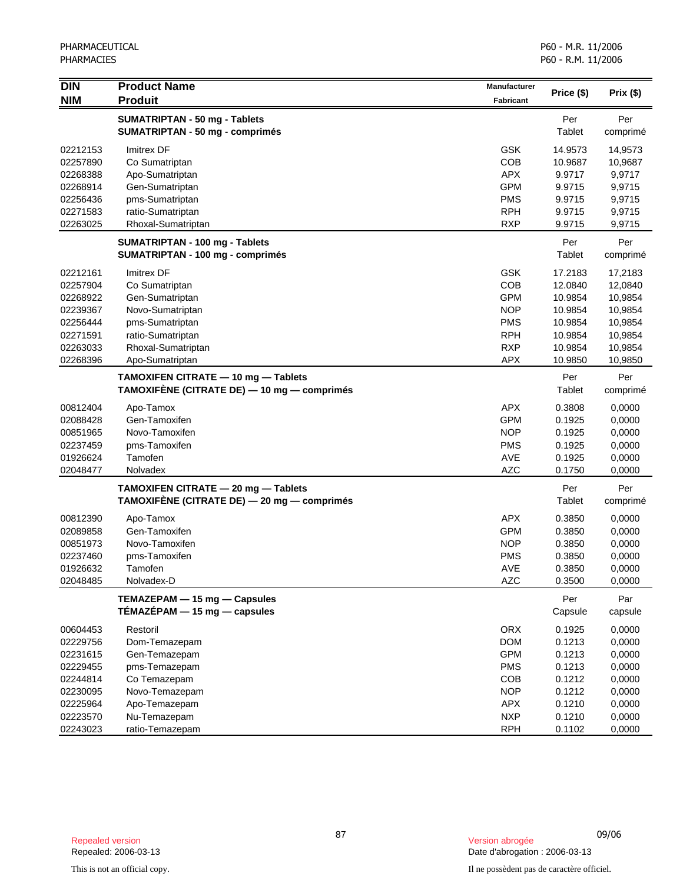| DIN<br>NIM | Product Name<br>Produit | Manufacturer<br>Fabricant | Price ($) | Prix ($) |
|---|---|---|---|---|
| | **SUMATRIPTAN - 50 mg - Tablets**<br>**SUMATRIPTAN - 50 mg - comprimés** | | Per<br>Tablet | Per<br>comprimé |
| 02212153 | Imitrex DF | GSK | 14.9573 | 14,9573 |
| 02257890 | Co Sumatriptan | COB | 10.9687 | 10,9687 |
| 02268388 | Apo-Sumatriptan | APX | 9.9717 | 9,9717 |
| 02268914 | Gen-Sumatriptan | GPM | 9.9715 | 9,9715 |
| 02256436 | pms-Sumatriptan | PMS | 9.9715 | 9,9715 |
| 02271583 | ratio-Sumatriptan | RPH | 9.9715 | 9,9715 |
| 02263025 | Rhoxal-Sumatriptan | RXP | 9.9715 | 9,9715 |
| | **SUMATRIPTAN - 100 mg - Tablets**<br>**SUMATRIPTAN - 100 mg - comprimés** | | Per<br>Tablet | Per<br>comprimé |
| 02212161 | Imitrex DF | GSK | 17.2183 | 17,2183 |
| 02257904 | Co Sumatriptan | COB | 12.0840 | 12,0840 |
| 02268922 | Gen-Sumatriptan | GPM | 10.9854 | 10,9854 |
| 02239367 | Novo-Sumatriptan | NOP | 10.9854 | 10,9854 |
| 02256444 | pms-Sumatriptan | PMS | 10.9854 | 10,9854 |
| 02271591 | ratio-Sumatriptan | RPH | 10.9854 | 10,9854 |
| 02263033 | Rhoxal-Sumatriptan | RXP | 10.9854 | 10,9854 |
| 02268396 | Apo-Sumatriptan | APX | 10.9850 | 10,9850 |
| | **TAMOXIFEN CITRATE — 10 mg — Tablets**<br>**TAMOXIFÈNE (CITRATE DE) — 10 mg — comprimés** | | Per<br>Tablet | Per<br>comprimé |
| 00812404 | Apo-Tamox | APX | 0.3808 | 0,0000 |
| 02088428 | Gen-Tamoxifen | GPM | 0.1925 | 0,0000 |
| 00851965 | Novo-Tamoxifen | NOP | 0.1925 | 0,0000 |
| 02237459 | pms-Tamoxifen | PMS | 0.1925 | 0,0000 |
| 01926624 | Tamofen | AVE | 0.1925 | 0,0000 |
| 02048477 | Nolvadex | AZC | 0.1750 | 0,0000 |
| | **TAMOXIFEN CITRATE — 20 mg — Tablets**<br>**TAMOXIFÈNE (CITRATE DE) — 20 mg — comprimés** | | Per<br>Tablet | Per<br>comprimé |
| 00812390 | Apo-Tamox | APX | 0.3850 | 0,0000 |
| 02089858 | Gen-Tamoxifen | GPM | 0.3850 | 0,0000 |
| 00851973 | Novo-Tamoxifen | NOP | 0.3850 | 0,0000 |
| 02237460 | pms-Tamoxifen | PMS | 0.3850 | 0,0000 |
| 01926632 | Tamofen | AVE | 0.3850 | 0,0000 |
| 02048485 | Nolvadex-D | AZC | 0.3500 | 0,0000 |
| | **TEMAZEPAM — 15 mg — Capsules**<br>**TÉMAZÉPAM — 15 mg — capsules** | | Per<br>Capsule | Par<br>capsule |
| 00604453 | Restoril | ORX | 0.1925 | 0,0000 |
| 02229756 | Dom-Temazepam | DOM | 0.1213 | 0,0000 |
| 02231615 | Gen-Temazepam | GPM | 0.1213 | 0,0000 |
| 02229455 | pms-Temazepam | PMS | 0.1213 | 0,0000 |
| 02244814 | Co Temazepam | COB | 0.1212 | 0,0000 |
| 02230095 | Novo-Temazepam | NOP | 0.1212 | 0,0000 |
| 02225964 | Apo-Temazepam | APX | 0.1210 | 0,0000 |
| 02223570 | Nu-Temazepam | NXP | 0.1210 | 0,0000 |
| 02243023 | ratio-Temazepam | RPH | 0.1102 | 0,0000 |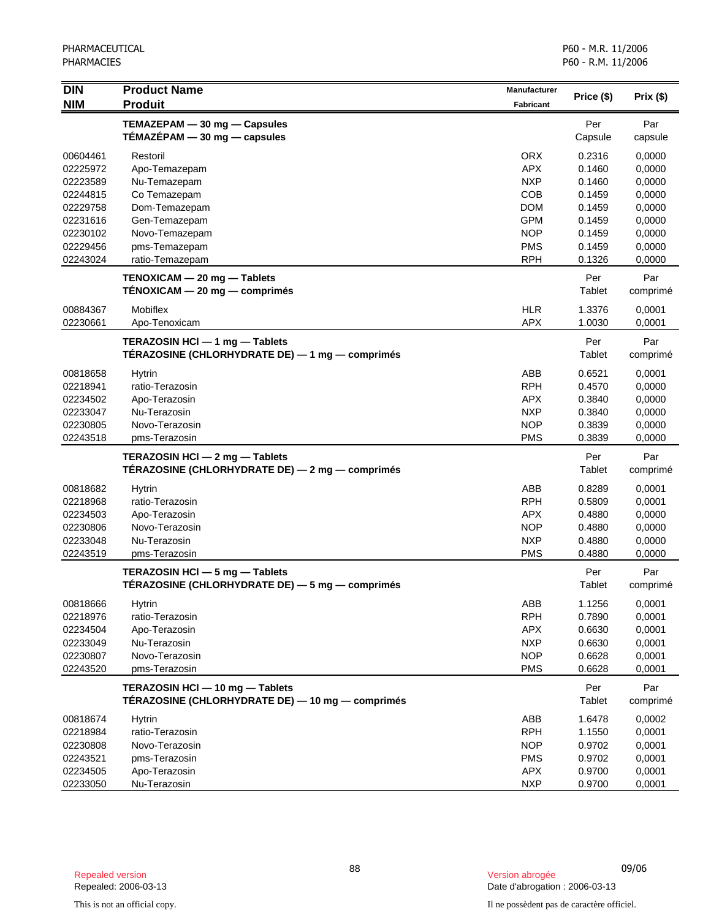| DIN<br>NIM | Product Name<br>Produit | Manufacturer<br>Fabricant | Price ($) | Prix ($) |
|---|---|---|---|---|
| | **TEMAZEPAM — 30 mg — Capsules**<br>**TÉMAZÉPAM — 30 mg — capsules** | | Per<br>Capsule | Par<br>capsule |
| 00604461 | Restoril | ORX | 0.2316 | 0,0000 |
| 02225972 | Apo-Temazepam | APX | 0.1460 | 0,0000 |
| 02223589 | Nu-Temazepam | NXP | 0.1460 | 0,0000 |
| 02244815 | Co Temazepam | COB | 0.1459 | 0,0000 |
| 02229758 | Dom-Temazepam | DOM | 0.1459 | 0,0000 |
| 02231616 | Gen-Temazepam | GPM | 0.1459 | 0,0000 |
| 02230102 | Novo-Temazepam | NOP | 0.1459 | 0,0000 |
| 02229456 | pms-Temazepam | PMS | 0.1459 | 0,0000 |
| 02243024 | ratio-Temazepam | RPH | 0.1326 | 0,0000 |
| | **TENOXICAM — 20 mg — Tablets**<br>**TÉNOXICAM — 20 mg — comprimés** | | Per<br>Tablet | Par<br>comprimé |
| 00884367 | Mobiflex | HLR | 1.3376 | 0,0001 |
| 02230661 | Apo-Tenoxicam | APX | 1.0030 | 0,0001 |
| | **TERAZOSIN HCl — 1 mg — Tablets**<br>**TÉRAZOSINE (CHLORHYDRATE DE) — 1 mg — comprimés** | | Per<br>Tablet | Par<br>comprimé |
| 00818658 | Hytrin | ABB | 0.6521 | 0,0001 |
| 02218941 | ratio-Terazosin | RPH | 0.4570 | 0,0000 |
| 02234502 | Apo-Terazosin | APX | 0.3840 | 0,0000 |
| 02233047 | Nu-Terazosin | NXP | 0.3840 | 0,0000 |
| 02230805 | Novo-Terazosin | NOP | 0.3839 | 0,0000 |
| 02243518 | pms-Terazosin | PMS | 0.3839 | 0,0000 |
| | **TERAZOSIN HCl — 2 mg — Tablets**<br>**TÉRAZOSINE (CHLORHYDRATE DE) — 2 mg — comprimés** | | Per<br>Tablet | Par<br>comprimé |
| 00818682 | Hytrin | ABB | 0.8289 | 0,0001 |
| 02218968 | ratio-Terazosin | RPH | 0.5809 | 0,0001 |
| 02234503 | Apo-Terazosin | APX | 0.4880 | 0,0000 |
| 02230806 | Novo-Terazosin | NOP | 0.4880 | 0,0000 |
| 02233048 | Nu-Terazosin | NXP | 0.4880 | 0,0000 |
| 02243519 | pms-Terazosin | PMS | 0.4880 | 0,0000 |
| | **TERAZOSIN HCl — 5 mg — Tablets**<br>**TÉRAZOSINE (CHLORHYDRATE DE) — 5 mg — comprimés** | | Per<br>Tablet | Par<br>comprimé |
| 00818666 | Hytrin | ABB | 1.1256 | 0,0001 |
| 02218976 | ratio-Terazosin | RPH | 0.7890 | 0,0001 |
| 02234504 | Apo-Terazosin | APX | 0.6630 | 0,0001 |
| 02233049 | Nu-Terazosin | NXP | 0.6630 | 0,0001 |
| 02230807 | Novo-Terazosin | NOP | 0.6628 | 0,0001 |
| 02243520 | pms-Terazosin | PMS | 0.6628 | 0,0001 |
| | **TERAZOSIN HCl — 10 mg — Tablets**<br>**TÉRAZOSINE (CHLORHYDRATE DE) — 10 mg — comprimés** | | Per<br>Tablet | Par<br>comprimé |
| 00818674 | Hytrin | ABB | 1.6478 | 0,0002 |
| 02218984 | ratio-Terazosin | RPH | 1.1550 | 0,0001 |
| 02230808 | Novo-Terazosin | NOP | 0.9702 | 0,0001 |
| 02243521 | pms-Terazosin | PMS | 0.9702 | 0,0001 |
| 02234505 | Apo-Terazosin | APX | 0.9700 | 0,0001 |
| 02233050 | Nu-Terazosin | NXP | 0.9700 | 0,0001 |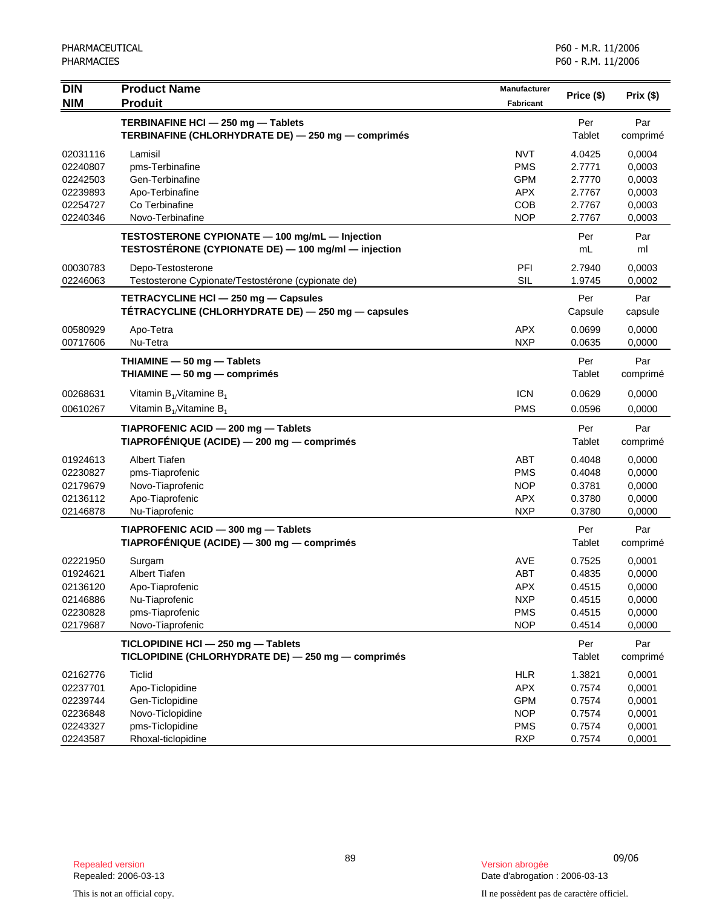| DIN<br>NIM | Product Name<br>Produit | Manufacturer<br>Fabricant | Price ($) | Prix ($) |
|---|---|---|---|---|
| | **TERBINAFINE HCl — 250 mg — Tablets**<br>**TERBINAFINE (CHLORHYDRATE DE) — 250 mg — comprimés** | | Per Tablet | Par comprimé |
| 02031116 | Lamisil | NVT | 4.0425 | 0,0004 |
| 02240807 | pms-Terbinafine | PMS | 2.7771 | 0,0003 |
| 02242503 | Gen-Terbinafine | GPM | 2.7770 | 0,0003 |
| 02239893 | Apo-Terbinafine | APX | 2.7767 | 0,0003 |
| 02254727 | Co Terbinafine | COB | 2.7767 | 0,0003 |
| 02240346 | Novo-Terbinafine | NOP | 2.7767 | 0,0003 |
| | **TESTOSTERONE CYPIONATE — 100 mg/mL — Injection**<br>**TESTOSTÉRONE (CYPIONATE DE) — 100 mg/ml — injection** | | Per mL | Par ml |
| 00030783 | Depo-Testosterone | PFI | 2.7940 | 0,0003 |
| 02246063 | Testosterone Cypionate/Testostérone (cypionate de) | SIL | 1.9745 | 0,0002 |
| | **TETRACYCLINE HCl — 250 mg — Capsules**<br>**TÉTRACYCLINE (CHLORHYDRATE DE) — 250 mg — capsules** | | Per Capsule | Par capsule |
| 00580929 | Apo-Tetra | APX | 0.0699 | 0,0000 |
| 00717606 | Nu-Tetra | NXP | 0.0635 | 0,0000 |
| | **THIAMINE — 50 mg — Tablets**<br>**THIAMINE — 50 mg — comprimés** | | Per Tablet | Par comprimé |
| 00268631 | Vitamin $B_1$/Vitamine $B_1$ | ICN | 0.0629 | 0,0000 |
| 00610267 | Vitamin $B_1$/Vitamine $B_1$ | PMS | 0.0596 | 0,0000 |
| | **TIAPROFENIC ACID — 200 mg — Tablets**<br>**TIAPROFÉNIQUE (ACIDE) — 200 mg — comprimés** | | Per Tablet | Par comprimé |
| 01924613 | Albert Tiafen | ABT | 0.4048 | 0,0000 |
| 02230827 | pms-Tiaprofenic | PMS | 0.4048 | 0,0000 |
| 02179679 | Novo-Tiaprofenic | NOP | 0.3781 | 0,0000 |
| 02136112 | Apo-Tiaprofenic | APX | 0.3780 | 0,0000 |
| 02146878 | Nu-Tiaprofenic | NXP | 0.3780 | 0,0000 |
| | **TIAPROFENIC ACID — 300 mg — Tablets**<br>**TIAPROFÉNIQUE (ACIDE) — 300 mg — comprimés** | | Per Tablet | Par comprimé |
| 02221950 | Surgam | AVE | 0.7525 | 0,0001 |
| 01924621 | Albert Tiafen | ABT | 0.4835 | 0,0000 |
| 02136120 | Apo-Tiaprofenic | APX | 0.4515 | 0,0000 |
| 02146886 | Nu-Tiaprofenic | NXP | 0.4515 | 0,0000 |
| 02230828 | pms-Tiaprofenic | PMS | 0.4515 | 0,0000 |
| 02179687 | Novo-Tiaprofenic | NOP | 0.4514 | 0,0000 |
| | **TICLOPIDINE HCl — 250 mg — Tablets**<br>**TICLOPIDINE (CHLORHYDRATE DE) — 250 mg — comprimés** | | Per Tablet | Par comprimé |
| 02162776 | Ticlid | HLR | 1.3821 | 0,0001 |
| 02237701 | Apo-Ticlopidine | APX | 0.7574 | 0,0001 |
| 02239744 | Gen-Ticlopidine | GPM | 0.7574 | 0,0001 |
| 02236848 | Novo-Ticlopidine | NOP | 0.7574 | 0,0001 |
| 02243327 | pms-Ticlopidine | PMS | 0.7574 | 0,0001 |
| 02243587 | Rhoxal-ticlopidine | RXP | 0.7574 | 0,0001 |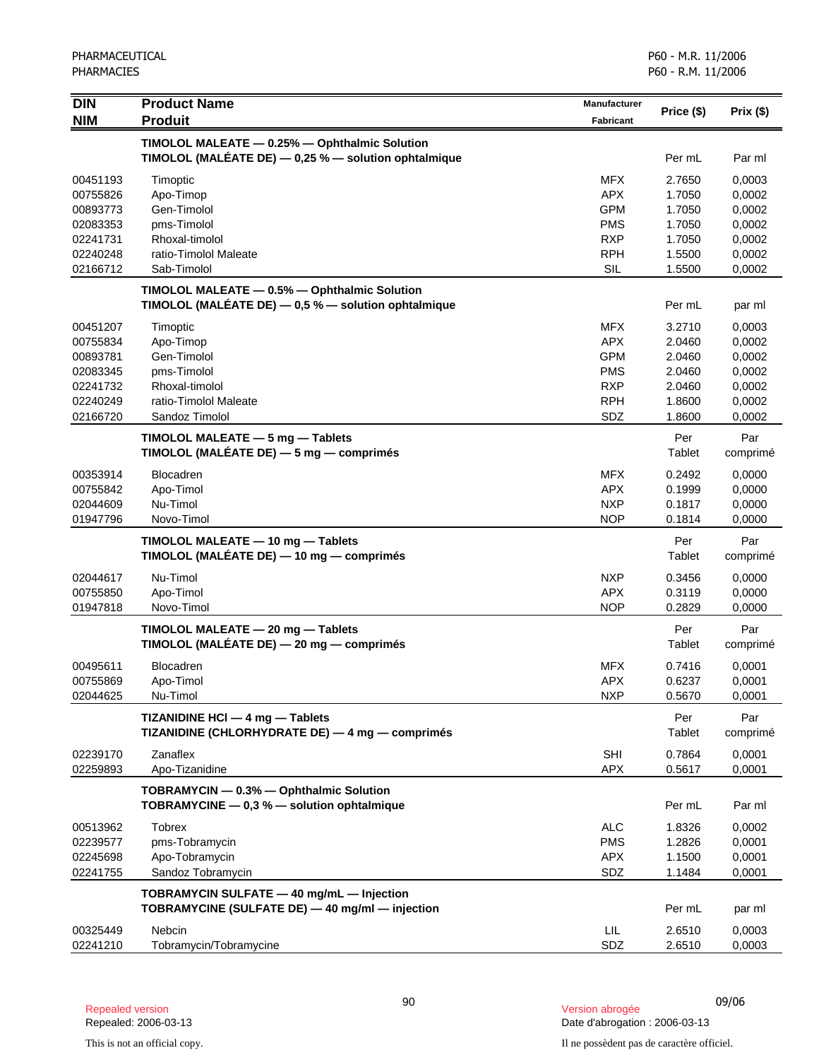| DIN<br>NIM | Product Name<br>Produit | Manufacturer<br>Fabricant | Price ($) | Prix ($) |
|---|---|---|---|---|
| | **TIMOLOL MALEATE — 0.25% — Ophthalmic Solution**<br>**TIMOLOL (MALÉATE DE) — 0,25 % — solution ophtalmique** | | Per mL | Par ml |
| 00451193 | Timoptic | MFX | 2.7650 | 0,0003 |
| 00755826 | Apo-Timop | APX | 1.7050 | 0,0002 |
| 00893773 | Gen-Timolol | GPM | 1.7050 | 0,0002 |
| 02083353 | pms-Timolol | PMS | 1.7050 | 0,0002 |
| 02241731 | Rhoxal-timolol | RXP | 1.7050 | 0,0002 |
| 02240248 | ratio-Timolol Maleate | RPH | 1.5500 | 0,0002 |
| 02166712 | Sab-Timolol | SIL | 1.5500 | 0,0002 |
| | **TIMOLOL MALEATE — 0.5% — Ophthalmic Solution**<br>**TIMOLOL (MALÉATE DE) — 0,5 % — solution ophtalmique** | | Per mL | par ml |
| 00451207 | Timoptic | MFX | 3.2710 | 0,0003 |
| 00755834 | Apo-Timop | APX | 2.0460 | 0,0002 |
| 00893781 | Gen-Timolol | GPM | 2.0460 | 0,0002 |
| 02083345 | pms-Timolol | PMS | 2.0460 | 0,0002 |
| 02241732 | Rhoxal-timolol | RXP | 2.0460 | 0,0002 |
| 02240249 | ratio-Timolol Maleate | RPH | 1.8600 | 0,0002 |
| 02166720 | Sandoz Timolol | SDZ | 1.8600 | 0,0002 |
| | **TIMOLOL MALEATE — 5 mg — Tablets**<br>**TIMOLOL (MALÉATE DE) — 5 mg — comprimés** | | Per Tablet | Par comprimé |
| 00353914 | Blocadren | MFX | 0.2492 | 0,0000 |
| 00755842 | Apo-Timol | APX | 0.1999 | 0,0000 |
| 02044609 | Nu-Timol | NXP | 0.1817 | 0,0000 |
| 01947796 | Novo-Timol | NOP | 0.1814 | 0,0000 |
| | **TIMOLOL MALEATE — 10 mg — Tablets**<br>**TIMOLOL (MALÉATE DE) — 10 mg — comprimés** | | Per Tablet | Par comprimé |
| 02044617 | Nu-Timol | NXP | 0.3456 | 0,0000 |
| 00755850 | Apo-Timol | APX | 0.3119 | 0,0000 |
| 01947818 | Novo-Timol | NOP | 0.2829 | 0,0000 |
| | **TIMOLOL MALEATE — 20 mg — Tablets**<br>**TIMOLOL (MALÉATE DE) — 20 mg — comprimés** | | Per Tablet | Par comprimé |
| 00495611 | Blocadren | MFX | 0.7416 | 0,0001 |
| 00755869 | Apo-Timol | APX | 0.6237 | 0,0001 |
| 02044625 | Nu-Timol | NXP | 0.5670 | 0,0001 |
| | **TIZANIDINE HCl — 4 mg — Tablets**<br>**TIZANIDINE (CHLORHYDRATE DE) — 4 mg — comprimés** | | Per Tablet | Par comprimé |
| 02239170 | Zanaflex | SHI | 0.7864 | 0,0001 |
| 02259893 | Apo-Tizanidine | APX | 0.5617 | 0,0001 |
| | **TOBRAMYCIN — 0.3% — Ophthalmic Solution**<br>**TOBRAMYCINE — 0,3 % — solution ophtalmique** | | Per mL | Par ml |
| 00513962 | Tobrex | ALC | 1.8326 | 0,0002 |
| 02239577 | pms-Tobramycin | PMS | 1.2826 | 0,0001 |
| 02245698 | Apo-Tobramycin | APX | 1.1500 | 0,0001 |
| 02241755 | Sandoz Tobramycin | SDZ | 1.1484 | 0,0001 |
| | **TOBRAMYCIN SULFATE — 40 mg/mL — Injection**<br>**TOBRAMYCINE (SULFATE DE) — 40 mg/ml — injection** | | Per mL | par ml |
| 00325449 | Nebcin | LIL | 2.6510 | 0,0003 |
| 02241210 | Tobramycin/Tobramycine | SDZ | 2.6510 | 0,0003 |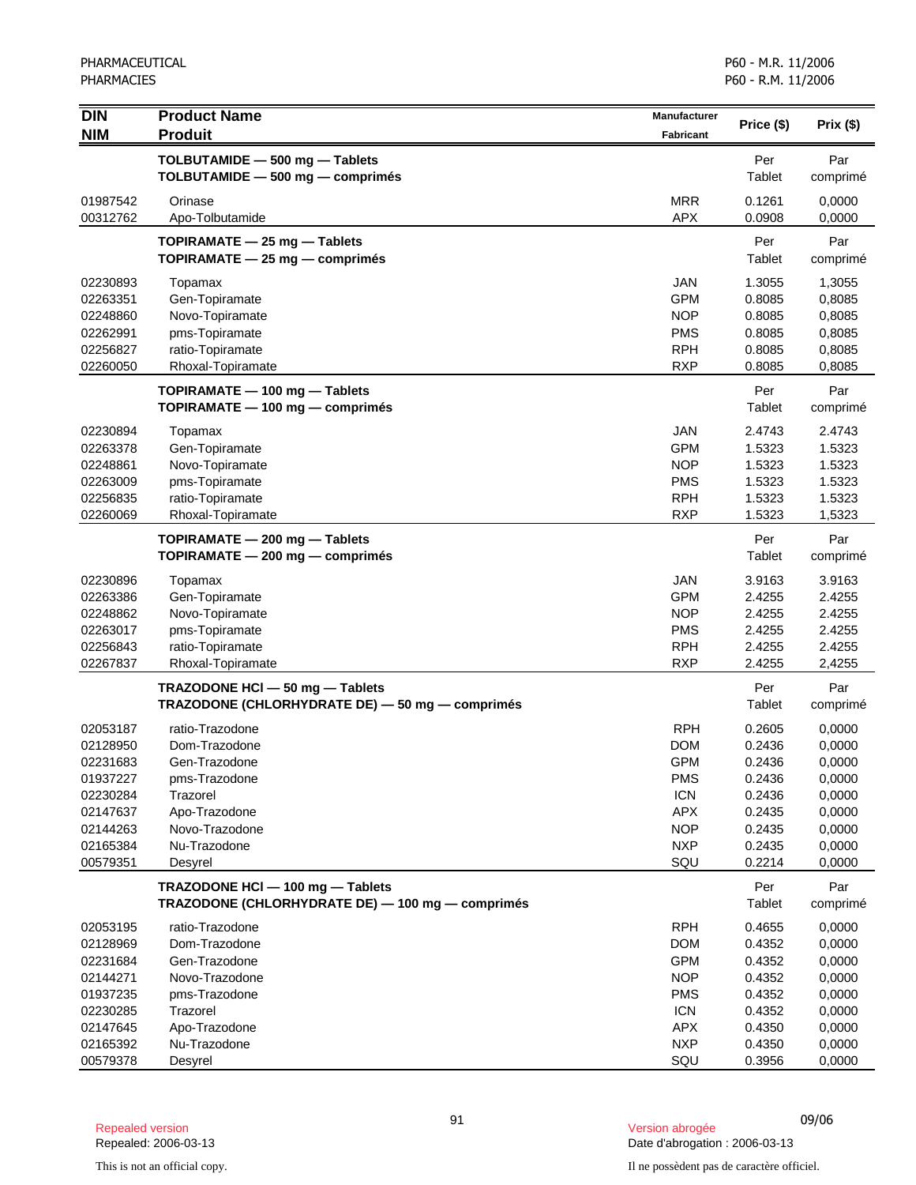| DIN<br>NIM | Product Name<br>Produit | Manufacturer<br>Fabricant | Price ($) | Prix ($) |
|---|---|---|---|---|
| | **TOLBUTAMIDE — 500 mg — Tablets**<br>**TOLBUTAMIDE — 500 mg — comprimés** | | Per Tablet | Par comprimé |
| 01987542 | Orinase | MRR | 0.1261 | 0,0000 |
| 00312762 | Apo-Tolbutamide | APX | 0.0908 | 0,0000 |
| | **TOPIRAMATE — 25 mg — Tablets**<br>**TOPIRAMATE — 25 mg — comprimés** | | Per Tablet | Par comprimé |
| 02230893 | Topamax | JAN | 1.3055 | 1,3055 |
| 02263351 | Gen-Topiramate | GPM | 0.8085 | 0,8085 |
| 02248860 | Novo-Topiramate | NOP | 0.8085 | 0,8085 |
| 02262991 | pms-Topiramate | PMS | 0.8085 | 0,8085 |
| 02256827 | ratio-Topiramate | RPH | 0.8085 | 0,8085 |
| 02260050 | Rhoxal-Topiramate | RXP | 0.8085 | 0,8085 |
| | **TOPIRAMATE — 100 mg — Tablets**<br>**TOPIRAMATE — 100 mg — comprimés** | | Per Tablet | Par comprimé |
| 02230894 | Topamax | JAN | 2.4743 | 2.4743 |
| 02263378 | Gen-Topiramate | GPM | 1.5323 | 1.5323 |
| 02248861 | Novo-Topiramate | NOP | 1.5323 | 1.5323 |
| 02263009 | pms-Topiramate | PMS | 1.5323 | 1.5323 |
| 02256835 | ratio-Topiramate | RPH | 1.5323 | 1.5323 |
| 02260069 | Rhoxal-Topiramate | RXP | 1.5323 | 1,5323 |
| | **TOPIRAMATE — 200 mg — Tablets**<br>**TOPIRAMATE — 200 mg — comprimés** | | Per Tablet | Par comprimé |
| 02230896 | Topamax | JAN | 3.9163 | 3.9163 |
| 02263386 | Gen-Topiramate | GPM | 2.4255 | 2.4255 |
| 02248862 | Novo-Topiramate | NOP | 2.4255 | 2.4255 |
| 02263017 | pms-Topiramate | PMS | 2.4255 | 2.4255 |
| 02256843 | ratio-Topiramate | RPH | 2.4255 | 2.4255 |
| 02267837 | Rhoxal-Topiramate | RXP | 2.4255 | 2,4255 |
| | **TRAZODONE HCl — 50 mg — Tablets**<br>**TRAZODONE (CHLORHYDRATE DE) — 50 mg — comprimés** | | Per Tablet | Par comprimé |
| 02053187 | ratio-Trazodone | RPH | 0.2605 | 0,0000 |
| 02128950 | Dom-Trazodone | DOM | 0.2436 | 0,0000 |
| 02231683 | Gen-Trazodone | GPM | 0.2436 | 0,0000 |
| 01937227 | pms-Trazodone | PMS | 0.2436 | 0,0000 |
| 02230284 | Trazorel | ICN | 0.2436 | 0,0000 |
| 02147637 | Apo-Trazodone | APX | 0.2435 | 0,0000 |
| 02144263 | Novo-Trazodone | NOP | 0.2435 | 0,0000 |
| 02165384 | Nu-Trazodone | NXP | 0.2435 | 0,0000 |
| 00579351 | Desyrel | SQU | 0.2214 | 0,0000 |
| | **TRAZODONE HCl — 100 mg — Tablets**<br>**TRAZODONE (CHLORHYDRATE DE) — 100 mg — comprimés** | | Per Tablet | Par comprimé |
| 02053195 | ratio-Trazodone | RPH | 0.4655 | 0,0000 |
| 02128969 | Dom-Trazodone | DOM | 0.4352 | 0,0000 |
| 02231684 | Gen-Trazodone | GPM | 0.4352 | 0,0000 |
| 02144271 | Novo-Trazodone | NOP | 0.4352 | 0,0000 |
| 01937235 | pms-Trazodone | PMS | 0.4352 | 0,0000 |
| 02230285 | Trazorel | ICN | 0.4352 | 0,0000 |
| 02147645 | Apo-Trazodone | APX | 0.4350 | 0,0000 |
| 02165392 | Nu-Trazodone | NXP | 0.4350 | 0,0000 |
| 00579378 | Desyrel | SQU | 0.3956 | 0,0000 |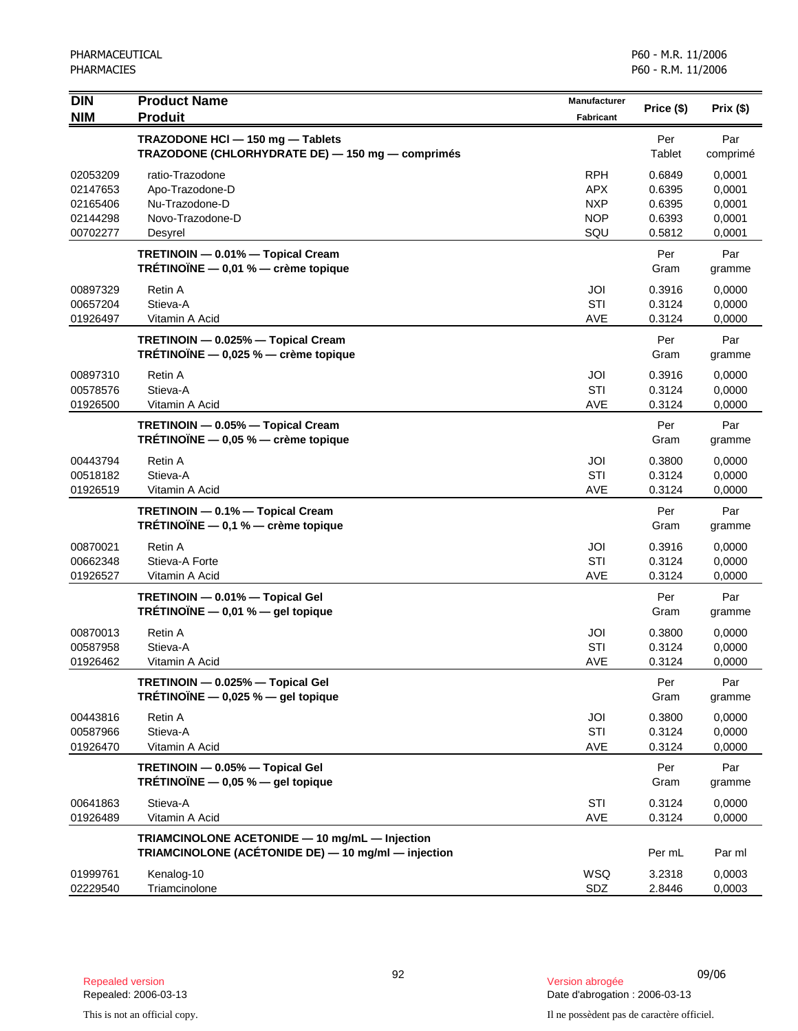| DIN<br>NIM | Product Name<br>Produit | Manufacturer<br>Fabricant | Price ($) | Prix ($) |
|---|---|---|---|---|
| | **TRAZODONE HCl — 150 mg — Tablets**<br>**TRAZODONE (CHLORHYDRATE DE) — 150 mg — comprimés** | | Per<br>Tablet | Par<br>comprimé |
| 02053209 | ratio-Trazodone | RPH | 0.6849 | 0,0001 |
| 02147653 | Apo-Trazodone-D | APX | 0.6395 | 0,0001 |
| 02165406 | Nu-Trazodone-D | NXP | 0.6395 | 0,0001 |
| 02144298 | Novo-Trazodone-D | NOP | 0.6393 | 0,0001 |
| 00702277 | Desyrel | SQU | 0.5812 | 0,0001 |
| | **TRETINOIN — 0.01% — Topical Cream**<br>**TRÉTINOÏNE — 0,01 % — crème topique** | | Per<br>Gram | Par<br>gramme |
| 00897329 | Retin A | JOI | 0.3916 | 0,0000 |
| 00657204 | Stieva-A | STI | 0.3124 | 0,0000 |
| 01926497 | Vitamin A Acid | AVE | 0.3124 | 0,0000 |
| | **TRETINOIN — 0.025% — Topical Cream**<br>**TRÉTINOÏNE — 0,025 % — crème topique** | | Per<br>Gram | Par<br>gramme |
| 00897310 | Retin A | JOI | 0.3916 | 0,0000 |
| 00578576 | Stieva-A | STI | 0.3124 | 0,0000 |
| 01926500 | Vitamin A Acid | AVE | 0.3124 | 0,0000 |
| | **TRETINOIN — 0.05% — Topical Cream**<br>**TRÉTINOÏNE — 0,05 % — crème topique** | | Per<br>Gram | Par<br>gramme |
| 00443794 | Retin A | JOI | 0.3800 | 0,0000 |
| 00518182 | Stieva-A | STI | 0.3124 | 0,0000 |
| 01926519 | Vitamin A Acid | AVE | 0.3124 | 0,0000 |
| | **TRETINOIN — 0.1% — Topical Cream**<br>**TRÉTINOÏNE — 0,1 % — crème topique** | | Per<br>Gram | Par<br>gramme |
| 00870021 | Retin A | JOI | 0.3916 | 0,0000 |
| 00662348 | Stieva-A Forte | STI | 0.3124 | 0,0000 |
| 01926527 | Vitamin A Acid | AVE | 0.3124 | 0,0000 |
| | **TRETINOIN — 0.01% — Topical Gel**<br>**TRÉTINOÏNE — 0,01 % — gel topique** | | Per<br>Gram | Par<br>gramme |
| 00870013 | Retin A | JOI | 0.3800 | 0,0000 |
| 00587958 | Stieva-A | STI | 0.3124 | 0,0000 |
| 01926462 | Vitamin A Acid | AVE | 0.3124 | 0,0000 |
| | **TRETINOIN — 0.025% — Topical Gel**<br>**TRÉTINOÏNE — 0,025 % — gel topique** | | Per<br>Gram | Par<br>gramme |
| 00443816 | Retin A | JOI | 0.3800 | 0,0000 |
| 00587966 | Stieva-A | STI | 0.3124 | 0,0000 |
| 01926470 | Vitamin A Acid | AVE | 0.3124 | 0,0000 |
| | **TRETINOIN — 0.05% — Topical Gel**<br>**TRÉTINOÏNE — 0,05 % — gel topique** | | Per<br>Gram | Par<br>gramme |
| 00641863 | Stieva-A | STI | 0.3124 | 0,0000 |
| 01926489 | Vitamin A Acid | AVE | 0.3124 | 0,0000 |
| | **TRIAMCINOLONE ACETONIDE — 10 mg/mL — Injection**<br>**TRIAMCINOLONE (ACÉTONIDE DE) — 10 mg/ml — injection** | | Per mL | Par ml |
| 01999761 | Kenalog-10 | WSQ | 3.2318 | 0,0003 |
| 02229540 | Triamcinolone | SDZ | 2.8446 | 0,0003 |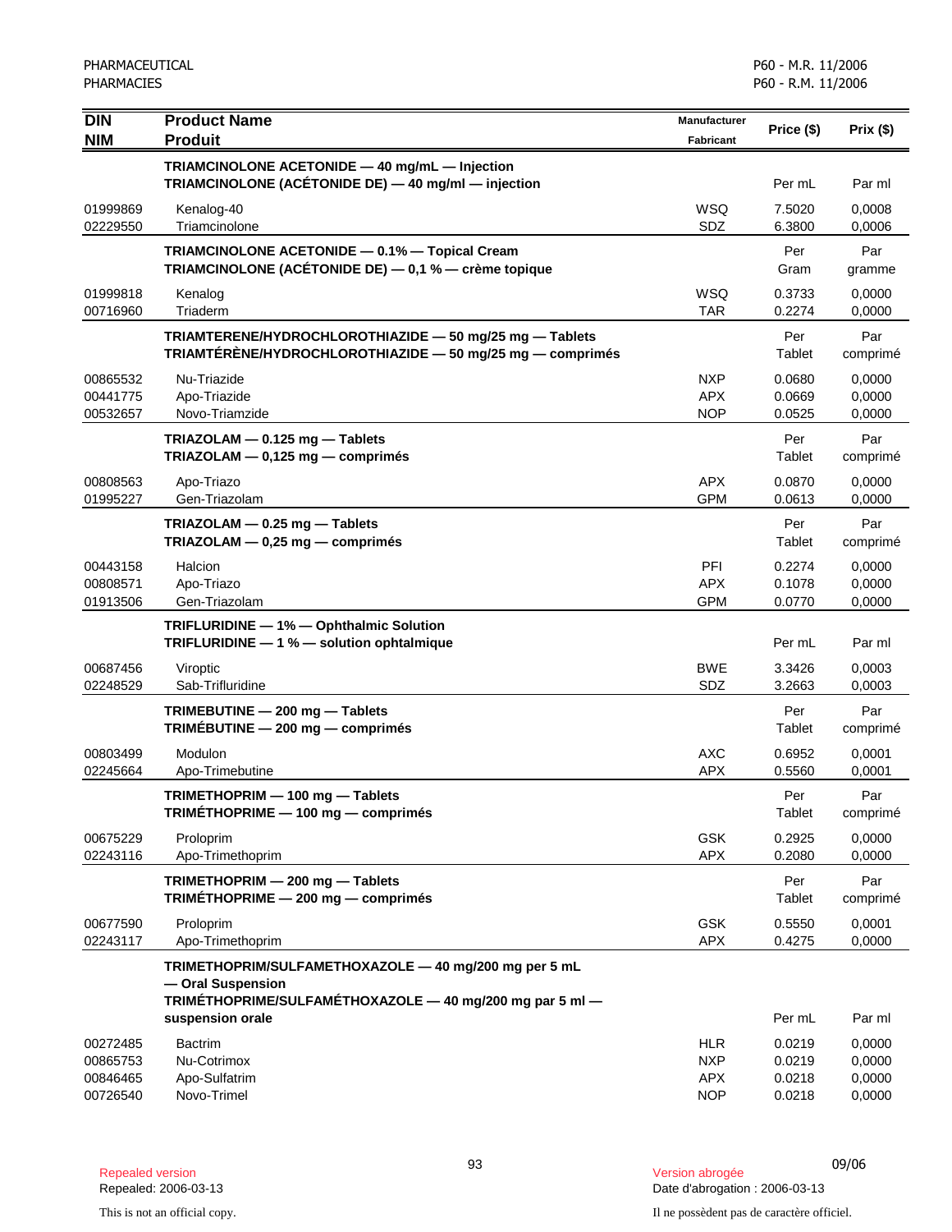PHARMACEUTICAL
PHARMACIES

P60 - M.R. 11/2006
P60 - R.M. 11/2006

| DIN<br>NIM | Product Name<br>Produit | Manufacturer<br>Fabricant | Price ($) | Prix ($) |
|---|---|---|---|---|
| | **TRIAMCINOLONE ACETONIDE — 40 mg/mL — Injection**<br>**TRIAMCINOLONE (ACÉTONIDE DE) — 40 mg/ml — injection** | | Per mL | Par ml |
| 01999869 | Kenalog-40 | WSQ | 7.5020 | 0,0008 |
| 02229550 | Triamcinolone | SDZ | 6.3800 | 0,0006 |
| | **TRIAMCINOLONE ACETONIDE — 0.1% — Topical Cream**<br>**TRIAMCINOLONE (ACÉTONIDE DE) — 0,1 % — crème topique** | | Per Gram | Par gramme |
| 01999818 | Kenalog | WSQ | 0.3733 | 0,0000 |
| 00716960 | Triaderm | TAR | 0.2274 | 0,0000 |
| | **TRIAMTERENE/HYDROCHLOROTHIAZIDE — 50 mg/25 mg — Tablets**<br>**TRIAMTÉRÈNE/HYDROCHLOROTHIAZIDE — 50 mg/25 mg — comprimés** | | Per Tablet | Par comprimé |
| 00865532 | Nu-Triazide | NXP | 0.0680 | 0,0000 |
| 00441775 | Apo-Triazide | APX | 0.0669 | 0,0000 |
| 00532657 | Novo-Triamzide | NOP | 0.0525 | 0,0000 |
| | **TRIAZOLAM — 0.125 mg — Tablets**<br>**TRIAZOLAM — 0,125 mg — comprimés** | | Per Tablet | Par comprimé |
| 00808563 | Apo-Triazo | APX | 0.0870 | 0,0000 |
| 01995227 | Gen-Triazolam | GPM | 0.0613 | 0,0000 |
| | **TRIAZOLAM — 0.25 mg — Tablets**<br>**TRIAZOLAM — 0,25 mg — comprimés** | | Per Tablet | Par comprimé |
| 00443158 | Halcion | PFI | 0.2274 | 0,0000 |
| 00808571 | Apo-Triazo | APX | 0.1078 | 0,0000 |
| 01913506 | Gen-Triazolam | GPM | 0.0770 | 0,0000 |
| | **TRIFLURIDINE — 1% — Ophthalmic Solution**<br>**TRIFLURIDINE — 1 % — solution ophtalmique** | | Per mL | Par ml |
| 00687456 | Viroptic | BWE | 3.3426 | 0,0003 |
| 02248529 | Sab-Trifluridine | SDZ | 3.2663 | 0,0003 |
| | **TRIMEBUTINE — 200 mg — Tablets**<br>**TRIMÉBUTINE — 200 mg — comprimés** | | Per Tablet | Par comprimé |
| 00803499 | Modulon | AXC | 0.6952 | 0,0001 |
| 02245664 | Apo-Trimebutine | APX | 0.5560 | 0,0001 |
| | **TRIMETHOPRIM — 100 mg — Tablets**<br>**TRIMÉTHOPRIME — 100 mg — comprimés** | | Per Tablet | Par comprimé |
| 00675229 | Proloprim | GSK | 0.2925 | 0,0000 |
| 02243116 | Apo-Trimethoprim | APX | 0.2080 | 0,0000 |
| | **TRIMETHOPRIM — 200 mg — Tablets**<br>**TRIMÉTHOPRIME — 200 mg — comprimés** | | Per Tablet | Par comprimé |
| 00677590 | Proloprim | GSK | 0.5550 | 0,0001 |
| 02243117 | Apo-Trimethoprim | APX | 0.4275 | 0,0000 |
| | **TRIMETHOPRIM/SULFAMETHOXAZOLE — 40 mg/200 mg per 5 mL — Oral Suspension**<br>**TRIMÉTHOPRIME/SULFAMÉTHOXAZOLE — 40 mg/200 mg par 5 ml — suspension orale** | | Per mL | Par ml |
| 00272485 | Bactrim | HLR | 0.0219 | 0,0000 |
| 00865753 | Nu-Cotrimox | NXP | 0.0219 | 0,0000 |
| 00846465 | Apo-Sulfatrim | APX | 0.0218 | 0,0000 |
| 00726540 | Novo-Trimel | NOP | 0.0218 | 0,0000 |

Repealed version
Repealed: 2006-03-13

Version abrogée
Date d'abrogation : 2006-03-13

09/06

This is not an official copy.

Il ne possèdent pas de caractère officiel.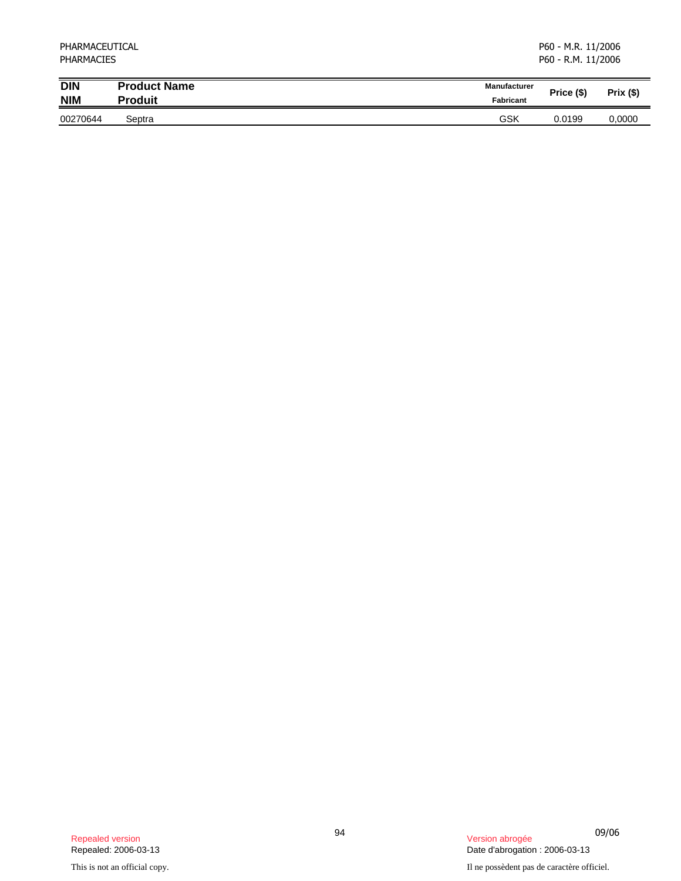| DIN<br>NIM | Product Name<br>Produit | Manufacturer<br>Fabricant | Price ($) | Prix ($) |
|---|---|---|---|---|
| 00270644 | Septra | GSK | 0.0199 | 0,0000 |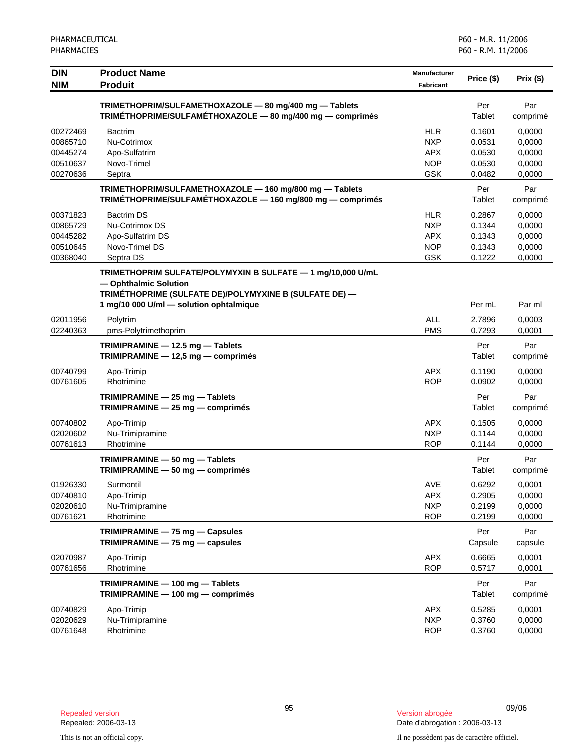| DIN<br>NIM | Product Name<br>Produit | Manufacturer<br>Fabricant | Price ($) | Prix ($) |
|---|---|---|---|---|
| | **TRIMETHOPRIM/SULFAMETHOXAZOLE — 80 mg/400 mg — Tablets**<br>**TRIMÉTHOPRIME/SULFAMÉTHOXAZOLE — 80 mg/400 mg — comprimés** | | Per Tablet | Par comprimé |
| 00272469 | Bactrim | HLR | 0.1601 | 0,0000 |
| 00865710 | Nu-Cotrimox | NXP | 0.0531 | 0,0000 |
| 00445274 | Apo-Sulfatrim | APX | 0.0530 | 0,0000 |
| 00510637 | Novo-Trimel | NOP | 0.0530 | 0,0000 |
| 00270636 | Septra | GSK | 0.0482 | 0,0000 |
| | **TRIMETHOPRIM/SULFAMETHOXAZOLE — 160 mg/800 mg — Tablets**<br>**TRIMÉTHOPRIME/SULFAMÉTHOXAZOLE — 160 mg/800 mg — comprimés** | | Per Tablet | Par comprimé |
| 00371823 | Bactrim DS | HLR | 0.2867 | 0,0000 |
| 00865729 | Nu-Cotrimox DS | NXP | 0.1344 | 0,0000 |
| 00445282 | Apo-Sulfatrim DS | APX | 0.1343 | 0,0000 |
| 00510645 | Novo-Trimel DS | NOP | 0.1343 | 0,0000 |
| 00368040 | Septra DS | GSK | 0.1222 | 0,0000 |
| | **TRIMETHOPRIM SULFATE/POLYMYXIN B SULFATE — 1 mg/10,000 U/mL — Ophthalmic Solution**<br>**TRIMÉTHOPRIME (SULFATE DE)/POLYMYXINE B (SULFATE DE) — 1 mg/10 000 U/ml — solution ophtalmique** | | Per mL | Par ml |
| 02011956 | Polytrim | ALL | 2.7896 | 0,0003 |
| 02240363 | pms-Polytrimethoprim | PMS | 0.7293 | 0,0001 |
| | **TRIMIPRAMINE — 12.5 mg — Tablets**<br>**TRIMIPRAMINE — 12,5 mg — comprimés** | | Per Tablet | Par comprimé |
| 00740799 | Apo-Trimip | APX | 0.1190 | 0,0000 |
| 00761605 | Rhotrimine | ROP | 0.0902 | 0,0000 |
| | **TRIMIPRAMINE — 25 mg — Tablets**<br>**TRIMIPRAMINE — 25 mg — comprimés** | | Per Tablet | Par comprimé |
| 00740802 | Apo-Trimip | APX | 0.1505 | 0,0000 |
| 02020602 | Nu-Trimipramine | NXP | 0.1144 | 0,0000 |
| 00761613 | Rhotrimine | ROP | 0.1144 | 0,0000 |
| | **TRIMIPRAMINE — 50 mg — Tablets**<br>**TRIMIPRAMINE — 50 mg — comprimés** | | Per Tablet | Par comprimé |
| 01926330 | Surmontil | AVE | 0.6292 | 0,0001 |
| 00740810 | Apo-Trimip | APX | 0.2905 | 0,0000 |
| 02020610 | Nu-Trimipramine | NXP | 0.2199 | 0,0000 |
| 00761621 | Rhotrimine | ROP | 0.2199 | 0,0000 |
| | **TRIMIPRAMINE — 75 mg — Capsules**<br>**TRIMIPRAMINE — 75 mg — capsules** | | Per Capsule | Par capsule |
| 02070987 | Apo-Trimip | APX | 0.6665 | 0,0001 |
| 00761656 | Rhotrimine | ROP | 0.5717 | 0,0001 |
| | **TRIMIPRAMINE — 100 mg — Tablets**<br>**TRIMIPRAMINE — 100 mg — comprimés** | | Per Tablet | Par comprimé |
| 00740829 | Apo-Trimip | APX | 0.5285 | 0,0001 |
| 02020629 | Nu-Trimipramine | NXP | 0.3760 | 0,0000 |
| 00761648 | Rhotrimine | ROP | 0.3760 | 0,0000 |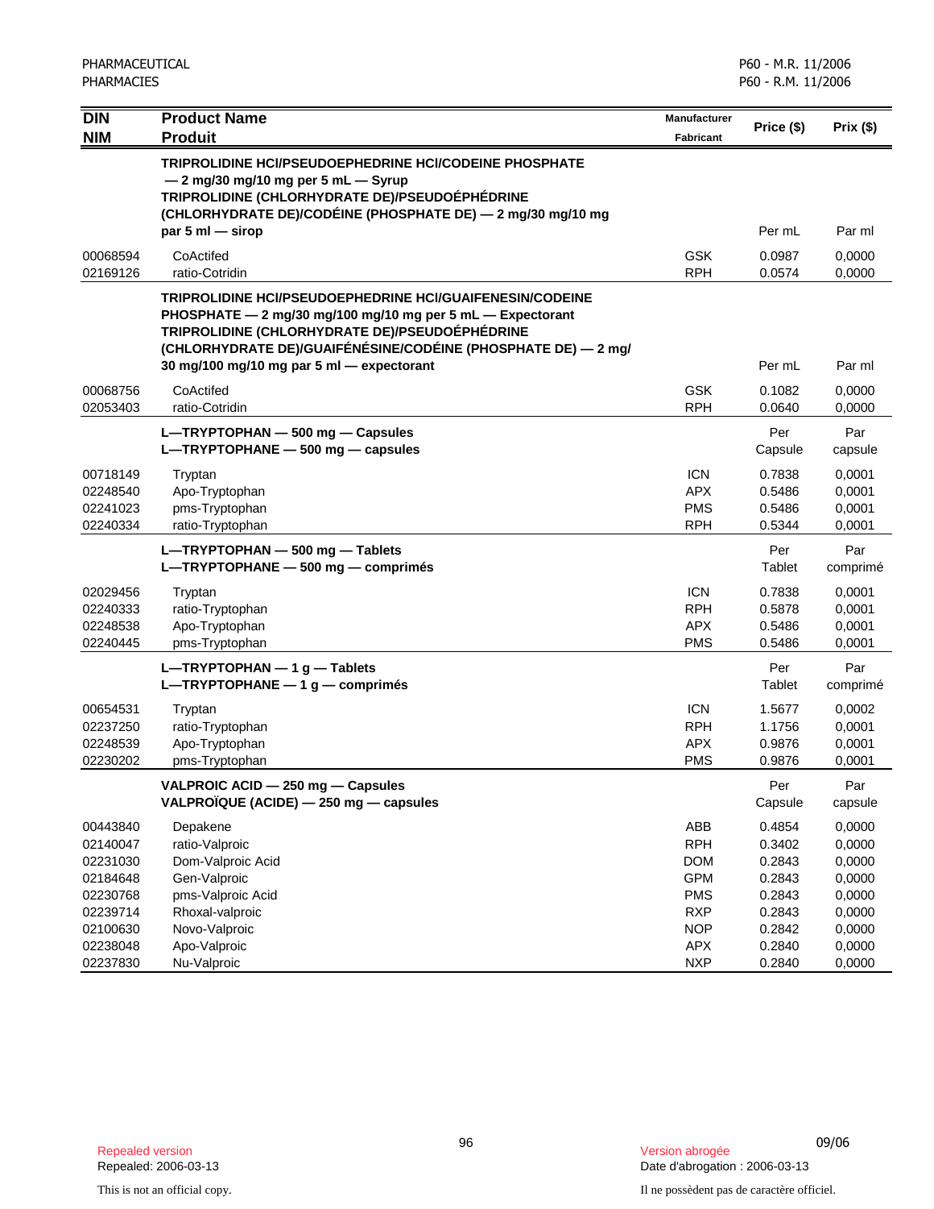| DIN<br>NIM | Product Name<br>Produit | Manufacturer<br>Fabricant | Price ($) | Prix ($) |
|---|---|---|---|---|
| | **TRIPROLIDINE HCl/PSEUDOEPHEDRINE HCl/CODEINE PHOSPHATE — 2 mg/30 mg/10 mg per 5 mL — Syrup**<br>**TRIPROLIDINE (CHLORHYDRATE DE)/PSEUDOÉPHÉDRINE (CHLORHYDRATE DE)/CODÉINE (PHOSPHATE DE) — 2 mg/30 mg/10 mg par 5 ml — sirop** | | Per mL | Par ml |
| 00068594 | CoActifed | GSK | 0.0987 | 0,0000 |
| 02169126 | ratio-Cotridin | RPH | 0.0574 | 0,0000 |
| | **TRIPROLIDINE HCl/PSEUDOEPHEDRINE HCl/GUAIFENESIN/CODEINE PHOSPHATE — 2 mg/30 mg/100 mg/10 mg per 5 mL — Expectorant**<br>**TRIPROLIDINE (CHLORHYDRATE DE)/PSEUDOÉPHÉDRINE (CHLORHYDRATE DE)/GUAIFÉNÉSINE/CODÉINE (PHOSPHATE DE) — 2 mg/30 mg/100 mg/10 mg par 5 ml — expectorant** | | Per mL | Par ml |
| 00068756 | CoActifed | GSK | 0.1082 | 0,0000 |
| 02053403 | ratio-Cotridin | RPH | 0.0640 | 0,0000 |
| | **L—TRYPTOPHAN — 500 mg — Capsules**<br>**L—TRYPTOPHANE — 500 mg — capsules** | | Per Capsule | Par capsule |
| 00718149 | Tryptan | ICN | 0.7838 | 0,0001 |
| 02248540 | Apo-Tryptophan | APX | 0.5486 | 0,0001 |
| 02241023 | pms-Tryptophan | PMS | 0.5486 | 0,0001 |
| 02240334 | ratio-Tryptophan | RPH | 0.5344 | 0,0001 |
| | **L—TRYPTOPHAN — 500 mg — Tablets**<br>**L—TRYPTOPHANE — 500 mg — comprimés** | | Per Tablet | Par comprimé |
| 02029456 | Tryptan | ICN | 0.7838 | 0,0001 |
| 02240333 | ratio-Tryptophan | RPH | 0.5878 | 0,0001 |
| 02248538 | Apo-Tryptophan | APX | 0.5486 | 0,0001 |
| 02240445 | pms-Tryptophan | PMS | 0.5486 | 0,0001 |
| | **L—TRYPTOPHAN — 1 g — Tablets**<br>**L—TRYPTOPHANE — 1 g — comprimés** | | Per Tablet | Par comprimé |
| 00654531 | Tryptan | ICN | 1.5677 | 0,0002 |
| 02237250 | ratio-Tryptophan | RPH | 1.1756 | 0,0001 |
| 02248539 | Apo-Tryptophan | APX | 0.9876 | 0,0001 |
| 02230202 | pms-Tryptophan | PMS | 0.9876 | 0,0001 |
| | **VALPROIC ACID — 250 mg — Capsules**<br>**VALPROÏQUE (ACIDE) — 250 mg — capsules** | | Per Capsule | Par capsule |
| 00443840 | Depakene | ABB | 0.4854 | 0,0000 |
| 02140047 | ratio-Valproic | RPH | 0.3402 | 0,0000 |
| 02231030 | Dom-Valproic Acid | DOM | 0.2843 | 0,0000 |
| 02184648 | Gen-Valproic | GPM | 0.2843 | 0,0000 |
| 02230768 | pms-Valproic Acid | PMS | 0.2843 | 0,0000 |
| 02239714 | Rhoxal-valproic | RXP | 0.2843 | 0,0000 |
| 02100630 | Novo-Valproic | NOP | 0.2842 | 0,0000 |
| 02238048 | Apo-Valproic | APX | 0.2840 | 0,0000 |
| 02237830 | Nu-Valproic | NXP | 0.2840 | 0,0000 |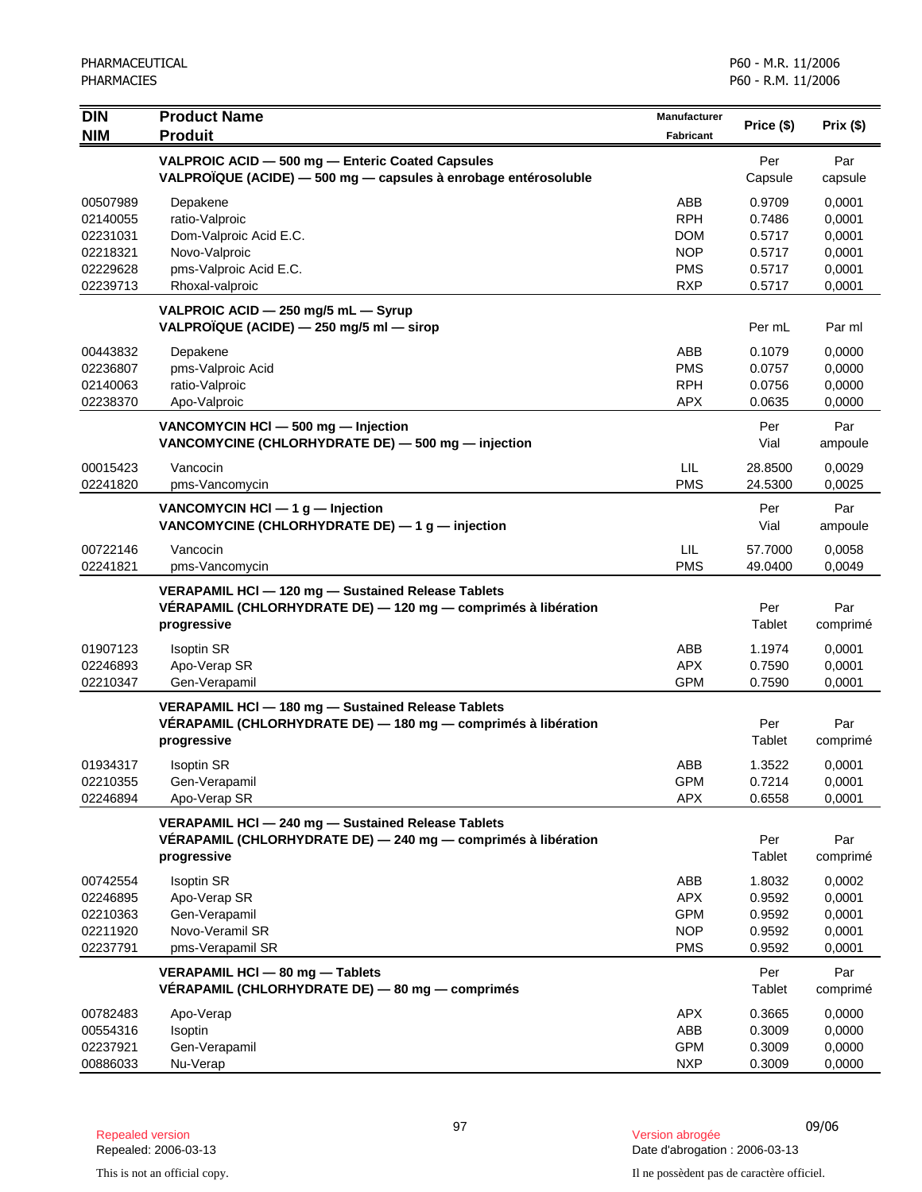| DIN<br>NIM | Product Name<br>Produit | Manufacturer<br>Fabricant | Price ($) | Prix ($) |
|---|---|---|---|---|
| | **VALPROIC ACID — 500 mg — Enteric Coated Capsules**<br>**VALPROÏQUE (ACIDE) — 500 mg — capsules à enrobage entérosoluble** | | Per Capsule | Par capsule |
| 00507989 | Depakene | ABB | 0.9709 | 0,0001 |
| 02140055 | ratio-Valproic | RPH | 0.7486 | 0,0001 |
| 02231031 | Dom-Valproic Acid E.C. | DOM | 0.5717 | 0,0001 |
| 02218321 | Novo-Valproic | NOP | 0.5717 | 0,0001 |
| 02229628 | pms-Valproic Acid E.C. | PMS | 0.5717 | 0,0001 |
| 02239713 | Rhoxal-valproic | RXP | 0.5717 | 0,0001 |
| | **VALPROIC ACID — 250 mg/5 mL — Syrup**<br>**VALPROÏQUE (ACIDE) — 250 mg/5 ml — sirop** | | Per mL | Par ml |
| 00443832 | Depakene | ABB | 0.1079 | 0,0000 |
| 02236807 | pms-Valproic Acid | PMS | 0.0757 | 0,0000 |
| 02140063 | ratio-Valproic | RPH | 0.0756 | 0,0000 |
| 02238370 | Apo-Valproic | APX | 0.0635 | 0,0000 |
| | **VANCOMYCIN HCl — 500 mg — Injection**<br>**VANCOMYCINE (CHLORHYDRATE DE) — 500 mg — injection** | | Per Vial | Par ampoule |
| 00015423 | Vancocin | LIL | 28.8500 | 0,0029 |
| 02241820 | pms-Vancomycin | PMS | 24.5300 | 0,0025 |
| | **VANCOMYCIN HCl — 1 g — Injection**<br>**VANCOMYCINE (CHLORHYDRATE DE) — 1 g — injection** | | Per Vial | Par ampoule |
| 00722146 | Vancocin | LIL | 57.7000 | 0,0058 |
| 02241821 | pms-Vancomycin | PMS | 49.0400 | 0,0049 |
| | **VERAPAMIL HCl — 120 mg — Sustained Release Tablets**<br>**VÉRAPAMIL (CHLORHYDRATE DE) — 120 mg — comprimés à libération progressive** | | Per Tablet | Par comprimé |
| 01907123 | Isoptin SR | ABB | 1.1974 | 0,0001 |
| 02246893 | Apo-Verap SR | APX | 0.7590 | 0,0001 |
| 02210347 | Gen-Verapamil | GPM | 0.7590 | 0,0001 |
| | **VERAPAMIL HCl — 180 mg — Sustained Release Tablets**<br>**VÉRAPAMIL (CHLORHYDRATE DE) — 180 mg — comprimés à libération progressive** | | Per Tablet | Par comprimé |
| 01934317 | Isoptin SR | ABB | 1.3522 | 0,0001 |
| 02210355 | Gen-Verapamil | GPM | 0.7214 | 0,0001 |
| 02246894 | Apo-Verap SR | APX | 0.6558 | 0,0001 |
| | **VERAPAMIL HCl — 240 mg — Sustained Release Tablets**<br>**VÉRAPAMIL (CHLORHYDRATE DE) — 240 mg — comprimés à libération progressive** | | Per Tablet | Par comprimé |
| 00742554 | Isoptin SR | ABB | 1.8032 | 0,0002 |
| 02246895 | Apo-Verap SR | APX | 0.9592 | 0,0001 |
| 02210363 | Gen-Verapamil | GPM | 0.9592 | 0,0001 |
| 02211920 | Novo-Veramil SR | NOP | 0.9592 | 0,0001 |
| 02237791 | pms-Verapamil SR | PMS | 0.9592 | 0,0001 |
| | **VERAPAMIL HCl — 80 mg — Tablets**<br>**VÉRAPAMIL (CHLORHYDRATE DE) — 80 mg — comprimés** | | Per Tablet | Par comprimé |
| 00782483 | Apo-Verap | APX | 0.3665 | 0,0000 |
| 00554316 | Isoptin | ABB | 0.3009 | 0,0000 |
| 02237921 | Gen-Verapamil | GPM | 0.3009 | 0,0000 |
| 00886033 | Nu-Verap | NXP | 0.3009 | 0,0000 |

Repealed version
Repealed: 2006-03-13

Version abrogée
Date d'abrogation : 2006-03-13

This is not an official copy.

Il ne possèdent pas de caractère officiel.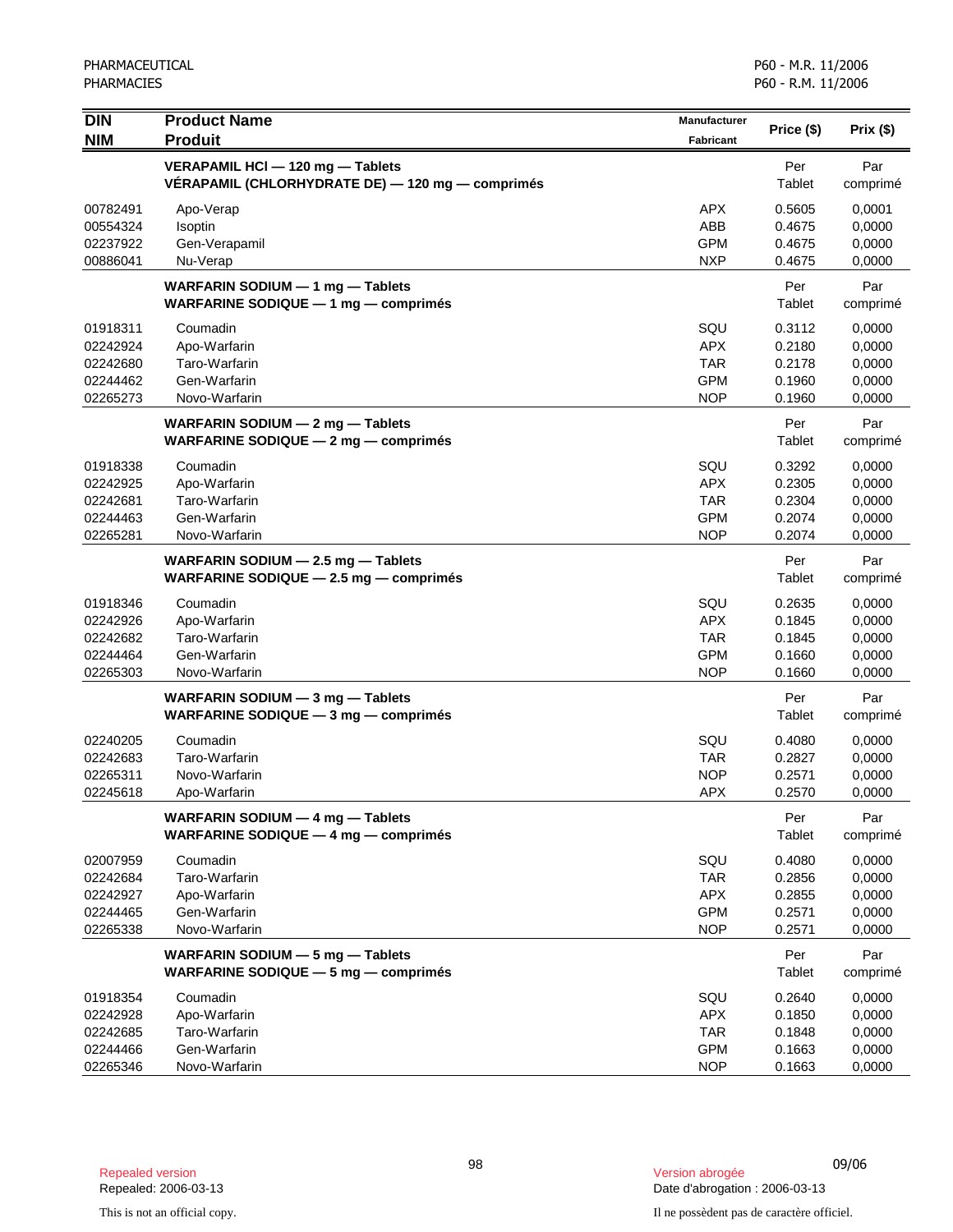| DIN<br>NIM | Product Name<br>Produit | Manufacturer<br>Fabricant | Price ($) | Prix ($) |
|---|---|---|---|---|
| | **VERAPAMIL HCl — 120 mg — Tablets**<br>**VÉRAPAMIL (CHLORHYDRATE DE) — 120 mg — comprimés** | | Per Tablet | Par comprimé |
| 00782491 | Apo-Verap | APX | 0.5605 | 0,0001 |
| 00554324 | Isoptin | ABB | 0.4675 | 0,0000 |
| 02237922 | Gen-Verapamil | GPM | 0.4675 | 0,0000 |
| 00886041 | Nu-Verap | NXP | 0.4675 | 0,0000 |
| | **WARFARIN SODIUM — 1 mg — Tablets**<br>**WARFARINE SODIQUE — 1 mg — comprimés** | | Per Tablet | Par comprimé |
| 01918311 | Coumadin | SQU | 0.3112 | 0,0000 |
| 02242924 | Apo-Warfarin | APX | 0.2180 | 0,0000 |
| 02242680 | Taro-Warfarin | TAR | 0.2178 | 0,0000 |
| 02244462 | Gen-Warfarin | GPM | 0.1960 | 0,0000 |
| 02265273 | Novo-Warfarin | NOP | 0.1960 | 0,0000 |
| | **WARFARIN SODIUM — 2 mg — Tablets**<br>**WARFARINE SODIQUE — 2 mg — comprimés** | | Per Tablet | Par comprimé |
| 01918338 | Coumadin | SQU | 0.3292 | 0,0000 |
| 02242925 | Apo-Warfarin | APX | 0.2305 | 0,0000 |
| 02242681 | Taro-Warfarin | TAR | 0.2304 | 0,0000 |
| 02244463 | Gen-Warfarin | GPM | 0.2074 | 0,0000 |
| 02265281 | Novo-Warfarin | NOP | 0.2074 | 0,0000 |
| | **WARFARIN SODIUM — 2.5 mg — Tablets**<br>**WARFARINE SODIQUE — 2.5 mg — comprimés** | | Per Tablet | Par comprimé |
| 01918346 | Coumadin | SQU | 0.2635 | 0,0000 |
| 02242926 | Apo-Warfarin | APX | 0.1845 | 0,0000 |
| 02242682 | Taro-Warfarin | TAR | 0.1845 | 0,0000 |
| 02244464 | Gen-Warfarin | GPM | 0.1660 | 0,0000 |
| 02265303 | Novo-Warfarin | NOP | 0.1660 | 0,0000 |
| | **WARFARIN SODIUM — 3 mg — Tablets**<br>**WARFARINE SODIQUE — 3 mg — comprimés** | | Per Tablet | Par comprimé |
| 02240205 | Coumadin | SQU | 0.4080 | 0,0000 |
| 02242683 | Taro-Warfarin | TAR | 0.2827 | 0,0000 |
| 02265311 | Novo-Warfarin | NOP | 0.2571 | 0,0000 |
| 02245618 | Apo-Warfarin | APX | 0.2570 | 0,0000 |
| | **WARFARIN SODIUM — 4 mg — Tablets**<br>**WARFARINE SODIQUE — 4 mg — comprimés** | | Per Tablet | Par comprimé |
| 02007959 | Coumadin | SQU | 0.4080 | 0,0000 |
| 02242684 | Taro-Warfarin | TAR | 0.2856 | 0,0000 |
| 02242927 | Apo-Warfarin | APX | 0.2855 | 0,0000 |
| 02244465 | Gen-Warfarin | GPM | 0.2571 | 0,0000 |
| 02265338 | Novo-Warfarin | NOP | 0.2571 | 0,0000 |
| | **WARFARIN SODIUM — 5 mg — Tablets**<br>**WARFARINE SODIQUE — 5 mg — comprimés** | | Per Tablet | Par comprimé |
| 01918354 | Coumadin | SQU | 0.2640 | 0,0000 |
| 02242928 | Apo-Warfarin | APX | 0.1850 | 0,0000 |
| 02242685 | Taro-Warfarin | TAR | 0.1848 | 0,0000 |
| 02244466 | Gen-Warfarin | GPM | 0.1663 | 0,0000 |
| 02265346 | Novo-Warfarin | NOP | 0.1663 | 0,0000 |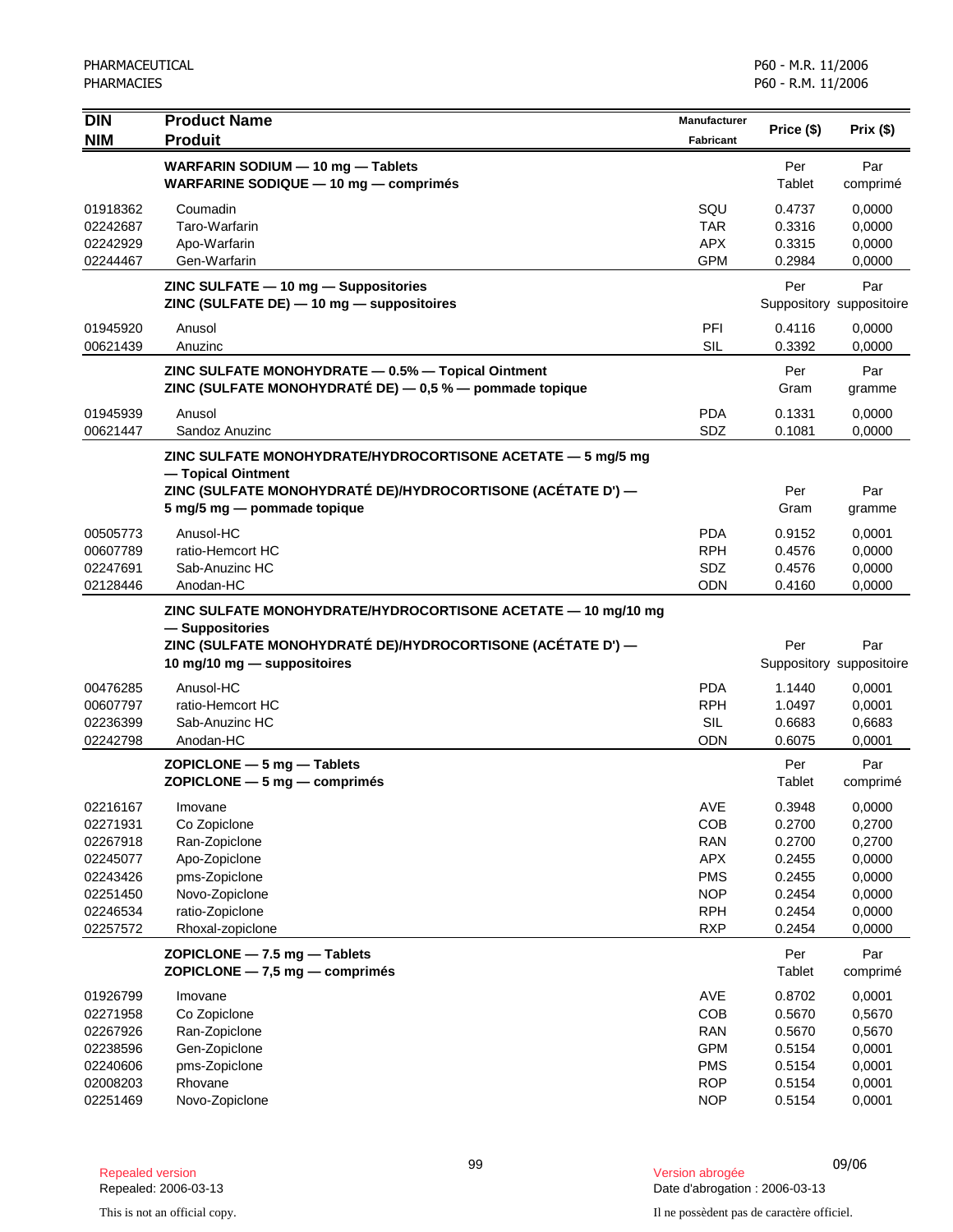| DIN<br>NIM | Product Name<br>Produit | Manufacturer<br>Fabricant | Price ($) | Prix ($) |
|---|---|---|---|---|
| | **WARFARIN SODIUM — 10 mg — Tablets**<br>**WARFARINE SODIQUE — 10 mg — comprimés** | | Per<br>Tablet | Par<br>comprimé |
| 01918362 | Coumadin | SQU | 0.4737 | 0,0000 |
| 02242687 | Taro-Warfarin | TAR | 0.3316 | 0,0000 |
| 02242929 | Apo-Warfarin | APX | 0.3315 | 0,0000 |
| 02244467 | Gen-Warfarin | GPM | 0.2984 | 0,0000 |
| | **ZINC SULFATE — 10 mg — Suppositories**<br>**ZINC (SULFATE DE) — 10 mg — suppositoires** | | Per<br>Suppository | Par<br>suppositoire |
| 01945920 | Anusol | PFI | 0.4116 | 0,0000 |
| 00621439 | Anuzinc | SIL | 0.3392 | 0,0000 |
| | **ZINC SULFATE MONOHYDRATE — 0.5% — Topical Ointment**<br>**ZINC (SULFATE MONOHYDRATÉ DE) — 0,5 % — pommade topique** | | Per<br>Gram | Par<br>gramme |
| 01945939 | Anusol | PDA | 0.1331 | 0,0000 |
| 00621447 | Sandoz Anuzinc | SDZ | 0.1081 | 0,0000 |
| | **ZINC SULFATE MONOHYDRATE/HYDROCORTISONE ACETATE — 5 mg/5 mg — Topical Ointment**<br>**ZINC (SULFATE MONOHYDRATÉ DE)/HYDROCORTISONE (ACÉTATE D') — 5 mg/5 mg — pommade topique** | | Per<br>Gram | Par<br>gramme |
| 00505773 | Anusol-HC | PDA | 0.9152 | 0,0001 |
| 00607789 | ratio-Hemcort HC | RPH | 0.4576 | 0,0000 |
| 02247691 | Sab-Anuzinc HC | SDZ | 0.4576 | 0,0000 |
| 02128446 | Anodan-HC | ODN | 0.4160 | 0,0000 |
| | **ZINC SULFATE MONOHYDRATE/HYDROCORTISONE ACETATE — 10 mg/10 mg — Suppositories**<br>**ZINC (SULFATE MONOHYDRATÉ DE)/HYDROCORTISONE (ACÉTATE D') — 10 mg/10 mg — suppositoires** | | Per<br>Suppository | Par<br>suppositoire |
| 00476285 | Anusol-HC | PDA | 1.1440 | 0,0001 |
| 00607797 | ratio-Hemcort HC | RPH | 1.0497 | 0,0001 |
| 02236399 | Sab-Anuzinc HC | SIL | 0.6683 | 0,6683 |
| 02242798 | Anodan-HC | ODN | 0.6075 | 0,0001 |
| | **ZOPICLONE — 5 mg — Tablets**<br>**ZOPICLONE — 5 mg — comprimés** | | Per<br>Tablet | Par<br>comprimé |
| 02216167 | Imovane | AVE | 0.3948 | 0,0000 |
| 02271931 | Co Zopiclone | COB | 0.2700 | 0,2700 |
| 02267918 | Ran-Zopiclone | RAN | 0.2700 | 0,2700 |
| 02245077 | Apo-Zopiclone | APX | 0.2455 | 0,0000 |
| 02243426 | pms-Zopiclone | PMS | 0.2455 | 0,0000 |
| 02251450 | Novo-Zopiclone | NOP | 0.2454 | 0,0000 |
| 02246534 | ratio-Zopiclone | RPH | 0.2454 | 0,0000 |
| 02257572 | Rhoxal-zopiclone | RXP | 0.2454 | 0,0000 |
| | **ZOPICLONE — 7.5 mg — Tablets**<br>**ZOPICLONE — 7,5 mg — comprimés** | | Per<br>Tablet | Par<br>comprimé |
| 01926799 | Imovane | AVE | 0.8702 | 0,0001 |
| 02271958 | Co Zopiclone | COB | 0.5670 | 0,5670 |
| 02267926 | Ran-Zopiclone | RAN | 0.5670 | 0,5670 |
| 02238596 | Gen-Zopiclone | GPM | 0.5154 | 0,0001 |
| 02240606 | pms-Zopiclone | PMS | 0.5154 | 0,0001 |
| 02008203 | Rhovane | ROP | 0.5154 | 0,0001 |
| 02251469 | Novo-Zopiclone | NOP | 0.5154 | 0,0001 |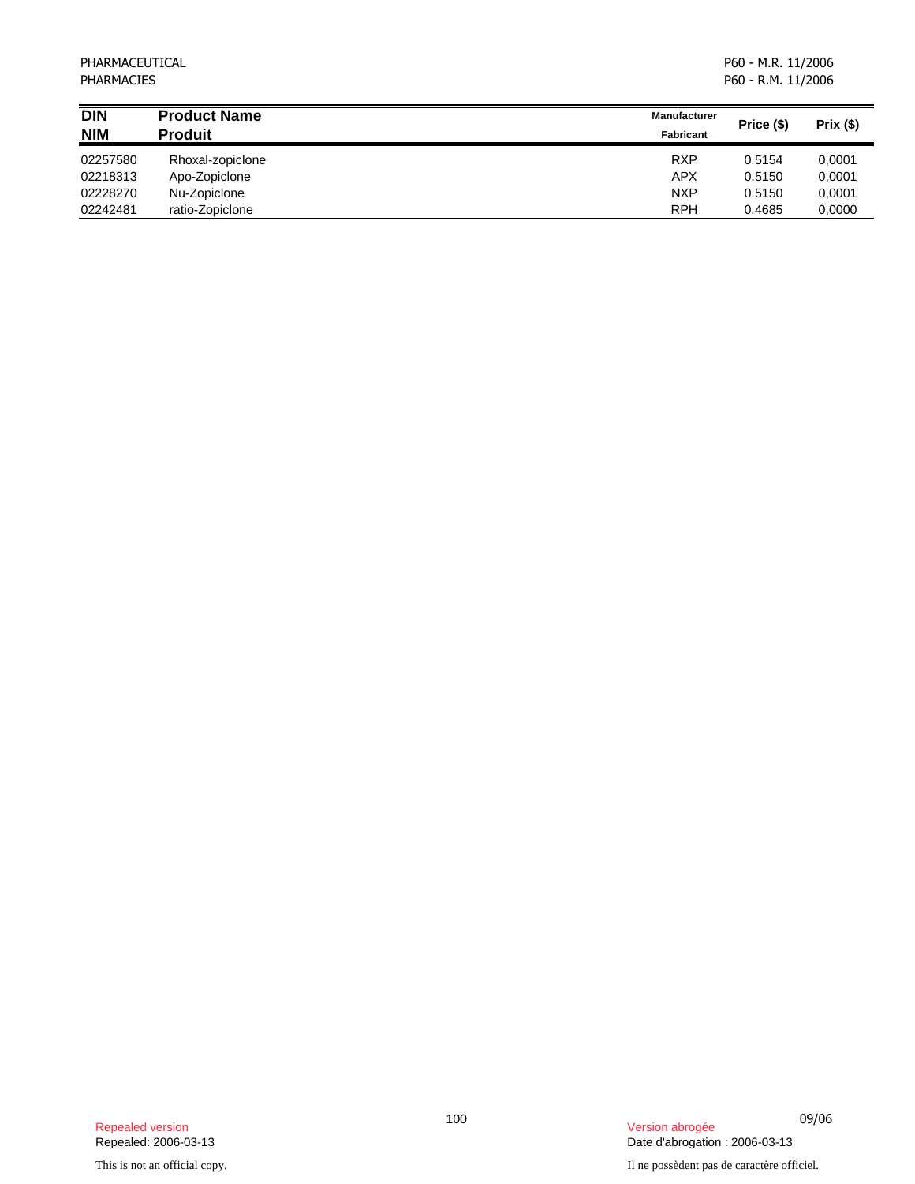| DIN<br>NIM | Product Name<br>Produit | Manufacturer<br>Fabricant | Price ($) | Prix ($) |
|---|---|---|---|---|
| 02257580 | Rhoxal-zopiclone | RXP | 0.5154 | 0,0001 |
| 02218313 | Apo-Zopiclone | APX | 0.5150 | 0,0001 |
| 02228270 | Nu-Zopiclone | NXP | 0.5150 | 0,0001 |
| 02242481 | ratio-Zopiclone | RPH | 0.4685 | 0,0000 |